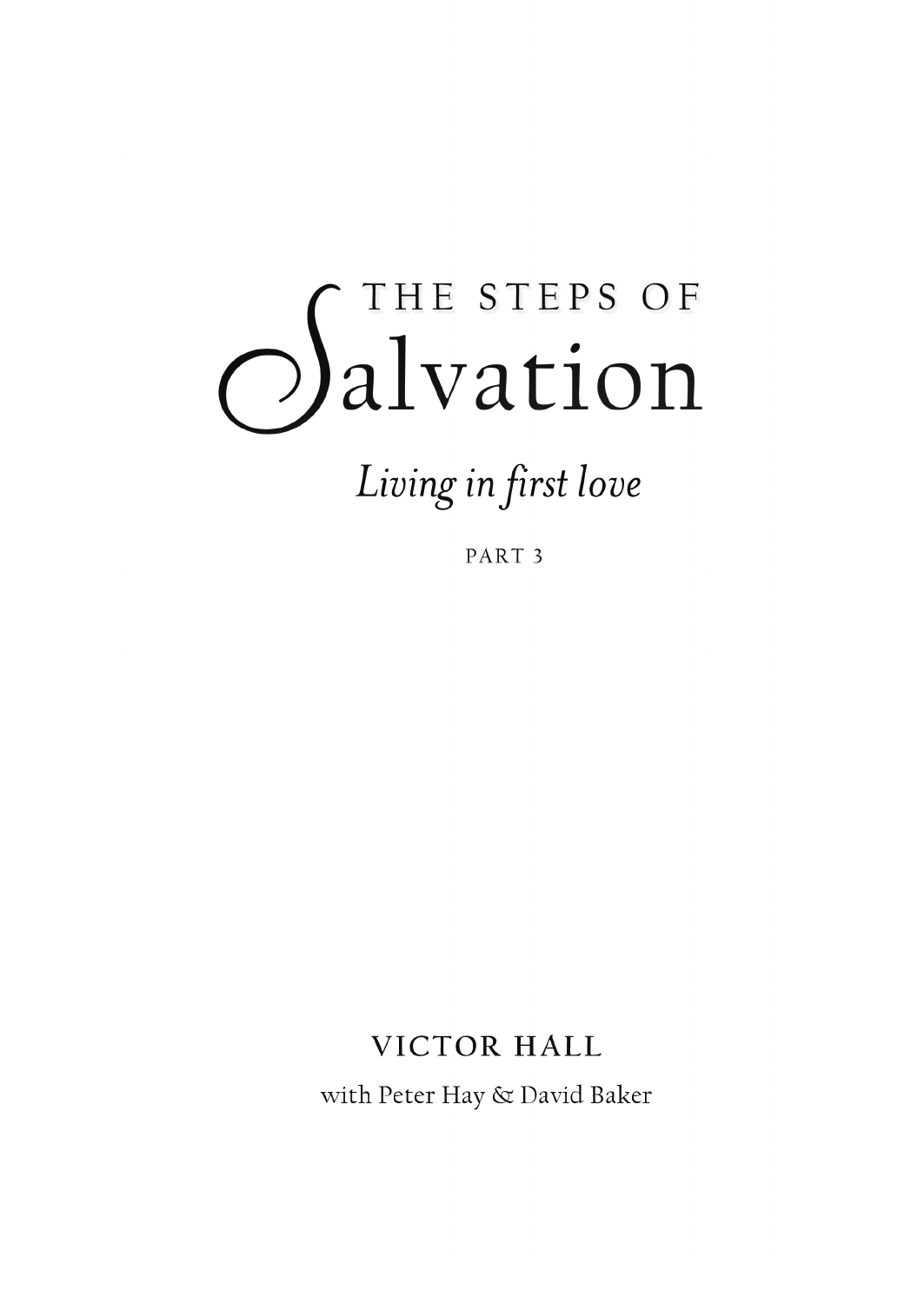# THE STEPS OF Salvation

*Living in first love*

PART 3

VICTOR HALL

with Peter Hay & David Baker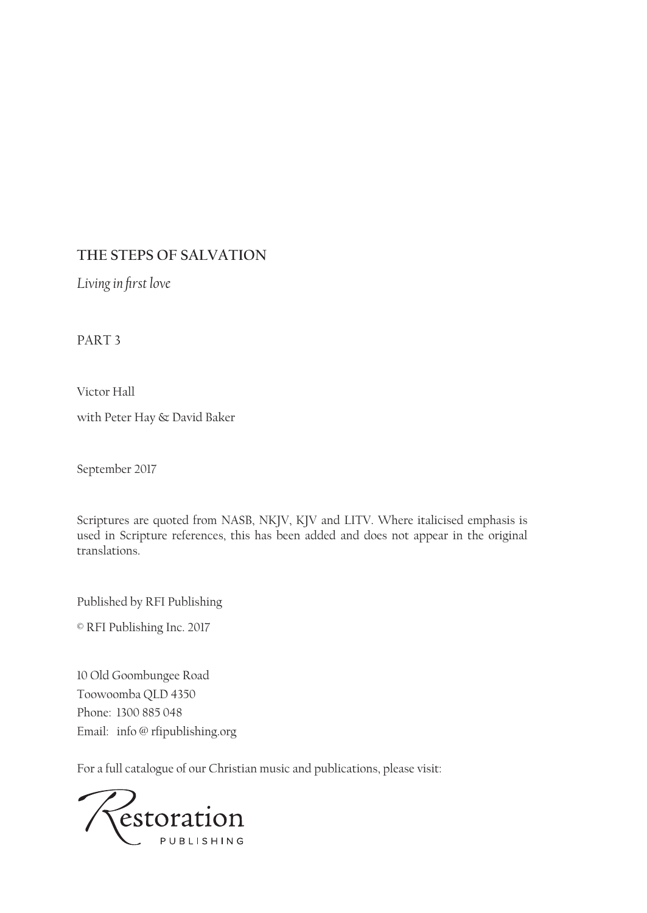**THE STEPS OF SALVATION**

*Living in first love*

PART 3

Victor Hall

with Peter Hay & David Baker

September 2017

Scriptures are quoted from NASB, NKJV, KJV and LITV. Where italicised emphasis is used in Scripture references, this has been added and does not appear in the original translations.

Published by RFI Publishing

© RFI Publishing Inc. 2017

10 Old Goombungee Road
Toowoomba QLD 4350
Phone: 1300 885 048
Email: info@rfipublishing.org

For a full catalogue of our Christian music and publications, please visit:

Restoration PUBLISHING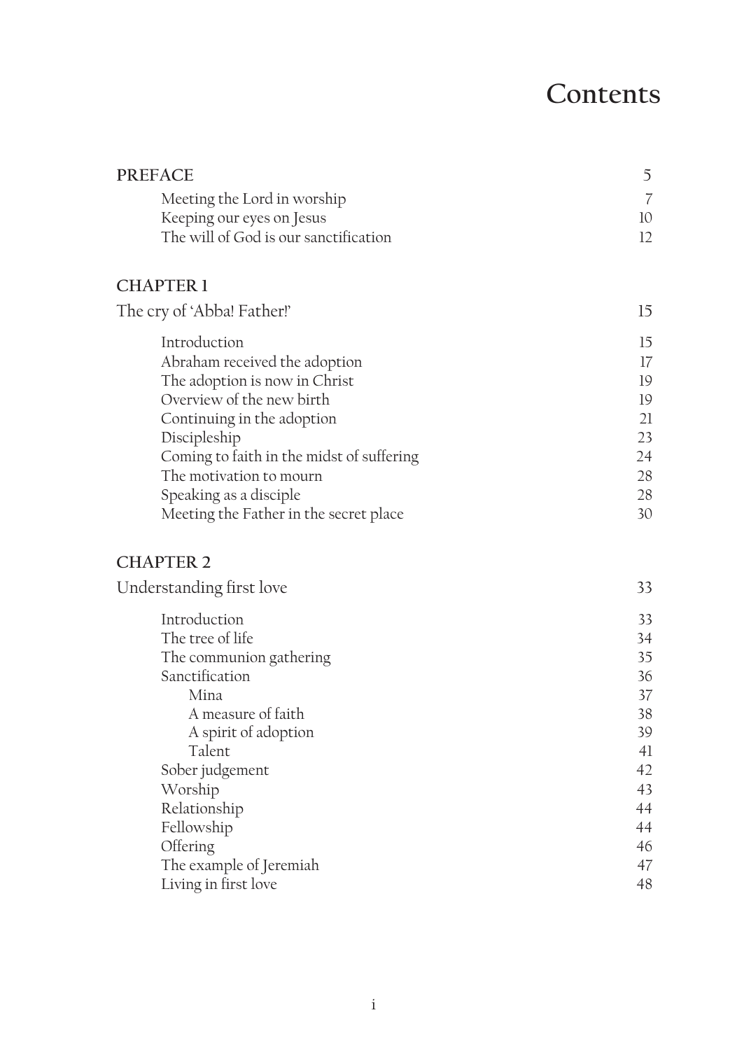# Contents

| | |
|---|---|
| **PREFACE** | 5 |
| Meeting the Lord in worship | 7 |
| Keeping our eyes on Jesus | 10 |
| The will of God is our sanctification | 12 |
| | |
| **CHAPTER 1** | |
| The cry of 'Abba! Father!' | 15 |
| Introduction | 15 |
| Abraham received the adoption | 17 |
| The adoption is now in Christ | 19 |
| Overview of the new birth | 19 |
| Continuing in the adoption | 21 |
| Discipleship | 23 |
| Coming to faith in the midst of suffering | 24 |
| The motivation to mourn | 28 |
| Speaking as a disciple | 28 |
| Meeting the Father in the secret place | 30 |
| | |
| **CHAPTER 2** | |
| Understanding first love | 33 |
| Introduction | 33 |
| The tree of life | 34 |
| The communion gathering | 35 |
| Sanctification | 36 |
| Mina | 37 |
| A measure of faith | 38 |
| A spirit of adoption | 39 |
| Talent | 41 |
| Sober judgement | 42 |
| Worship | 43 |
| Relationship | 44 |
| Fellowship | 44 |
| Offering | 46 |
| The example of Jeremiah | 47 |
| Living in first love | 48 |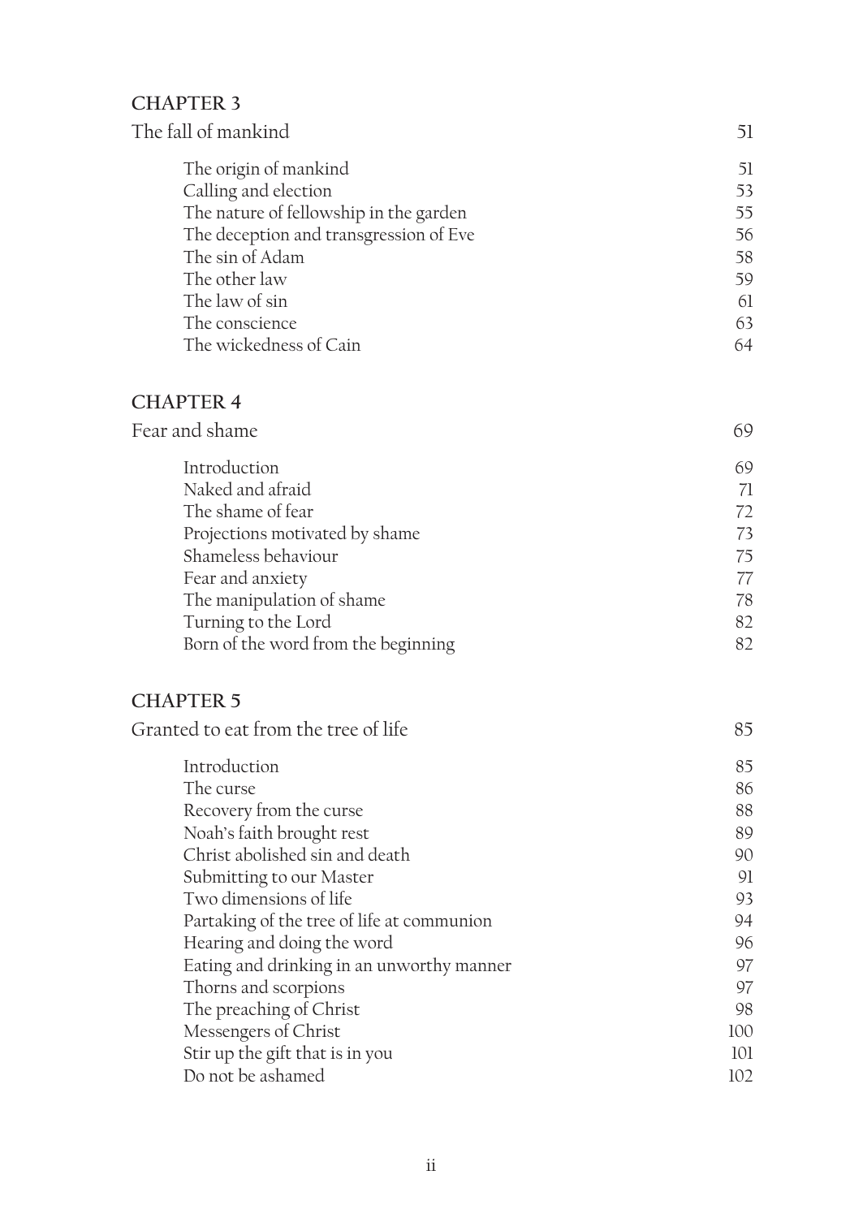## CHAPTER 3

| | |
|---|---|
| The fall of mankind | 51 |
| The origin of mankind | 51 |
| Calling and election | 53 |
| The nature of fellowship in the garden | 55 |
| The deception and transgression of Eve | 56 |
| The sin of Adam | 58 |
| The other law | 59 |
| The law of sin | 61 |
| The conscience | 63 |
| The wickedness of Cain | 64 |

## CHAPTER 4

| | |
|---|---|
| Fear and shame | 69 |
| Introduction | 69 |
| Naked and afraid | 71 |
| The shame of fear | 72 |
| Projections motivated by shame | 73 |
| Shameless behaviour | 75 |
| Fear and anxiety | 77 |
| The manipulation of shame | 78 |
| Turning to the Lord | 82 |
| Born of the word from the beginning | 82 |

## CHAPTER 5

| | |
|---|---|
| Granted to eat from the tree of life | 85 |
| Introduction | 85 |
| The curse | 86 |
| Recovery from the curse | 88 |
| Noah's faith brought rest | 89 |
| Christ abolished sin and death | 90 |
| Submitting to our Master | 91 |
| Two dimensions of life | 93 |
| Partaking of the tree of life at communion | 94 |
| Hearing and doing the word | 96 |
| Eating and drinking in an unworthy manner | 97 |
| Thorns and scorpions | 97 |
| The preaching of Christ | 98 |
| Messengers of Christ | 100 |
| Stir up the gift that is in you | 101 |
| Do not be ashamed | 102 |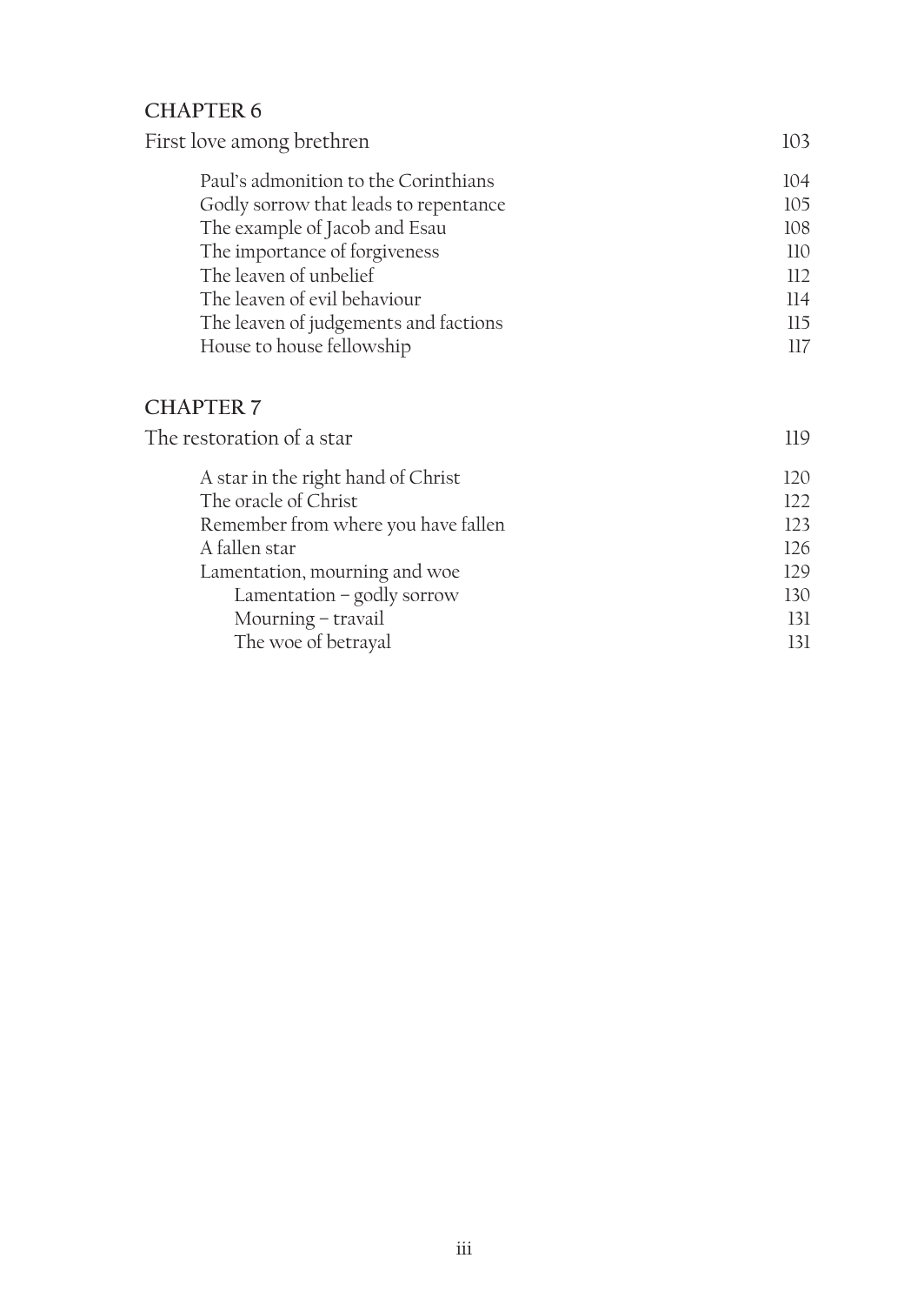## CHAPTER 6

First love among brethren 103

- Paul's admonition to the Corinthians 104
- Godly sorrow that leads to repentance 105
- The example of Jacob and Esau 108
- The importance of forgiveness 110
- The leaven of unbelief 112
- The leaven of evil behaviour 114
- The leaven of judgements and factions 115
- House to house fellowship 117

## CHAPTER 7

The restoration of a star 119

- A star in the right hand of Christ 120
- The oracle of Christ 122
- Remember from where you have fallen 123
- A fallen star 126
- Lamentation, mourning and woe 129
  - Lamentation – godly sorrow 130
  - Mourning – travail 131
  - The woe of betrayal 131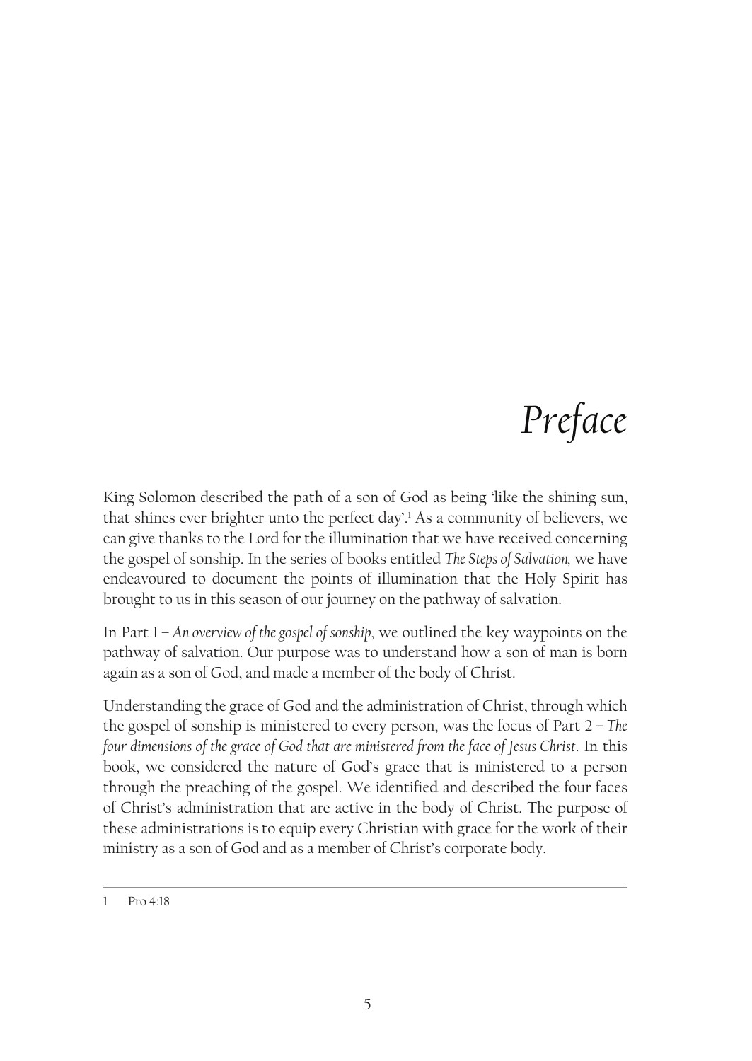# *Preface*

King Solomon described the path of a son of God as being 'like the shining sun, that shines ever brighter unto the perfect day'.[1] As a community of believers, we can give thanks to the Lord for the illumination that we have received concerning the gospel of sonship. In the series of books entitled *The Steps of Salvation,* we have endeavoured to document the points of illumination that the Holy Spirit has brought to us in this season of our journey on the pathway of salvation.

In Part 1 – *An overview of the gospel of sonship*, we outlined the key waypoints on the pathway of salvation. Our purpose was to understand how a son of man is born again as a son of God, and made a member of the body of Christ.

Understanding the grace of God and the administration of Christ, through which the gospel of sonship is ministered to every person, was the focus of Part 2 – *The four dimensions of the grace of God that are ministered from the face of Jesus Christ*. In this book, we considered the nature of God's grace that is ministered to a person through the preaching of the gospel. We identified and described the four faces of Christ's administration that are active in the body of Christ. The purpose of these administrations is to equip every Christian with grace for the work of their ministry as a son of God and as a member of Christ's corporate body.

---

1 Pro 4:18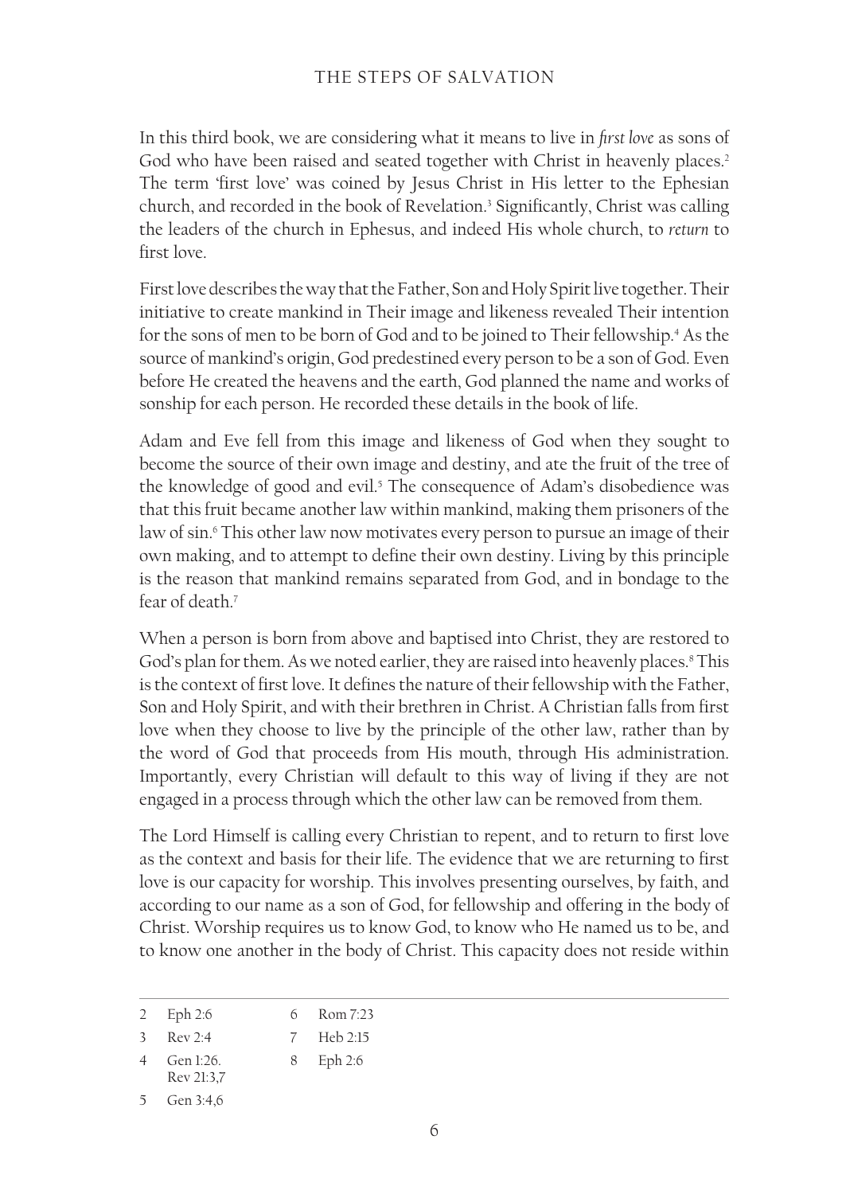In this third book, we are considering what it means to live in *first love* as sons of God who have been raised and seated together with Christ in heavenly places.[2] The term 'first love' was coined by Jesus Christ in His letter to the Ephesian church, and recorded in the book of Revelation.[3] Significantly, Christ was calling the leaders of the church in Ephesus, and indeed His whole church, to *return* to first love.

First love describes the way that the Father, Son and Holy Spirit live together. Their initiative to create mankind in Their image and likeness revealed Their intention for the sons of men to be born of God and to be joined to Their fellowship.[4] As the source of mankind's origin, God predestined every person to be a son of God. Even before He created the heavens and the earth, God planned the name and works of sonship for each person. He recorded these details in the book of life.

Adam and Eve fell from this image and likeness of God when they sought to become the source of their own image and destiny, and ate the fruit of the tree of the knowledge of good and evil.[5] The consequence of Adam's disobedience was that this fruit became another law within mankind, making them prisoners of the law of sin.[6] This other law now motivates every person to pursue an image of their own making, and to attempt to define their own destiny. Living by this principle is the reason that mankind remains separated from God, and in bondage to the fear of death.[7]

When a person is born from above and baptised into Christ, they are restored to God's plan for them. As we noted earlier, they are raised into heavenly places.[8] This is the context of first love. It defines the nature of their fellowship with the Father, Son and Holy Spirit, and with their brethren in Christ. A Christian falls from first love when they choose to live by the principle of the other law, rather than by the word of God that proceeds from His mouth, through His administration. Importantly, every Christian will default to this way of living if they are not engaged in a process through which the other law can be removed from them.

The Lord Himself is calling every Christian to repent, and to return to first love as the context and basis for their life. The evidence that we are returning to first love is our capacity for worship. This involves presenting ourselves, by faith, and according to our name as a son of God, for fellowship and offering in the body of Christ. Worship requires us to know God, to know who He named us to be, and to know one another in the body of Christ. This capacity does not reside within

---

2 Eph 2:6
3 Rev 2:4
4 Gen 1:26. Rev 21:3,7
5 Gen 3:4,6
6 Rom 7:23
7 Heb 2:15
8 Eph 2:6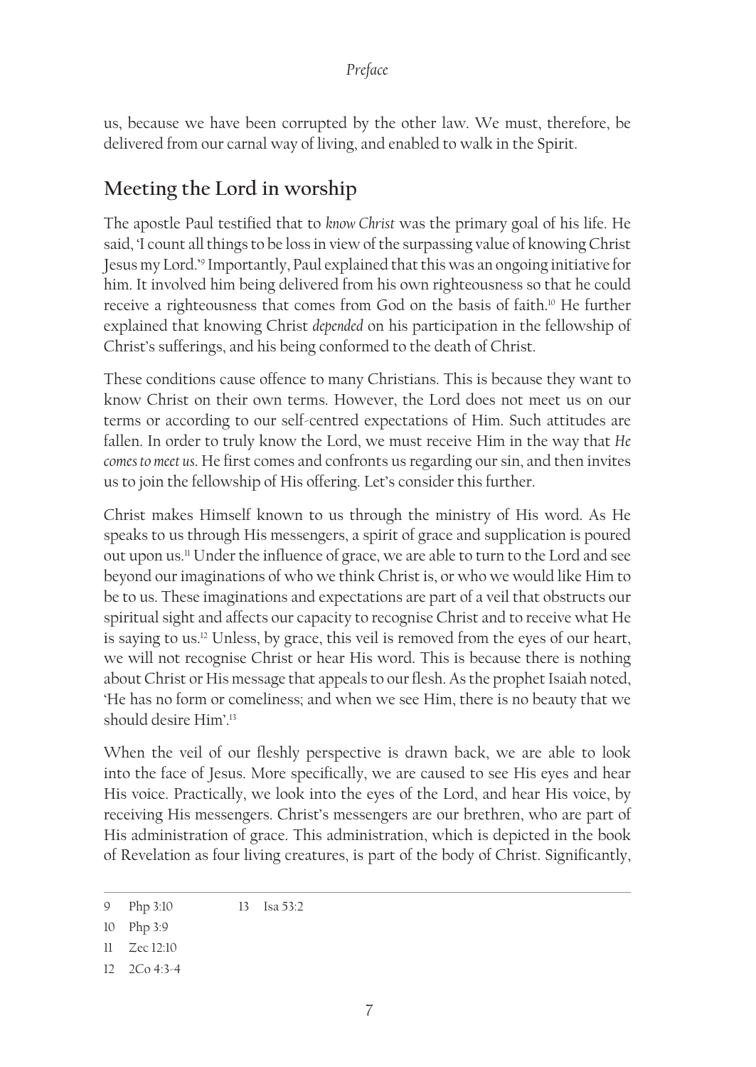us, because we have been corrupted by the other law. We must, therefore, be delivered from our carnal way of living, and enabled to walk in the Spirit.

## Meeting the Lord in worship

The apostle Paul testified that to *know Christ* was the primary goal of his life. He said, 'I count all things to be loss in view of the surpassing value of knowing Christ Jesus my Lord.'[9] Importantly, Paul explained that this was an ongoing initiative for him. It involved him being delivered from his own righteousness so that he could receive a righteousness that comes from God on the basis of faith.[10] He further explained that knowing Christ *depended* on his participation in the fellowship of Christ's sufferings, and his being conformed to the death of Christ.

These conditions cause offence to many Christians. This is because they want to know Christ on their own terms. However, the Lord does not meet us on our terms or according to our self-centred expectations of Him. Such attitudes are fallen. In order to truly know the Lord, we must receive Him in the way that *He comes to meet us*. He first comes and confronts us regarding our sin, and then invites us to join the fellowship of His offering. Let's consider this further.

Christ makes Himself known to us through the ministry of His word. As He speaks to us through His messengers, a spirit of grace and supplication is poured out upon us.[11] Under the influence of grace, we are able to turn to the Lord and see beyond our imaginations of who we think Christ is, or who we would like Him to be to us. These imaginations and expectations are part of a veil that obstructs our spiritual sight and affects our capacity to recognise Christ and to receive what He is saying to us.[12] Unless, by grace, this veil is removed from the eyes of our heart, we will not recognise Christ or hear His word. This is because there is nothing about Christ or His message that appeals to our flesh. As the prophet Isaiah noted, 'He has no form or comeliness; and when we see Him, there is no beauty that we should desire Him'.[13]

When the veil of our fleshly perspective is drawn back, we are able to look into the face of Jesus. More specifically, we are caused to see His eyes and hear His voice. Practically, we look into the eyes of the Lord, and hear His voice, by receiving His messengers. Christ's messengers are our brethren, who are part of His administration of grace. This administration, which is depicted in the book of Revelation as four living creatures, is part of the body of Christ. Significantly,

---

9 Php 3:10

10 Php 3:9

11 Zec 12:10

12 2Co 4:3-4

13 Isa 53:2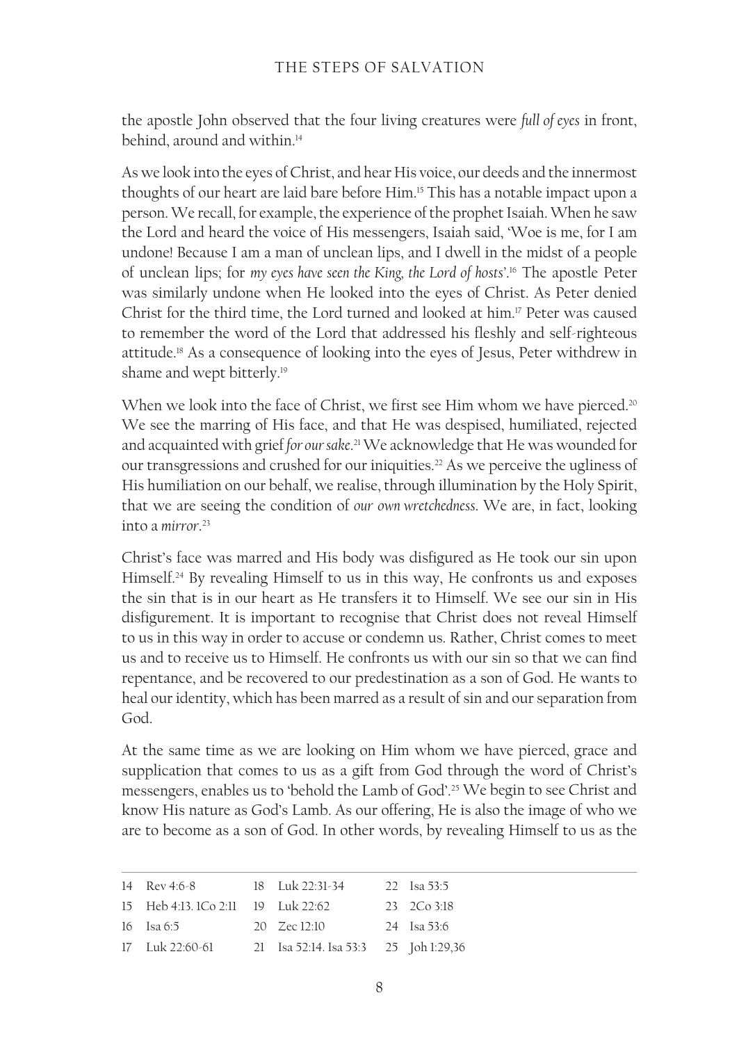the apostle John observed that the four living creatures were *full of eyes* in front, behind, around and within.[14]

As we look into the eyes of Christ, and hear His voice, our deeds and the innermost thoughts of our heart are laid bare before Him.[15] This has a notable impact upon a person. We recall, for example, the experience of the prophet Isaiah. When he saw the Lord and heard the voice of His messengers, Isaiah said, 'Woe is me, for I am undone! Because I am a man of unclean lips, and I dwell in the midst of a people of unclean lips; for *my eyes have seen the King, the Lord of hosts*'.[16] The apostle Peter was similarly undone when He looked into the eyes of Christ. As Peter denied Christ for the third time, the Lord turned and looked at him.[17] Peter was caused to remember the word of the Lord that addressed his fleshly and self-righteous attitude.[18] As a consequence of looking into the eyes of Jesus, Peter withdrew in shame and wept bitterly.[19]

When we look into the face of Christ, we first see Him whom we have pierced.[20] We see the marring of His face, and that He was despised, humiliated, rejected and acquainted with grief *for our sake*.[21] We acknowledge that He was wounded for our transgressions and crushed for our iniquities.[22] As we perceive the ugliness of His humiliation on our behalf, we realise, through illumination by the Holy Spirit, that we are seeing the condition of *our own wretchedness*. We are, in fact, looking into a *mirror*.[23]

Christ's face was marred and His body was disfigured as He took our sin upon Himself.[24] By revealing Himself to us in this way, He confronts us and exposes the sin that is in our heart as He transfers it to Himself. We see our sin in His disfigurement. It is important to recognise that Christ does not reveal Himself to us in this way in order to accuse or condemn us. Rather, Christ comes to meet us and to receive us to Himself. He confronts us with our sin so that we can find repentance, and be recovered to our predestination as a son of God. He wants to heal our identity, which has been marred as a result of sin and our separation from God.

At the same time as we are looking on Him whom we have pierced, grace and supplication that comes to us as a gift from God through the word of Christ's messengers, enables us to 'behold the Lamb of God'.[25] We begin to see Christ and know His nature as God's Lamb. As our offering, He is also the image of who we are to become as a son of God. In other words, by revealing Himself to us as the

---

14 Rev 4:6-8
15 Heb 4:13. 1Co 2:11
16 Isa 6:5
17 Luk 22:60-61
18 Luk 22:31-34
19 Luk 22:62
20 Zec 12:10
21 Isa 52:14. Isa 53:3
22 Isa 53:5
23 2Co 3:18
24 Isa 53:6
25 Joh 1:29,36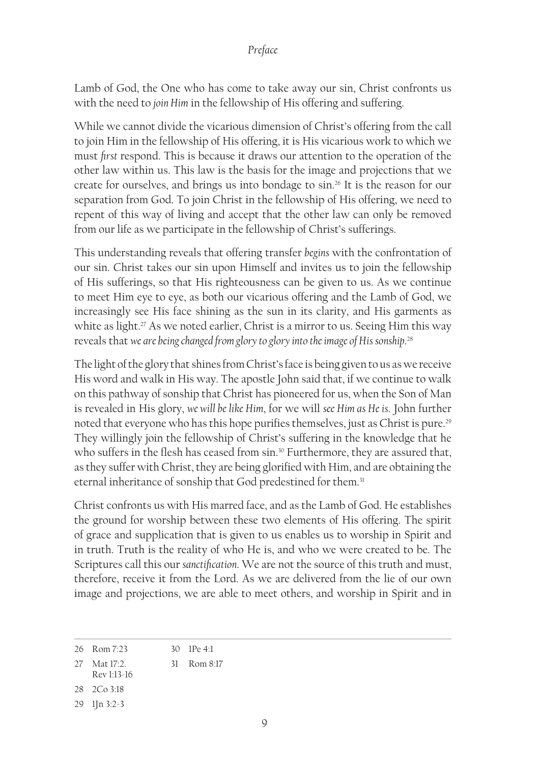Lamb of God, the One who has come to take away our sin, Christ confronts us with the need to *join Him* in the fellowship of His offering and suffering.

While we cannot divide the vicarious dimension of Christ's offering from the call to join Him in the fellowship of His offering, it is His vicarious work to which we must *first* respond. This is because it draws our attention to the operation of the other law within us. This law is the basis for the image and projections that we create for ourselves, and brings us into bondage to sin.[26] It is the reason for our separation from God. To join Christ in the fellowship of His offering, we need to repent of this way of living and accept that the other law can only be removed from our life as we participate in the fellowship of Christ's sufferings.

This understanding reveals that offering transfer *begins* with the confrontation of our sin. Christ takes our sin upon Himself and invites us to join the fellowship of His sufferings, so that His righteousness can be given to us. As we continue to meet Him eye to eye, as both our vicarious offering and the Lamb of God, we increasingly see His face shining as the sun in its clarity, and His garments as white as light.[27] As we noted earlier, Christ is a mirror to us. Seeing Him this way reveals that *we are being changed from glory to glory into the image of His sonship*.[28]

The light of the glory that shines from Christ's face is being given to us as we receive His word and walk in His way. The apostle John said that, if we continue to walk on this pathway of sonship that Christ has pioneered for us, when the Son of Man is revealed in His glory, *we will be like Him*, for we will *see Him as He is*. John further noted that everyone who has this hope purifies themselves, just as Christ is pure.[29] They willingly join the fellowship of Christ's suffering in the knowledge that he who suffers in the flesh has ceased from sin.[30] Furthermore, they are assured that, as they suffer with Christ, they are being glorified with Him, and are obtaining the eternal inheritance of sonship that God predestined for them.[31]

Christ confronts us with His marred face, and as the Lamb of God. He establishes the ground for worship between these two elements of His offering. The spirit of grace and supplication that is given to us enables us to worship in Spirit and in truth. Truth is the reality of who He is, and who we were created to be. The Scriptures call this our *sanctification*. We are not the source of this truth and must, therefore, receive it from the Lord. As we are delivered from the lie of our own image and projections, we are able to meet others, and worship in Spirit and in

---

26 Rom 7:23

27 Mat 17:2. Rev 1:13-16

28 2Co 3:18

29 1Jn 3:2-3

30 1Pe 4:1

31 Rom 8:17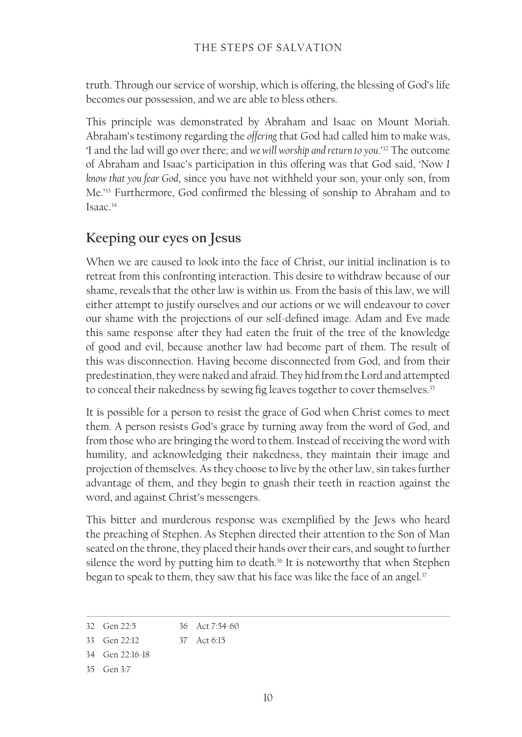truth. Through our service of worship, which is offering, the blessing of God's life becomes our possession, and we are able to bless others.

This principle was demonstrated by Abraham and Isaac on Mount Moriah. Abraham's testimony regarding the *offering* that God had called him to make was, 'I and the lad will go over there; and *we will worship and return to you*.'[32] The outcome of Abraham and Isaac's participation in this offering was that God said, 'Now *I know that you fear God*, since you have not withheld your son, your only son, from Me.'[33] Furthermore, God confirmed the blessing of sonship to Abraham and to Isaac.[34]

## Keeping our eyes on Jesus

When we are caused to look into the face of Christ, our initial inclination is to retreat from this confronting interaction. This desire to withdraw because of our shame, reveals that the other law is within us. From the basis of this law, we will either attempt to justify ourselves and our actions or we will endeavour to cover our shame with the projections of our self-defined image. Adam and Eve made this same response after they had eaten the fruit of the tree of the knowledge of good and evil, because another law had become part of them. The result of this was disconnection. Having become disconnected from God, and from their predestination, they were naked and afraid. They hid from the Lord and attempted to conceal their nakedness by sewing fig leaves together to cover themselves.[35]

It is possible for a person to resist the grace of God when Christ comes to meet them. A person resists God's grace by turning away from the word of God, and from those who are bringing the word to them. Instead of receiving the word with humility, and acknowledging their nakedness, they maintain their image and projection of themselves. As they choose to live by the other law, sin takes further advantage of them, and they begin to gnash their teeth in reaction against the word, and against Christ's messengers.

This bitter and murderous response was exemplified by the Jews who heard the preaching of Stephen. As Stephen directed their attention to the Son of Man seated on the throne, they placed their hands over their ears, and sought to further silence the word by putting him to death.[36] It is noteworthy that when Stephen began to speak to them, they saw that his face was like the face of an angel.[37]

---

32 Gen 22:5

33 Gen 22:12

34 Gen 22:16-18

35 Gen 3:7

36 Act 7:54-60

37 Act 6:15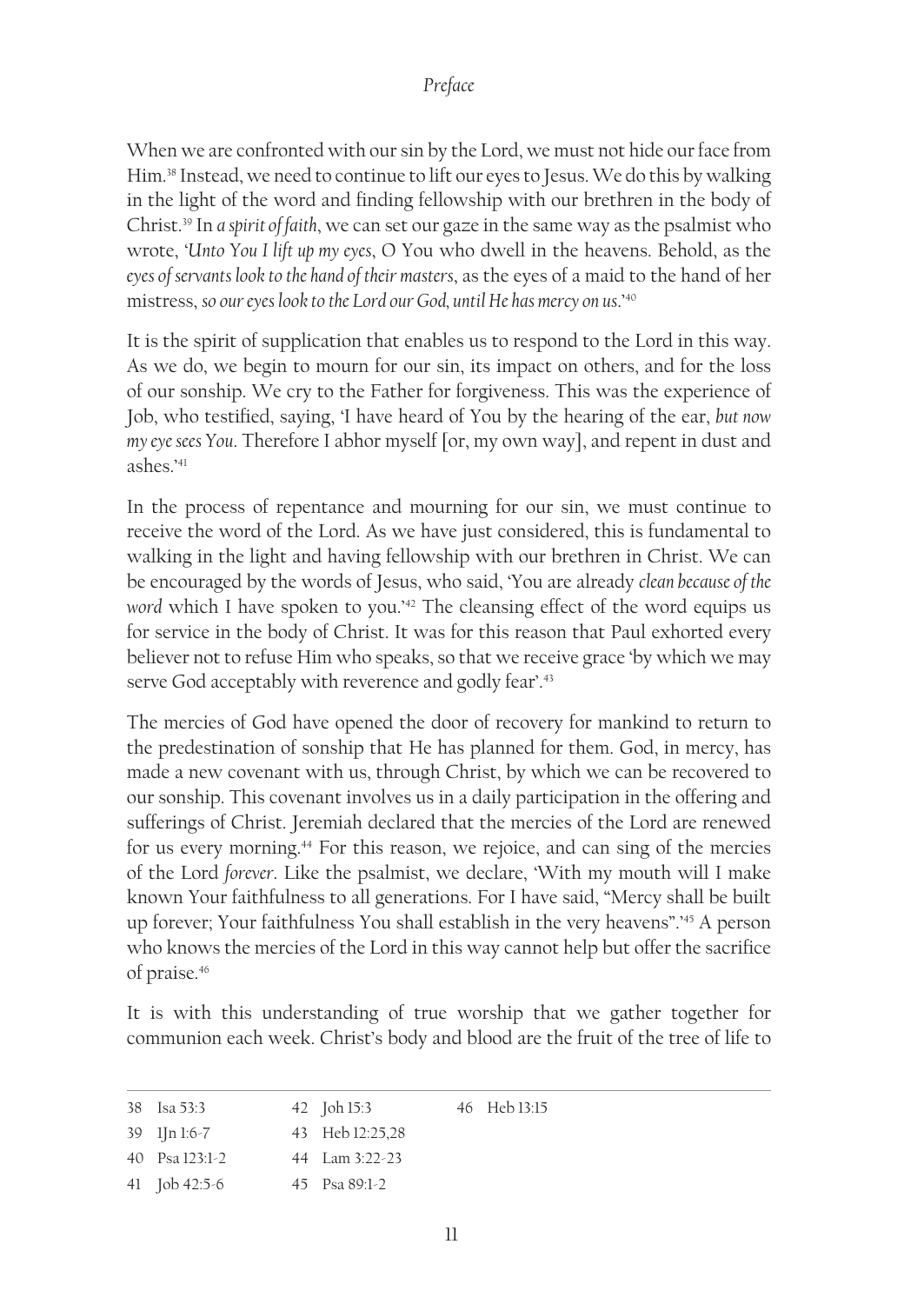When we are confronted with our sin by the Lord, we must not hide our face from Him.[38] Instead, we need to continue to lift our eyes to Jesus. We do this by walking in the light of the word and finding fellowship with our brethren in the body of Christ.[39] In *a spirit of faith*, we can set our gaze in the same way as the psalmist who wrote, '*Unto You I lift up my eyes*, O You who dwell in the heavens. Behold, as the *eyes of servants look to the hand of their masters*, as the eyes of a maid to the hand of her mistress, *so our eyes look to the Lord our God, until He has mercy on us*.'[40]

It is the spirit of supplication that enables us to respond to the Lord in this way. As we do, we begin to mourn for our sin, its impact on others, and for the loss of our sonship. We cry to the Father for forgiveness. This was the experience of Job, who testified, saying, 'I have heard of You by the hearing of the ear, *but now my eye sees You*. Therefore I abhor myself [or, my own way], and repent in dust and ashes.'[41]

In the process of repentance and mourning for our sin, we must continue to receive the word of the Lord. As we have just considered, this is fundamental to walking in the light and having fellowship with our brethren in Christ. We can be encouraged by the words of Jesus, who said, 'You are already *clean because of the word* which I have spoken to you.'[42] The cleansing effect of the word equips us for service in the body of Christ. It was for this reason that Paul exhorted every believer not to refuse Him who speaks, so that we receive grace 'by which we may serve God acceptably with reverence and godly fear'.[43]

The mercies of God have opened the door of recovery for mankind to return to the predestination of sonship that He has planned for them. God, in mercy, has made a new covenant with us, through Christ, by which we can be recovered to our sonship. This covenant involves us in a daily participation in the offering and sufferings of Christ. Jeremiah declared that the mercies of the Lord are renewed for us every morning.[44] For this reason, we rejoice, and can sing of the mercies of the Lord *forever*. Like the psalmist, we declare, 'With my mouth will I make known Your faithfulness to all generations. For I have said, "Mercy shall be built up forever; Your faithfulness You shall establish in the very heavens".'[45] A person who knows the mercies of the Lord in this way cannot help but offer the sacrifice of praise.[46]

It is with this understanding of true worship that we gather together for communion each week. Christ's body and blood are the fruit of the tree of life to

---

38 Isa 53:3
39 1Jn 1:6-7
40 Psa 123:1-2
41 Job 42:5-6
42 Joh 15:3
43 Heb 12:25,28
44 Lam 3:22-23
45 Psa 89:1-2
46 Heb 13:15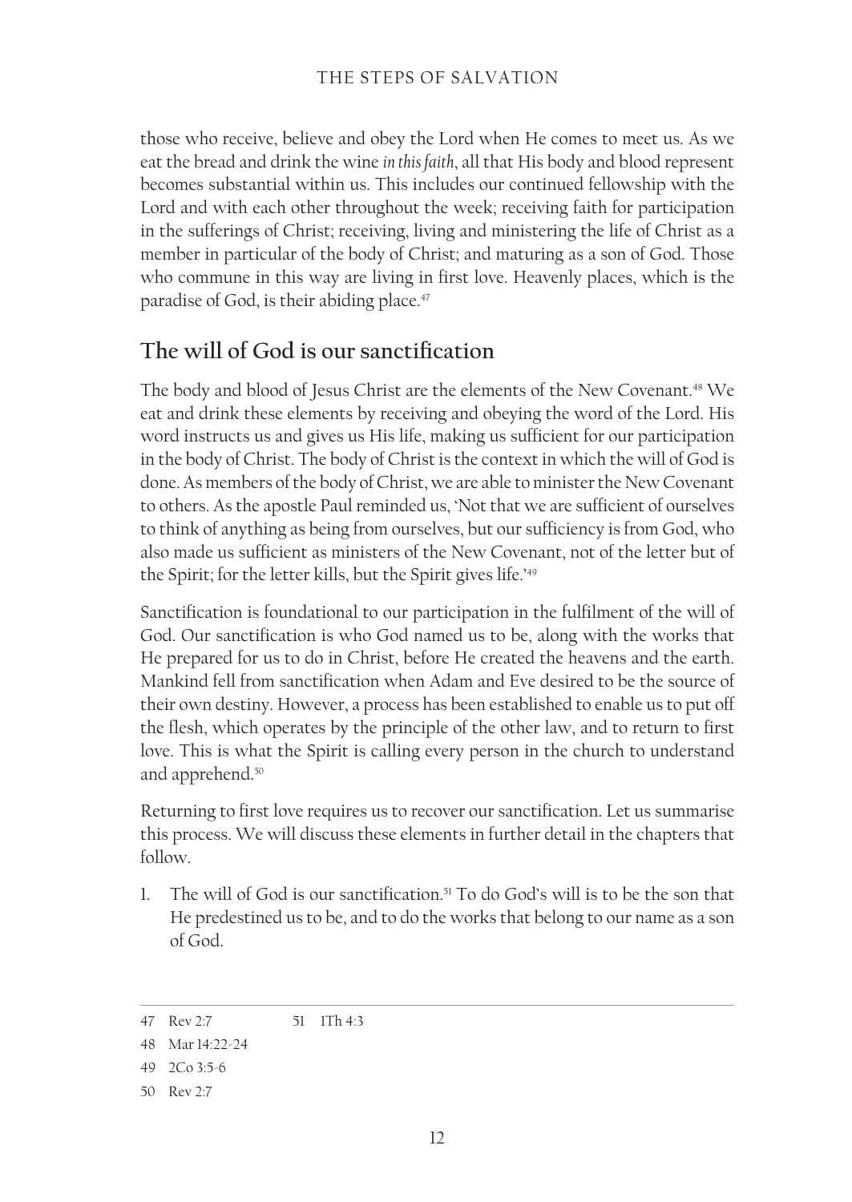those who receive, believe and obey the Lord when He comes to meet us. As we eat the bread and drink the wine *in this faith*, all that His body and blood represent becomes substantial within us. This includes our continued fellowship with the Lord and with each other throughout the week; receiving faith for participation in the sufferings of Christ; receiving, living and ministering the life of Christ as a member in particular of the body of Christ; and maturing as a son of God. Those who commune in this way are living in first love. Heavenly places, which is the paradise of God, is their abiding place.[47]

## The will of God is our sanctification

The body and blood of Jesus Christ are the elements of the New Covenant.[48] We eat and drink these elements by receiving and obeying the word of the Lord. His word instructs us and gives us His life, making us sufficient for our participation in the body of Christ. The body of Christ is the context in which the will of God is done. As members of the body of Christ, we are able to minister the New Covenant to others. As the apostle Paul reminded us, 'Not that we are sufficient of ourselves to think of anything as being from ourselves, but our sufficiency is from God, who also made us sufficient as ministers of the New Covenant, not of the letter but of the Spirit; for the letter kills, but the Spirit gives life.'[49]

Sanctification is foundational to our participation in the fulfilment of the will of God. Our sanctification is who God named us to be, along with the works that He prepared for us to do in Christ, before He created the heavens and the earth. Mankind fell from sanctification when Adam and Eve desired to be the source of their own destiny. However, a process has been established to enable us to put off the flesh, which operates by the principle of the other law, and to return to first love. This is what the Spirit is calling every person in the church to understand and apprehend.[50]

Returning to first love requires us to recover our sanctification. Let us summarise this process. We will discuss these elements in further detail in the chapters that follow.

1. The will of God is our sanctification.[51] To do God's will is to be the son that He predestined us to be, and to do the works that belong to our name as a son of God.

---

47 Rev 2:7

48 Mar 14:22-24

49 2Co 3:5-6

50 Rev 2:7

51 1Th 4:3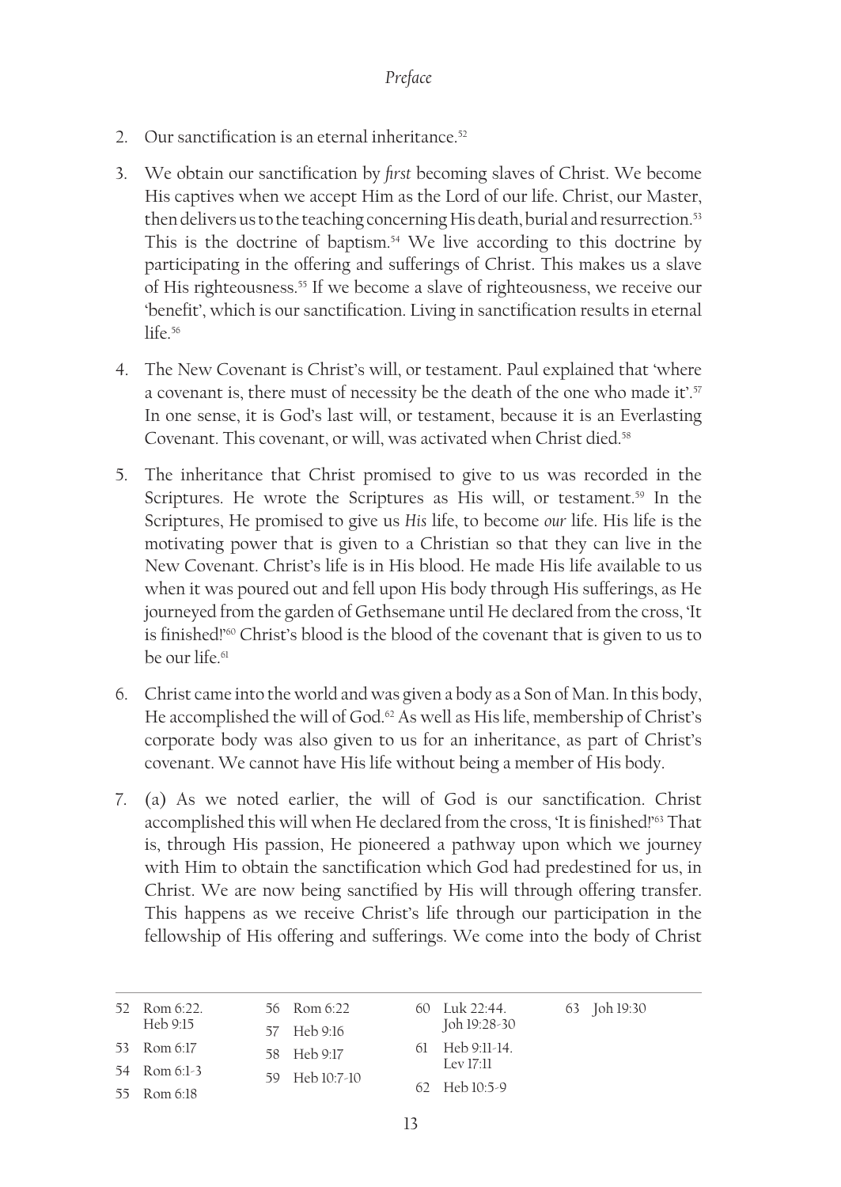2. Our sanctification is an eternal inheritance.[52]

3. We obtain our sanctification by *first* becoming slaves of Christ. We become His captives when we accept Him as the Lord of our life. Christ, our Master, then delivers us to the teaching concerning His death, burial and resurrection.[53] This is the doctrine of baptism.[54] We live according to this doctrine by participating in the offering and sufferings of Christ. This makes us a slave of His righteousness.[55] If we become a slave of righteousness, we receive our 'benefit', which is our sanctification. Living in sanctification results in eternal life.[56]

4. The New Covenant is Christ's will, or testament. Paul explained that 'where a covenant is, there must of necessity be the death of the one who made it'.[57] In one sense, it is God's last will, or testament, because it is an Everlasting Covenant. This covenant, or will, was activated when Christ died.[58]

5. The inheritance that Christ promised to give to us was recorded in the Scriptures. He wrote the Scriptures as His will, or testament.[59] In the Scriptures, He promised to give us *His* life, to become *our* life. His life is the motivating power that is given to a Christian so that they can live in the New Covenant. Christ's life is in His blood. He made His life available to us when it was poured out and fell upon His body through His sufferings, as He journeyed from the garden of Gethsemane until He declared from the cross, 'It is finished!'[60] Christ's blood is the blood of the covenant that is given to us to be our life.[61]

6. Christ came into the world and was given a body as a Son of Man. In this body, He accomplished the will of God.[62] As well as His life, membership of Christ's corporate body was also given to us for an inheritance, as part of Christ's covenant. We cannot have His life without being a member of His body.

7. (a) As we noted earlier, the will of God is our sanctification. Christ accomplished this will when He declared from the cross, 'It is finished!'[63] That is, through His passion, He pioneered a pathway upon which we journey with Him to obtain the sanctification which God had predestined for us, in Christ. We are now being sanctified by His will through offering transfer. This happens as we receive Christ's life through our participation in the fellowship of His offering and sufferings. We come into the body of Christ

---

52 Rom 6:22. Heb 9:15
53 Rom 6:17
54 Rom 6:1-3
55 Rom 6:18
56 Rom 6:22
57 Heb 9:16
58 Heb 9:17
59 Heb 10:7-10
60 Luk 22:44. Joh 19:28-30
61 Heb 9:11-14. Lev 17:11
62 Heb 10:5-9
63 Joh 19:30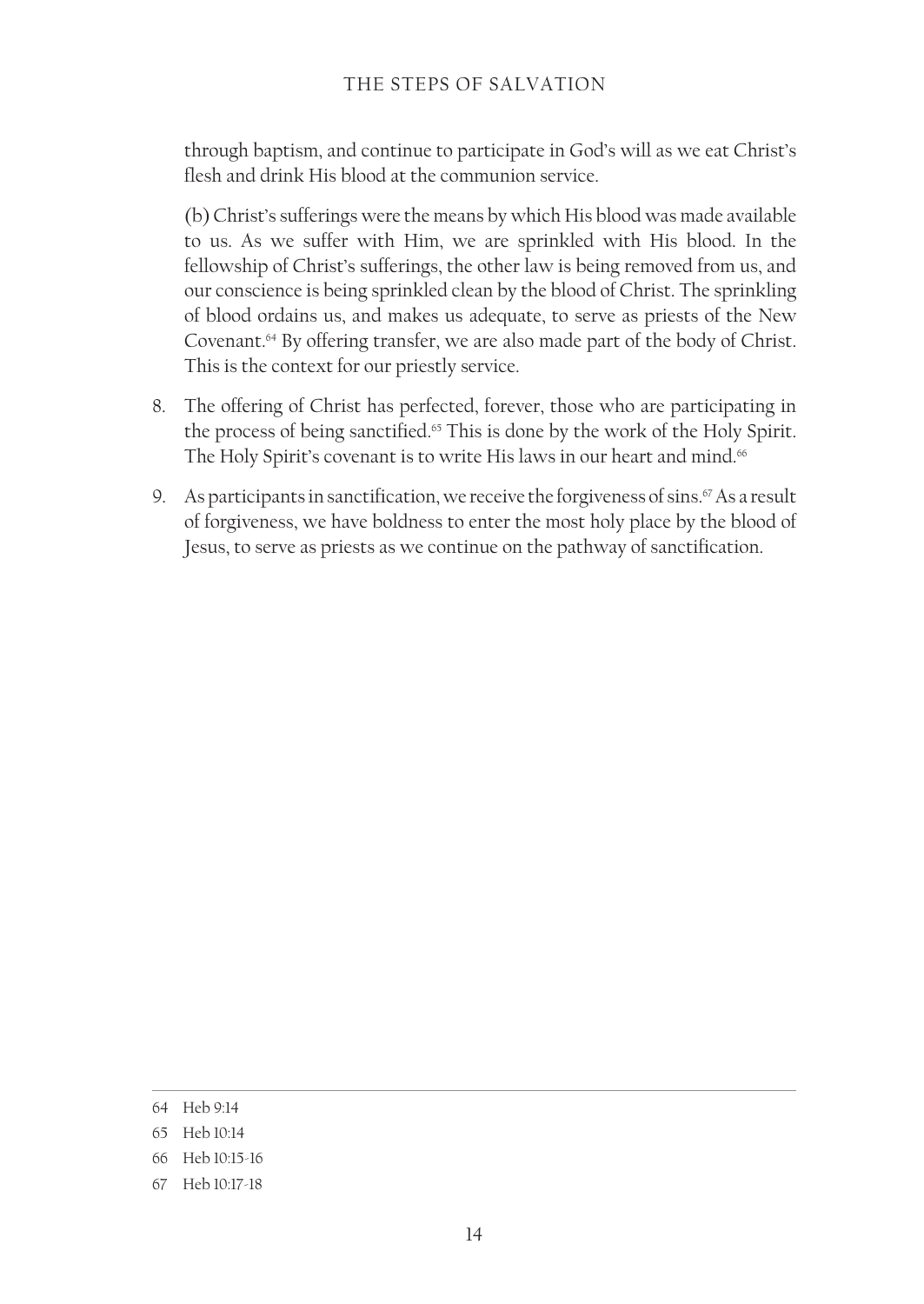through baptism, and continue to participate in God's will as we eat Christ's flesh and drink His blood at the communion service.

(b) Christ's sufferings were the means by which His blood was made available to us. As we suffer with Him, we are sprinkled with His blood. In the fellowship of Christ's sufferings, the other law is being removed from us, and our conscience is being sprinkled clean by the blood of Christ. The sprinkling of blood ordains us, and makes us adequate, to serve as priests of the New Covenant.[64] By offering transfer, we are also made part of the body of Christ. This is the context for our priestly service.

8. The offering of Christ has perfected, forever, those who are participating in the process of being sanctified.[65] This is done by the work of the Holy Spirit. The Holy Spirit's covenant is to write His laws in our heart and mind.[66]

9. As participants in sanctification, we receive the forgiveness of sins.[67] As a result of forgiveness, we have boldness to enter the most holy place by the blood of Jesus, to serve as priests as we continue on the pathway of sanctification.

---

64 Heb 9:14

65 Heb 10:14

66 Heb 10:15-16

67 Heb 10:17-18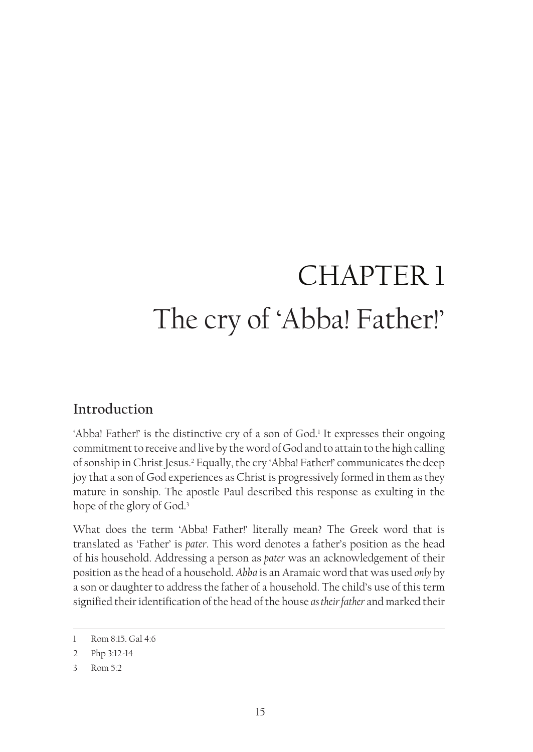# CHAPTER 1
# The cry of 'Abba! Father!'

## Introduction

'Abba! Father!' is the distinctive cry of a son of God.[1] It expresses their ongoing commitment to receive and live by the word of God and to attain to the high calling of sonship in Christ Jesus.[2] Equally, the cry 'Abba! Father!' communicates the deep joy that a son of God experiences as Christ is progressively formed in them as they mature in sonship. The apostle Paul described this response as exulting in the hope of the glory of God.[3]

What does the term 'Abba! Father!' literally mean? The Greek word that is translated as 'Father' is *pater*. This word denotes a father's position as the head of his household. Addressing a person as *pater* was an acknowledgement of their position as the head of a household. *Abba* is an Aramaic word that was used *only* by a son or daughter to address the father of a household. The child's use of this term signified their identification of the head of the house *as their father* and marked their

---

1 Rom 8:15. Gal 4:6

2 Php 3:12-14

3 Rom 5:2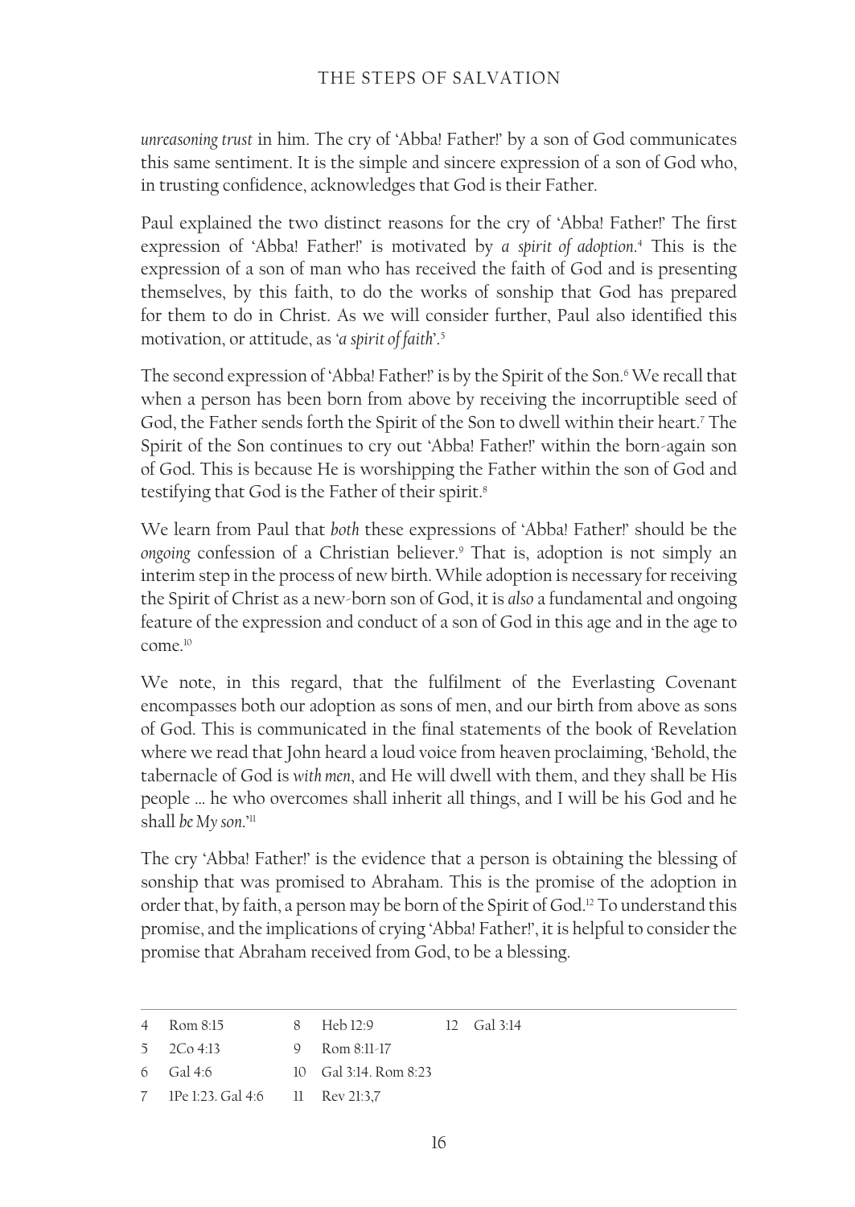*unreasoning trust* in him. The cry of 'Abba! Father!' by a son of God communicates this same sentiment. It is the simple and sincere expression of a son of God who, in trusting confidence, acknowledges that God is their Father.

Paul explained the two distinct reasons for the cry of 'Abba! Father!' The first expression of 'Abba! Father!' is motivated by *a spirit of adoption*.[4] This is the expression of a son of man who has received the faith of God and is presenting themselves, by this faith, to do the works of sonship that God has prepared for them to do in Christ. As we will consider further, Paul also identified this motivation, or attitude, as *'a spirit of faith'*.[5]

The second expression of 'Abba! Father!' is by the Spirit of the Son.[6] We recall that when a person has been born from above by receiving the incorruptible seed of God, the Father sends forth the Spirit of the Son to dwell within their heart.[7] The Spirit of the Son continues to cry out 'Abba! Father!' within the born-again son of God. This is because He is worshipping the Father within the son of God and testifying that God is the Father of their spirit.[8]

We learn from Paul that *both* these expressions of 'Abba! Father!' should be the *ongoing* confession of a Christian believer.[9] That is, adoption is not simply an interim step in the process of new birth. While adoption is necessary for receiving the Spirit of Christ as a new-born son of God, it is *also* a fundamental and ongoing feature of the expression and conduct of a son of God in this age and in the age to come.[10]

We note, in this regard, that the fulfilment of the Everlasting Covenant encompasses both our adoption as sons of men, and our birth from above as sons of God. This is communicated in the final statements of the book of Revelation where we read that John heard a loud voice from heaven proclaiming, 'Behold, the tabernacle of God is *with men*, and He will dwell with them, and they shall be His people … he who overcomes shall inherit all things, and I will be his God and he shall *be My son*.'[11]

The cry 'Abba! Father!' is the evidence that a person is obtaining the blessing of sonship that was promised to Abraham. This is the promise of the adoption in order that, by faith, a person may be born of the Spirit of God.[12] To understand this promise, and the implications of crying 'Abba! Father!', it is helpful to consider the promise that Abraham received from God, to be a blessing.

---

4 Rom 8:15
5 2Co 4:13
6 Gal 4:6
7 1Pe 1:23. Gal 4:6
8 Heb 12:9
9 Rom 8:11-17
10 Gal 3:14. Rom 8:23
11 Rev 21:3,7
12 Gal 3:14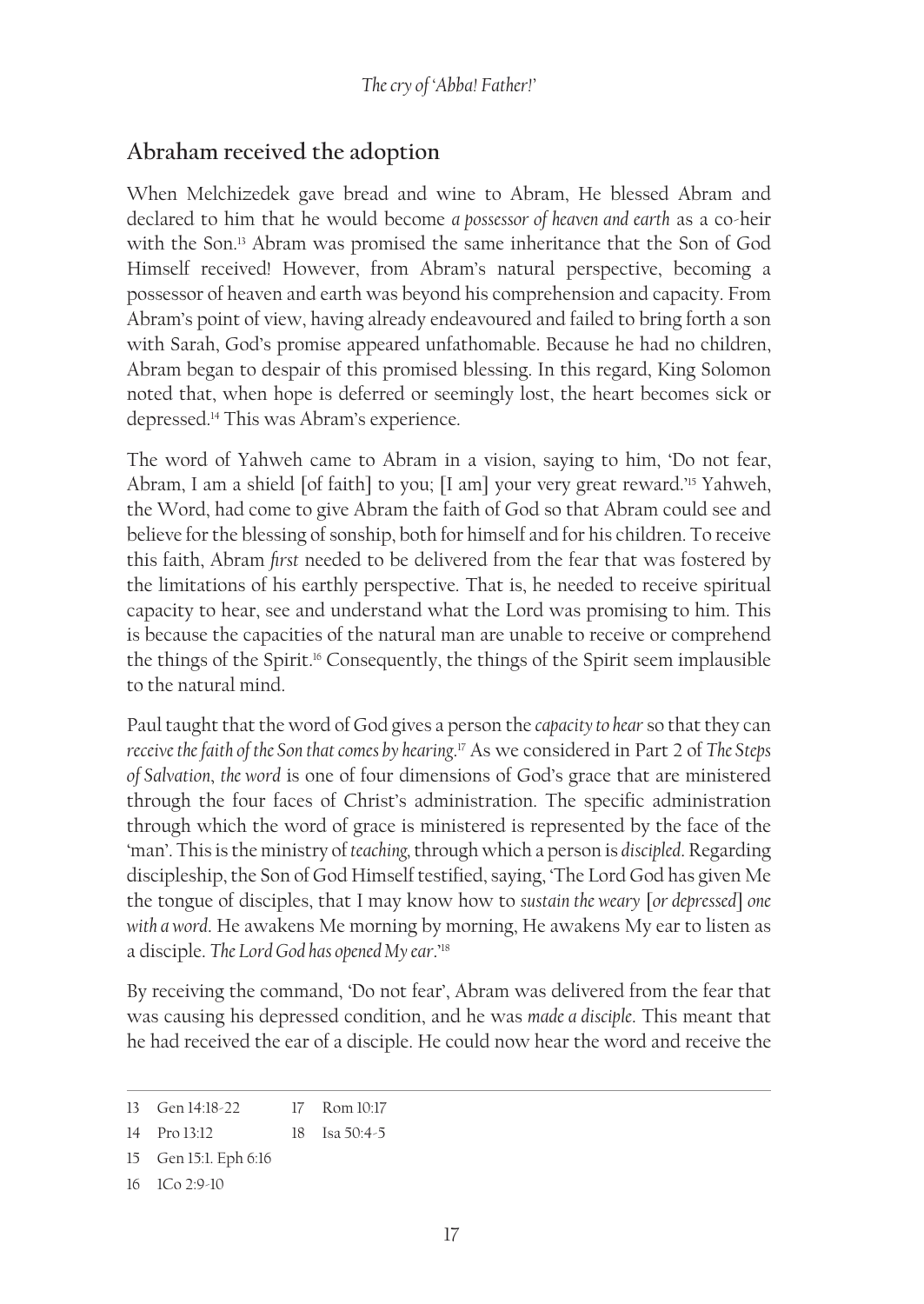## Abraham received the adoption

When Melchizedek gave bread and wine to Abram, He blessed Abram and declared to him that he would become *a possessor of heaven and earth* as a co-heir with the Son.[13] Abram was promised the same inheritance that the Son of God Himself received! However, from Abram's natural perspective, becoming a possessor of heaven and earth was beyond his comprehension and capacity. From Abram's point of view, having already endeavoured and failed to bring forth a son with Sarah, God's promise appeared unfathomable. Because he had no children, Abram began to despair of this promised blessing. In this regard, King Solomon noted that, when hope is deferred or seemingly lost, the heart becomes sick or depressed.[14] This was Abram's experience.

The word of Yahweh came to Abram in a vision, saying to him, 'Do not fear, Abram, I am a shield [of faith] to you; [I am] your very great reward.'[15] Yahweh, the Word, had come to give Abram the faith of God so that Abram could see and believe for the blessing of sonship, both for himself and for his children. To receive this faith, Abram *first* needed to be delivered from the fear that was fostered by the limitations of his earthly perspective. That is, he needed to receive spiritual capacity to hear, see and understand what the Lord was promising to him. This is because the capacities of the natural man are unable to receive or comprehend the things of the Spirit.[16] Consequently, the things of the Spirit seem implausible to the natural mind.

Paul taught that the word of God gives a person the *capacity to hear* so that they can *receive the faith of the Son that comes by hearing*.[17] As we considered in Part 2 of *The Steps of Salvation*, *the word* is one of four dimensions of God's grace that are ministered through the four faces of Christ's administration. The specific administration through which the word of grace is ministered is represented by the face of the 'man'. This is the ministry of *teaching,* through which a person is *discipled*. Regarding discipleship, the Son of God Himself testified, saying, 'The Lord God has given Me the tongue of disciples, that I may know how to *sustain the weary* [*or depressed*] *one with a word*. He awakens Me morning by morning, He awakens My ear to listen as a disciple. *The Lord God has opened My ear*.'[18]

By receiving the command, 'Do not fear', Abram was delivered from the fear that was causing his depressed condition, and he was *made a disciple*. This meant that he had received the ear of a disciple. He could now hear the word and receive the

---

13 Gen 14:18-22
14 Pro 13:12
15 Gen 15:1. Eph 6:16
16 1Co 2:9-10
17 Rom 10:17
18 Isa 50:4-5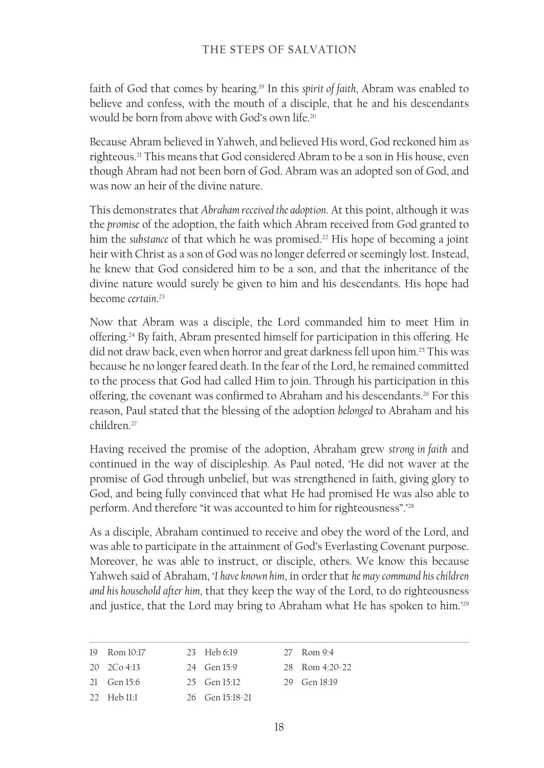faith of God that comes by hearing.[19] In this *spirit of faith*, Abram was enabled to believe and confess, with the mouth of a disciple, that he and his descendants would be born from above with God's own life.[20]

Because Abram believed in Yahweh, and believed His word, God reckoned him as righteous.[21] This means that God considered Abram to be a son in His house, even though Abram had not been born of God. Abram was an adopted son of God, and was now an heir of the divine nature.

This demonstrates that *Abraham received the adoption*. At this point, although it was the *promise* of the adoption, the faith which Abram received from God granted to him the *substance* of that which he was promised.[22] His hope of becoming a joint heir with Christ as a son of God was no longer deferred or seemingly lost. Instead, he knew that God considered him to be a son, and that the inheritance of the divine nature would surely be given to him and his descendants. His hope had become *certain*.[23]

Now that Abram was a disciple, the Lord commanded him to meet Him in offering.[24] By faith, Abram presented himself for participation in this offering. He did not draw back, even when horror and great darkness fell upon him.[25] This was because he no longer feared death. In the fear of the Lord, he remained committed to the process that God had called Him to join. Through his participation in this offering, the covenant was confirmed to Abraham and his descendants.[26] For this reason, Paul stated that the blessing of the adoption *belonged* to Abraham and his children.[27]

Having received the promise of the adoption, Abraham grew *strong in faith* and continued in the way of discipleship. As Paul noted, 'He did not waver at the promise of God through unbelief, but was strengthened in faith, giving glory to God, and being fully convinced that what He had promised He was also able to perform. And therefore "it was accounted to him for righteousness".'[28]

As a disciple, Abraham continued to receive and obey the word of the Lord, and was able to participate in the attainment of God's Everlasting Covenant purpose. Moreover, he was able to instruct, or disciple, others. We know this because Yahweh said of Abraham, '*I have known him*, in order that *he may command his children and his household after him*, that they keep the way of the Lord, to do righteousness and justice, that the Lord may bring to Abraham what He has spoken to him.'[29]

---

19 Rom 10:17
20 2Co 4:13
21 Gen 15:6
22 Heb 11:1
23 Heb 6:19
24 Gen 15:9
25 Gen 15:12
26 Gen 15:18-21
27 Rom 9:4
28 Rom 4:20-22
29 Gen 18:19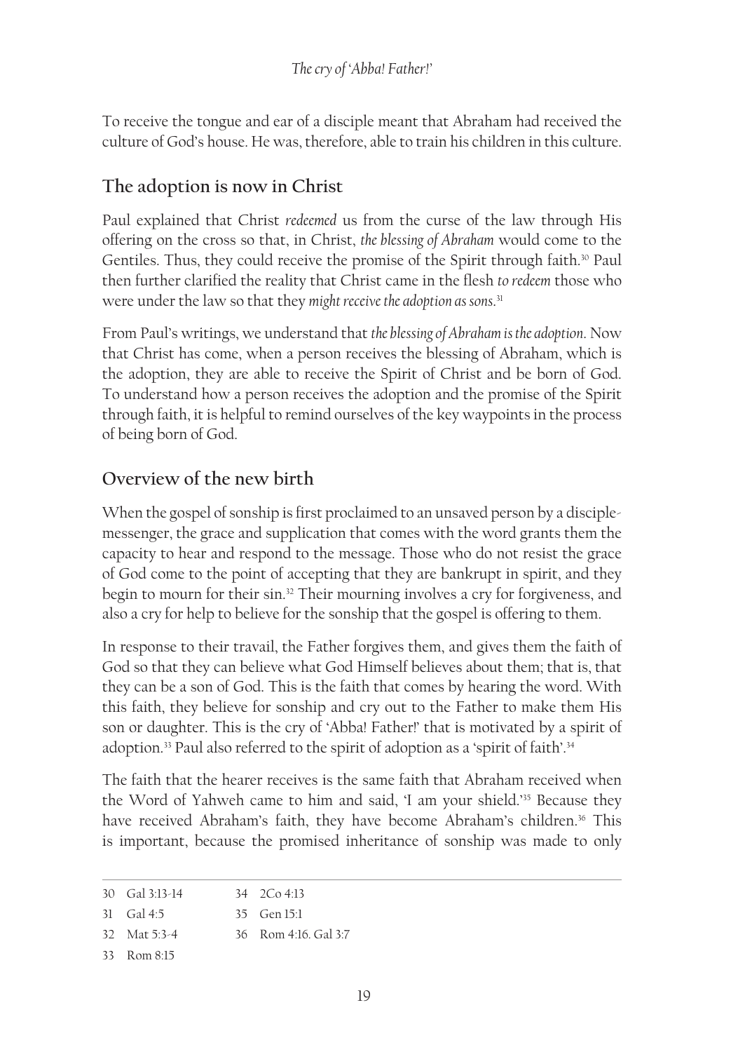To receive the tongue and ear of a disciple meant that Abraham had received the culture of God's house. He was, therefore, able to train his children in this culture.

## The adoption is now in Christ

Paul explained that Christ *redeemed* us from the curse of the law through His offering on the cross so that, in Christ, *the blessing of Abraham* would come to the Gentiles. Thus, they could receive the promise of the Spirit through faith.[30] Paul then further clarified the reality that Christ came in the flesh *to redeem* those who were under the law so that they *might receive the adoption as sons*.[31]

From Paul's writings, we understand that *the blessing of Abraham is the adoption*. Now that Christ has come, when a person receives the blessing of Abraham, which is the adoption, they are able to receive the Spirit of Christ and be born of God. To understand how a person receives the adoption and the promise of the Spirit through faith, it is helpful to remind ourselves of the key waypoints in the process of being born of God.

## Overview of the new birth

When the gospel of sonship is first proclaimed to an unsaved person by a disciple-messenger, the grace and supplication that comes with the word grants them the capacity to hear and respond to the message. Those who do not resist the grace of God come to the point of accepting that they are bankrupt in spirit, and they begin to mourn for their sin.[32] Their mourning involves a cry for forgiveness, and also a cry for help to believe for the sonship that the gospel is offering to them.

In response to their travail, the Father forgives them, and gives them the faith of God so that they can believe what God Himself believes about them; that is, that they can be a son of God. This is the faith that comes by hearing the word. With this faith, they believe for sonship and cry out to the Father to make them His son or daughter. This is the cry of 'Abba! Father!' that is motivated by a spirit of adoption.[33] Paul also referred to the spirit of adoption as a 'spirit of faith'.[34]

The faith that the hearer receives is the same faith that Abraham received when the Word of Yahweh came to him and said, 'I am your shield.'[35] Because they have received Abraham's faith, they have become Abraham's children.[36] This is important, because the promised inheritance of sonship was made to only

---

30 Gal 3:13-14
31 Gal 4:5
32 Mat 5:3-4
33 Rom 8:15
34 2Co 4:13
35 Gen 15:1
36 Rom 4:16. Gal 3:7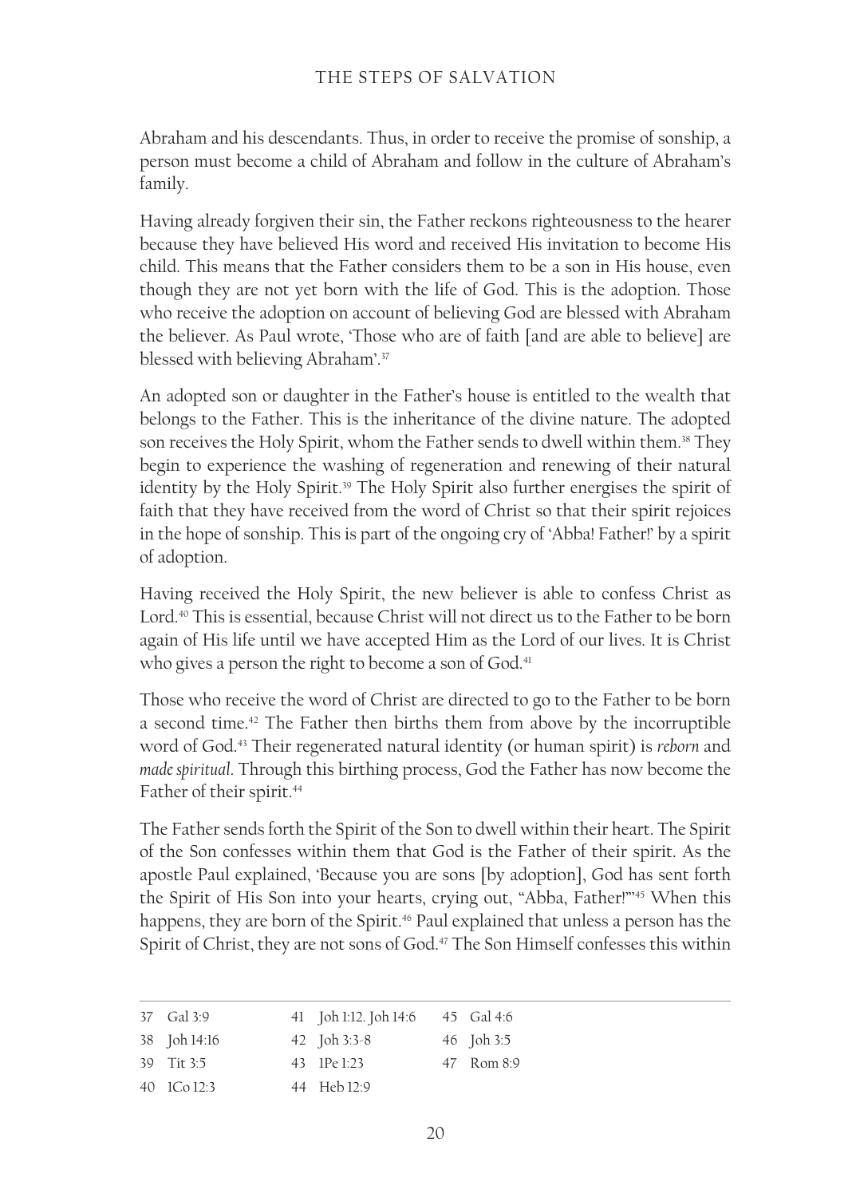Abraham and his descendants. Thus, in order to receive the promise of sonship, a person must become a child of Abraham and follow in the culture of Abraham's family.

Having already forgiven their sin, the Father reckons righteousness to the hearer because they have believed His word and received His invitation to become His child. This means that the Father considers them to be a son in His house, even though they are not yet born with the life of God. This is the adoption. Those who receive the adoption on account of believing God are blessed with Abraham the believer. As Paul wrote, 'Those who are of faith [and are able to believe] are blessed with believing Abraham'.[37]

An adopted son or daughter in the Father's house is entitled to the wealth that belongs to the Father. This is the inheritance of the divine nature. The adopted son receives the Holy Spirit, whom the Father sends to dwell within them.[38] They begin to experience the washing of regeneration and renewing of their natural identity by the Holy Spirit.[39] The Holy Spirit also further energises the spirit of faith that they have received from the word of Christ so that their spirit rejoices in the hope of sonship. This is part of the ongoing cry of 'Abba! Father!' by a spirit of adoption.

Having received the Holy Spirit, the new believer is able to confess Christ as Lord.[40] This is essential, because Christ will not direct us to the Father to be born again of His life until we have accepted Him as the Lord of our lives. It is Christ who gives a person the right to become a son of God.[41]

Those who receive the word of Christ are directed to go to the Father to be born a second time.[42] The Father then births them from above by the incorruptible word of God.[43] Their regenerated natural identity (or human spirit) is *reborn* and *made spiritual*. Through this birthing process, God the Father has now become the Father of their spirit.[44]

The Father sends forth the Spirit of the Son to dwell within their heart. The Spirit of the Son confesses within them that God is the Father of their spirit. As the apostle Paul explained, 'Because you are sons [by adoption], God has sent forth the Spirit of His Son into your hearts, crying out, "Abba, Father!"'[45] When this happens, they are born of the Spirit.[46] Paul explained that unless a person has the Spirit of Christ, they are not sons of God.[47] The Son Himself confesses this within

---

37 Gal 3:9
38 Joh 14:16
39 Tit 3:5
40 1Co 12:3
41 Joh 1:12. Joh 14:6
42 Joh 3:3-8
43 1Pe 1:23
44 Heb 12:9
45 Gal 4:6
46 Joh 3:5
47 Rom 8:9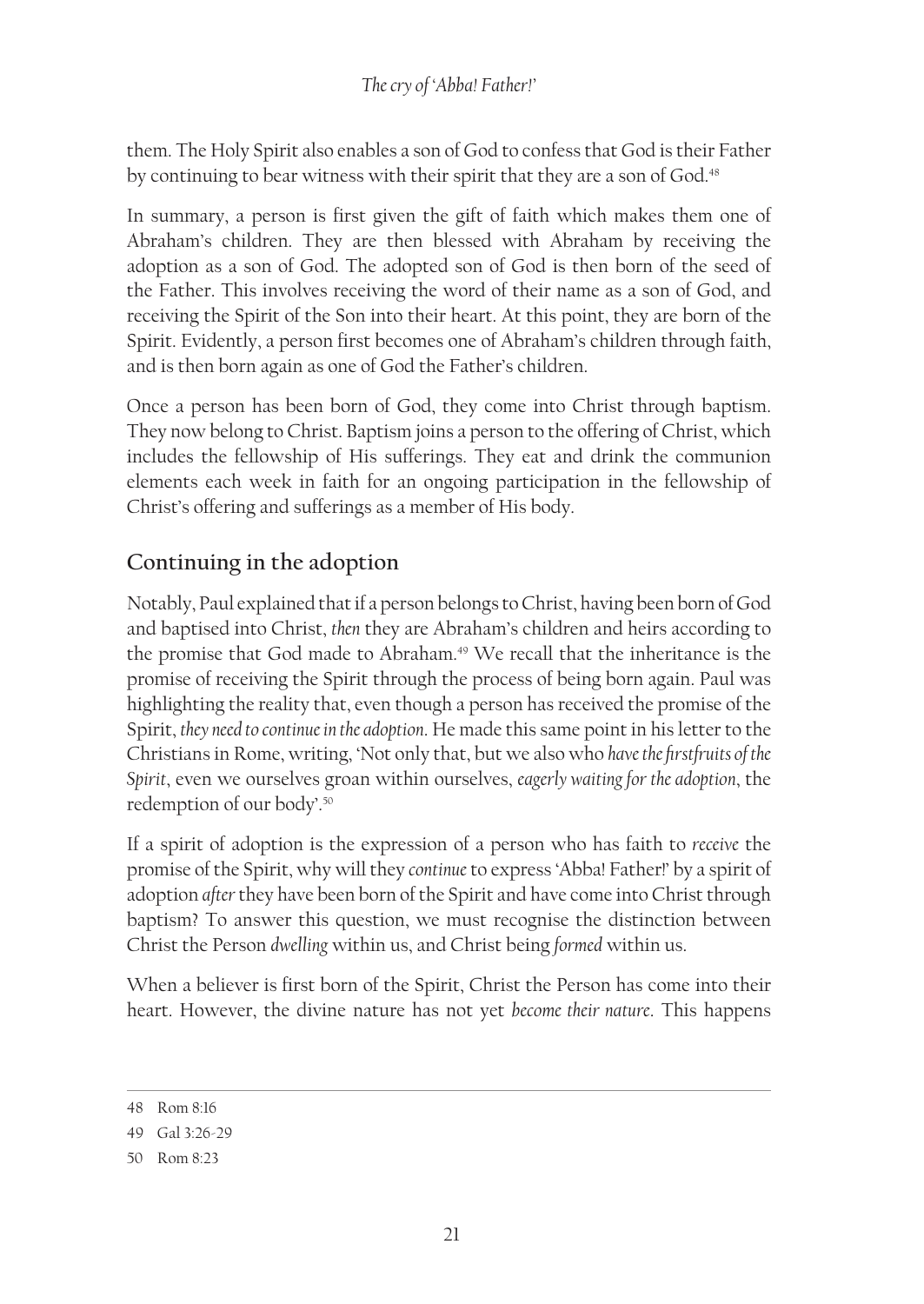them. The Holy Spirit also enables a son of God to confess that God is their Father by continuing to bear witness with their spirit that they are a son of God.[48]

In summary, a person is first given the gift of faith which makes them one of Abraham's children. They are then blessed with Abraham by receiving the adoption as a son of God. The adopted son of God is then born of the seed of the Father. This involves receiving the word of their name as a son of God, and receiving the Spirit of the Son into their heart. At this point, they are born of the Spirit. Evidently, a person first becomes one of Abraham's children through faith, and is then born again as one of God the Father's children.

Once a person has been born of God, they come into Christ through baptism. They now belong to Christ. Baptism joins a person to the offering of Christ, which includes the fellowship of His sufferings. They eat and drink the communion elements each week in faith for an ongoing participation in the fellowship of Christ's offering and sufferings as a member of His body.

## Continuing in the adoption

Notably, Paul explained that if a person belongs to Christ, having been born of God and baptised into Christ, *then* they are Abraham's children and heirs according to the promise that God made to Abraham.[49] We recall that the inheritance is the promise of receiving the Spirit through the process of being born again. Paul was highlighting the reality that, even though a person has received the promise of the Spirit, *they need to continue in the adoption*. He made this same point in his letter to the Christians in Rome, writing, 'Not only that, but we also who *have the firstfruits of the Spirit*, even we ourselves groan within ourselves, *eagerly waiting for the adoption*, the redemption of our body'.[50]

If a spirit of adoption is the expression of a person who has faith to *receive* the promise of the Spirit, why will they *continue* to express 'Abba! Father!' by a spirit of adoption *after* they have been born of the Spirit and have come into Christ through baptism? To answer this question, we must recognise the distinction between Christ the Person *dwelling* within us, and Christ being *formed* within us.

When a believer is first born of the Spirit, Christ the Person has come into their heart. However, the divine nature has not yet *become their nature*. This happens

---

48 Rom 8:16

49 Gal 3:26-29

50 Rom 8:23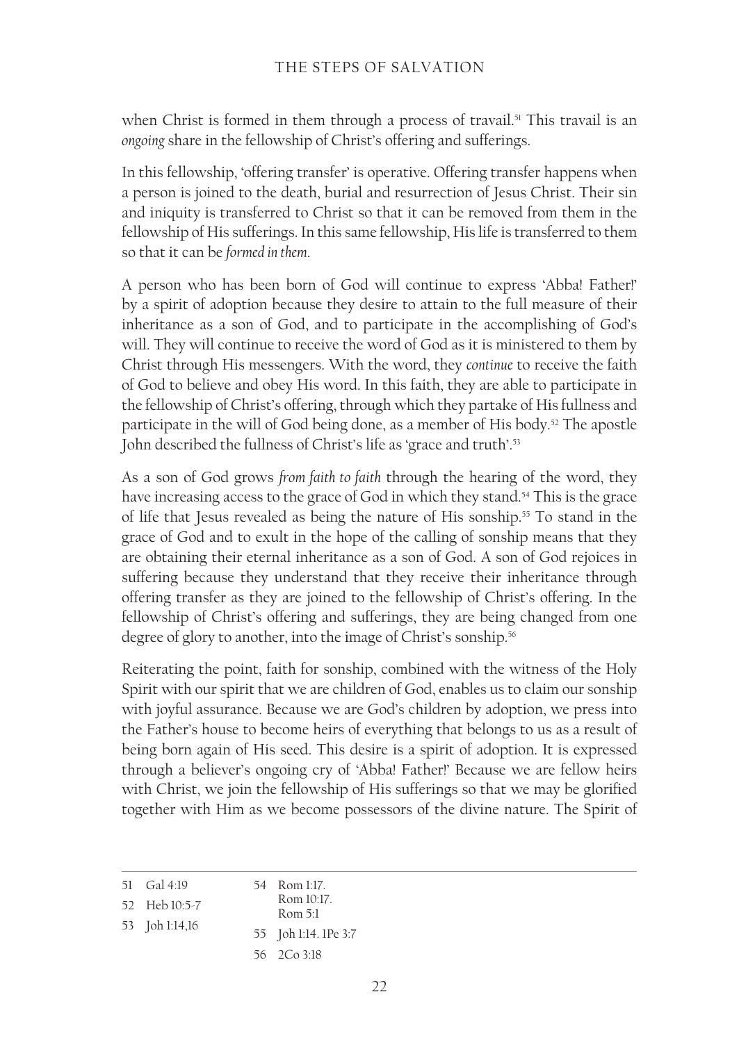when Christ is formed in them through a process of travail.[51] This travail is an *ongoing* share in the fellowship of Christ's offering and sufferings.

In this fellowship, 'offering transfer' is operative. Offering transfer happens when a person is joined to the death, burial and resurrection of Jesus Christ. Their sin and iniquity is transferred to Christ so that it can be removed from them in the fellowship of His sufferings. In this same fellowship, His life is transferred to them so that it can be *formed in them*.

A person who has been born of God will continue to express 'Abba! Father!' by a spirit of adoption because they desire to attain to the full measure of their inheritance as a son of God, and to participate in the accomplishing of God's will. They will continue to receive the word of God as it is ministered to them by Christ through His messengers. With the word, they *continue* to receive the faith of God to believe and obey His word. In this faith, they are able to participate in the fellowship of Christ's offering, through which they partake of His fullness and participate in the will of God being done, as a member of His body.[52] The apostle John described the fullness of Christ's life as 'grace and truth'.[53]

As a son of God grows *from faith to faith* through the hearing of the word, they have increasing access to the grace of God in which they stand.[54] This is the grace of life that Jesus revealed as being the nature of His sonship.[55] To stand in the grace of God and to exult in the hope of the calling of sonship means that they are obtaining their eternal inheritance as a son of God. A son of God rejoices in suffering because they understand that they receive their inheritance through offering transfer as they are joined to the fellowship of Christ's offering. In the fellowship of Christ's offering and sufferings, they are being changed from one degree of glory to another, into the image of Christ's sonship.[56]

Reiterating the point, faith for sonship, combined with the witness of the Holy Spirit with our spirit that we are children of God, enables us to claim our sonship with joyful assurance. Because we are God's children by adoption, we press into the Father's house to become heirs of everything that belongs to us as a result of being born again of His seed. This desire is a spirit of adoption. It is expressed through a believer's ongoing cry of 'Abba! Father!' Because we are fellow heirs with Christ, we join the fellowship of His sufferings so that we may be glorified together with Him as we become possessors of the divine nature. The Spirit of

---

51 Gal 4:19

52 Heb 10:5-7

53 Joh 1:14,16

54 Rom 1:17. Rom 10:17. Rom 5:1

55 Joh 1:14. 1Pe 3:7

56 2Co 3:18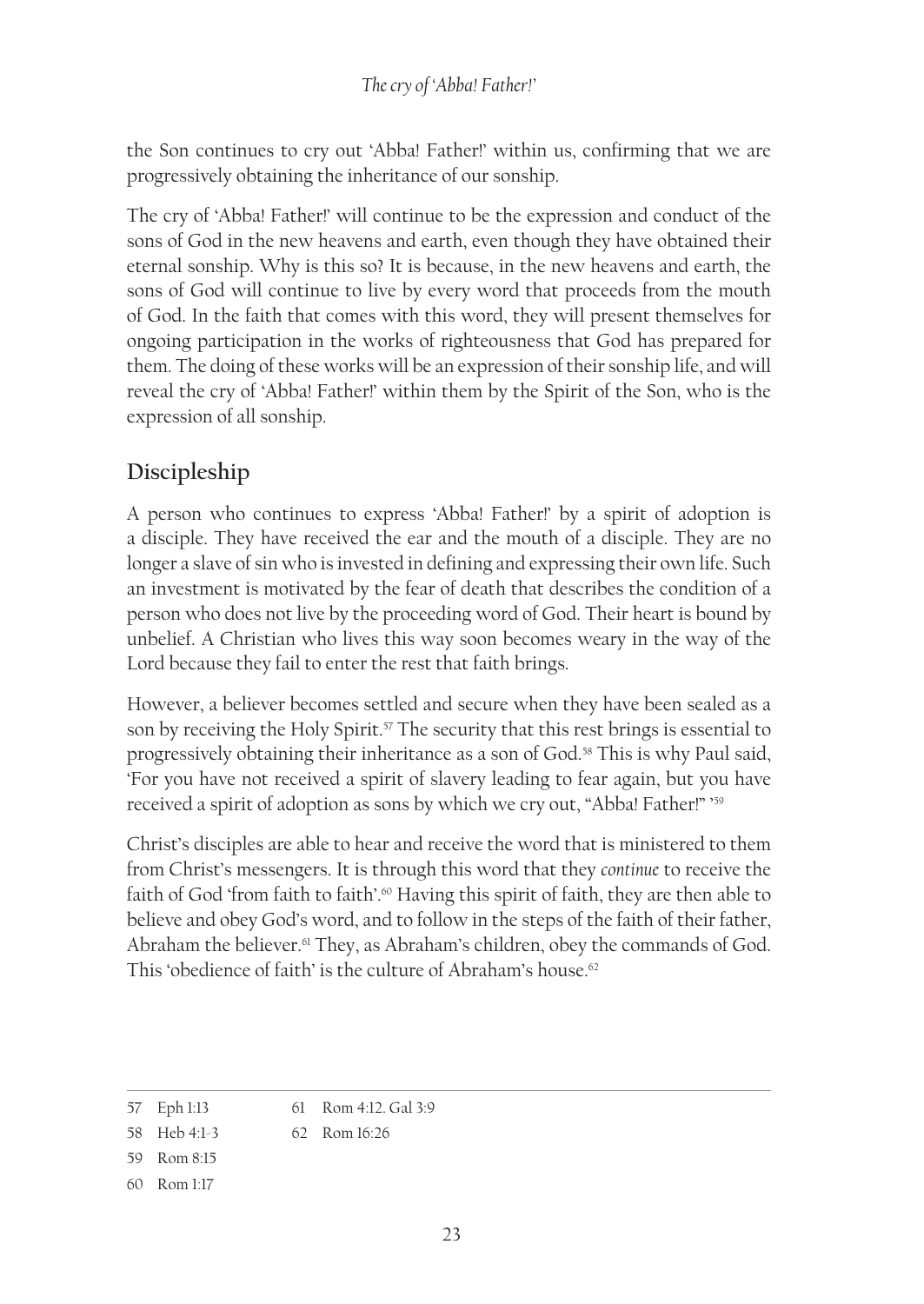the Son continues to cry out 'Abba! Father!' within us, confirming that we are progressively obtaining the inheritance of our sonship.

The cry of 'Abba! Father!' will continue to be the expression and conduct of the sons of God in the new heavens and earth, even though they have obtained their eternal sonship. Why is this so? It is because, in the new heavens and earth, the sons of God will continue to live by every word that proceeds from the mouth of God. In the faith that comes with this word, they will present themselves for ongoing participation in the works of righteousness that God has prepared for them. The doing of these works will be an expression of their sonship life, and will reveal the cry of 'Abba! Father!' within them by the Spirit of the Son, who is the expression of all sonship.

## Discipleship

A person who continues to express 'Abba! Father!' by a spirit of adoption is a disciple. They have received the ear and the mouth of a disciple. They are no longer a slave of sin who is invested in defining and expressing their own life. Such an investment is motivated by the fear of death that describes the condition of a person who does not live by the proceeding word of God. Their heart is bound by unbelief. A Christian who lives this way soon becomes weary in the way of the Lord because they fail to enter the rest that faith brings.

However, a believer becomes settled and secure when they have been sealed as a son by receiving the Holy Spirit.[57] The security that this rest brings is essential to progressively obtaining their inheritance as a son of God.[58] This is why Paul said, 'For you have not received a spirit of slavery leading to fear again, but you have received a spirit of adoption as sons by which we cry out, "Abba! Father!" '[59]

Christ's disciples are able to hear and receive the word that is ministered to them from Christ's messengers. It is through this word that they *continue* to receive the faith of God 'from faith to faith'.[60] Having this spirit of faith, they are then able to believe and obey God's word, and to follow in the steps of the faith of their father, Abraham the believer.[61] They, as Abraham's children, obey the commands of God. This 'obedience of faith' is the culture of Abraham's house.[62]

---

57 Eph 1:13

58 Heb 4:1-3

59 Rom 8:15

60 Rom 1:17

61 Rom 4:12. Gal 3:9

62 Rom 16:26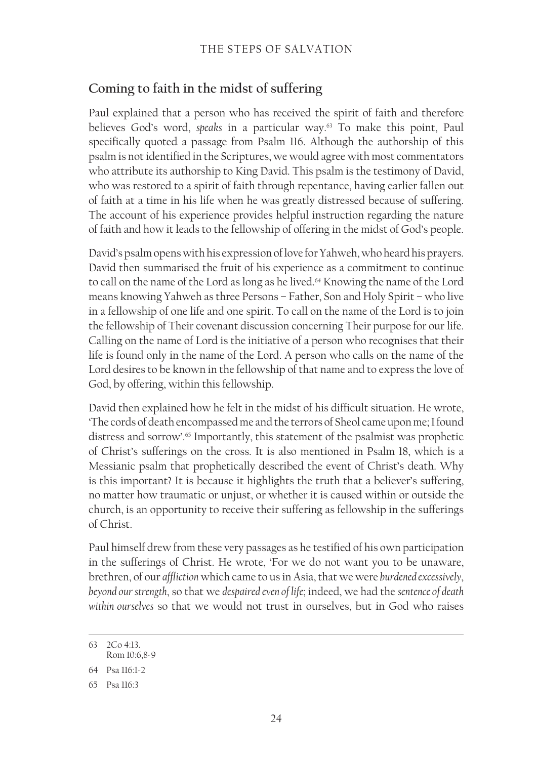## Coming to faith in the midst of suffering

Paul explained that a person who has received the spirit of faith and therefore believes God's word, *speaks* in a particular way.[63] To make this point, Paul specifically quoted a passage from Psalm 116. Although the authorship of this psalm is not identified in the Scriptures, we would agree with most commentators who attribute its authorship to King David. This psalm is the testimony of David, who was restored to a spirit of faith through repentance, having earlier fallen out of faith at a time in his life when he was greatly distressed because of suffering. The account of his experience provides helpful instruction regarding the nature of faith and how it leads to the fellowship of offering in the midst of God's people.

David's psalm opens with his expression of love for Yahweh, who heard his prayers. David then summarised the fruit of his experience as a commitment to continue to call on the name of the Lord as long as he lived.[64] Knowing the name of the Lord means knowing Yahweh as three Persons – Father, Son and Holy Spirit – who live in a fellowship of one life and one spirit. To call on the name of the Lord is to join the fellowship of Their covenant discussion concerning Their purpose for our life. Calling on the name of Lord is the initiative of a person who recognises that their life is found only in the name of the Lord. A person who calls on the name of the Lord desires to be known in the fellowship of that name and to express the love of God, by offering, within this fellowship.

David then explained how he felt in the midst of his difficult situation. He wrote, 'The cords of death encompassed me and the terrors of Sheol came upon me; I found distress and sorrow'.[65] Importantly, this statement of the psalmist was prophetic of Christ's sufferings on the cross. It is also mentioned in Psalm 18, which is a Messianic psalm that prophetically described the event of Christ's death. Why is this important? It is because it highlights the truth that a believer's suffering, no matter how traumatic or unjust, or whether it is caused within or outside the church, is an opportunity to receive their suffering as fellowship in the sufferings of Christ.

Paul himself drew from these very passages as he testified of his own participation in the sufferings of Christ. He wrote, 'For we do not want you to be unaware, brethren, of our *affliction* which came to us in Asia, that we were *burdened excessively*, *beyond our strength*, so that we *despaired even of life*; indeed, we had the *sentence of death within ourselves* so that we would not trust in ourselves, but in God who raises

---

63 2Co 4:13.
Rom 10:6,8-9

64 Psa 116:1-2

65 Psa 116:3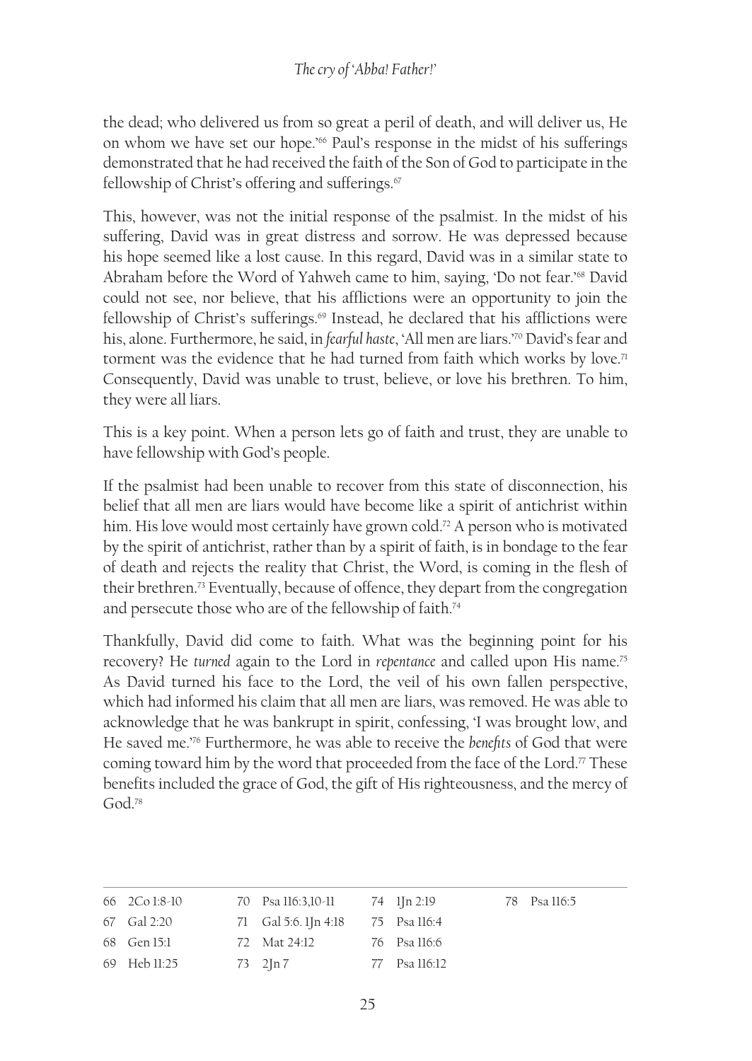the dead; who delivered us from so great a peril of death, and will deliver us, He on whom we have set our hope.'[66] Paul's response in the midst of his sufferings demonstrated that he had received the faith of the Son of God to participate in the fellowship of Christ's offering and sufferings.[67]

This, however, was not the initial response of the psalmist. In the midst of his suffering, David was in great distress and sorrow. He was depressed because his hope seemed like a lost cause. In this regard, David was in a similar state to Abraham before the Word of Yahweh came to him, saying, 'Do not fear.'[68] David could not see, nor believe, that his afflictions were an opportunity to join the fellowship of Christ's sufferings.[69] Instead, he declared that his afflictions were his, alone. Furthermore, he said, in *fearful haste*, 'All men are liars.'[70] David's fear and torment was the evidence that he had turned from faith which works by love.[71] Consequently, David was unable to trust, believe, or love his brethren. To him, they were all liars.

This is a key point. When a person lets go of faith and trust, they are unable to have fellowship with God's people.

If the psalmist had been unable to recover from this state of disconnection, his belief that all men are liars would have become like a spirit of antichrist within him. His love would most certainly have grown cold.[72] A person who is motivated by the spirit of antichrist, rather than by a spirit of faith, is in bondage to the fear of death and rejects the reality that Christ, the Word, is coming in the flesh of their brethren.[73] Eventually, because of offence, they depart from the congregation and persecute those who are of the fellowship of faith.[74]

Thankfully, David did come to faith. What was the beginning point for his recovery? He *turned* again to the Lord in *repentance* and called upon His name.[75] As David turned his face to the Lord, the veil of his own fallen perspective, which had informed his claim that all men are liars, was removed. He was able to acknowledge that he was bankrupt in spirit, confessing, 'I was brought low, and He saved me.'[76] Furthermore, he was able to receive the *benefits* of God that were coming toward him by the word that proceeded from the face of the Lord.[77] These benefits included the grace of God, the gift of His righteousness, and the mercy of God.[78]

---

66 2Co 1:8-10
67 Gal 2:20
68 Gen 15:1
69 Heb 11:25
70 Psa 116:3,10-11
71 Gal 5:6. 1Jn 4:18
72 Mat 24:12
73 2Jn 7
74 1Jn 2:19
75 Psa 116:4
76 Psa 116:6
77 Psa 116:12
78 Psa 116:5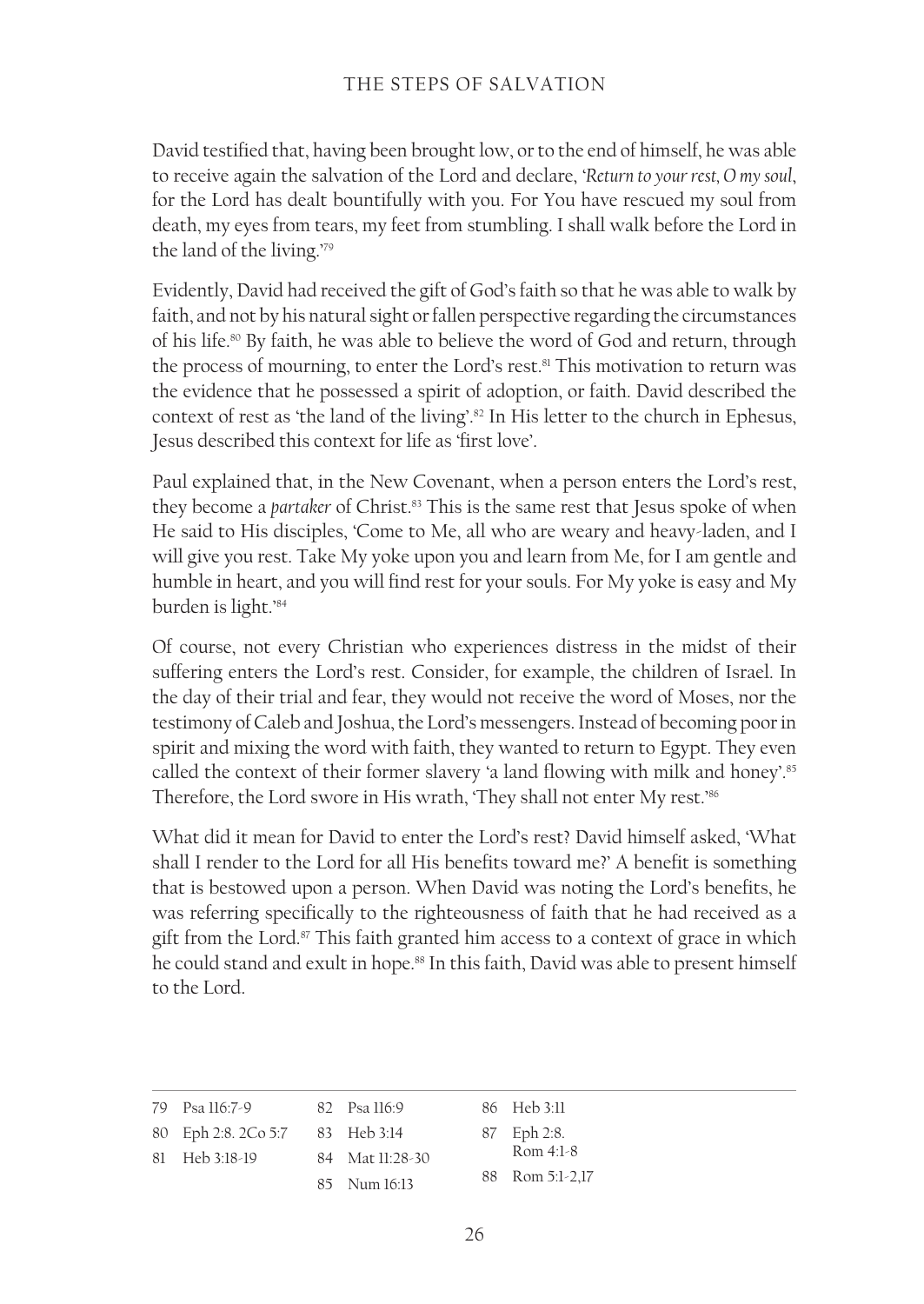David testified that, having been brought low, or to the end of himself, he was able to receive again the salvation of the Lord and declare, '*Return to your rest, O my soul*, for the Lord has dealt bountifully with you. For You have rescued my soul from death, my eyes from tears, my feet from stumbling. I shall walk before the Lord in the land of the living.'[79]

Evidently, David had received the gift of God's faith so that he was able to walk by faith, and not by his natural sight or fallen perspective regarding the circumstances of his life.[80] By faith, he was able to believe the word of God and return, through the process of mourning, to enter the Lord's rest.[81] This motivation to return was the evidence that he possessed a spirit of adoption, or faith. David described the context of rest as 'the land of the living'.[82] In His letter to the church in Ephesus, Jesus described this context for life as 'first love'.

Paul explained that, in the New Covenant, when a person enters the Lord's rest, they become a *partaker* of Christ.[83] This is the same rest that Jesus spoke of when He said to His disciples, 'Come to Me, all who are weary and heavy-laden, and I will give you rest. Take My yoke upon you and learn from Me, for I am gentle and humble in heart, and you will find rest for your souls. For My yoke is easy and My burden is light.'[84]

Of course, not every Christian who experiences distress in the midst of their suffering enters the Lord's rest. Consider, for example, the children of Israel. In the day of their trial and fear, they would not receive the word of Moses, nor the testimony of Caleb and Joshua, the Lord's messengers. Instead of becoming poor in spirit and mixing the word with faith, they wanted to return to Egypt. They even called the context of their former slavery 'a land flowing with milk and honey'.[85] Therefore, the Lord swore in His wrath, 'They shall not enter My rest.'[86]

What did it mean for David to enter the Lord's rest? David himself asked, 'What shall I render to the Lord for all His benefits toward me?' A benefit is something that is bestowed upon a person. When David was noting the Lord's benefits, he was referring specifically to the righteousness of faith that he had received as a gift from the Lord.[87] This faith granted him access to a context of grace in which he could stand and exult in hope.[88] In this faith, David was able to present himself to the Lord.

---

79 Psa 116:7-9
80 Eph 2:8. 2Co 5:7
81 Heb 3:18-19
82 Psa 116:9
83 Heb 3:14
84 Mat 11:28-30
85 Num 16:13
86 Heb 3:11
87 Eph 2:8. Rom 4:1-8
88 Rom 5:1-2,17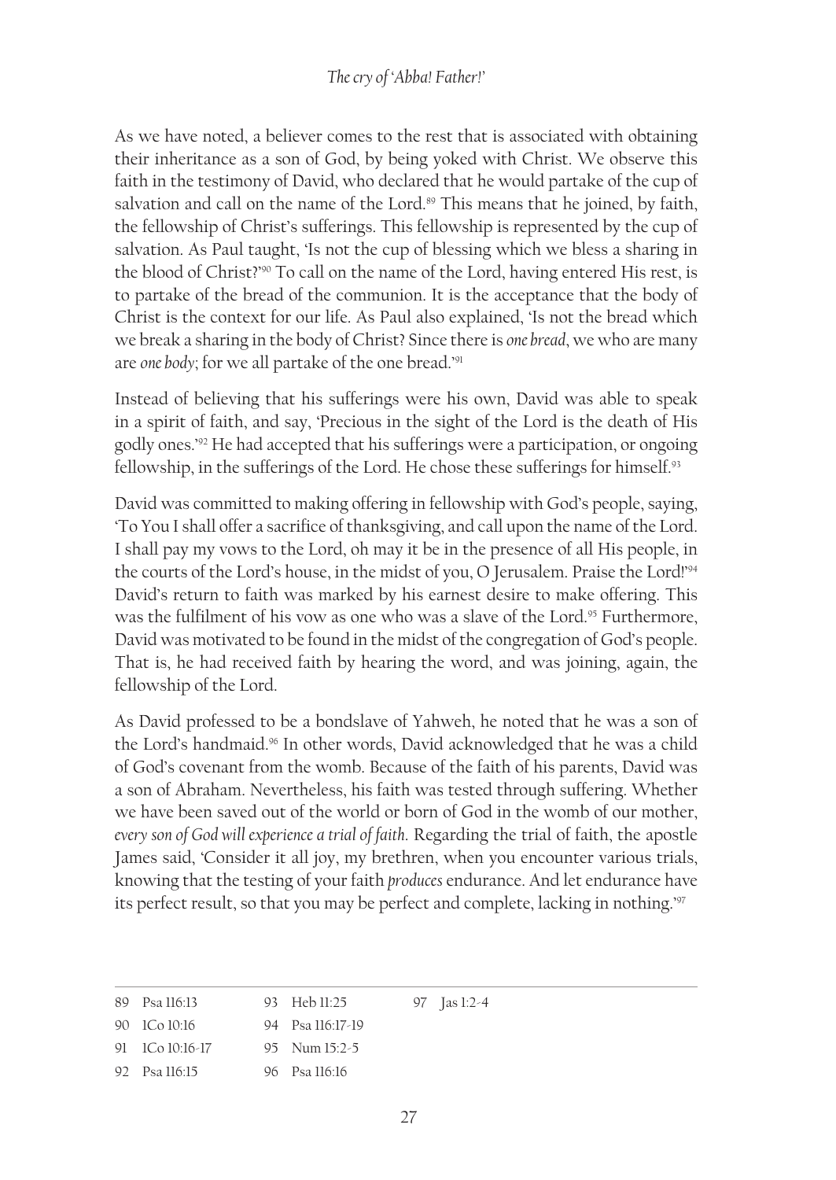As we have noted, a believer comes to the rest that is associated with obtaining their inheritance as a son of God, by being yoked with Christ. We observe this faith in the testimony of David, who declared that he would partake of the cup of salvation and call on the name of the Lord.[89] This means that he joined, by faith, the fellowship of Christ's sufferings. This fellowship is represented by the cup of salvation. As Paul taught, 'Is not the cup of blessing which we bless a sharing in the blood of Christ?'[90] To call on the name of the Lord, having entered His rest, is to partake of the bread of the communion. It is the acceptance that the body of Christ is the context for our life. As Paul also explained, 'Is not the bread which we break a sharing in the body of Christ? Since there is *one bread*, we who are many are *one body*; for we all partake of the one bread.'[91]

Instead of believing that his sufferings were his own, David was able to speak in a spirit of faith, and say, 'Precious in the sight of the Lord is the death of His godly ones.'[92] He had accepted that his sufferings were a participation, or ongoing fellowship, in the sufferings of the Lord. He chose these sufferings for himself.[93]

David was committed to making offering in fellowship with God's people, saying, 'To You I shall offer a sacrifice of thanksgiving, and call upon the name of the Lord. I shall pay my vows to the Lord, oh may it be in the presence of all His people, in the courts of the Lord's house, in the midst of you, O Jerusalem. Praise the Lord!'[94] David's return to faith was marked by his earnest desire to make offering. This was the fulfilment of his vow as one who was a slave of the Lord.[95] Furthermore, David was motivated to be found in the midst of the congregation of God's people. That is, he had received faith by hearing the word, and was joining, again, the fellowship of the Lord.

As David professed to be a bondslave of Yahweh, he noted that he was a son of the Lord's handmaid.[96] In other words, David acknowledged that he was a child of God's covenant from the womb. Because of the faith of his parents, David was a son of Abraham. Nevertheless, his faith was tested through suffering. Whether we have been saved out of the world or born of God in the womb of our mother, *every son of God will experience a trial of faith*. Regarding the trial of faith, the apostle James said, 'Consider it all joy, my brethren, when you encounter various trials, knowing that the testing of your faith *produces* endurance. And let endurance have its perfect result, so that you may be perfect and complete, lacking in nothing.'[97]

---

89 Psa 116:13
90 1Co 10:16
91 1Co 10:16-17
92 Psa 116:15
93 Heb 11:25
94 Psa 116:17-19
95 Num 15:2-5
96 Psa 116:16
97 Jas 1:2-4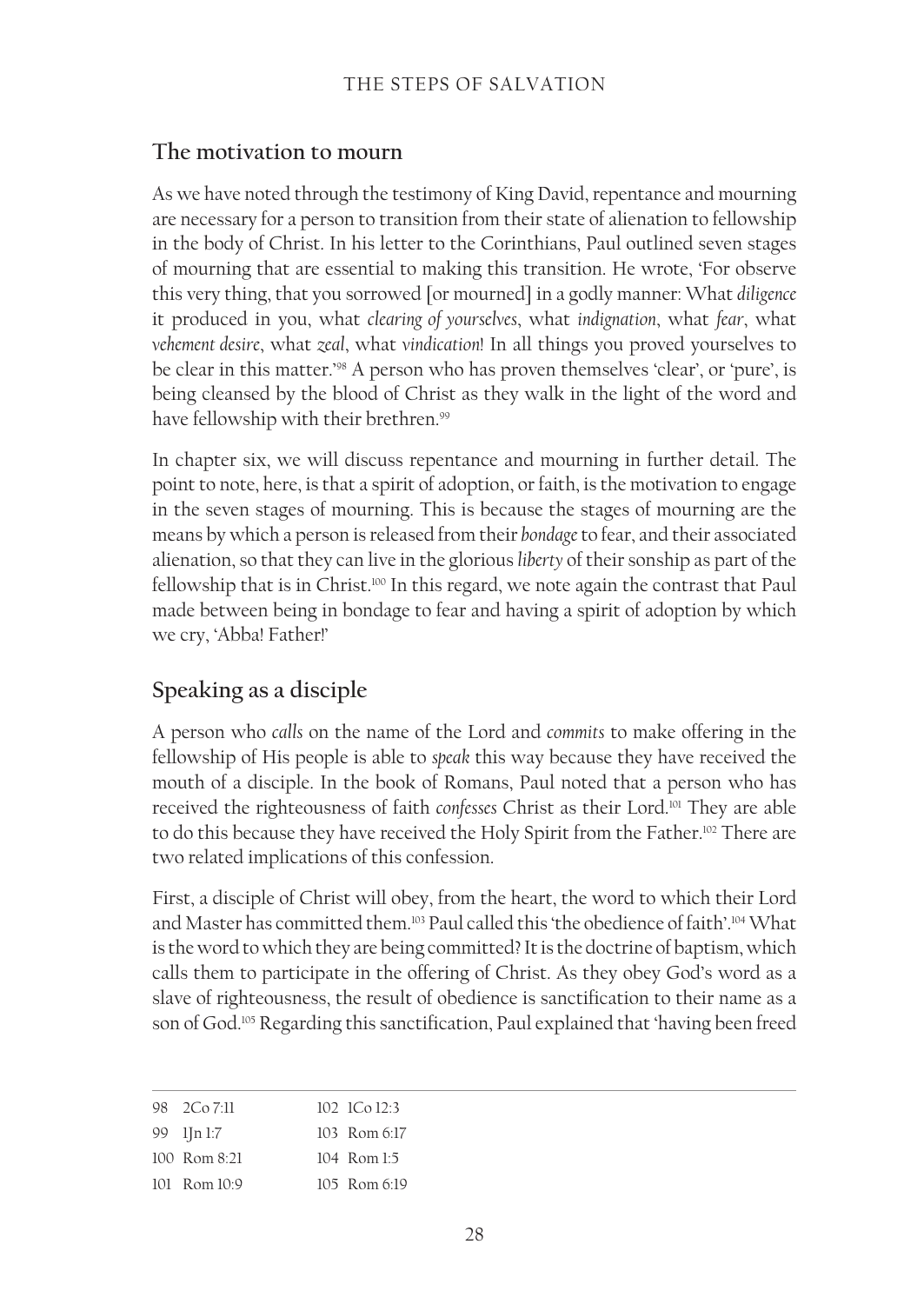## The motivation to mourn

As we have noted through the testimony of King David, repentance and mourning are necessary for a person to transition from their state of alienation to fellowship in the body of Christ. In his letter to the Corinthians, Paul outlined seven stages of mourning that are essential to making this transition. He wrote, 'For observe this very thing, that you sorrowed [or mourned] in a godly manner: What *diligence* it produced in you, what *clearing of yourselves*, what *indignation*, what *fear*, what *vehement desire*, what *zeal*, what *vindication*! In all things you proved yourselves to be clear in this matter.'[98] A person who has proven themselves 'clear', or 'pure', is being cleansed by the blood of Christ as they walk in the light of the word and have fellowship with their brethren.[99]

In chapter six, we will discuss repentance and mourning in further detail. The point to note, here, is that a spirit of adoption, or faith, is the motivation to engage in the seven stages of mourning. This is because the stages of mourning are the means by which a person is released from their *bondage* to fear, and their associated alienation, so that they can live in the glorious *liberty* of their sonship as part of the fellowship that is in Christ.[100] In this regard, we note again the contrast that Paul made between being in bondage to fear and having a spirit of adoption by which we cry, 'Abba! Father!'

## Speaking as a disciple

A person who *calls* on the name of the Lord and *commits* to make offering in the fellowship of His people is able to *speak* this way because they have received the mouth of a disciple. In the book of Romans, Paul noted that a person who has received the righteousness of faith *confesses* Christ as their Lord.[101] They are able to do this because they have received the Holy Spirit from the Father.[102] There are two related implications of this confession.

First, a disciple of Christ will obey, from the heart, the word to which their Lord and Master has committed them.[103] Paul called this 'the obedience of faith'.[104] What is the word to which they are being committed? It is the doctrine of baptism, which calls them to participate in the offering of Christ. As they obey God's word as a slave of righteousness, the result of obedience is sanctification to their name as a son of God.[105] Regarding this sanctification, Paul explained that 'having been freed

---

98 2Co 7:11

99 1Jn 1:7

100 Rom 8:21

101 Rom 10:9

102 1Co 12:3

103 Rom 6:17

104 Rom 1:5

105 Rom 6:19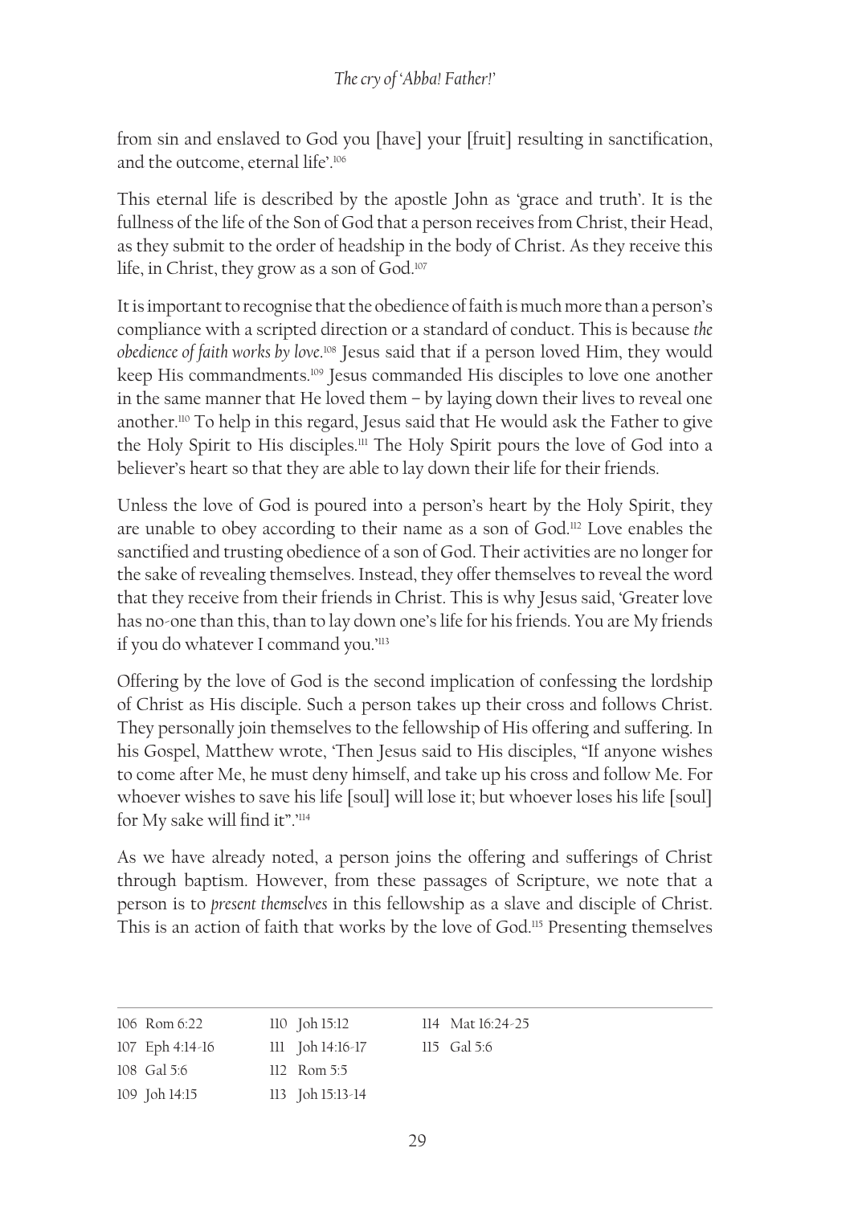from sin and enslaved to God you [have] your [fruit] resulting in sanctification, and the outcome, eternal life'.[106]

This eternal life is described by the apostle John as 'grace and truth'. It is the fullness of the life of the Son of God that a person receives from Christ, their Head, as they submit to the order of headship in the body of Christ. As they receive this life, in Christ, they grow as a son of God.[107]

It is important to recognise that the obedience of faith is much more than a person's compliance with a scripted direction or a standard of conduct. This is because *the obedience of faith works by love*.[108] Jesus said that if a person loved Him, they would keep His commandments.[109] Jesus commanded His disciples to love one another in the same manner that He loved them – by laying down their lives to reveal one another.[110] To help in this regard, Jesus said that He would ask the Father to give the Holy Spirit to His disciples.[111] The Holy Spirit pours the love of God into a believer's heart so that they are able to lay down their life for their friends.

Unless the love of God is poured into a person's heart by the Holy Spirit, they are unable to obey according to their name as a son of God.[112] Love enables the sanctified and trusting obedience of a son of God. Their activities are no longer for the sake of revealing themselves. Instead, they offer themselves to reveal the word that they receive from their friends in Christ. This is why Jesus said, 'Greater love has no-one than this, than to lay down one's life for his friends. You are My friends if you do whatever I command you.'[113]

Offering by the love of God is the second implication of confessing the lordship of Christ as His disciple. Such a person takes up their cross and follows Christ. They personally join themselves to the fellowship of His offering and suffering. In his Gospel, Matthew wrote, 'Then Jesus said to His disciples, "If anyone wishes to come after Me, he must deny himself, and take up his cross and follow Me. For whoever wishes to save his life [soul] will lose it; but whoever loses his life [soul] for My sake will find it".'[114]

As we have already noted, a person joins the offering and sufferings of Christ through baptism. However, from these passages of Scripture, we note that a person is to *present themselves* in this fellowship as a slave and disciple of Christ. This is an action of faith that works by the love of God.[115] Presenting themselves

---

106 Rom 6:22
107 Eph 4:14-16
108 Gal 5:6
109 Joh 14:15
110 Joh 15:12
111 Joh 14:16-17
112 Rom 5:5
113 Joh 15:13-14
114 Mat 16:24-25
115 Gal 5:6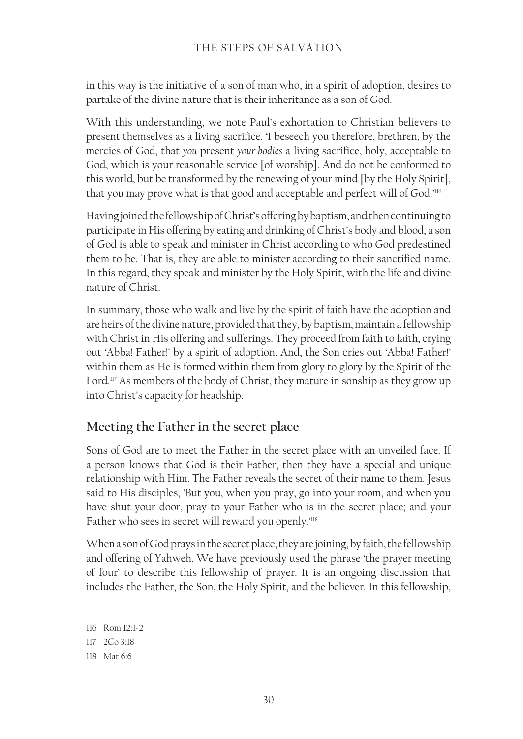in this way is the initiative of a son of man who, in a spirit of adoption, desires to partake of the divine nature that is their inheritance as a son of God.

With this understanding, we note Paul's exhortation to Christian believers to present themselves as a living sacrifice. 'I beseech you therefore, brethren, by the mercies of God, that *you* present *your bodies* a living sacrifice, holy, acceptable to God, which is your reasonable service [of worship]. And do not be conformed to this world, but be transformed by the renewing of your mind [by the Holy Spirit], that you may prove what is that good and acceptable and perfect will of God.'[116]

Having joined the fellowship of Christ's offering by baptism, and then continuing to participate in His offering by eating and drinking of Christ's body and blood, a son of God is able to speak and minister in Christ according to who God predestined them to be. That is, they are able to minister according to their sanctified name. In this regard, they speak and minister by the Holy Spirit, with the life and divine nature of Christ.

In summary, those who walk and live by the spirit of faith have the adoption and are heirs of the divine nature, provided that they, by baptism, maintain a fellowship with Christ in His offering and sufferings. They proceed from faith to faith, crying out 'Abba! Father!' by a spirit of adoption. And, the Son cries out 'Abba! Father!' within them as He is formed within them from glory to glory by the Spirit of the Lord.[117] As members of the body of Christ, they mature in sonship as they grow up into Christ's capacity for headship.

## Meeting the Father in the secret place

Sons of God are to meet the Father in the secret place with an unveiled face. If a person knows that God is their Father, then they have a special and unique relationship with Him. The Father reveals the secret of their name to them. Jesus said to His disciples, 'But you, when you pray, go into your room, and when you have shut your door, pray to your Father who is in the secret place; and your Father who sees in secret will reward you openly.'[118]

When a son of God prays in the secret place, they are joining, by faith, the fellowship and offering of Yahweh. We have previously used the phrase 'the prayer meeting of four' to describe this fellowship of prayer. It is an ongoing discussion that includes the Father, the Son, the Holy Spirit, and the believer. In this fellowship,

---

116 Rom 12:1-2

117 2Co 3:18

118 Mat 6:6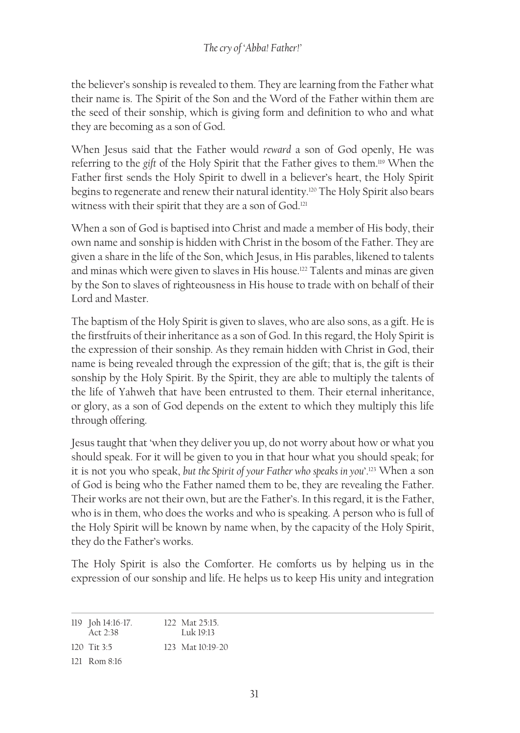the believer's sonship is revealed to them. They are learning from the Father what their name is. The Spirit of the Son and the Word of the Father within them are the seed of their sonship, which is giving form and definition to who and what they are becoming as a son of God.

When Jesus said that the Father would *reward* a son of God openly, He was referring to the *gift* of the Holy Spirit that the Father gives to them.[119] When the Father first sends the Holy Spirit to dwell in a believer's heart, the Holy Spirit begins to regenerate and renew their natural identity.[120] The Holy Spirit also bears witness with their spirit that they are a son of God.[121]

When a son of God is baptised into Christ and made a member of His body, their own name and sonship is hidden with Christ in the bosom of the Father. They are given a share in the life of the Son, which Jesus, in His parables, likened to talents and minas which were given to slaves in His house.[122] Talents and minas are given by the Son to slaves of righteousness in His house to trade with on behalf of their Lord and Master.

The baptism of the Holy Spirit is given to slaves, who are also sons, as a gift. He is the firstfruits of their inheritance as a son of God. In this regard, the Holy Spirit is the expression of their sonship. As they remain hidden with Christ in God, their name is being revealed through the expression of the gift; that is, the gift is their sonship by the Holy Spirit. By the Spirit, they are able to multiply the talents of the life of Yahweh that have been entrusted to them. Their eternal inheritance, or glory, as a son of God depends on the extent to which they multiply this life through offering.

Jesus taught that 'when they deliver you up, do not worry about how or what you should speak. For it will be given to you in that hour what you should speak; for it is not you who speak, *but the Spirit of your Father who speaks in you*'.[123] When a son of God is being who the Father named them to be, they are revealing the Father. Their works are not their own, but are the Father's. In this regard, it is the Father, who is in them, who does the works and who is speaking. A person who is full of the Holy Spirit will be known by name when, by the capacity of the Holy Spirit, they do the Father's works.

The Holy Spirit is also the Comforter. He comforts us by helping us in the expression of our sonship and life. He helps us to keep His unity and integration

---

119 Joh 14:16-17. Act 2:38

120 Tit 3:5

121 Rom 8:16

122 Mat 25:15. Luk 19:13

123 Mat 10:19-20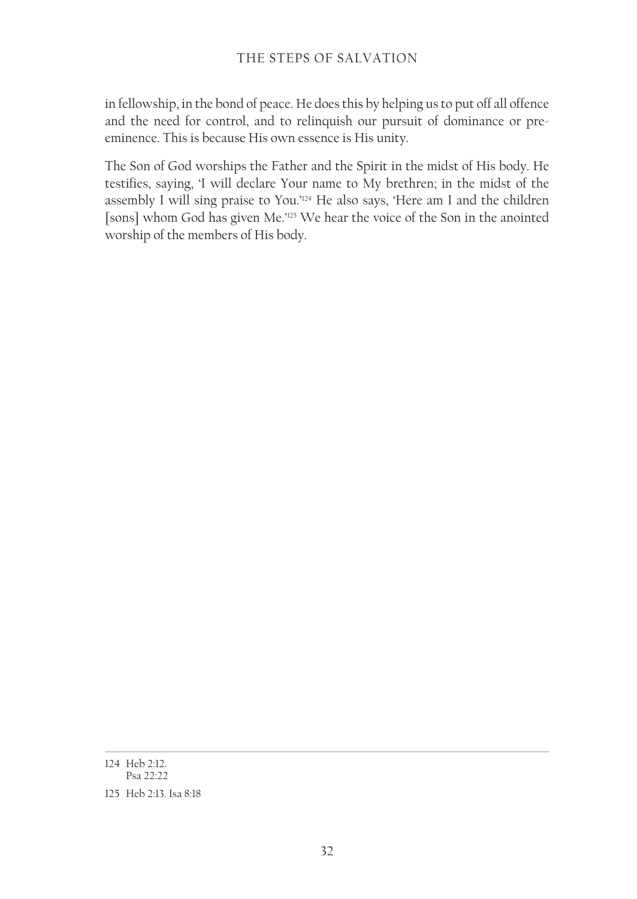in fellowship, in the bond of peace. He does this by helping us to put off all offence and the need for control, and to relinquish our pursuit of dominance or pre-eminence. This is because His own essence is His unity.

The Son of God worships the Father and the Spirit in the midst of His body. He testifies, saying, 'I will declare Your name to My brethren; in the midst of the assembly I will sing praise to You.'[124] He also says, 'Here am I and the children [sons] whom God has given Me.'[125] We hear the voice of the Son in the anointed worship of the members of His body.

---

124 Heb 2:12. Psa 22:22

125 Heb 2:13. Isa 8:18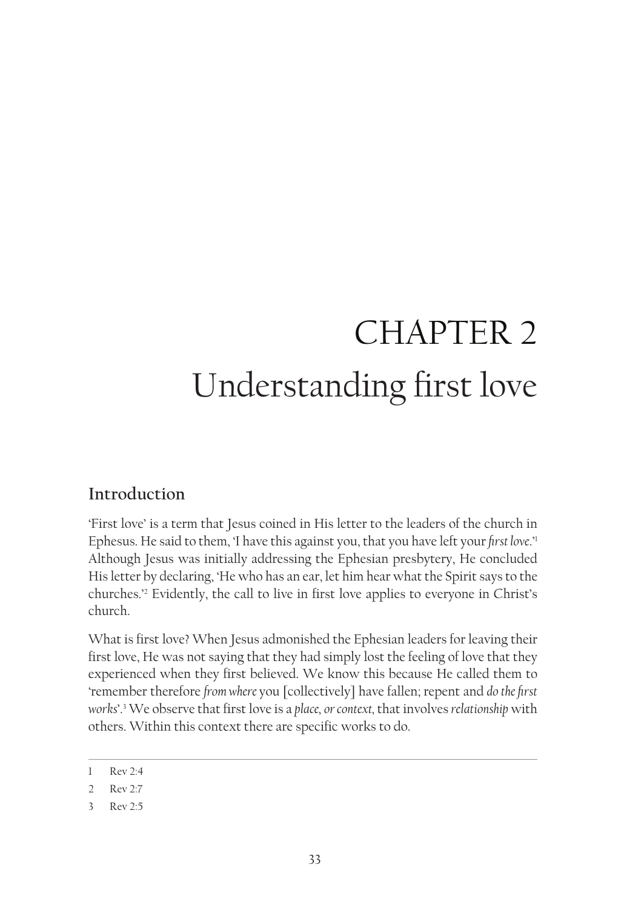# CHAPTER 2
# Understanding first love

## Introduction

'First love' is a term that Jesus coined in His letter to the leaders of the church in Ephesus. He said to them, 'I have this against you, that you have left your *first love*.'[1] Although Jesus was initially addressing the Ephesian presbytery, He concluded His letter by declaring, 'He who has an ear, let him hear what the Spirit says to the churches.'[2] Evidently, the call to live in first love applies to everyone in Christ's church.

What is first love? When Jesus admonished the Ephesian leaders for leaving their first love, He was not saying that they had simply lost the feeling of love that they experienced when they first believed. We know this because He called them to 'remember therefore *from where* you [collectively] have fallen; repent and *do the first works*'.[3] We observe that first love is a *place, or context,* that involves *relationship* with others. Within this context there are specific works to do.

---

1 Rev 2:4

2 Rev 2:7

3 Rev 2:5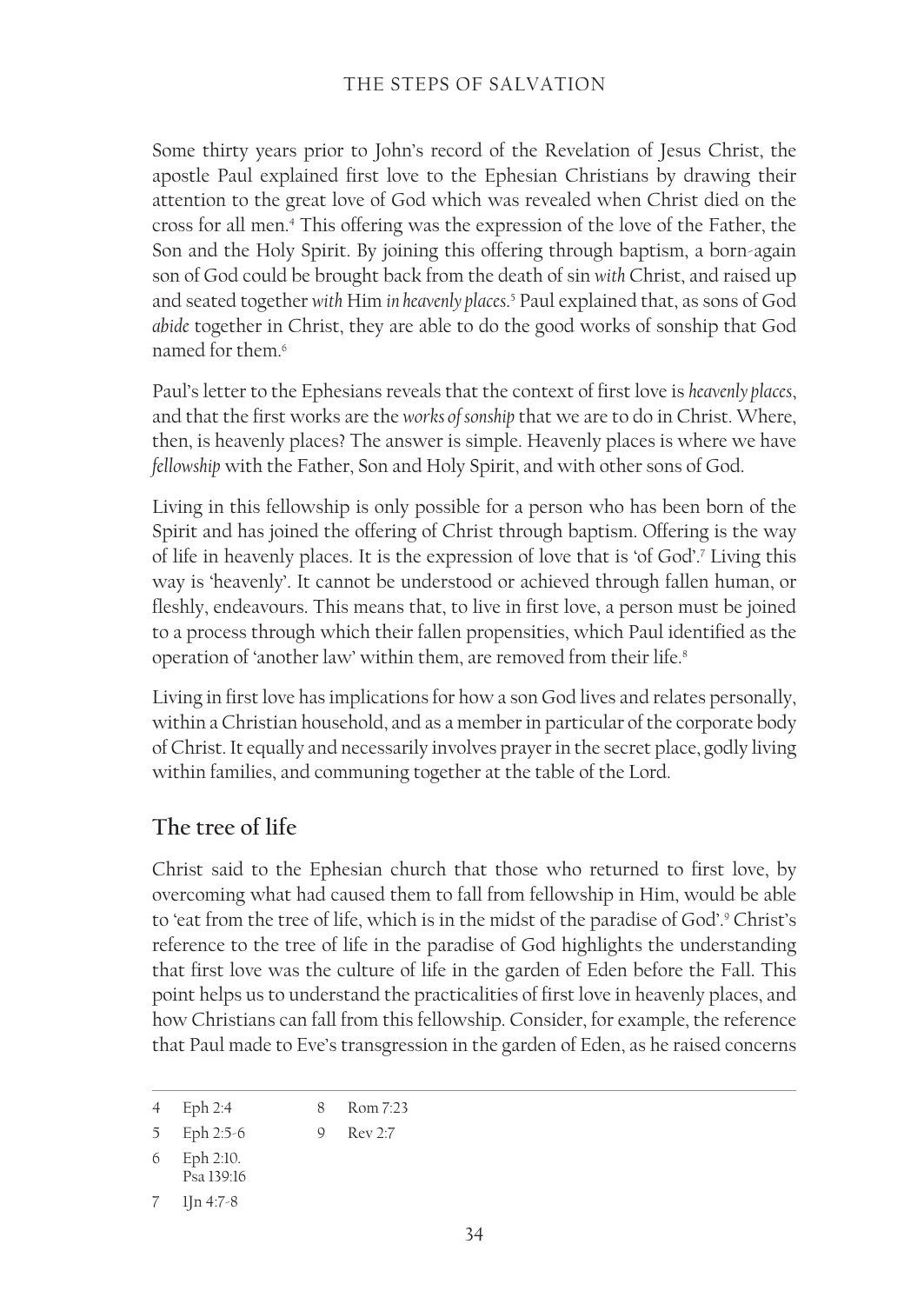Some thirty years prior to John's record of the Revelation of Jesus Christ, the apostle Paul explained first love to the Ephesian Christians by drawing their attention to the great love of God which was revealed when Christ died on the cross for all men.[4] This offering was the expression of the love of the Father, the Son and the Holy Spirit. By joining this offering through baptism, a born-again son of God could be brought back from the death of sin *with* Christ, and raised up and seated together *with* Him *in heavenly places*.[5] Paul explained that, as sons of God *abide* together in Christ, they are able to do the good works of sonship that God named for them.[6]

Paul's letter to the Ephesians reveals that the context of first love is *heavenly places*, and that the first works are the *works of sonship* that we are to do in Christ. Where, then, is heavenly places? The answer is simple. Heavenly places is where we have *fellowship* with the Father, Son and Holy Spirit, and with other sons of God.

Living in this fellowship is only possible for a person who has been born of the Spirit and has joined the offering of Christ through baptism. Offering is the way of life in heavenly places. It is the expression of love that is 'of God'.[7] Living this way is 'heavenly'. It cannot be understood or achieved through fallen human, or fleshly, endeavours. This means that, to live in first love, a person must be joined to a process through which their fallen propensities, which Paul identified as the operation of 'another law' within them, are removed from their life.[8]

Living in first love has implications for how a son God lives and relates personally, within a Christian household, and as a member in particular of the corporate body of Christ. It equally and necessarily involves prayer in the secret place, godly living within families, and communing together at the table of the Lord.

## The tree of life

Christ said to the Ephesian church that those who returned to first love, by overcoming what had caused them to fall from fellowship in Him, would be able to 'eat from the tree of life, which is in the midst of the paradise of God'.[9] Christ's reference to the tree of life in the paradise of God highlights the understanding that first love was the culture of life in the garden of Eden before the Fall. This point helps us to understand the practicalities of first love in heavenly places, and how Christians can fall from this fellowship. Consider, for example, the reference that Paul made to Eve's transgression in the garden of Eden, as he raised concerns

---

4 Eph 2:4

5 Eph 2:5-6

6 Eph 2:10. Psa 139:16

7 1Jn 4:7-8

8 Rom 7:23

9 Rev 2:7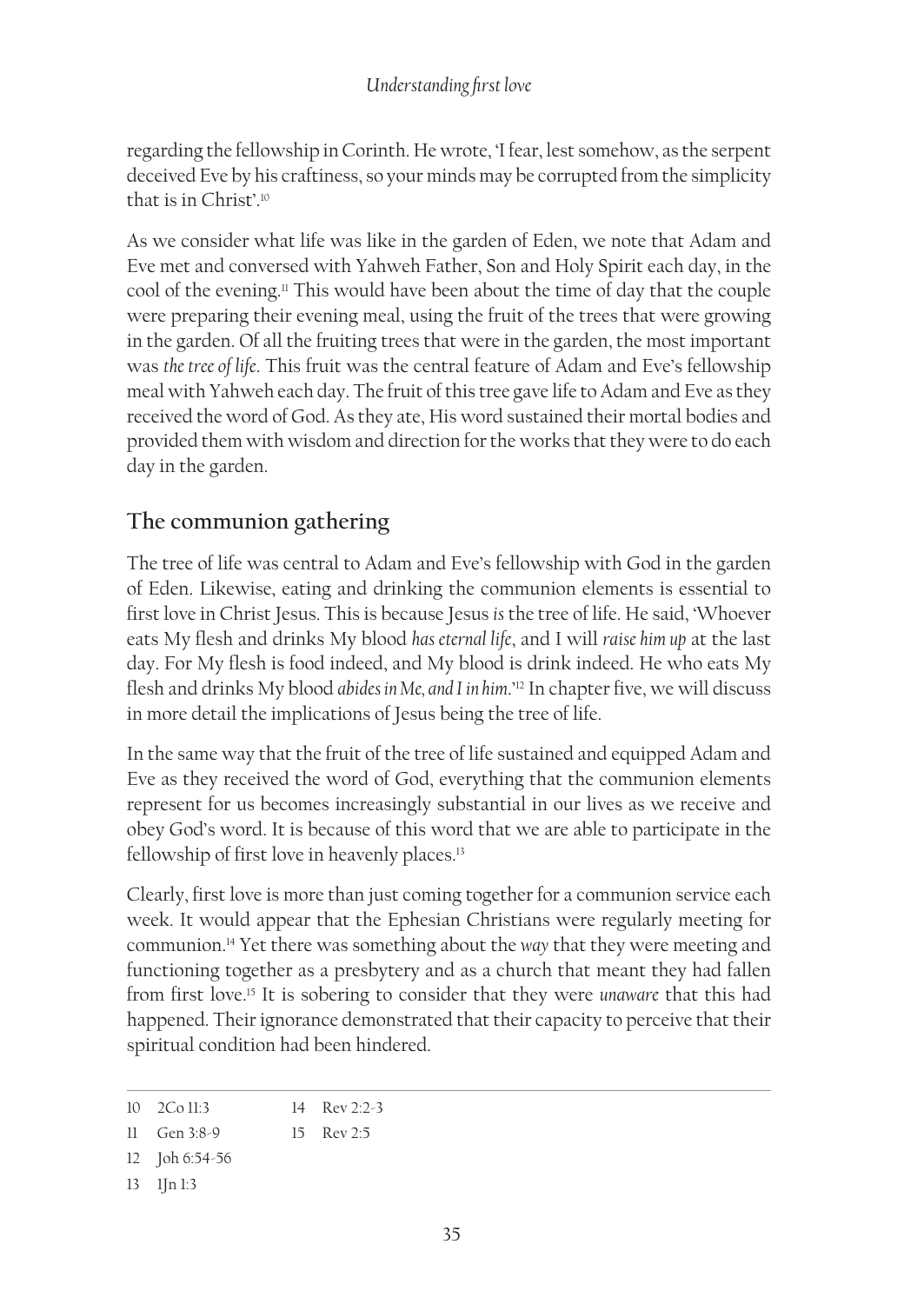regarding the fellowship in Corinth. He wrote, 'I fear, lest somehow, as the serpent deceived Eve by his craftiness, so your minds may be corrupted from the simplicity that is in Christ'.[10]

As we consider what life was like in the garden of Eden, we note that Adam and Eve met and conversed with Yahweh Father, Son and Holy Spirit each day, in the cool of the evening.[11] This would have been about the time of day that the couple were preparing their evening meal, using the fruit of the trees that were growing in the garden. Of all the fruiting trees that were in the garden, the most important was *the tree of life*. This fruit was the central feature of Adam and Eve's fellowship meal with Yahweh each day. The fruit of this tree gave life to Adam and Eve as they received the word of God. As they ate, His word sustained their mortal bodies and provided them with wisdom and direction for the works that they were to do each day in the garden.

## The communion gathering

The tree of life was central to Adam and Eve's fellowship with God in the garden of Eden. Likewise, eating and drinking the communion elements is essential to first love in Christ Jesus. This is because Jesus *is* the tree of life. He said, 'Whoever eats My flesh and drinks My blood *has eternal life*, and I will *raise him up* at the last day. For My flesh is food indeed, and My blood is drink indeed. He who eats My flesh and drinks My blood *abides in Me, and I in him*.'[12] In chapter five, we will discuss in more detail the implications of Jesus being the tree of life.

In the same way that the fruit of the tree of life sustained and equipped Adam and Eve as they received the word of God, everything that the communion elements represent for us becomes increasingly substantial in our lives as we receive and obey God's word. It is because of this word that we are able to participate in the fellowship of first love in heavenly places.[13]

Clearly, first love is more than just coming together for a communion service each week. It would appear that the Ephesian Christians were regularly meeting for communion.[14] Yet there was something about the *way* that they were meeting and functioning together as a presbytery and as a church that meant they had fallen from first love.[15] It is sobering to consider that they were *unaware* that this had happened. Their ignorance demonstrated that their capacity to perceive that their spiritual condition had been hindered.

---

10 2Co 11:3

11 Gen 3:8-9

12 Joh 6:54-56

13 1Jn 1:3

14 Rev 2:2-3

15 Rev 2:5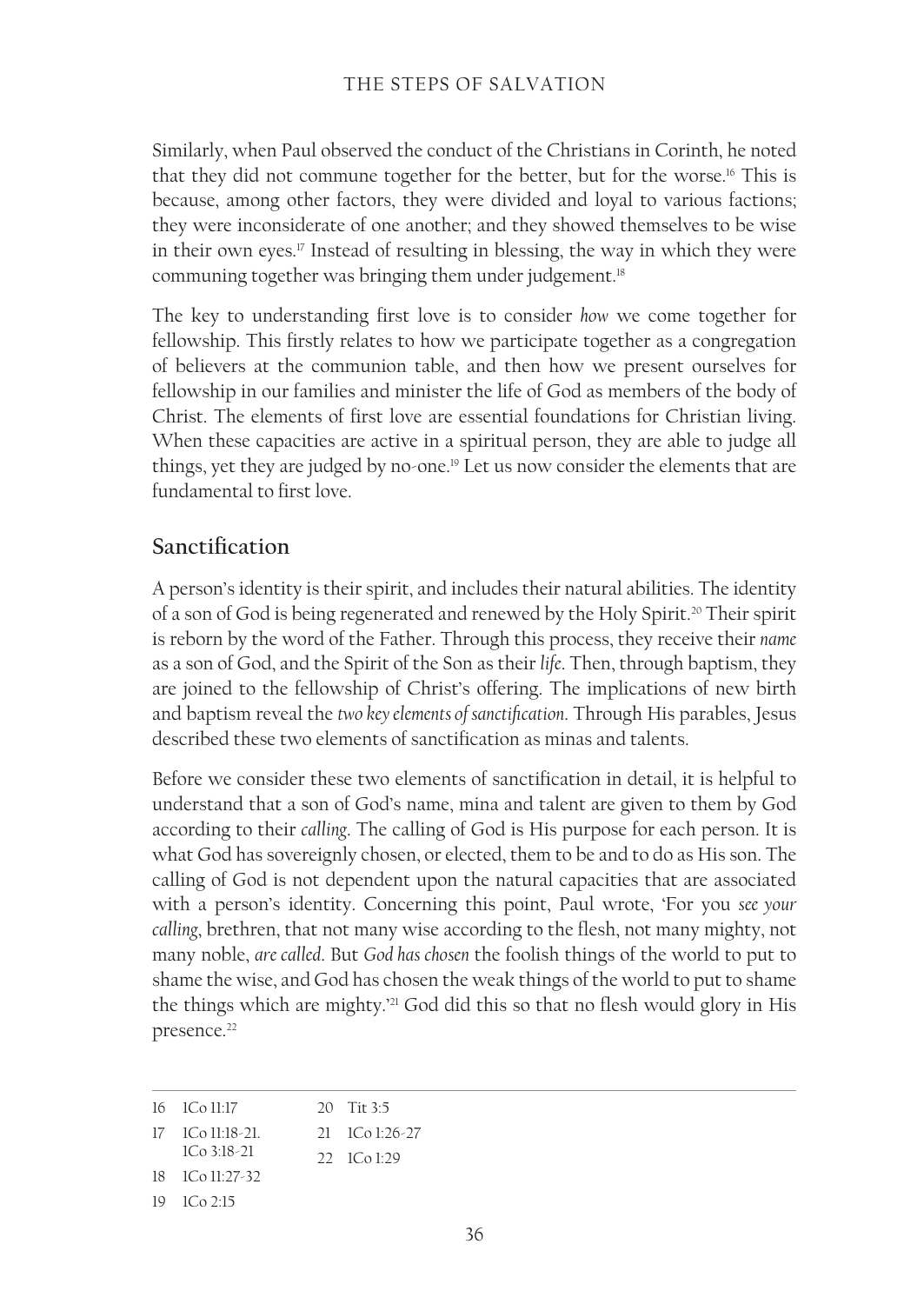Similarly, when Paul observed the conduct of the Christians in Corinth, he noted that they did not commune together for the better, but for the worse.[16] This is because, among other factors, they were divided and loyal to various factions; they were inconsiderate of one another; and they showed themselves to be wise in their own eyes.[17] Instead of resulting in blessing, the way in which they were communing together was bringing them under judgement.[18]

The key to understanding first love is to consider *how* we come together for fellowship. This firstly relates to how we participate together as a congregation of believers at the communion table, and then how we present ourselves for fellowship in our families and minister the life of God as members of the body of Christ. The elements of first love are essential foundations for Christian living. When these capacities are active in a spiritual person, they are able to judge all things, yet they are judged by no-one.[19] Let us now consider the elements that are fundamental to first love.

## Sanctification

A person's identity is their spirit, and includes their natural abilities. The identity of a son of God is being regenerated and renewed by the Holy Spirit.[20] Their spirit is reborn by the word of the Father. Through this process, they receive their *name* as a son of God, and the Spirit of the Son as their *life*. Then, through baptism, they are joined to the fellowship of Christ's offering. The implications of new birth and baptism reveal the *two key elements of sanctification*. Through His parables, Jesus described these two elements of sanctification as minas and talents.

Before we consider these two elements of sanctification in detail, it is helpful to understand that a son of God's name, mina and talent are given to them by God according to their *calling*. The calling of God is His purpose for each person. It is what God has sovereignly chosen, or elected, them to be and to do as His son. The calling of God is not dependent upon the natural capacities that are associated with a person's identity. Concerning this point, Paul wrote, 'For you *see your calling*, brethren, that not many wise according to the flesh, not many mighty, not many noble, *are called*. But *God has chosen* the foolish things of the world to put to shame the wise, and God has chosen the weak things of the world to put to shame the things which are mighty.'[21] God did this so that no flesh would glory in His presence.[22]

16 1Co 11:17
17 1Co 11:18-21. 1Co 3:18-21
18 1Co 11:27-32
19 1Co 2:15
20 Tit 3:5
21 1Co 1:26-27
22 1Co 1:29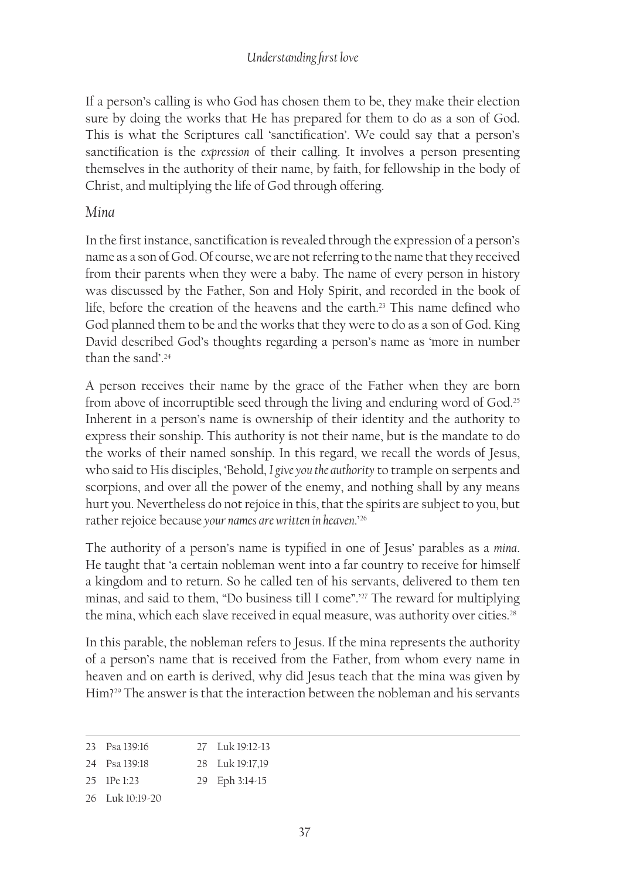If a person's calling is who God has chosen them to be, they make their election sure by doing the works that He has prepared for them to do as a son of God. This is what the Scriptures call 'sanctification'. We could say that a person's sanctification is the *expression* of their calling. It involves a person presenting themselves in the authority of their name, by faith, for fellowship in the body of Christ, and multiplying the life of God through offering.

## *Mina*

In the first instance, sanctification is revealed through the expression of a person's name as a son of God. Of course, we are not referring to the name that they received from their parents when they were a baby. The name of every person in history was discussed by the Father, Son and Holy Spirit, and recorded in the book of life, before the creation of the heavens and the earth.[23] This name defined who God planned them to be and the works that they were to do as a son of God. King David described God's thoughts regarding a person's name as 'more in number than the sand'.[24]

A person receives their name by the grace of the Father when they are born from above of incorruptible seed through the living and enduring word of God.[25] Inherent in a person's name is ownership of their identity and the authority to express their sonship. This authority is not their name, but is the mandate to do the works of their named sonship. In this regard, we recall the words of Jesus, who said to His disciples, 'Behold, *I give you the authority* to trample on serpents and scorpions, and over all the power of the enemy, and nothing shall by any means hurt you. Nevertheless do not rejoice in this, that the spirits are subject to you, but rather rejoice because *your names are written in heaven*.'[26]

The authority of a person's name is typified in one of Jesus' parables as a *mina*. He taught that 'a certain nobleman went into a far country to receive for himself a kingdom and to return. So he called ten of his servants, delivered to them ten minas, and said to them, "Do business till I come".'[27] The reward for multiplying the mina, which each slave received in equal measure, was authority over cities.[28]

In this parable, the nobleman refers to Jesus. If the mina represents the authority of a person's name that is received from the Father, from whom every name in heaven and on earth is derived, why did Jesus teach that the mina was given by Him?[29] The answer is that the interaction between the nobleman and his servants

---

23 Psa 139:16
24 Psa 139:18
25 1Pe 1:23
26 Luk 10:19-20
27 Luk 19:12-13
28 Luk 19:17,19
29 Eph 3:14-15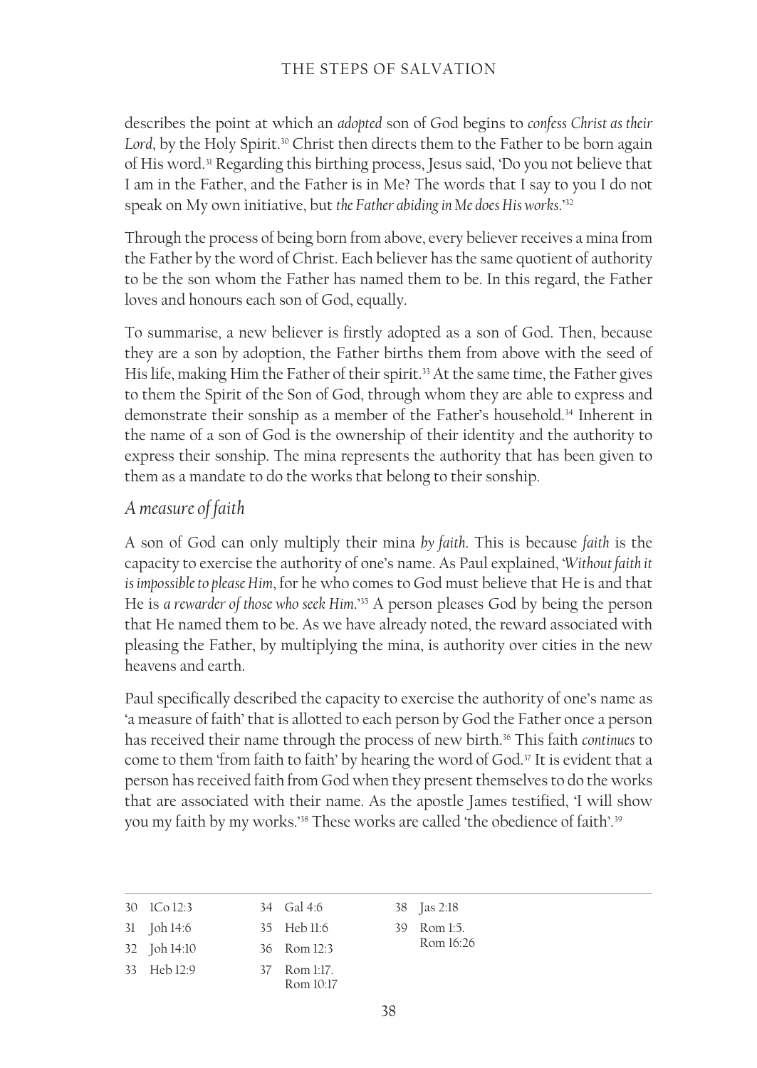describes the point at which an *adopted* son of God begins to *confess Christ as their Lord*, by the Holy Spirit.[30] Christ then directs them to the Father to be born again of His word.[31] Regarding this birthing process, Jesus said, 'Do you not believe that I am in the Father, and the Father is in Me? The words that I say to you I do not speak on My own initiative, but *the Father abiding in Me does His works*.'[32]

Through the process of being born from above, every believer receives a mina from the Father by the word of Christ. Each believer has the same quotient of authority to be the son whom the Father has named them to be. In this regard, the Father loves and honours each son of God, equally.

To summarise, a new believer is firstly adopted as a son of God. Then, because they are a son by adoption, the Father births them from above with the seed of His life, making Him the Father of their spirit.[33] At the same time, the Father gives to them the Spirit of the Son of God, through whom they are able to express and demonstrate their sonship as a member of the Father's household.[34] Inherent in the name of a son of God is the ownership of their identity and the authority to express their sonship. The mina represents the authority that has been given to them as a mandate to do the works that belong to their sonship.

## *A measure of faith*

A son of God can only multiply their mina *by faith*. This is because *faith* is the capacity to exercise the authority of one's name. As Paul explained, '*Without faith it is impossible to please Him*, for he who comes to God must believe that He is and that He is *a rewarder of those who seek Him*.'[35] A person pleases God by being the person that He named them to be. As we have already noted, the reward associated with pleasing the Father, by multiplying the mina, is authority over cities in the new heavens and earth.

Paul specifically described the capacity to exercise the authority of one's name as 'a measure of faith' that is allotted to each person by God the Father once a person has received their name through the process of new birth.[36] This faith *continues* to come to them 'from faith to faith' by hearing the word of God.[37] It is evident that a person has received faith from God when they present themselves to do the works that are associated with their name. As the apostle James testified, 'I will show you my faith by my works.'[38] These works are called 'the obedience of faith'.[39]

---

30 1Co 12:3
31 Joh 14:6
32 Joh 14:10
33 Heb 12:9
34 Gal 4:6
35 Heb 11:6
36 Rom 12:3
37 Rom 1:17. Rom 10:17
38 Jas 2:18
39 Rom 1:5. Rom 16:26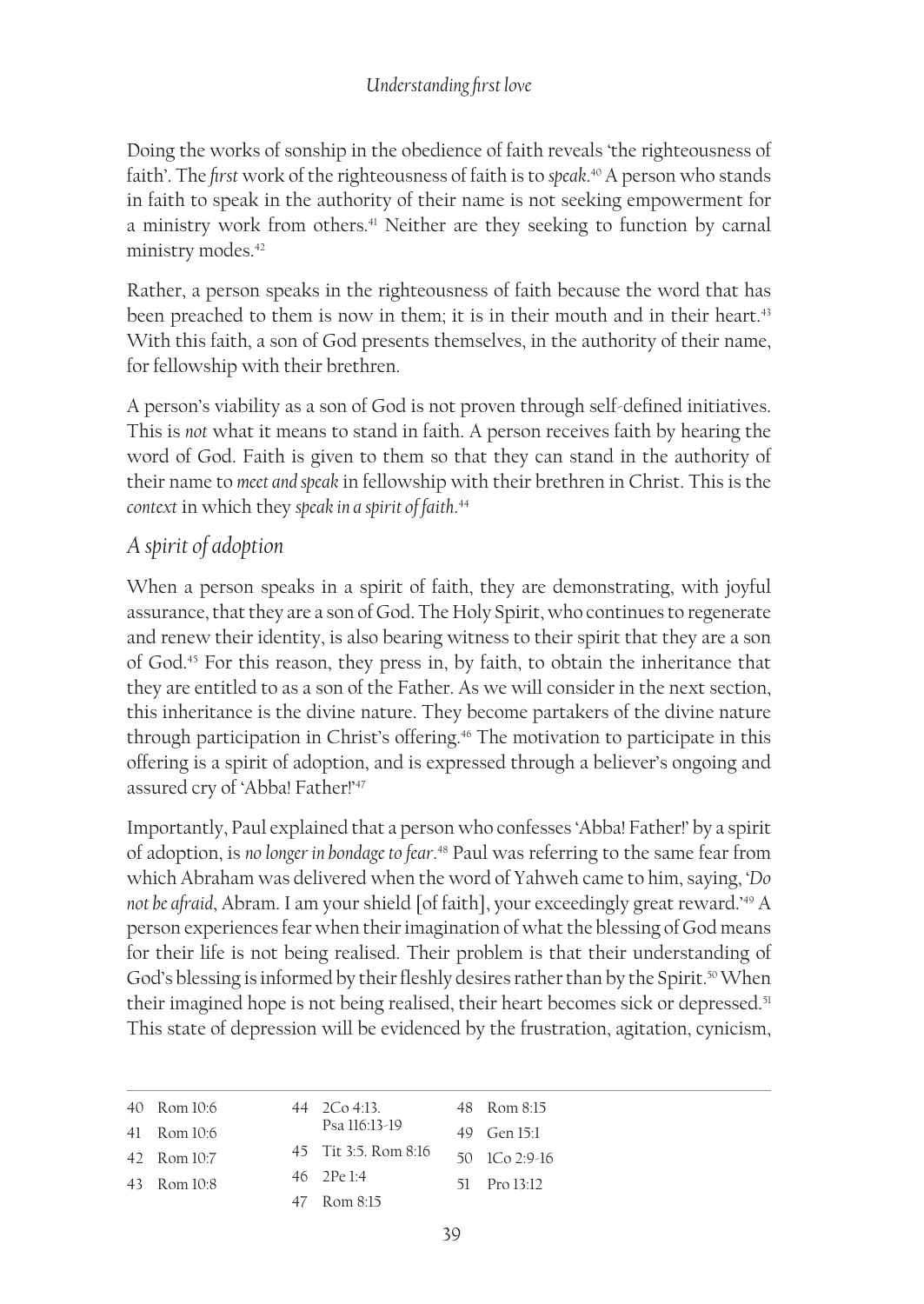Doing the works of sonship in the obedience of faith reveals 'the righteousness of faith'. The *first* work of the righteousness of faith is to *speak*.[40] A person who stands in faith to speak in the authority of their name is not seeking empowerment for a ministry work from others.[41] Neither are they seeking to function by carnal ministry modes.[42]

Rather, a person speaks in the righteousness of faith because the word that has been preached to them is now in them; it is in their mouth and in their heart.[43] With this faith, a son of God presents themselves, in the authority of their name, for fellowship with their brethren.

A person's viability as a son of God is not proven through self-defined initiatives. This is *not* what it means to stand in faith. A person receives faith by hearing the word of God. Faith is given to them so that they can stand in the authority of their name to *meet and speak* in fellowship with their brethren in Christ. This is the *context* in which they *speak in a spirit of faith*.[44]

## *A spirit of adoption*

When a person speaks in a spirit of faith, they are demonstrating, with joyful assurance, that they are a son of God. The Holy Spirit, who continues to regenerate and renew their identity, is also bearing witness to their spirit that they are a son of God.[45] For this reason, they press in, by faith, to obtain the inheritance that they are entitled to as a son of the Father. As we will consider in the next section, this inheritance is the divine nature. They become partakers of the divine nature through participation in Christ's offering.[46] The motivation to participate in this offering is a spirit of adoption, and is expressed through a believer's ongoing and assured cry of 'Abba! Father!'[47]

Importantly, Paul explained that a person who confesses 'Abba! Father!' by a spirit of adoption, is *no longer in bondage to fear*.[48] Paul was referring to the same fear from which Abraham was delivered when the word of Yahweh came to him, saying, '*Do not be afraid*, Abram. I am your shield [of faith], your exceedingly great reward.'[49] A person experiences fear when their imagination of what the blessing of God means for their life is not being realised. Their problem is that their understanding of God's blessing is informed by their fleshly desires rather than by the Spirit.[50] When their imagined hope is not being realised, their heart becomes sick or depressed.[51] This state of depression will be evidenced by the frustration, agitation, cynicism,

---

40 Rom 10:6
41 Rom 10:6
42 Rom 10:7
43 Rom 10:8
44 2Co 4:13. Psa 116:13-19
45 Tit 3:5. Rom 8:16
46 2Pe 1:4
47 Rom 8:15
48 Rom 8:15
49 Gen 15:1
50 1Co 2:9-16
51 Pro 13:12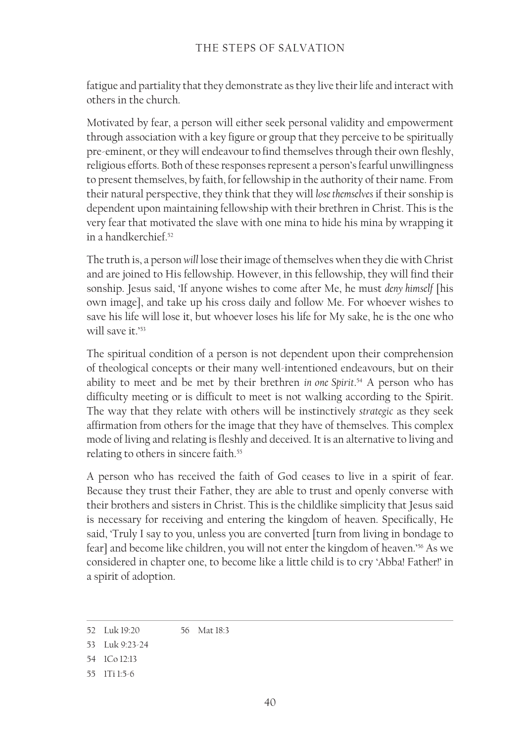fatigue and partiality that they demonstrate as they live their life and interact with others in the church.

Motivated by fear, a person will either seek personal validity and empowerment through association with a key figure or group that they perceive to be spiritually pre-eminent, or they will endeavour to find themselves through their own fleshly, religious efforts. Both of these responses represent a person's fearful unwillingness to present themselves, by faith, for fellowship in the authority of their name. From their natural perspective, they think that they will *lose themselves* if their sonship is dependent upon maintaining fellowship with their brethren in Christ. This is the very fear that motivated the slave with one mina to hide his mina by wrapping it in a handkerchief.[52]

The truth is, a person *will* lose their image of themselves when they die with Christ and are joined to His fellowship. However, in this fellowship, they will find their sonship. Jesus said, 'If anyone wishes to come after Me, he must *deny himself* [his own image], and take up his cross daily and follow Me. For whoever wishes to save his life will lose it, but whoever loses his life for My sake, he is the one who will save it.'[53]

The spiritual condition of a person is not dependent upon their comprehension of theological concepts or their many well-intentioned endeavours, but on their ability to meet and be met by their brethren *in one Spirit*.[54] A person who has difficulty meeting or is difficult to meet is not walking according to the Spirit. The way that they relate with others will be instinctively *strategic* as they seek affirmation from others for the image that they have of themselves. This complex mode of living and relating is fleshly and deceived. It is an alternative to living and relating to others in sincere faith.[55]

A person who has received the faith of God ceases to live in a spirit of fear. Because they trust their Father, they are able to trust and openly converse with their brothers and sisters in Christ. This is the childlike simplicity that Jesus said is necessary for receiving and entering the kingdom of heaven. Specifically, He said, 'Truly I say to you, unless you are converted [turn from living in bondage to fear] and become like children, you will not enter the kingdom of heaven.'[56] As we considered in chapter one, to become like a little child is to cry 'Abba! Father!' in a spirit of adoption.

---

52 Luk 19:20

53 Luk 9:23-24

54 1Co 12:13

55 1Ti 1:5-6

56 Mat 18:3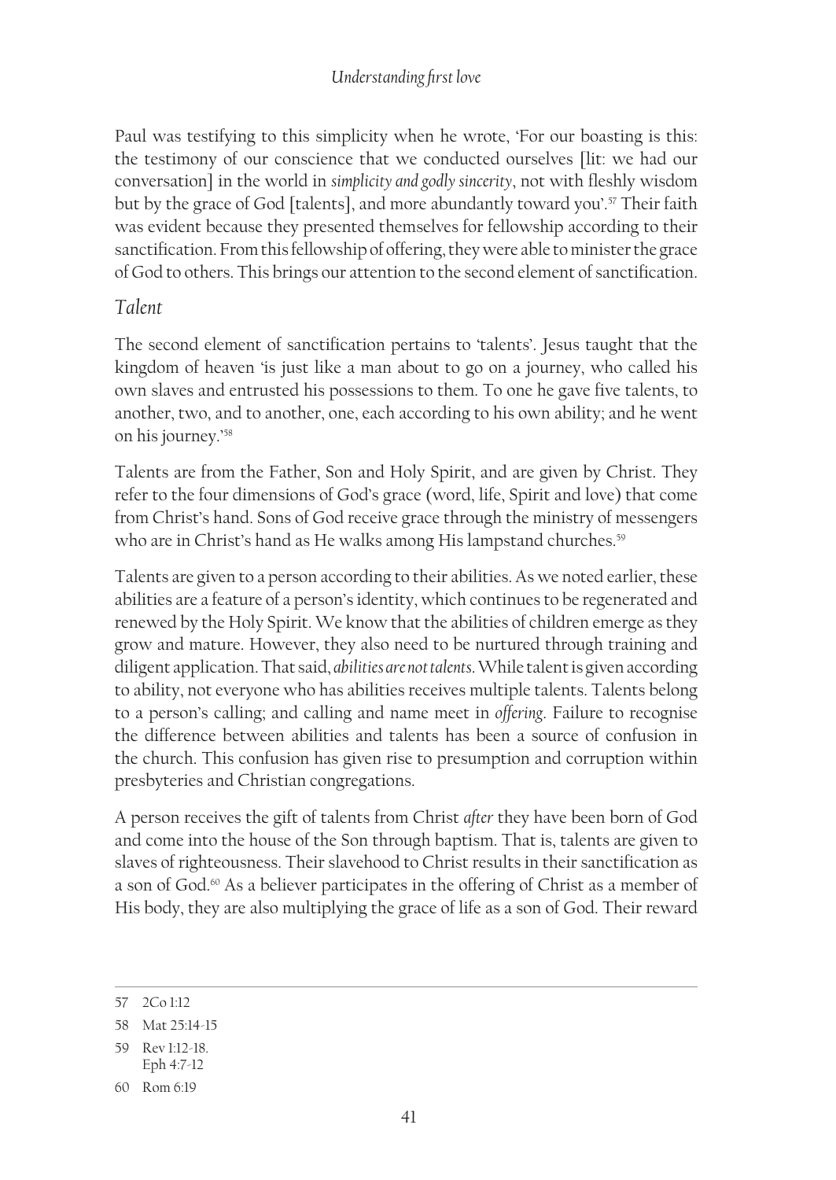Paul was testifying to this simplicity when he wrote, 'For our boasting is this: the testimony of our conscience that we conducted ourselves [lit: we had our conversation] in the world in *simplicity and godly sincerity*, not with fleshly wisdom but by the grace of God [talents], and more abundantly toward you'.[57] Their faith was evident because they presented themselves for fellowship according to their sanctification. From this fellowship of offering, they were able to minister the grace of God to others. This brings our attention to the second element of sanctification.

## *Talent*

The second element of sanctification pertains to 'talents'. Jesus taught that the kingdom of heaven 'is just like a man about to go on a journey, who called his own slaves and entrusted his possessions to them. To one he gave five talents, to another, two, and to another, one, each according to his own ability; and he went on his journey.'[58]

Talents are from the Father, Son and Holy Spirit, and are given by Christ. They refer to the four dimensions of God's grace (word, life, Spirit and love) that come from Christ's hand. Sons of God receive grace through the ministry of messengers who are in Christ's hand as He walks among His lampstand churches.[59]

Talents are given to a person according to their abilities. As we noted earlier, these abilities are a feature of a person's identity, which continues to be regenerated and renewed by the Holy Spirit. We know that the abilities of children emerge as they grow and mature. However, they also need to be nurtured through training and diligent application. That said, *abilities are not talents*. While talent is given according to ability, not everyone who has abilities receives multiple talents. Talents belong to a person's calling; and calling and name meet in *offering*. Failure to recognise the difference between abilities and talents has been a source of confusion in the church. This confusion has given rise to presumption and corruption within presbyteries and Christian congregations.

A person receives the gift of talents from Christ *after* they have been born of God and come into the house of the Son through baptism. That is, talents are given to slaves of righteousness. Their slavehood to Christ results in their sanctification as a son of God.[60] As a believer participates in the offering of Christ as a member of His body, they are also multiplying the grace of life as a son of God. Their reward

---

57 2Co 1:12

58 Mat 25:14-15

59 Rev 1:12-18. Eph 4:7-12

60 Rom 6:19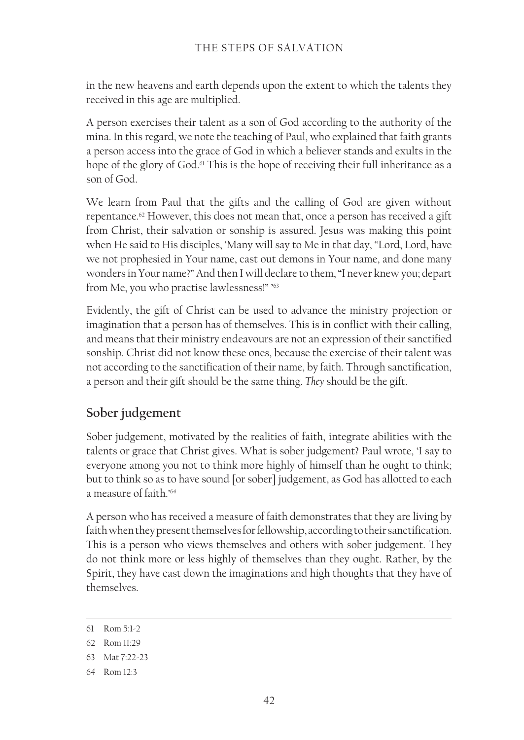in the new heavens and earth depends upon the extent to which the talents they received in this age are multiplied.

A person exercises their talent as a son of God according to the authority of the mina. In this regard, we note the teaching of Paul, who explained that faith grants a person access into the grace of God in which a believer stands and exults in the hope of the glory of God.[61] This is the hope of receiving their full inheritance as a son of God.

We learn from Paul that the gifts and the calling of God are given without repentance.[62] However, this does not mean that, once a person has received a gift from Christ, their salvation or sonship is assured. Jesus was making this point when He said to His disciples, 'Many will say to Me in that day, "Lord, Lord, have we not prophesied in Your name, cast out demons in Your name, and done many wonders in Your name?" And then I will declare to them, "I never knew you; depart from Me, you who practise lawlessness!" '[63]

Evidently, the gift of Christ can be used to advance the ministry projection or imagination that a person has of themselves. This is in conflict with their calling, and means that their ministry endeavours are not an expression of their sanctified sonship. Christ did not know these ones, because the exercise of their talent was not according to the sanctification of their name, by faith. Through sanctification, a person and their gift should be the same thing. *They* should be the gift.

## Sober judgement

Sober judgement, motivated by the realities of faith, integrate abilities with the talents or grace that Christ gives. What is sober judgement? Paul wrote, 'I say to everyone among you not to think more highly of himself than he ought to think; but to think so as to have sound [or sober] judgement, as God has allotted to each a measure of faith.'[64]

A person who has received a measure of faith demonstrates that they are living by faith when they present themselves for fellowship, according to their sanctification. This is a person who views themselves and others with sober judgement. They do not think more or less highly of themselves than they ought. Rather, by the Spirit, they have cast down the imaginations and high thoughts that they have of themselves.

---

61 Rom 5:1-2

62 Rom 11:29

63 Mat 7:22-23

64 Rom 12:3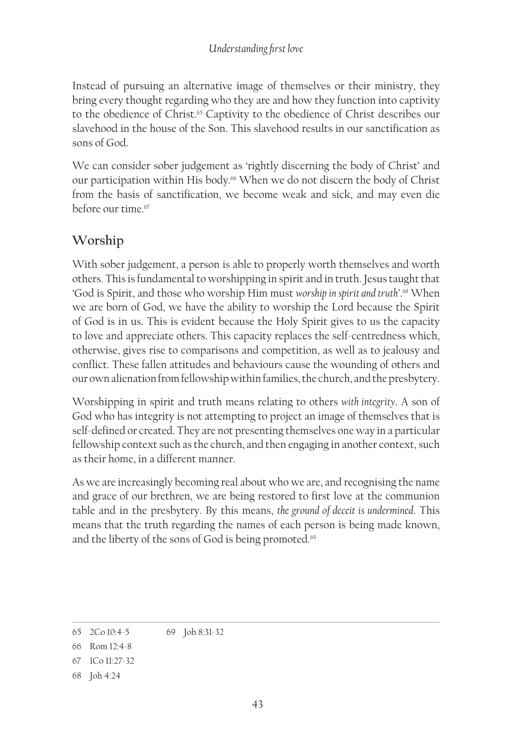Instead of pursuing an alternative image of themselves or their ministry, they bring every thought regarding who they are and how they function into captivity to the obedience of Christ.[65] Captivity to the obedience of Christ describes our slavehood in the house of the Son. This slavehood results in our sanctification as sons of God.

We can consider sober judgement as 'rightly discerning the body of Christ' and our participation within His body.[66] When we do not discern the body of Christ from the basis of sanctification, we become weak and sick, and may even die before our time.[67]

## Worship

With sober judgement, a person is able to properly worth themselves and worth others. This is fundamental to worshipping in spirit and in truth. Jesus taught that 'God is Spirit, and those who worship Him must *worship in spirit and truth*'.[68] When we are born of God, we have the ability to worship the Lord because the Spirit of God is in us. This is evident because the Holy Spirit gives to us the capacity to love and appreciate others. This capacity replaces the self-centredness which, otherwise, gives rise to comparisons and competition, as well as to jealousy and conflict. These fallen attitudes and behaviours cause the wounding of others and our own alienation from fellowship within families, the church, and the presbytery.

Worshipping in spirit and truth means relating to others *with integrity*. A son of God who has integrity is not attempting to project an image of themselves that is self-defined or created. They are not presenting themselves one way in a particular fellowship context such as the church, and then engaging in another context, such as their home, in a different manner.

As we are increasingly becoming real about who we are, and recognising the name and grace of our brethren, we are being restored to first love at the communion table and in the presbytery. By this means, *the ground of deceit is undermined*. This means that the truth regarding the names of each person is being made known, and the liberty of the sons of God is being promoted.[69]

---

65 2Co 10:4-5

66 Rom 12:4-8

67 1Co 11:27-32

68 Joh 4:24

69 Joh 8:31-32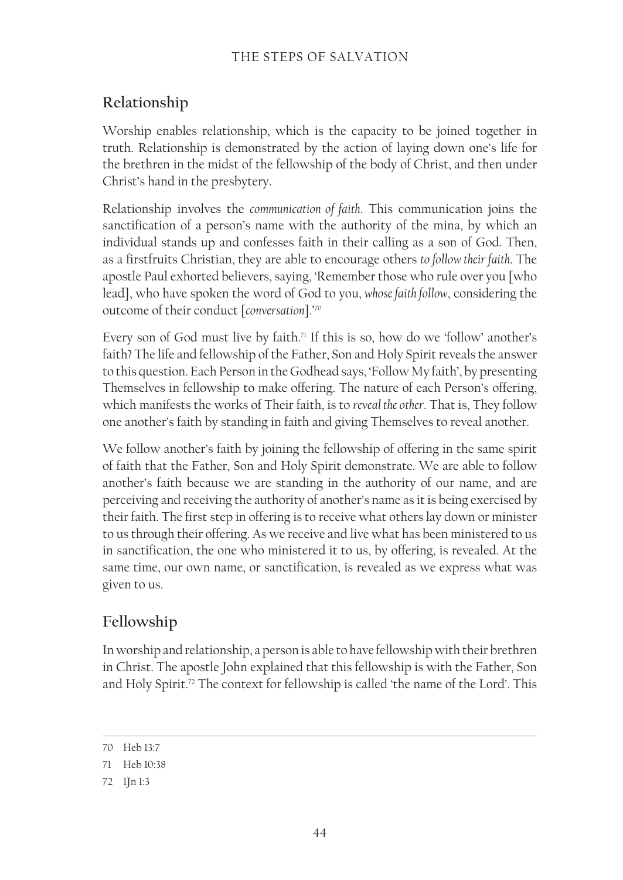## Relationship

Worship enables relationship, which is the capacity to be joined together in truth. Relationship is demonstrated by the action of laying down one's life for the brethren in the midst of the fellowship of the body of Christ, and then under Christ's hand in the presbytery.

Relationship involves the *communication of faith*. This communication joins the sanctification of a person's name with the authority of the mina, by which an individual stands up and confesses faith in their calling as a son of God. Then, as a firstfruits Christian, they are able to encourage others *to follow their faith*. The apostle Paul exhorted believers, saying, 'Remember those who rule over you [who lead], who have spoken the word of God to you, *whose faith follow*, considering the outcome of their conduct [*conversation*].'[70]

Every son of God must live by faith.[71] If this is so, how do we 'follow' another's faith? The life and fellowship of the Father, Son and Holy Spirit reveals the answer to this question. Each Person in the Godhead says, 'Follow My faith', by presenting Themselves in fellowship to make offering. The nature of each Person's offering, which manifests the works of Their faith, is to *reveal the other*. That is, They follow one another's faith by standing in faith and giving Themselves to reveal another.

We follow another's faith by joining the fellowship of offering in the same spirit of faith that the Father, Son and Holy Spirit demonstrate. We are able to follow another's faith because we are standing in the authority of our name, and are perceiving and receiving the authority of another's name as it is being exercised by their faith. The first step in offering is to receive what others lay down or minister to us through their offering. As we receive and live what has been ministered to us in sanctification, the one who ministered it to us, by offering, is revealed. At the same time, our own name, or sanctification, is revealed as we express what was given to us.

## Fellowship

In worship and relationship, a person is able to have fellowship with their brethren in Christ. The apostle John explained that this fellowship is with the Father, Son and Holy Spirit.[72] The context for fellowship is called 'the name of the Lord'. This

---

70 Heb 13:7

71 Heb 10:38

72 1Jn 1:3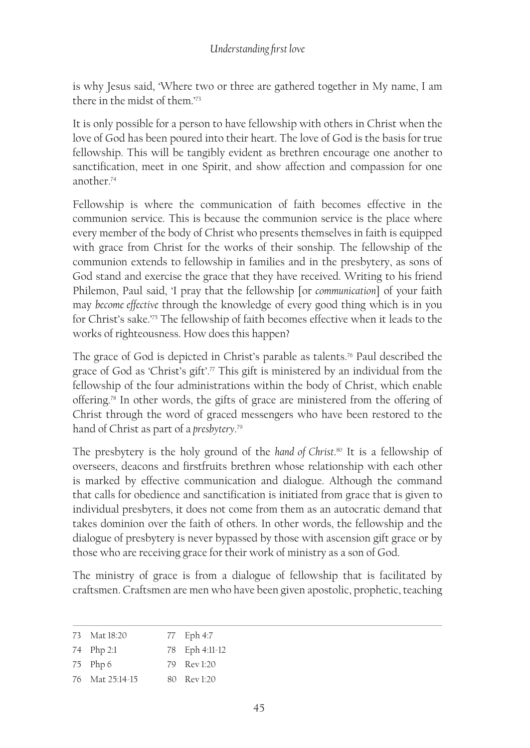is why Jesus said, 'Where two or three are gathered together in My name, I am there in the midst of them.'[73]

It is only possible for a person to have fellowship with others in Christ when the love of God has been poured into their heart. The love of God is the basis for true fellowship. This will be tangibly evident as brethren encourage one another to sanctification, meet in one Spirit, and show affection and compassion for one another.[74]

Fellowship is where the communication of faith becomes effective in the communion service. This is because the communion service is the place where every member of the body of Christ who presents themselves in faith is equipped with grace from Christ for the works of their sonship. The fellowship of the communion extends to fellowship in families and in the presbytery, as sons of God stand and exercise the grace that they have received. Writing to his friend Philemon, Paul said, 'I pray that the fellowship [or *communication*] of your faith may *become effective* through the knowledge of every good thing which is in you for Christ's sake.'[75] The fellowship of faith becomes effective when it leads to the works of righteousness. How does this happen?

The grace of God is depicted in Christ's parable as talents.[76] Paul described the grace of God as 'Christ's gift'.[77] This gift is ministered by an individual from the fellowship of the four administrations within the body of Christ, which enable offering.[78] In other words, the gifts of grace are ministered from the offering of Christ through the word of graced messengers who have been restored to the hand of Christ as part of a *presbytery*.[79]

The presbytery is the holy ground of the *hand of Christ*.[80] It is a fellowship of overseers, deacons and firstfruits brethren whose relationship with each other is marked by effective communication and dialogue. Although the command that calls for obedience and sanctification is initiated from grace that is given to individual presbyters, it does not come from them as an autocratic demand that takes dominion over the faith of others. In other words, the fellowship and the dialogue of presbytery is never bypassed by those with ascension gift grace or by those who are receiving grace for their work of ministry as a son of God.

The ministry of grace is from a dialogue of fellowship that is facilitated by craftsmen. Craftsmen are men who have been given apostolic, prophetic, teaching

---

73 Mat 18:20
74 Php 2:1
75 Php 6
76 Mat 25:14-15
77 Eph 4:7
78 Eph 4:11-12
79 Rev 1:20
80 Rev 1:20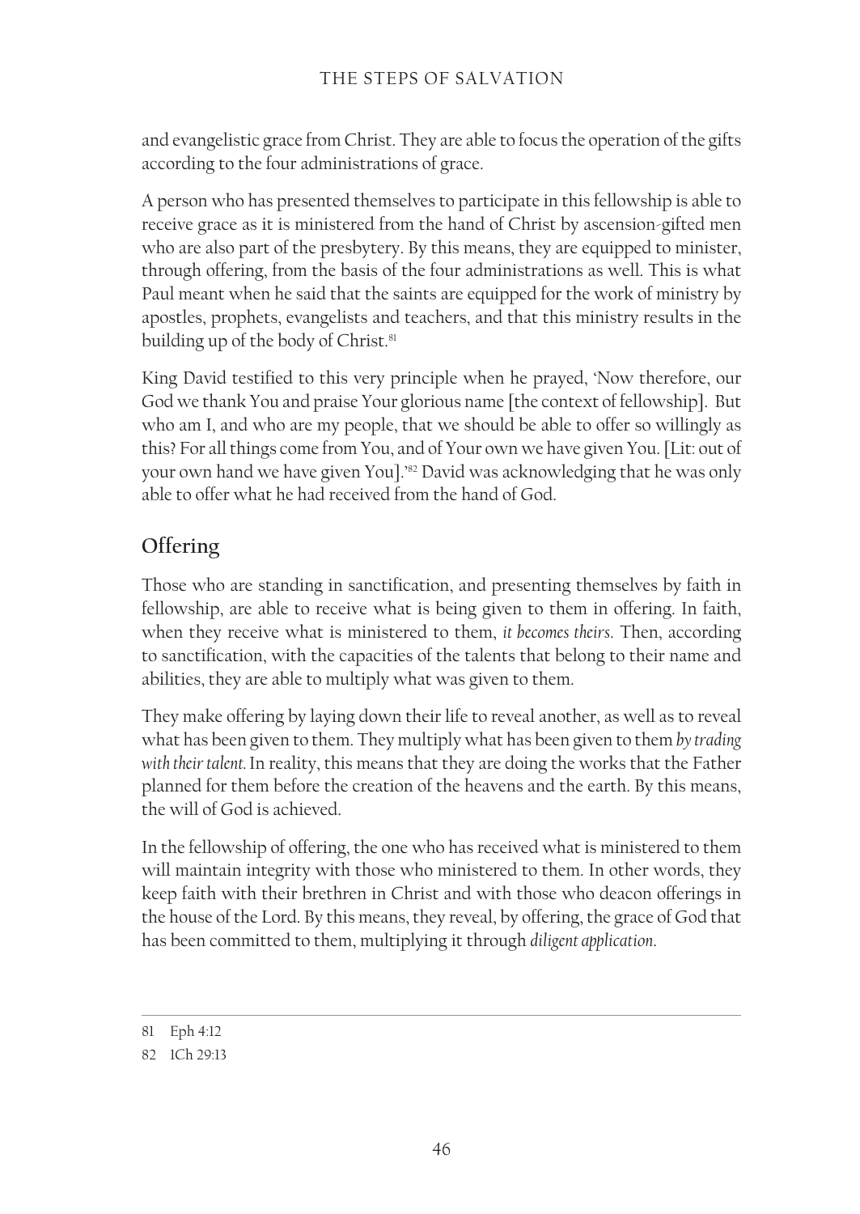and evangelistic grace from Christ. They are able to focus the operation of the gifts according to the four administrations of grace.

A person who has presented themselves to participate in this fellowship is able to receive grace as it is ministered from the hand of Christ by ascension-gifted men who are also part of the presbytery. By this means, they are equipped to minister, through offering, from the basis of the four administrations as well. This is what Paul meant when he said that the saints are equipped for the work of ministry by apostles, prophets, evangelists and teachers, and that this ministry results in the building up of the body of Christ.[81]

King David testified to this very principle when he prayed, 'Now therefore, our God we thank You and praise Your glorious name [the context of fellowship]. But who am I, and who are my people, that we should be able to offer so willingly as this? For all things come from You, and of Your own we have given You. [Lit: out of your own hand we have given You].'[82] David was acknowledging that he was only able to offer what he had received from the hand of God.

## Offering

Those who are standing in sanctification, and presenting themselves by faith in fellowship, are able to receive what is being given to them in offering. In faith, when they receive what is ministered to them, *it becomes theirs*. Then, according to sanctification, with the capacities of the talents that belong to their name and abilities, they are able to multiply what was given to them.

They make offering by laying down their life to reveal another, as well as to reveal what has been given to them. They multiply what has been given to them *by trading with their talent.* In reality, this means that they are doing the works that the Father planned for them before the creation of the heavens and the earth. By this means, the will of God is achieved.

In the fellowship of offering, the one who has received what is ministered to them will maintain integrity with those who ministered to them. In other words, they keep faith with their brethren in Christ and with those who deacon offerings in the house of the Lord. By this means, they reveal, by offering, the grace of God that has been committed to them, multiplying it through *diligent application*.

---

81 Eph 4:12

82 1Ch 29:13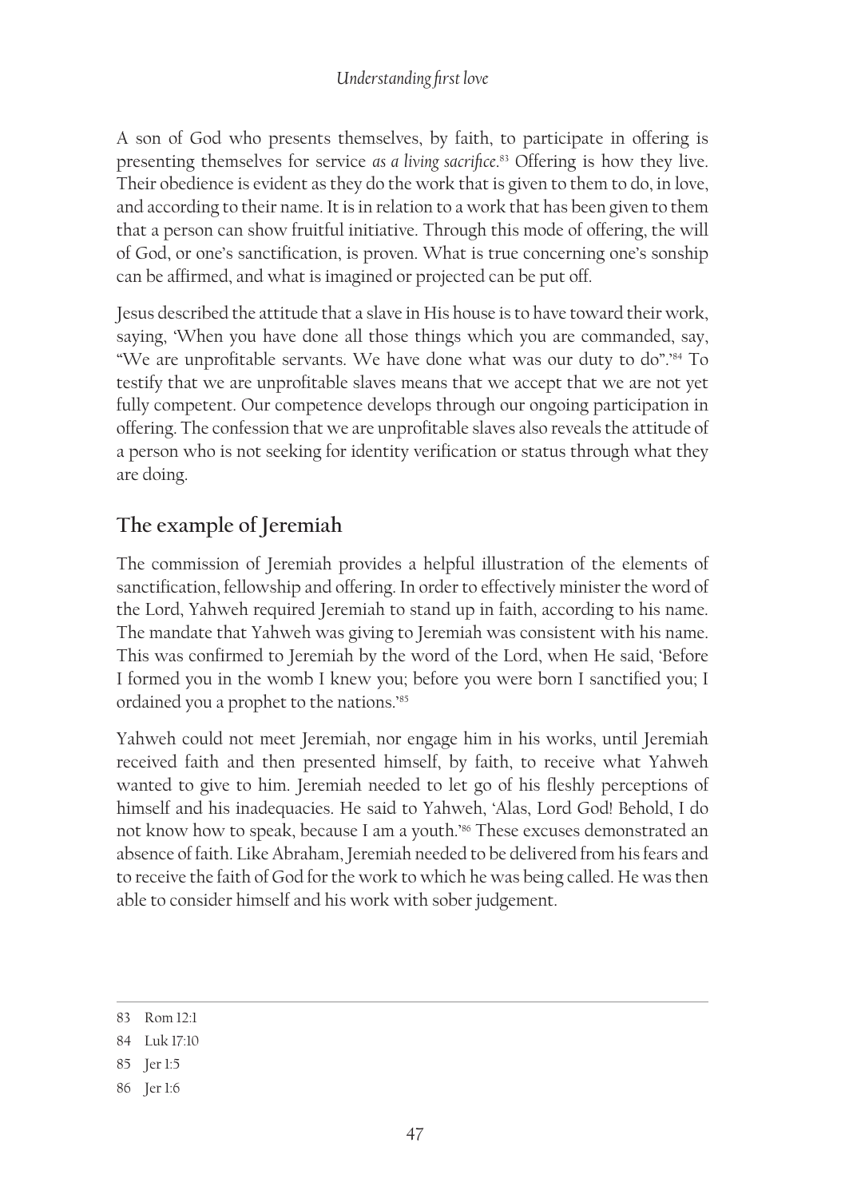A son of God who presents themselves, by faith, to participate in offering is presenting themselves for service *as a living sacrifice*.[83] Offering is how they live. Their obedience is evident as they do the work that is given to them to do, in love, and according to their name. It is in relation to a work that has been given to them that a person can show fruitful initiative. Through this mode of offering, the will of God, or one's sanctification, is proven. What is true concerning one's sonship can be affirmed, and what is imagined or projected can be put off.

Jesus described the attitude that a slave in His house is to have toward their work, saying, 'When you have done all those things which you are commanded, say, "We are unprofitable servants. We have done what was our duty to do".'[84] To testify that we are unprofitable slaves means that we accept that we are not yet fully competent. Our competence develops through our ongoing participation in offering. The confession that we are unprofitable slaves also reveals the attitude of a person who is not seeking for identity verification or status through what they are doing.

## The example of Jeremiah

The commission of Jeremiah provides a helpful illustration of the elements of sanctification, fellowship and offering. In order to effectively minister the word of the Lord, Yahweh required Jeremiah to stand up in faith, according to his name. The mandate that Yahweh was giving to Jeremiah was consistent with his name. This was confirmed to Jeremiah by the word of the Lord, when He said, 'Before I formed you in the womb I knew you; before you were born I sanctified you; I ordained you a prophet to the nations.'[85]

Yahweh could not meet Jeremiah, nor engage him in his works, until Jeremiah received faith and then presented himself, by faith, to receive what Yahweh wanted to give to him. Jeremiah needed to let go of his fleshly perceptions of himself and his inadequacies. He said to Yahweh, 'Alas, Lord God! Behold, I do not know how to speak, because I am a youth.'[86] These excuses demonstrated an absence of faith. Like Abraham, Jeremiah needed to be delivered from his fears and to receive the faith of God for the work to which he was being called. He was then able to consider himself and his work with sober judgement.

---

83 Rom 12:1

84 Luk 17:10

85 Jer 1:5

86 Jer 1:6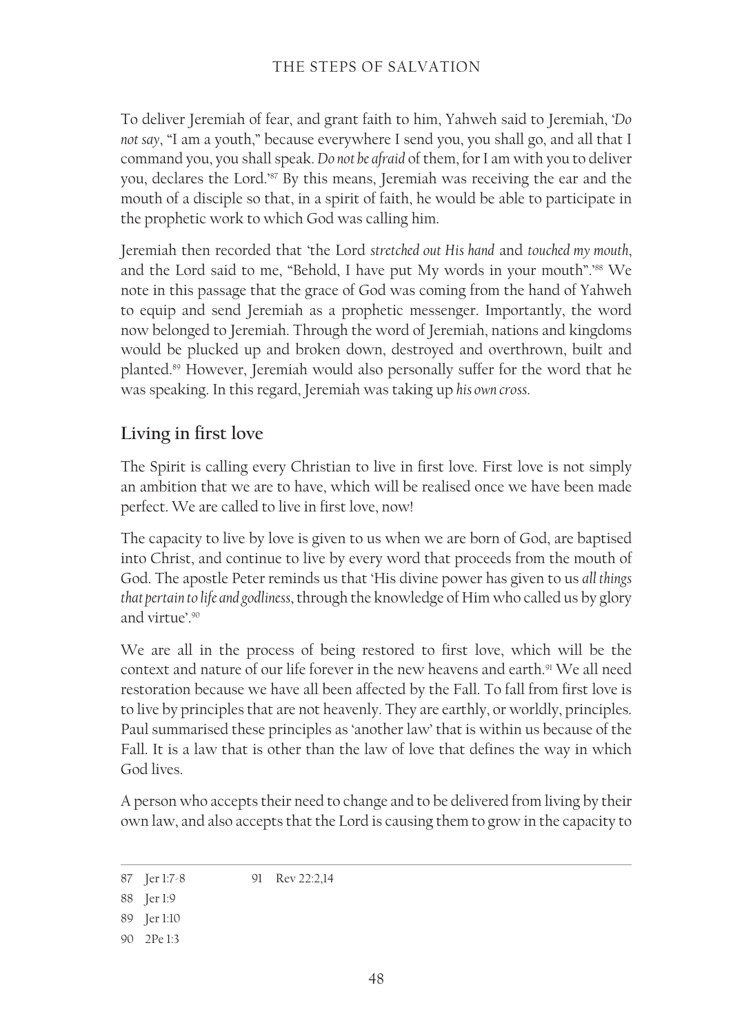To deliver Jeremiah of fear, and grant faith to him, Yahweh said to Jeremiah, '*Do not say*, "I am a youth," because everywhere I send you, you shall go, and all that I command you, you shall speak. *Do not be afraid* of them, for I am with you to deliver you, declares the Lord.'[87] By this means, Jeremiah was receiving the ear and the mouth of a disciple so that, in a spirit of faith, he would be able to participate in the prophetic work to which God was calling him.

Jeremiah then recorded that 'the Lord *stretched out His hand* and *touched my mouth*, and the Lord said to me, "Behold, I have put My words in your mouth".'[88] We note in this passage that the grace of God was coming from the hand of Yahweh to equip and send Jeremiah as a prophetic messenger. Importantly, the word now belonged to Jeremiah. Through the word of Jeremiah, nations and kingdoms would be plucked up and broken down, destroyed and overthrown, built and planted.[89] However, Jeremiah would also personally suffer for the word that he was speaking. In this regard, Jeremiah was taking up *his own cross*.

## Living in first love

The Spirit is calling every Christian to live in first love. First love is not simply an ambition that we are to have, which will be realised once we have been made perfect. We are called to live in first love, now!

The capacity to live by love is given to us when we are born of God, are baptised into Christ, and continue to live by every word that proceeds from the mouth of God. The apostle Peter reminds us that 'His divine power has given to us *all things that pertain to life and godliness*, through the knowledge of Him who called us by glory and virtue'.[90]

We are all in the process of being restored to first love, which will be the context and nature of our life forever in the new heavens and earth.[91] We all need restoration because we have all been affected by the Fall. To fall from first love is to live by principles that are not heavenly. They are earthly, or worldly, principles. Paul summarised these principles as 'another law' that is within us because of the Fall. It is a law that is other than the law of love that defines the way in which God lives.

A person who accepts their need to change and to be delivered from living by their own law, and also accepts that the Lord is causing them to grow in the capacity to

---

87 Jer 1:7-8

88 Jer 1:9

89 Jer 1:10

90 2Pe 1:3

91 Rev 22:2,14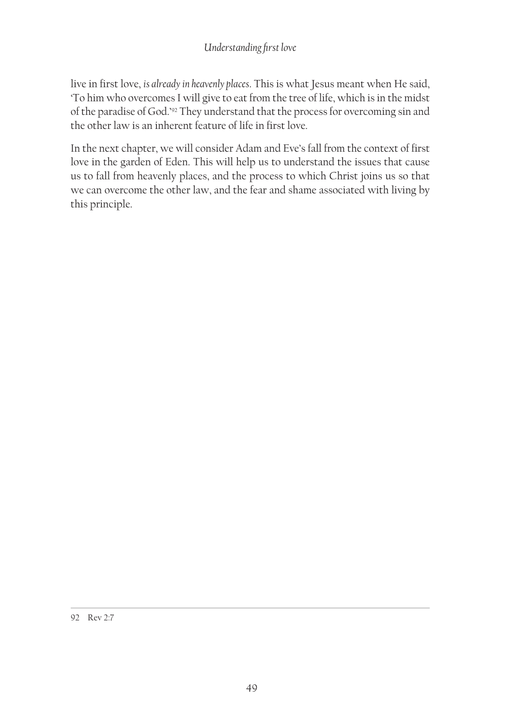live in first love, *is already in heavenly places*. This is what Jesus meant when He said, 'To him who overcomes I will give to eat from the tree of life, which is in the midst of the paradise of God.'[92] They understand that the process for overcoming sin and the other law is an inherent feature of life in first love.

In the next chapter, we will consider Adam and Eve's fall from the context of first love in the garden of Eden. This will help us to understand the issues that cause us to fall from heavenly places, and the process to which Christ joins us so that we can overcome the other law, and the fear and shame associated with living by this principle.

---

92 Rev 2:7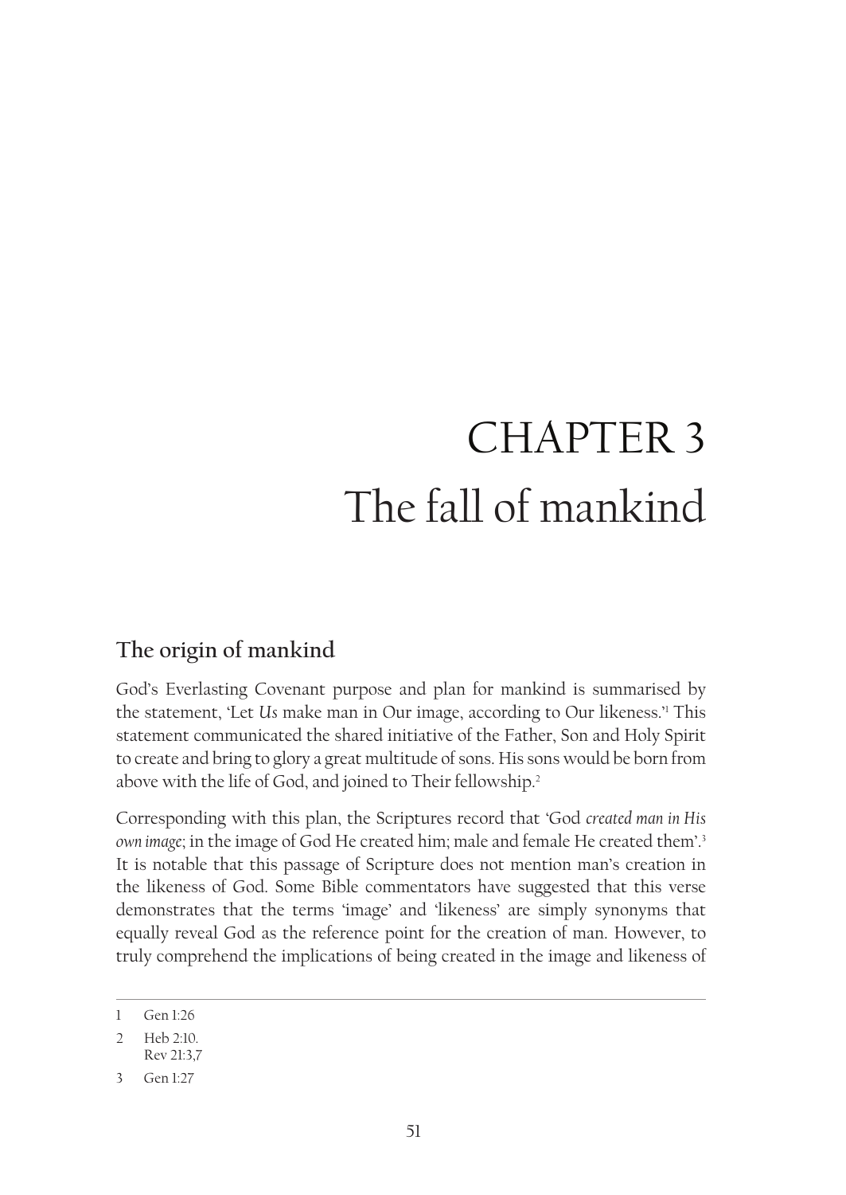# CHAPTER 3
# The fall of mankind

## The origin of mankind

God's Everlasting Covenant purpose and plan for mankind is summarised by the statement, 'Let *Us* make man in Our image, according to Our likeness.'[1] This statement communicated the shared initiative of the Father, Son and Holy Spirit to create and bring to glory a great multitude of sons. His sons would be born from above with the life of God, and joined to Their fellowship.[2]

Corresponding with this plan, the Scriptures record that 'God *created man in His own image*; in the image of God He created him; male and female He created them'.[3] It is notable that this passage of Scripture does not mention man's creation in the likeness of God. Some Bible commentators have suggested that this verse demonstrates that the terms 'image' and 'likeness' are simply synonyms that equally reveal God as the reference point for the creation of man. However, to truly comprehend the implications of being created in the image and likeness of

---

1 Gen 1:26

2 Heb 2:10.
Rev 21:3,7

3 Gen 1:27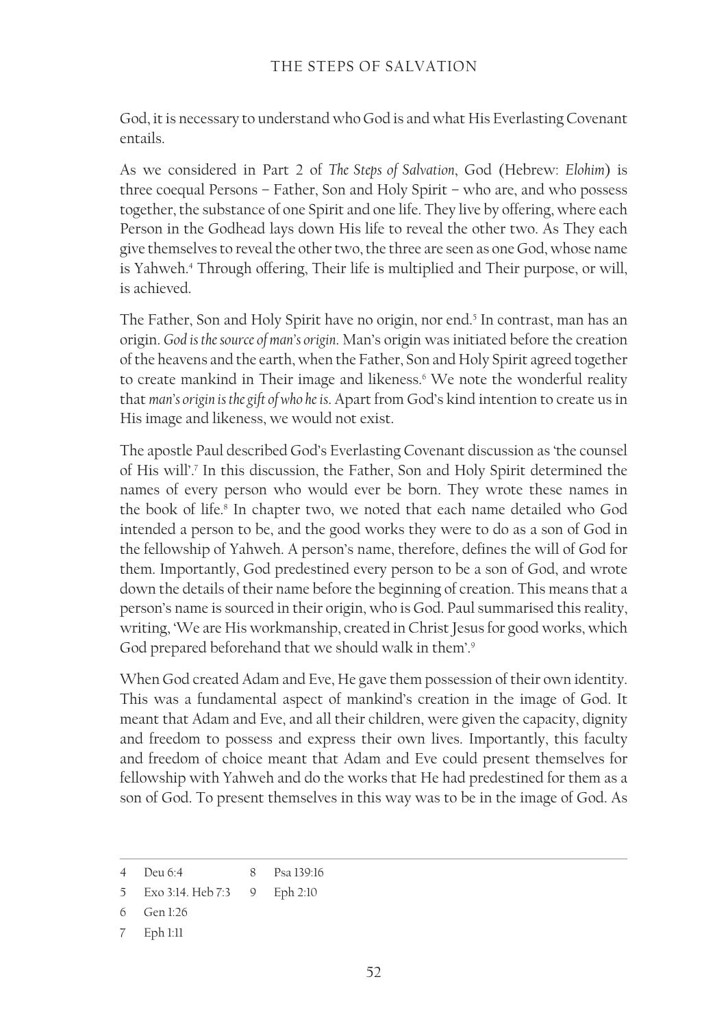God, it is necessary to understand who God is and what His Everlasting Covenant entails.

As we considered in Part 2 of *The Steps of Salvation*, God (Hebrew: *Elohim*) is three coequal Persons – Father, Son and Holy Spirit – who are, and who possess together, the substance of one Spirit and one life. They live by offering, where each Person in the Godhead lays down His life to reveal the other two. As They each give themselves to reveal the other two, the three are seen as one God, whose name is Yahweh.[4] Through offering, Their life is multiplied and Their purpose, or will, is achieved.

The Father, Son and Holy Spirit have no origin, nor end.[5] In contrast, man has an origin. *God is the source of man's origin*. Man's origin was initiated before the creation of the heavens and the earth, when the Father, Son and Holy Spirit agreed together to create mankind in Their image and likeness.[6] We note the wonderful reality that *man's origin is the gift of who he is*. Apart from God's kind intention to create us in His image and likeness, we would not exist.

The apostle Paul described God's Everlasting Covenant discussion as 'the counsel of His will'.[7] In this discussion, the Father, Son and Holy Spirit determined the names of every person who would ever be born. They wrote these names in the book of life.[8] In chapter two, we noted that each name detailed who God intended a person to be, and the good works they were to do as a son of God in the fellowship of Yahweh. A person's name, therefore, defines the will of God for them. Importantly, God predestined every person to be a son of God, and wrote down the details of their name before the beginning of creation. This means that a person's name is sourced in their origin, who is God. Paul summarised this reality, writing, 'We are His workmanship, created in Christ Jesus for good works, which God prepared beforehand that we should walk in them'.[9]

When God created Adam and Eve, He gave them possession of their own identity. This was a fundamental aspect of mankind's creation in the image of God. It meant that Adam and Eve, and all their children, were given the capacity, dignity and freedom to possess and express their own lives. Importantly, this faculty and freedom of choice meant that Adam and Eve could present themselves for fellowship with Yahweh and do the works that He had predestined for them as a son of God. To present themselves in this way was to be in the image of God. As

---

4 Deu 6:4
5 Exo 3:14. Heb 7:3
6 Gen 1:26
7 Eph 1:11
8 Psa 139:16
9 Eph 2:10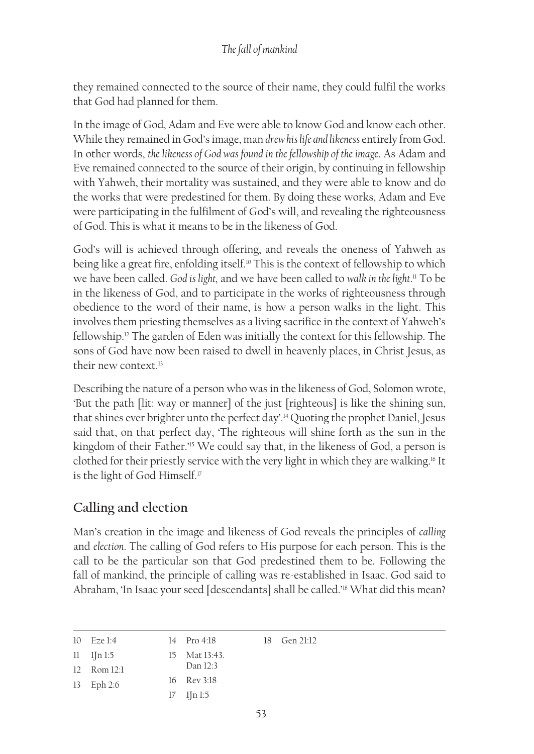they remained connected to the source of their name, they could fulfil the works that God had planned for them.

In the image of God, Adam and Eve were able to know God and know each other. While they remained in God's image, man *drew his life and likeness* entirely from God. In other words, *the likeness of God was found in the fellowship of the image*. As Adam and Eve remained connected to the source of their origin, by continuing in fellowship with Yahweh, their mortality was sustained, and they were able to know and do the works that were predestined for them. By doing these works, Adam and Eve were participating in the fulfilment of God's will, and revealing the righteousness of God. This is what it means to be in the likeness of God.

God's will is achieved through offering, and reveals the oneness of Yahweh as being like a great fire, enfolding itself.[10] This is the context of fellowship to which we have been called. *God is light*, and we have been called to *walk in the light*.[11] To be in the likeness of God, and to participate in the works of righteousness through obedience to the word of their name, is how a person walks in the light. This involves them priesting themselves as a living sacrifice in the context of Yahweh's fellowship.[12] The garden of Eden was initially the context for this fellowship. The sons of God have now been raised to dwell in heavenly places, in Christ Jesus, as their new context.[13]

Describing the nature of a person who was in the likeness of God, Solomon wrote, 'But the path [lit: way or manner] of the just [righteous] is like the shining sun, that shines ever brighter unto the perfect day'.[14] Quoting the prophet Daniel, Jesus said that, on that perfect day, 'The righteous will shine forth as the sun in the kingdom of their Father.'[15] We could say that, in the likeness of God, a person is clothed for their priestly service with the very light in which they are walking.[16] It is the light of God Himself.[17]

## Calling and election

Man's creation in the image and likeness of God reveals the principles of *calling* and *election*. The calling of God refers to His purpose for each person. This is the call to be the particular son that God predestined them to be. Following the fall of mankind, the principle of calling was re-established in Isaac. God said to Abraham, 'In Isaac your seed [descendants] shall be called.'[18] What did this mean?

---

10 Eze 1:4
11 1Jn 1:5
12 Rom 12:1
13 Eph 2:6
14 Pro 4:18
15 Mat 13:43. Dan 12:3
16 Rev 3:18
17 1Jn 1:5
18 Gen 21:12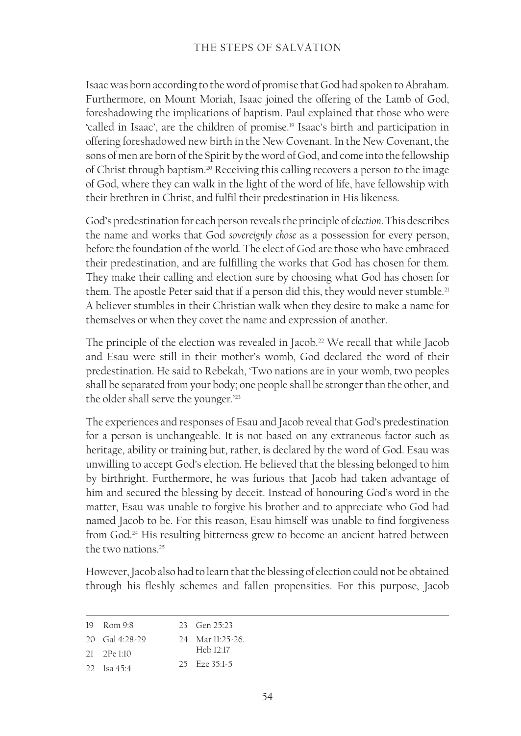Isaac was born according to the word of promise that God had spoken to Abraham. Furthermore, on Mount Moriah, Isaac joined the offering of the Lamb of God, foreshadowing the implications of baptism. Paul explained that those who were 'called in Isaac', are the children of promise.[19] Isaac's birth and participation in offering foreshadowed new birth in the New Covenant. In the New Covenant, the sons of men are born of the Spirit by the word of God, and come into the fellowship of Christ through baptism.[20] Receiving this calling recovers a person to the image of God, where they can walk in the light of the word of life, have fellowship with their brethren in Christ, and fulfil their predestination in His likeness.

God's predestination for each person reveals the principle of *election*. This describes the name and works that God *sovereignly chose* as a possession for every person, before the foundation of the world. The elect of God are those who have embraced their predestination, and are fulfilling the works that God has chosen for them. They make their calling and election sure by choosing what God has chosen for them. The apostle Peter said that if a person did this, they would never stumble.[21] A believer stumbles in their Christian walk when they desire to make a name for themselves or when they covet the name and expression of another.

The principle of the election was revealed in Jacob.[22] We recall that while Jacob and Esau were still in their mother's womb, God declared the word of their predestination. He said to Rebekah, 'Two nations are in your womb, two peoples shall be separated from your body; one people shall be stronger than the other, and the older shall serve the younger.'[23]

The experiences and responses of Esau and Jacob reveal that God's predestination for a person is unchangeable. It is not based on any extraneous factor such as heritage, ability or training but, rather, is declared by the word of God. Esau was unwilling to accept God's election. He believed that the blessing belonged to him by birthright. Furthermore, he was furious that Jacob had taken advantage of him and secured the blessing by deceit. Instead of honouring God's word in the matter, Esau was unable to forgive his brother and to appreciate who God had named Jacob to be. For this reason, Esau himself was unable to find forgiveness from God.[24] His resulting bitterness grew to become an ancient hatred between the two nations.[25]

However, Jacob also had to learn that the blessing of election could not be obtained through his fleshly schemes and fallen propensities. For this purpose, Jacob

---

19 Rom 9:8
20 Gal 4:28-29
21 2Pe 1:10
22 Isa 45:4
23 Gen 25:23
24 Mar 11:25-26. Heb 12:17
25 Eze 35:1-5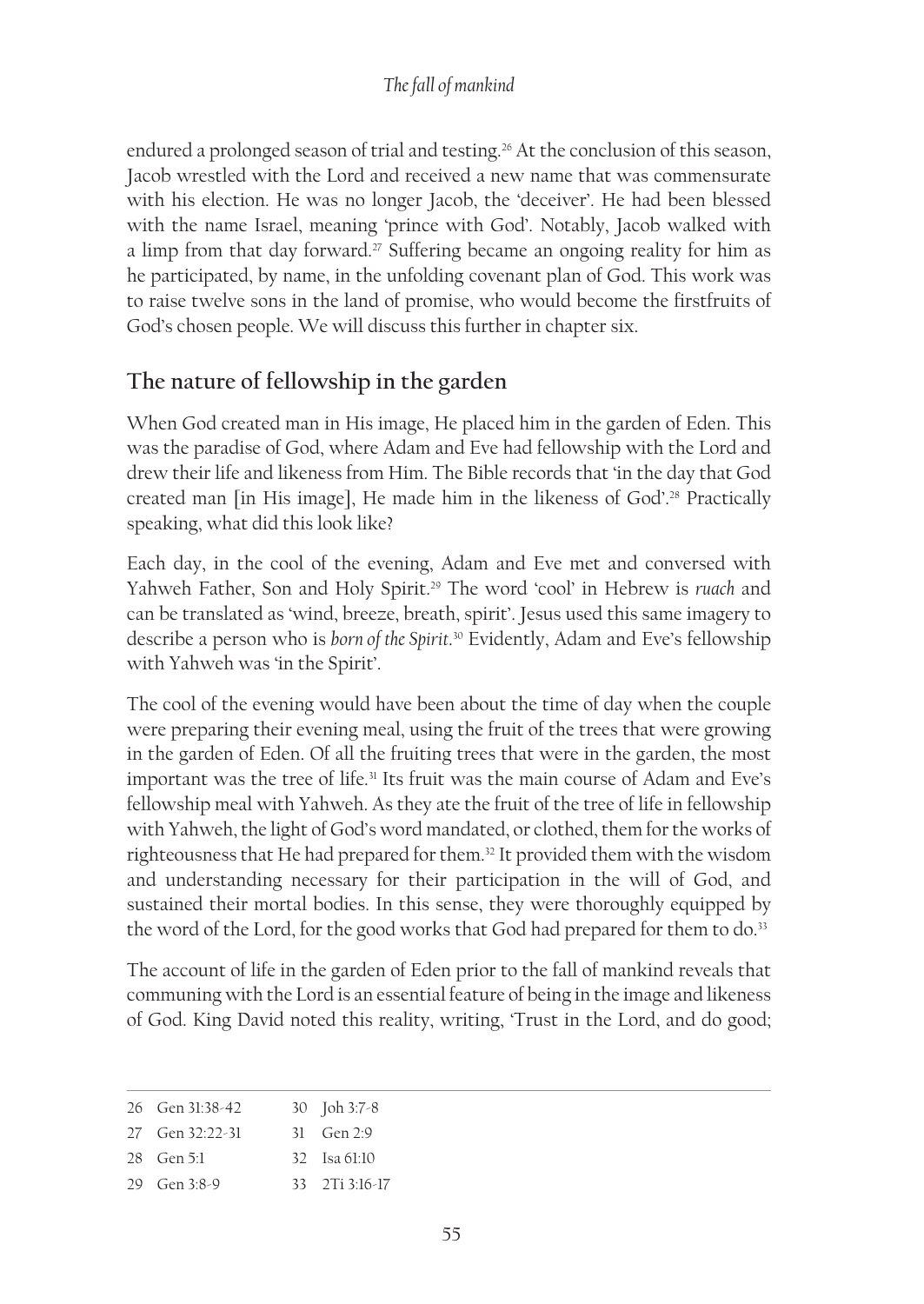endured a prolonged season of trial and testing.[26] At the conclusion of this season, Jacob wrestled with the Lord and received a new name that was commensurate with his election. He was no longer Jacob, the 'deceiver'. He had been blessed with the name Israel, meaning 'prince with God'. Notably, Jacob walked with a limp from that day forward.[27] Suffering became an ongoing reality for him as he participated, by name, in the unfolding covenant plan of God. This work was to raise twelve sons in the land of promise, who would become the firstfruits of God's chosen people. We will discuss this further in chapter six.

## The nature of fellowship in the garden

When God created man in His image, He placed him in the garden of Eden. This was the paradise of God, where Adam and Eve had fellowship with the Lord and drew their life and likeness from Him. The Bible records that 'in the day that God created man [in His image], He made him in the likeness of God'.[28] Practically speaking, what did this look like?

Each day, in the cool of the evening, Adam and Eve met and conversed with Yahweh Father, Son and Holy Spirit.[29] The word 'cool' in Hebrew is *ruach* and can be translated as 'wind, breeze, breath, spirit'. Jesus used this same imagery to describe a person who is *born of the Spirit*.[30] Evidently, Adam and Eve's fellowship with Yahweh was 'in the Spirit'.

The cool of the evening would have been about the time of day when the couple were preparing their evening meal, using the fruit of the trees that were growing in the garden of Eden. Of all the fruiting trees that were in the garden, the most important was the tree of life.[31] Its fruit was the main course of Adam and Eve's fellowship meal with Yahweh. As they ate the fruit of the tree of life in fellowship with Yahweh, the light of God's word mandated, or clothed, them for the works of righteousness that He had prepared for them.[32] It provided them with the wisdom and understanding necessary for their participation in the will of God, and sustained their mortal bodies. In this sense, they were thoroughly equipped by the word of the Lord, for the good works that God had prepared for them to do.[33]

The account of life in the garden of Eden prior to the fall of mankind reveals that communing with the Lord is an essential feature of being in the image and likeness of God. King David noted this reality, writing, 'Trust in the Lord, and do good;

---

26 Gen 31:38-42
27 Gen 32:22-31
28 Gen 5:1
29 Gen 3:8-9
30 Joh 3:7-8
31 Gen 2:9
32 Isa 61:10
33 2Ti 3:16-17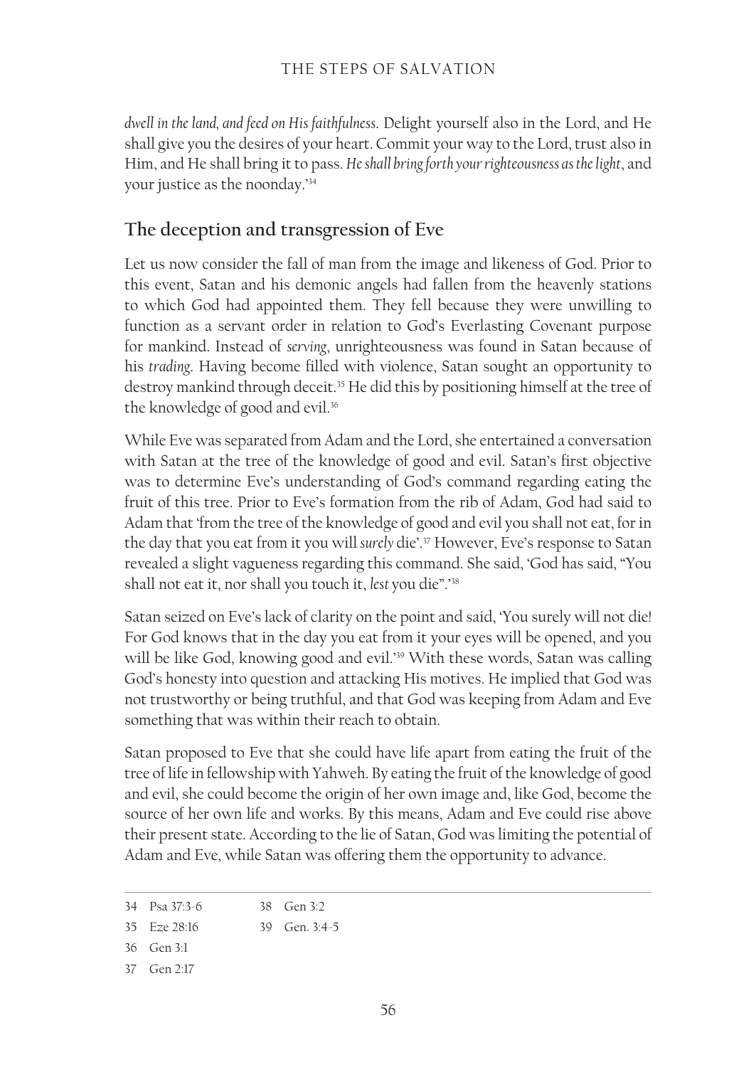*dwell in the land, and feed on His faithfulness.* Delight yourself also in the Lord, and He shall give you the desires of your heart. Commit your way to the Lord, trust also in Him, and He shall bring it to pass. *He shall bring forth your righteousness as the light*, and your justice as the noonday.'[34]

## The deception and transgression of Eve

Let us now consider the fall of man from the image and likeness of God. Prior to this event, Satan and his demonic angels had fallen from the heavenly stations to which God had appointed them. They fell because they were unwilling to function as a servant order in relation to God's Everlasting Covenant purpose for mankind. Instead of *serving*, unrighteousness was found in Satan because of his *trading*. Having become filled with violence, Satan sought an opportunity to destroy mankind through deceit.[35] He did this by positioning himself at the tree of the knowledge of good and evil.[36]

While Eve was separated from Adam and the Lord, she entertained a conversation with Satan at the tree of the knowledge of good and evil. Satan's first objective was to determine Eve's understanding of God's command regarding eating the fruit of this tree. Prior to Eve's formation from the rib of Adam, God had said to Adam that 'from the tree of the knowledge of good and evil you shall not eat, for in the day that you eat from it you will *surely* die'.[37] However, Eve's response to Satan revealed a slight vagueness regarding this command. She said, 'God has said, "You shall not eat it, nor shall you touch it, *lest* you die".'[38]

Satan seized on Eve's lack of clarity on the point and said, 'You surely will not die! For God knows that in the day you eat from it your eyes will be opened, and you will be like God, knowing good and evil.'[39] With these words, Satan was calling God's honesty into question and attacking His motives. He implied that God was not trustworthy or being truthful, and that God was keeping from Adam and Eve something that was within their reach to obtain.

Satan proposed to Eve that she could have life apart from eating the fruit of the tree of life in fellowship with Yahweh. By eating the fruit of the knowledge of good and evil, she could become the origin of her own image and, like God, become the source of her own life and works. By this means, Adam and Eve could rise above their present state. According to the lie of Satan, God was limiting the potential of Adam and Eve, while Satan was offering them the opportunity to advance.

---

34 Psa 37:3-6

35 Eze 28:16

36 Gen 3:1

37 Gen 2:17

38 Gen 3:2

39 Gen. 3:4-5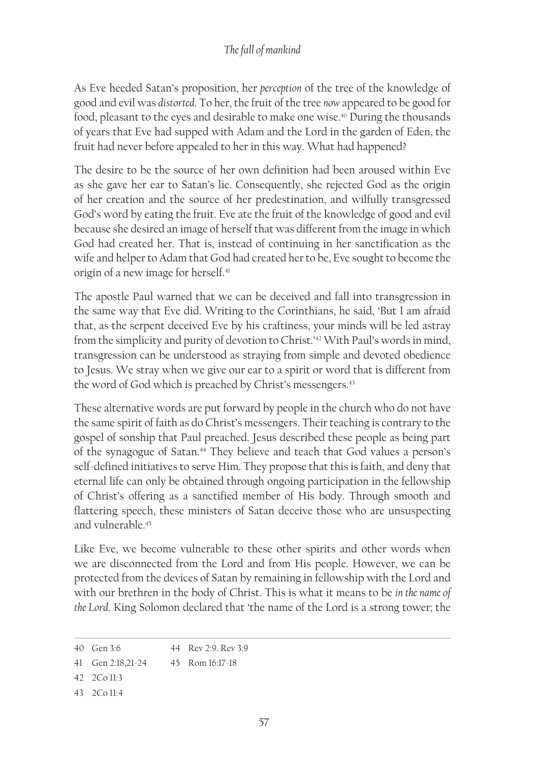As Eve heeded Satan's proposition, her *perception* of the tree of the knowledge of good and evil was *distorted*. To her, the fruit of the tree *now* appeared to be good for food, pleasant to the eyes and desirable to make one wise.[40] During the thousands of years that Eve had supped with Adam and the Lord in the garden of Eden, the fruit had never before appealed to her in this way. What had happened?

The desire to be the source of her own definition had been aroused within Eve as she gave her ear to Satan's lie. Consequently, she rejected God as the origin of her creation and the source of her predestination, and wilfully transgressed God's word by eating the fruit. Eve ate the fruit of the knowledge of good and evil because she desired an image of herself that was different from the image in which God had created her. That is, instead of continuing in her sanctification as the wife and helper to Adam that God had created her to be, Eve sought to become the origin of a new image for herself.[41]

The apostle Paul warned that we can be deceived and fall into transgression in the same way that Eve did. Writing to the Corinthians, he said, 'But I am afraid that, as the serpent deceived Eve by his craftiness, your minds will be led astray from the simplicity and purity of devotion to Christ.'[42] With Paul's words in mind, transgression can be understood as straying from simple and devoted obedience to Jesus. We stray when we give our ear to a spirit or word that is different from the word of God which is preached by Christ's messengers.[43]

These alternative words are put forward by people in the church who do not have the same spirit of faith as do Christ's messengers. Their teaching is contrary to the gospel of sonship that Paul preached. Jesus described these people as being part of the synagogue of Satan.[44] They believe and teach that God values a person's self-defined initiatives to serve Him. They propose that this is faith, and deny that eternal life can only be obtained through ongoing participation in the fellowship of Christ's offering as a sanctified member of His body. Through smooth and flattering speech, these ministers of Satan deceive those who are unsuspecting and vulnerable.[45]

Like Eve, we become vulnerable to these other spirits and other words when we are disconnected from the Lord and from His people. However, we can be protected from the devices of Satan by remaining in fellowship with the Lord and with our brethren in the body of Christ. This is what it means to be *in the name of the Lord*. King Solomon declared that 'the name of the Lord is a strong tower; the

---

40 Gen 3:6

41 Gen 2:18,21-24

42 2Co 11:3

43 2Co 11:4

44 Rev 2:9. Rev 3:9

45 Rom 16:17-18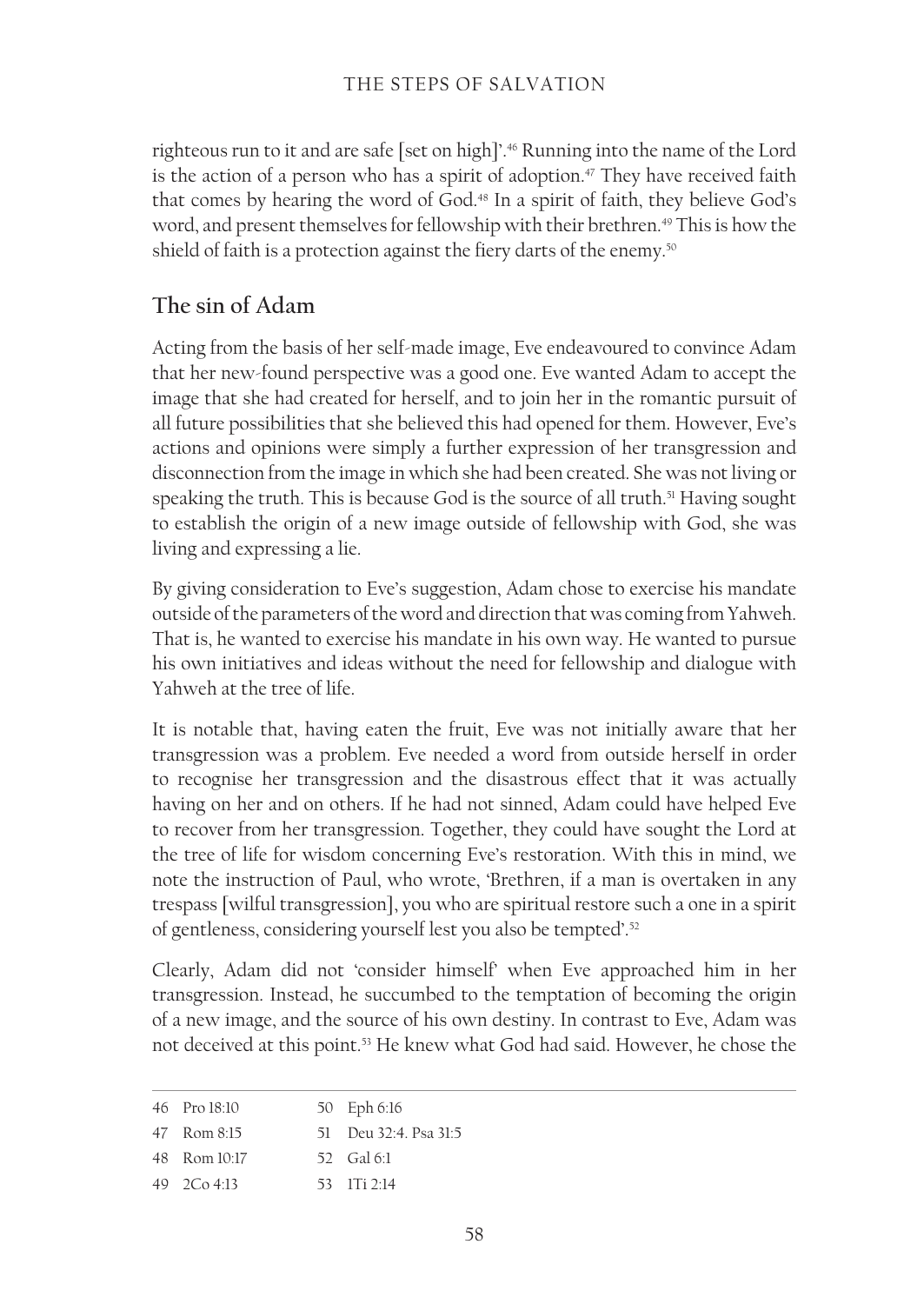righteous run to it and are safe [set on high]'.[46] Running into the name of the Lord is the action of a person who has a spirit of adoption.[47] They have received faith that comes by hearing the word of God.[48] In a spirit of faith, they believe God's word, and present themselves for fellowship with their brethren.[49] This is how the shield of faith is a protection against the fiery darts of the enemy.[50]

## The sin of Adam

Acting from the basis of her self-made image, Eve endeavoured to convince Adam that her new-found perspective was a good one. Eve wanted Adam to accept the image that she had created for herself, and to join her in the romantic pursuit of all future possibilities that she believed this had opened for them. However, Eve's actions and opinions were simply a further expression of her transgression and disconnection from the image in which she had been created. She was not living or speaking the truth. This is because God is the source of all truth.[51] Having sought to establish the origin of a new image outside of fellowship with God, she was living and expressing a lie.

By giving consideration to Eve's suggestion, Adam chose to exercise his mandate outside of the parameters of the word and direction that was coming from Yahweh. That is, he wanted to exercise his mandate in his own way. He wanted to pursue his own initiatives and ideas without the need for fellowship and dialogue with Yahweh at the tree of life.

It is notable that, having eaten the fruit, Eve was not initially aware that her transgression was a problem. Eve needed a word from outside herself in order to recognise her transgression and the disastrous effect that it was actually having on her and on others. If he had not sinned, Adam could have helped Eve to recover from her transgression. Together, they could have sought the Lord at the tree of life for wisdom concerning Eve's restoration. With this in mind, we note the instruction of Paul, who wrote, 'Brethren, if a man is overtaken in any trespass [wilful transgression], you who are spiritual restore such a one in a spirit of gentleness, considering yourself lest you also be tempted'.[52]

Clearly, Adam did not 'consider himself' when Eve approached him in her transgression. Instead, he succumbed to the temptation of becoming the origin of a new image, and the source of his own destiny. In contrast to Eve, Adam was not deceived at this point.[53] He knew what God had said. However, he chose the

---

46 Pro 18:10
47 Rom 8:15
48 Rom 10:17
49 2Co 4:13
50 Eph 6:16
51 Deu 32:4. Psa 31:5
52 Gal 6:1
53 1Ti 2:14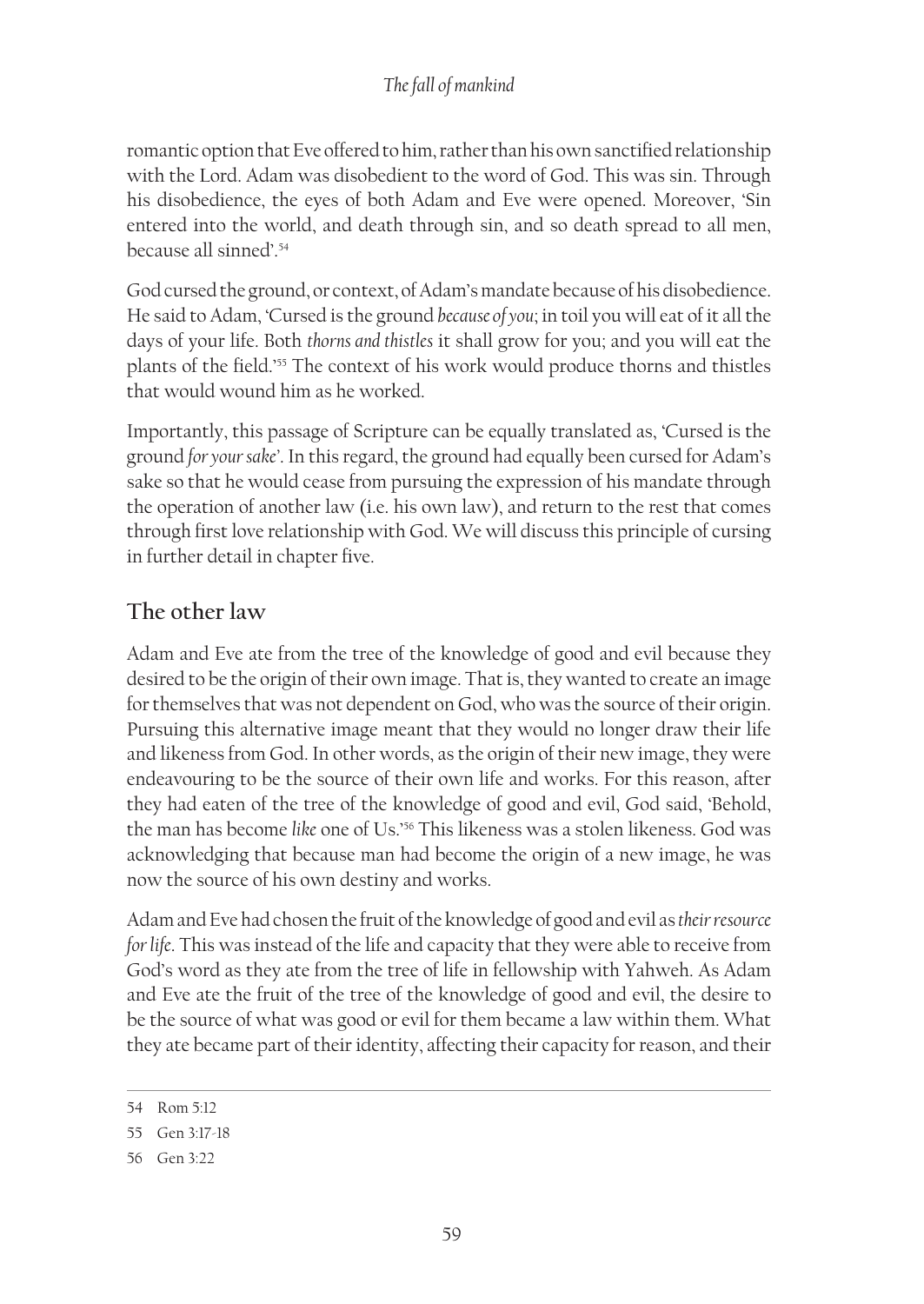romantic option that Eve offered to him, rather than his own sanctified relationship with the Lord. Adam was disobedient to the word of God. This was sin. Through his disobedience, the eyes of both Adam and Eve were opened. Moreover, 'Sin entered into the world, and death through sin, and so death spread to all men, because all sinned'.[54]

God cursed the ground, or context, of Adam's mandate because of his disobedience. He said to Adam, 'Cursed is the ground *because of you*; in toil you will eat of it all the days of your life. Both *thorns and thistles* it shall grow for you; and you will eat the plants of the field.'[55] The context of his work would produce thorns and thistles that would wound him as he worked.

Importantly, this passage of Scripture can be equally translated as, 'Cursed is the ground *for your sake*'. In this regard, the ground had equally been cursed for Adam's sake so that he would cease from pursuing the expression of his mandate through the operation of another law (i.e. his own law), and return to the rest that comes through first love relationship with God. We will discuss this principle of cursing in further detail in chapter five.

## The other law

Adam and Eve ate from the tree of the knowledge of good and evil because they desired to be the origin of their own image. That is, they wanted to create an image for themselves that was not dependent on God, who was the source of their origin. Pursuing this alternative image meant that they would no longer draw their life and likeness from God. In other words, as the origin of their new image, they were endeavouring to be the source of their own life and works. For this reason, after they had eaten of the tree of the knowledge of good and evil, God said, 'Behold, the man has become *like* one of Us.'[56] This likeness was a stolen likeness. God was acknowledging that because man had become the origin of a new image, he was now the source of his own destiny and works.

Adam and Eve had chosen the fruit of the knowledge of good and evil as *their resource for life*. This was instead of the life and capacity that they were able to receive from God's word as they ate from the tree of life in fellowship with Yahweh. As Adam and Eve ate the fruit of the tree of the knowledge of good and evil, the desire to be the source of what was good or evil for them became a law within them. What they ate became part of their identity, affecting their capacity for reason, and their

---

54 Rom 5:12

55 Gen 3:17-18

56 Gen 3:22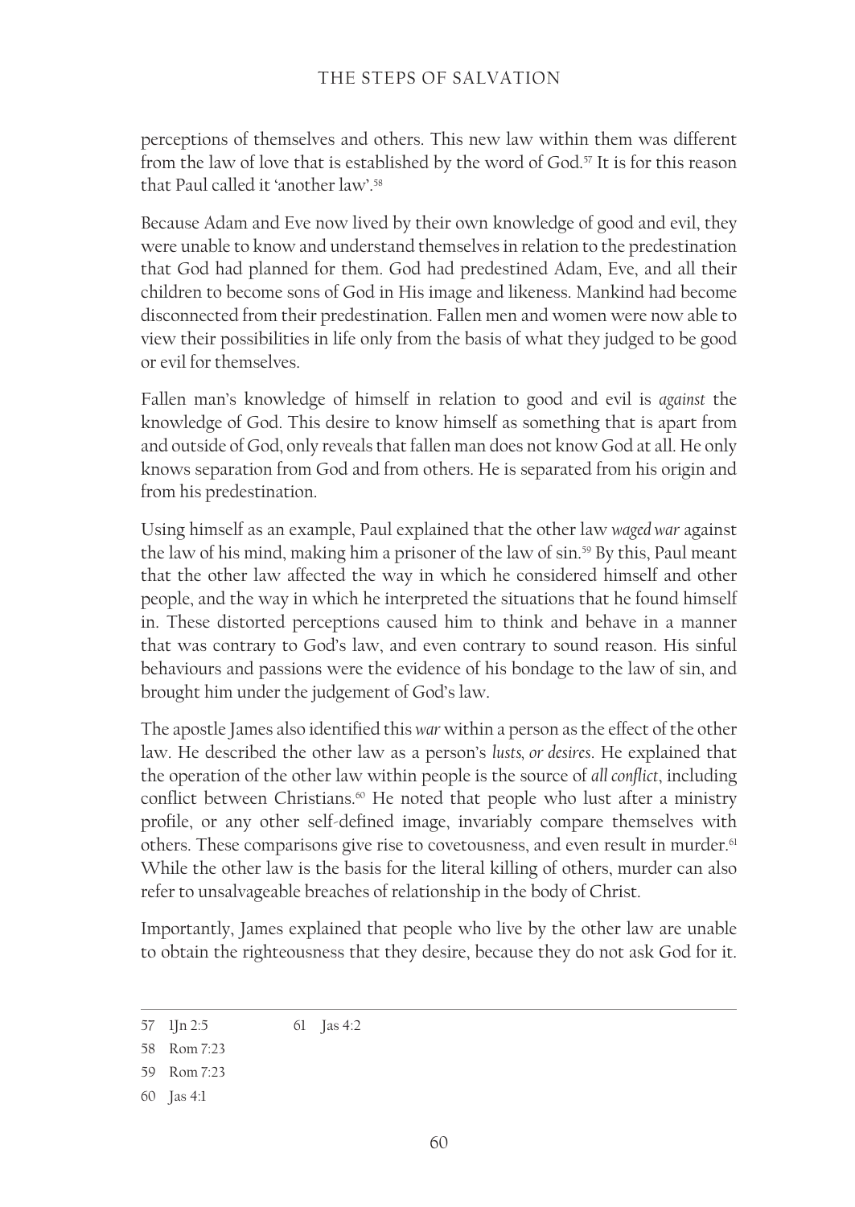perceptions of themselves and others. This new law within them was different from the law of love that is established by the word of God.[57] It is for this reason that Paul called it 'another law'.[58]

Because Adam and Eve now lived by their own knowledge of good and evil, they were unable to know and understand themselves in relation to the predestination that God had planned for them. God had predestined Adam, Eve, and all their children to become sons of God in His image and likeness. Mankind had become disconnected from their predestination. Fallen men and women were now able to view their possibilities in life only from the basis of what they judged to be good or evil for themselves.

Fallen man's knowledge of himself in relation to good and evil is *against* the knowledge of God. This desire to know himself as something that is apart from and outside of God, only reveals that fallen man does not know God at all. He only knows separation from God and from others. He is separated from his origin and from his predestination.

Using himself as an example, Paul explained that the other law *waged war* against the law of his mind, making him a prisoner of the law of sin.[59] By this, Paul meant that the other law affected the way in which he considered himself and other people, and the way in which he interpreted the situations that he found himself in. These distorted perceptions caused him to think and behave in a manner that was contrary to God's law, and even contrary to sound reason. His sinful behaviours and passions were the evidence of his bondage to the law of sin, and brought him under the judgement of God's law.

The apostle James also identified this *war* within a person as the effect of the other law. He described the other law as a person's *lusts, or desires*. He explained that the operation of the other law within people is the source of *all conflict*, including conflict between Christians.[60] He noted that people who lust after a ministry profile, or any other self-defined image, invariably compare themselves with others. These comparisons give rise to covetousness, and even result in murder.[61] While the other law is the basis for the literal killing of others, murder can also refer to unsalvageable breaches of relationship in the body of Christ.

Importantly, James explained that people who live by the other law are unable to obtain the righteousness that they desire, because they do not ask God for it.

---

57 1Jn 2:5

58 Rom 7:23

59 Rom 7:23

60 Jas 4:1

61 Jas 4:2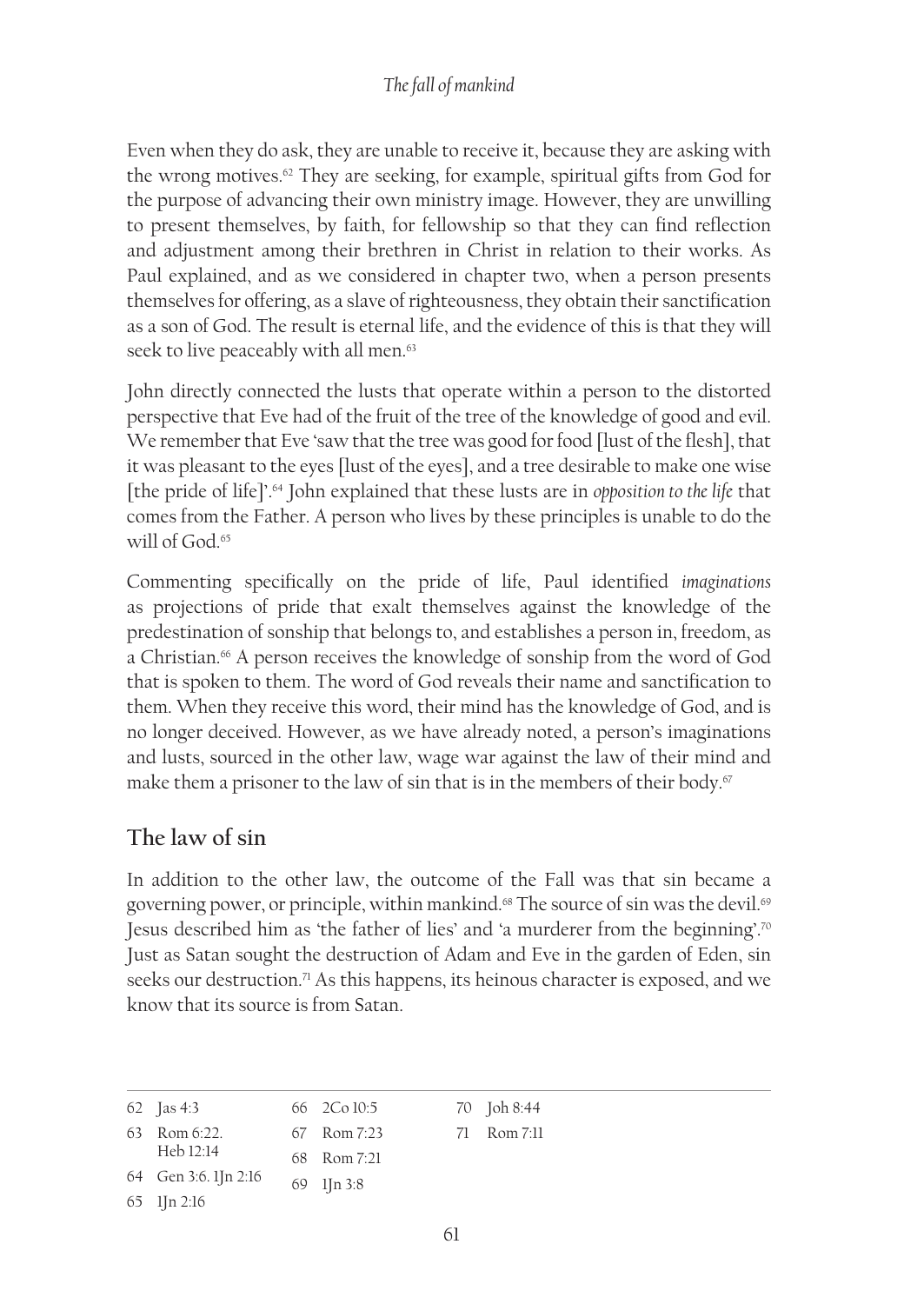Even when they do ask, they are unable to receive it, because they are asking with the wrong motives.[62] They are seeking, for example, spiritual gifts from God for the purpose of advancing their own ministry image. However, they are unwilling to present themselves, by faith, for fellowship so that they can find reflection and adjustment among their brethren in Christ in relation to their works. As Paul explained, and as we considered in chapter two, when a person presents themselves for offering, as a slave of righteousness, they obtain their sanctification as a son of God. The result is eternal life, and the evidence of this is that they will seek to live peaceably with all men.[63]

John directly connected the lusts that operate within a person to the distorted perspective that Eve had of the fruit of the tree of the knowledge of good and evil. We remember that Eve 'saw that the tree was good for food [lust of the flesh], that it was pleasant to the eyes [lust of the eyes], and a tree desirable to make one wise [the pride of life]'.[64] John explained that these lusts are in *opposition to the life* that comes from the Father. A person who lives by these principles is unable to do the will of God.[65]

Commenting specifically on the pride of life, Paul identified *imaginations* as projections of pride that exalt themselves against the knowledge of the predestination of sonship that belongs to, and establishes a person in, freedom, as a Christian.[66] A person receives the knowledge of sonship from the word of God that is spoken to them. The word of God reveals their name and sanctification to them. When they receive this word, their mind has the knowledge of God, and is no longer deceived. However, as we have already noted, a person's imaginations and lusts, sourced in the other law, wage war against the law of their mind and make them a prisoner to the law of sin that is in the members of their body.[67]

## The law of sin

In addition to the other law, the outcome of the Fall was that sin became a governing power, or principle, within mankind.[68] The source of sin was the devil.[69] Jesus described him as 'the father of lies' and 'a murderer from the beginning'.[70] Just as Satan sought the destruction of Adam and Eve in the garden of Eden, sin seeks our destruction.[71] As this happens, its heinous character is exposed, and we know that its source is from Satan.

---

62 Jas 4:3
63 Rom 6:22. Heb 12:14
64 Gen 3:6. 1Jn 2:16
65 1Jn 2:16
66 2Co 10:5
67 Rom 7:23
68 Rom 7:21
69 1Jn 3:8
70 Joh 8:44
71 Rom 7:11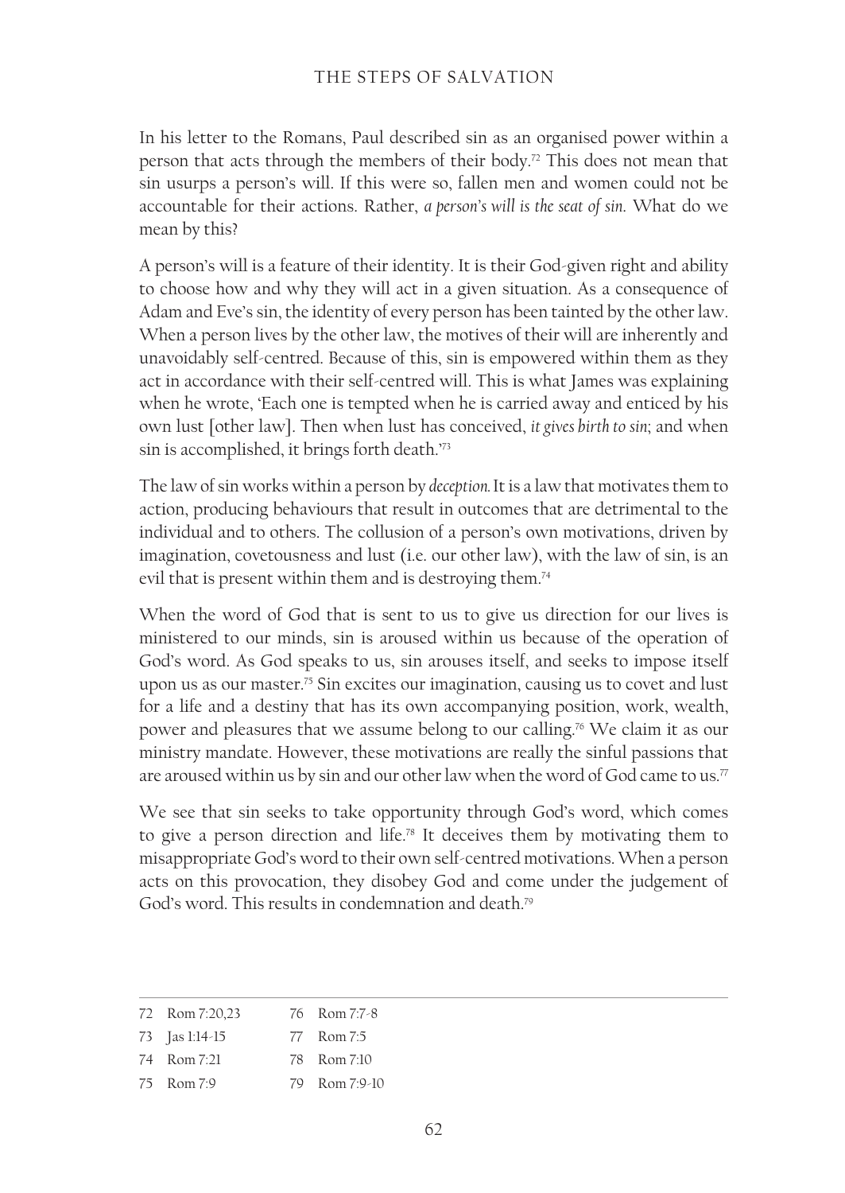In his letter to the Romans, Paul described sin as an organised power within a person that acts through the members of their body.[72] This does not mean that sin usurps a person's will. If this were so, fallen men and women could not be accountable for their actions. Rather, *a person's will is the seat of sin.* What do we mean by this?

A person's will is a feature of their identity. It is their God-given right and ability to choose how and why they will act in a given situation. As a consequence of Adam and Eve's sin, the identity of every person has been tainted by the other law. When a person lives by the other law, the motives of their will are inherently and unavoidably self-centred. Because of this, sin is empowered within them as they act in accordance with their self-centred will. This is what James was explaining when he wrote, 'Each one is tempted when he is carried away and enticed by his own lust [other law]. Then when lust has conceived, *it gives birth to sin*; and when sin is accomplished, it brings forth death.'[73]

The law of sin works within a person by *deception.* It is a law that motivates them to action, producing behaviours that result in outcomes that are detrimental to the individual and to others. The collusion of a person's own motivations, driven by imagination, covetousness and lust (i.e. our other law), with the law of sin, is an evil that is present within them and is destroying them.[74]

When the word of God that is sent to us to give us direction for our lives is ministered to our minds, sin is aroused within us because of the operation of God's word. As God speaks to us, sin arouses itself, and seeks to impose itself upon us as our master.[75] Sin excites our imagination, causing us to covet and lust for a life and a destiny that has its own accompanying position, work, wealth, power and pleasures that we assume belong to our calling.[76] We claim it as our ministry mandate. However, these motivations are really the sinful passions that are aroused within us by sin and our other law when the word of God came to us.[77]

We see that sin seeks to take opportunity through God's word, which comes to give a person direction and life.[78] It deceives them by motivating them to misappropriate God's word to their own self-centred motivations. When a person acts on this provocation, they disobey God and come under the judgement of God's word. This results in condemnation and death.[79]

---

72 Rom 7:20,23
73 Jas 1:14-15
74 Rom 7:21
75 Rom 7:9
76 Rom 7:7-8
77 Rom 7:5
78 Rom 7:10
79 Rom 7:9-10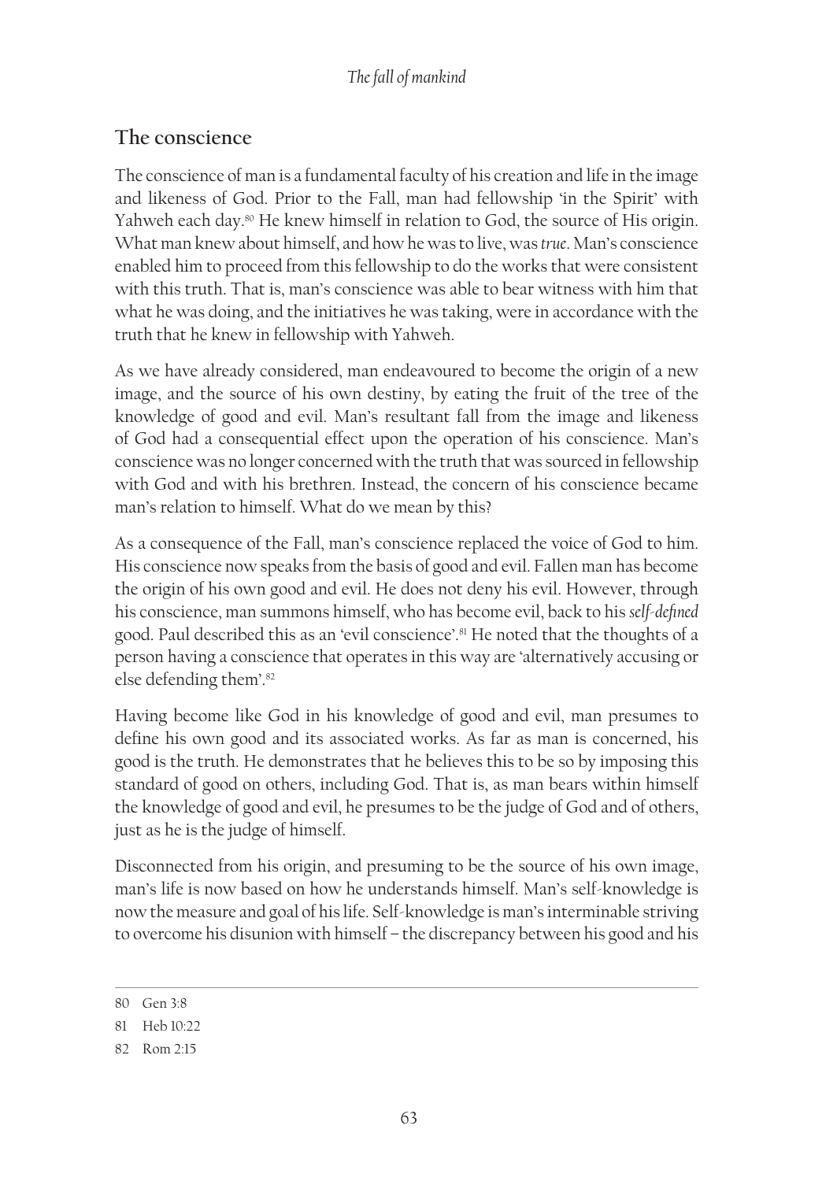## The conscience

The conscience of man is a fundamental faculty of his creation and life in the image and likeness of God. Prior to the Fall, man had fellowship 'in the Spirit' with Yahweh each day.[80] He knew himself in relation to God, the source of His origin. What man knew about himself, and how he was to live, was *true*. Man's conscience enabled him to proceed from this fellowship to do the works that were consistent with this truth. That is, man's conscience was able to bear witness with him that what he was doing, and the initiatives he was taking, were in accordance with the truth that he knew in fellowship with Yahweh.

As we have already considered, man endeavoured to become the origin of a new image, and the source of his own destiny, by eating the fruit of the tree of the knowledge of good and evil. Man's resultant fall from the image and likeness of God had a consequential effect upon the operation of his conscience. Man's conscience was no longer concerned with the truth that was sourced in fellowship with God and with his brethren. Instead, the concern of his conscience became man's relation to himself. What do we mean by this?

As a consequence of the Fall, man's conscience replaced the voice of God to him. His conscience now speaks from the basis of good and evil. Fallen man has become the origin of his own good and evil. He does not deny his evil. However, through his conscience, man summons himself, who has become evil, back to his *self-defined* good. Paul described this as an 'evil conscience'.[81] He noted that the thoughts of a person having a conscience that operates in this way are 'alternatively accusing or else defending them'.[82]

Having become like God in his knowledge of good and evil, man presumes to define his own good and its associated works. As far as man is concerned, his good is the truth. He demonstrates that he believes this to be so by imposing this standard of good on others, including God. That is, as man bears within himself the knowledge of good and evil, he presumes to be the judge of God and of others, just as he is the judge of himself.

Disconnected from his origin, and presuming to be the source of his own image, man's life is now based on how he understands himself. Man's self-knowledge is now the measure and goal of his life. Self-knowledge is man's interminable striving to overcome his disunion with himself – the discrepancy between his good and his

---

80 Gen 3:8

81 Heb 10:22

82 Rom 2:15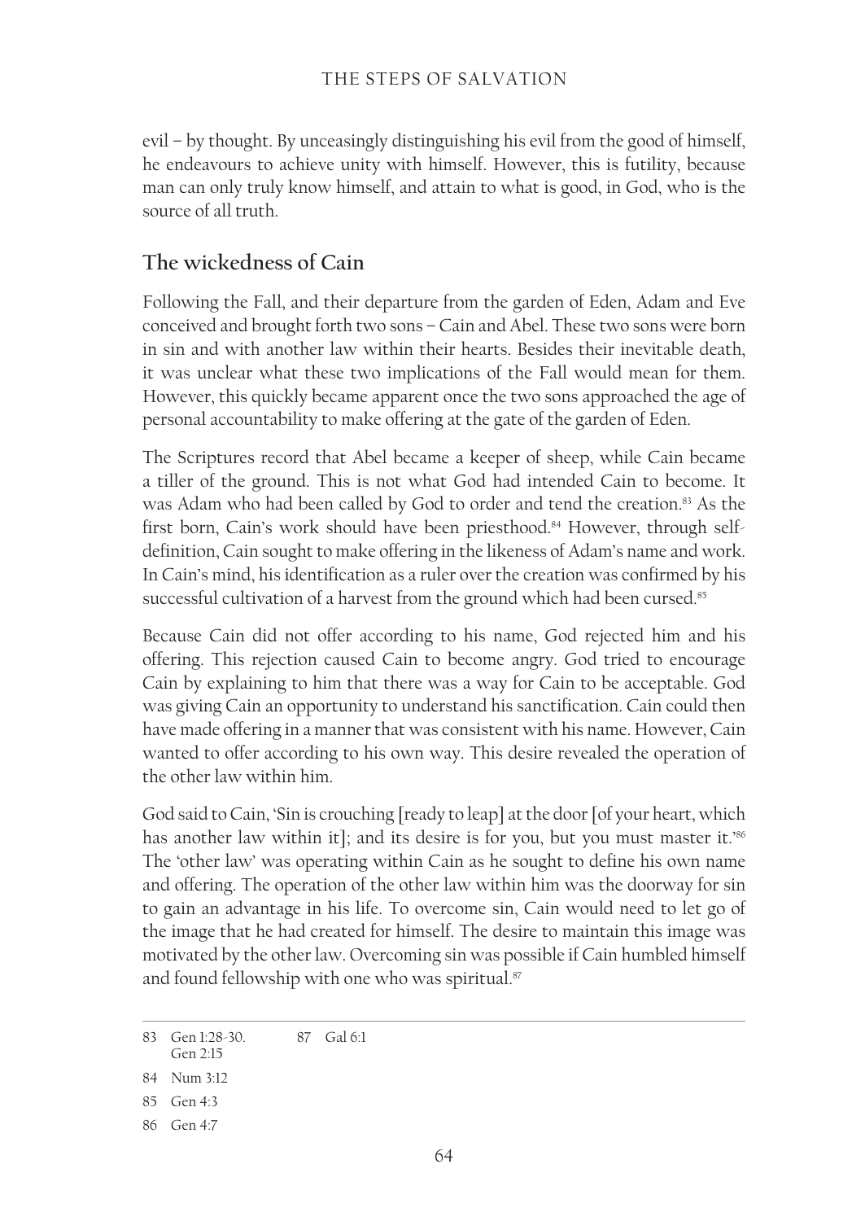evil – by thought. By unceasingly distinguishing his evil from the good of himself, he endeavours to achieve unity with himself. However, this is futility, because man can only truly know himself, and attain to what is good, in God, who is the source of all truth.

## The wickedness of Cain

Following the Fall, and their departure from the garden of Eden, Adam and Eve conceived and brought forth two sons – Cain and Abel. These two sons were born in sin and with another law within their hearts. Besides their inevitable death, it was unclear what these two implications of the Fall would mean for them. However, this quickly became apparent once the two sons approached the age of personal accountability to make offering at the gate of the garden of Eden.

The Scriptures record that Abel became a keeper of sheep, while Cain became a tiller of the ground. This is not what God had intended Cain to become. It was Adam who had been called by God to order and tend the creation.[83] As the first born, Cain's work should have been priesthood.[84] However, through self-definition, Cain sought to make offering in the likeness of Adam's name and work. In Cain's mind, his identification as a ruler over the creation was confirmed by his successful cultivation of a harvest from the ground which had been cursed.[85]

Because Cain did not offer according to his name, God rejected him and his offering. This rejection caused Cain to become angry. God tried to encourage Cain by explaining to him that there was a way for Cain to be acceptable. God was giving Cain an opportunity to understand his sanctification. Cain could then have made offering in a manner that was consistent with his name. However, Cain wanted to offer according to his own way. This desire revealed the operation of the other law within him.

God said to Cain, 'Sin is crouching [ready to leap] at the door [of your heart, which has another law within it]; and its desire is for you, but you must master it.'[86] The 'other law' was operating within Cain as he sought to define his own name and offering. The operation of the other law within him was the doorway for sin to gain an advantage in his life. To overcome sin, Cain would need to let go of the image that he had created for himself. The desire to maintain this image was motivated by the other law. Overcoming sin was possible if Cain humbled himself and found fellowship with one who was spiritual.[87]

---

83 Gen 1:28-30. Gen 2:15

84 Num 3:12

85 Gen 4:3

86 Gen 4:7

87 Gal 6:1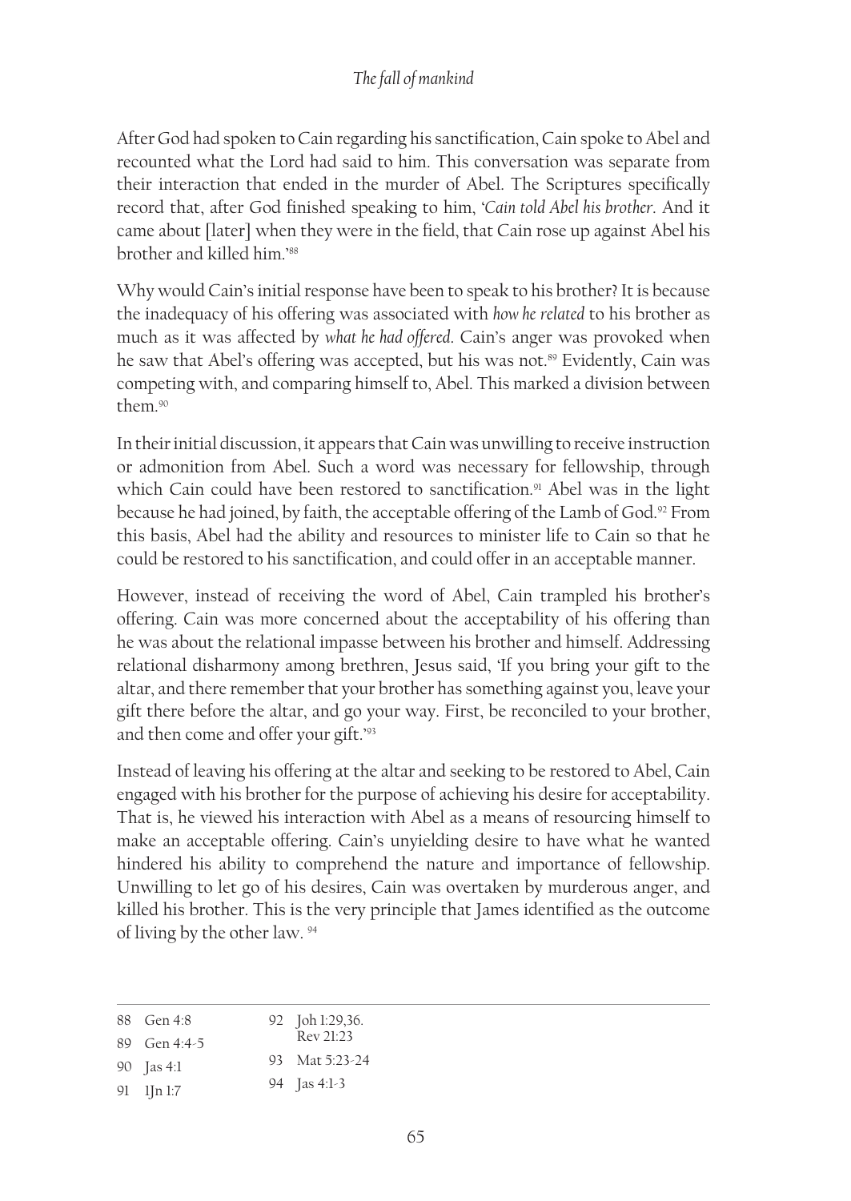After God had spoken to Cain regarding his sanctification, Cain spoke to Abel and recounted what the Lord had said to him. This conversation was separate from their interaction that ended in the murder of Abel. The Scriptures specifically record that, after God finished speaking to him, '*Cain told Abel his brother*. And it came about [later] when they were in the field, that Cain rose up against Abel his brother and killed him.'[88]

Why would Cain's initial response have been to speak to his brother? It is because the inadequacy of his offering was associated with *how he related* to his brother as much as it was affected by *what he had offered*. Cain's anger was provoked when he saw that Abel's offering was accepted, but his was not.[89] Evidently, Cain was competing with, and comparing himself to, Abel. This marked a division between them.[90]

In their initial discussion, it appears that Cain was unwilling to receive instruction or admonition from Abel. Such a word was necessary for fellowship, through which Cain could have been restored to sanctification.[91] Abel was in the light because he had joined, by faith, the acceptable offering of the Lamb of God.[92] From this basis, Abel had the ability and resources to minister life to Cain so that he could be restored to his sanctification, and could offer in an acceptable manner.

However, instead of receiving the word of Abel, Cain trampled his brother's offering. Cain was more concerned about the acceptability of his offering than he was about the relational impasse between his brother and himself. Addressing relational disharmony among brethren, Jesus said, 'If you bring your gift to the altar, and there remember that your brother has something against you, leave your gift there before the altar, and go your way. First, be reconciled to your brother, and then come and offer your gift.'[93]

Instead of leaving his offering at the altar and seeking to be restored to Abel, Cain engaged with his brother for the purpose of achieving his desire for acceptability. That is, he viewed his interaction with Abel as a means of resourcing himself to make an acceptable offering. Cain's unyielding desire to have what he wanted hindered his ability to comprehend the nature and importance of fellowship. Unwilling to let go of his desires, Cain was overtaken by murderous anger, and killed his brother. This is the very principle that James identified as the outcome of living by the other law.[94]

---

88 Gen 4:8
89 Gen 4:4-5
90 Jas 4:1
91 1Jn 1:7
92 Joh 1:29,36. Rev 21:23
93 Mat 5:23-24
94 Jas 4:1-3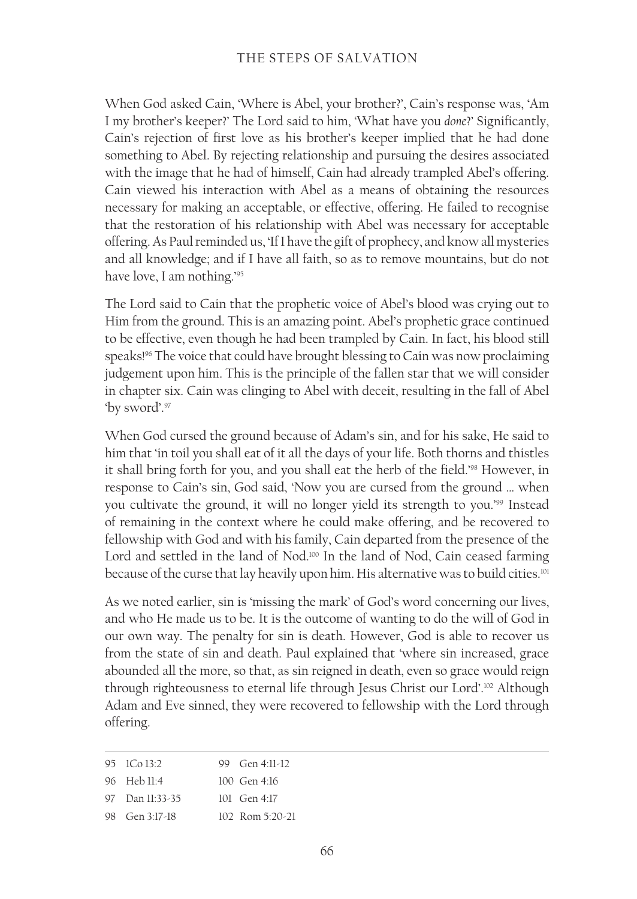When God asked Cain, 'Where is Abel, your brother?', Cain's response was, 'Am I my brother's keeper?' The Lord said to him, 'What have you *done*?' Significantly, Cain's rejection of first love as his brother's keeper implied that he had done something to Abel. By rejecting relationship and pursuing the desires associated with the image that he had of himself, Cain had already trampled Abel's offering. Cain viewed his interaction with Abel as a means of obtaining the resources necessary for making an acceptable, or effective, offering. He failed to recognise that the restoration of his relationship with Abel was necessary for acceptable offering. As Paul reminded us, 'If I have the gift of prophecy, and know all mysteries and all knowledge; and if I have all faith, so as to remove mountains, but do not have love, I am nothing.'[95]

The Lord said to Cain that the prophetic voice of Abel's blood was crying out to Him from the ground. This is an amazing point. Abel's prophetic grace continued to be effective, even though he had been trampled by Cain. In fact, his blood still speaks![96] The voice that could have brought blessing to Cain was now proclaiming judgement upon him. This is the principle of the fallen star that we will consider in chapter six. Cain was clinging to Abel with deceit, resulting in the fall of Abel 'by sword'.[97]

When God cursed the ground because of Adam's sin, and for his sake, He said to him that 'in toil you shall eat of it all the days of your life. Both thorns and thistles it shall bring forth for you, and you shall eat the herb of the field.'[98] However, in response to Cain's sin, God said, 'Now you are cursed from the ground ... when you cultivate the ground, it will no longer yield its strength to you.'[99] Instead of remaining in the context where he could make offering, and be recovered to fellowship with God and with his family, Cain departed from the presence of the Lord and settled in the land of Nod.[100] In the land of Nod, Cain ceased farming because of the curse that lay heavily upon him. His alternative was to build cities.[101]

As we noted earlier, sin is 'missing the mark' of God's word concerning our lives, and who He made us to be. It is the outcome of wanting to do the will of God in our own way. The penalty for sin is death. However, God is able to recover us from the state of sin and death. Paul explained that 'where sin increased, grace abounded all the more, so that, as sin reigned in death, even so grace would reign through righteousness to eternal life through Jesus Christ our Lord'.[102] Although Adam and Eve sinned, they were recovered to fellowship with the Lord through offering.

---

95 1Co 13:2
96 Heb 11:4
97 Dan 11:33-35
98 Gen 3:17-18
99 Gen 4:11-12
100 Gen 4:16
101 Gen 4:17
102 Rom 5:20-21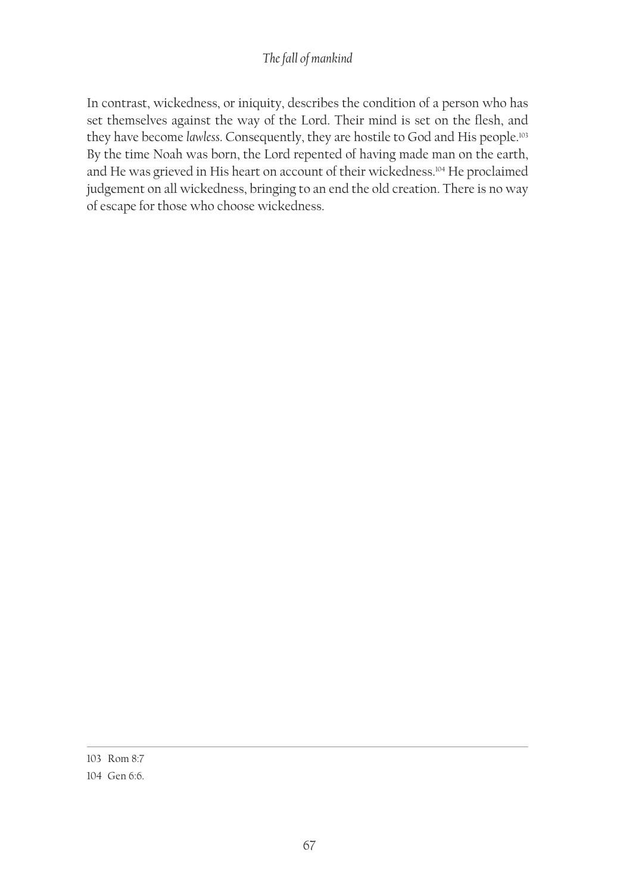In contrast, wickedness, or iniquity, describes the condition of a person who has set themselves against the way of the Lord. Their mind is set on the flesh, and they have become *lawless*. Consequently, they are hostile to God and His people.[103] By the time Noah was born, the Lord repented of having made man on the earth, and He was grieved in His heart on account of their wickedness.[104] He proclaimed judgement on all wickedness, bringing to an end the old creation. There is no way of escape for those who choose wickedness.

---

103 Rom 8:7

104 Gen 6:6.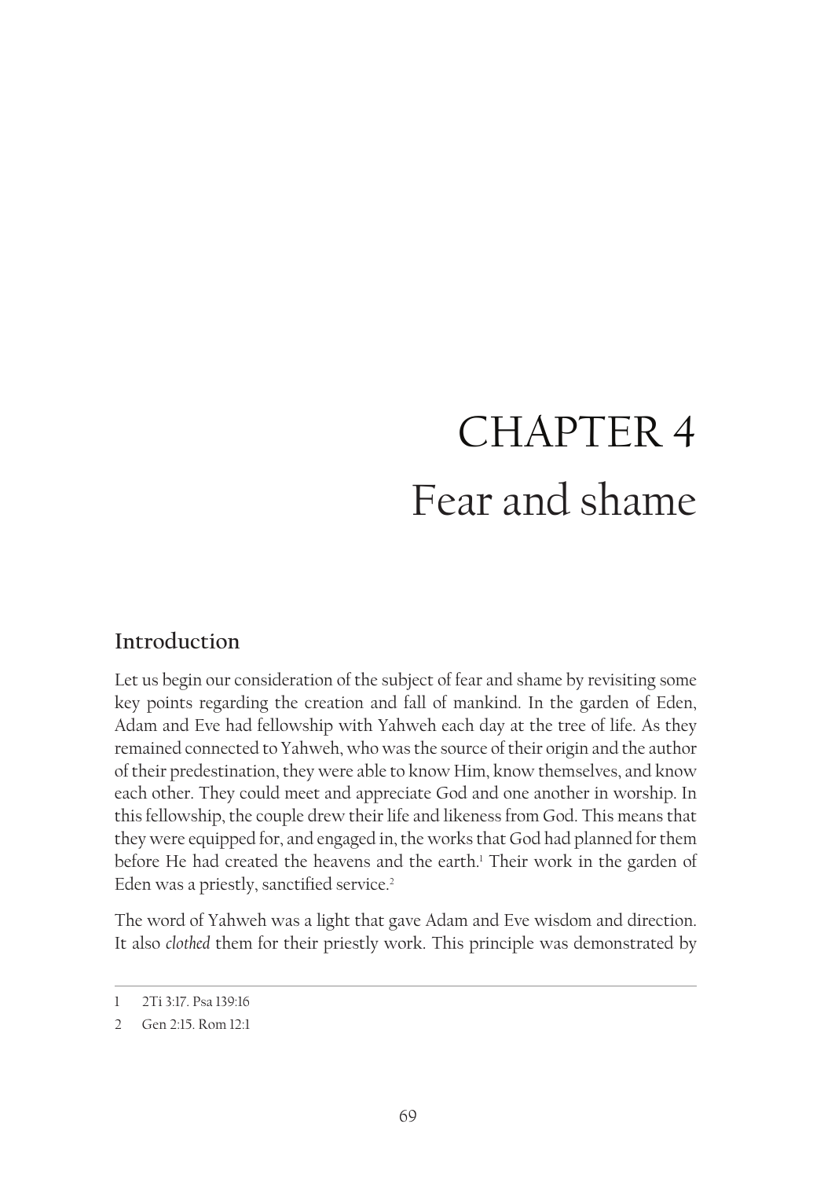# CHAPTER 4
# Fear and shame

## Introduction

Let us begin our consideration of the subject of fear and shame by revisiting some key points regarding the creation and fall of mankind. In the garden of Eden, Adam and Eve had fellowship with Yahweh each day at the tree of life. As they remained connected to Yahweh, who was the source of their origin and the author of their predestination, they were able to know Him, know themselves, and know each other. They could meet and appreciate God and one another in worship. In this fellowship, the couple drew their life and likeness from God. This means that they were equipped for, and engaged in, the works that God had planned for them before He had created the heavens and the earth.[1] Their work in the garden of Eden was a priestly, sanctified service.[2]

The word of Yahweh was a light that gave Adam and Eve wisdom and direction. It also *clothed* them for their priestly work. This principle was demonstrated by

---

1 2Ti 3:17. Psa 139:16

2 Gen 2:15. Rom 12:1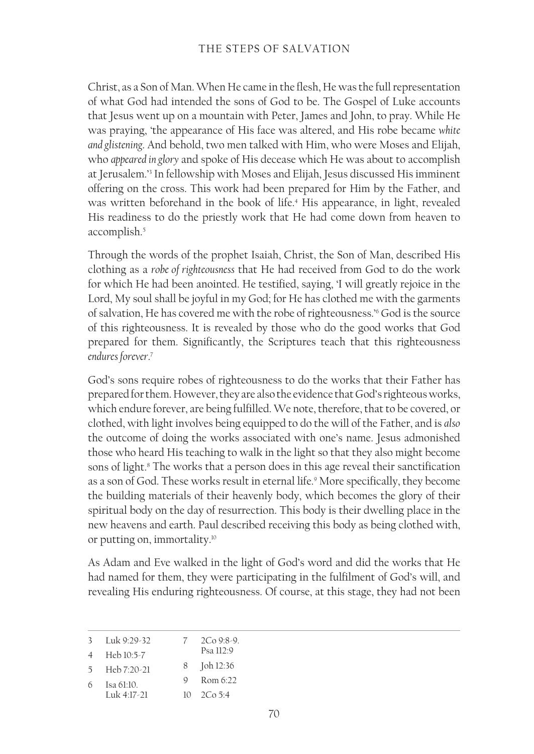Christ, as a Son of Man. When He came in the flesh, He was the full representation of what God had intended the sons of God to be. The Gospel of Luke accounts that Jesus went up on a mountain with Peter, James and John, to pray. While He was praying, 'the appearance of His face was altered, and His robe became *white and glistening*. And behold, two men talked with Him, who were Moses and Elijah, who *appeared in glory* and spoke of His decease which He was about to accomplish at Jerusalem.'[3] In fellowship with Moses and Elijah, Jesus discussed His imminent offering on the cross. This work had been prepared for Him by the Father, and was written beforehand in the book of life.[4] His appearance, in light, revealed His readiness to do the priestly work that He had come down from heaven to accomplish.[5]

Through the words of the prophet Isaiah, Christ, the Son of Man, described His clothing as a *robe of righteousness* that He had received from God to do the work for which He had been anointed. He testified, saying, 'I will greatly rejoice in the Lord, My soul shall be joyful in my God; for He has clothed me with the garments of salvation, He has covered me with the robe of righteousness.'[6] God is the source of this righteousness. It is revealed by those who do the good works that God prepared for them. Significantly, the Scriptures teach that this righteousness *endures forever*.[7]

God's sons require robes of righteousness to do the works that their Father has prepared for them. However, they are also the evidence that God's righteous works, which endure forever, are being fulfilled. We note, therefore, that to be covered, or clothed, with light involves being equipped to do the will of the Father, and is *also* the outcome of doing the works associated with one's name. Jesus admonished those who heard His teaching to walk in the light so that they also might become sons of light.[8] The works that a person does in this age reveal their sanctification as a son of God. These works result in eternal life.[9] More specifically, they become the building materials of their heavenly body, which becomes the glory of their spiritual body on the day of resurrection. This body is their dwelling place in the new heavens and earth. Paul described receiving this body as being clothed with, or putting on, immortality.[10]

As Adam and Eve walked in the light of God's word and did the works that He had named for them, they were participating in the fulfilment of God's will, and revealing His enduring righteousness. Of course, at this stage, they had not been

---

3 Luk 9:29-32
4 Heb 10:5-7
5 Heb 7:20-21
6 Isa 61:10. Luk 4:17-21
7 2Co 9:8-9. Psa 112:9
8 Joh 12:36
9 Rom 6:22
10 2Co 5:4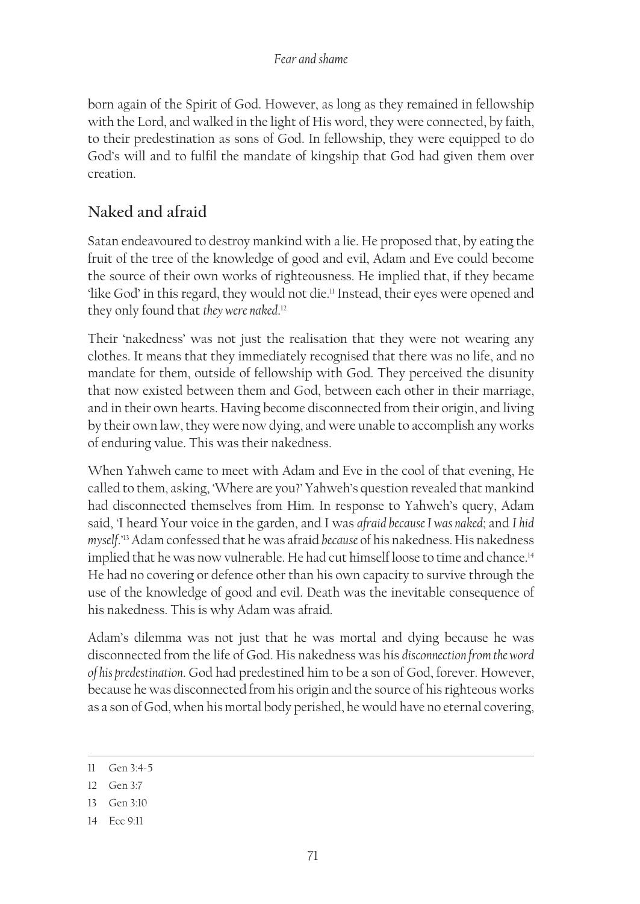born again of the Spirit of God. However, as long as they remained in fellowship with the Lord, and walked in the light of His word, they were connected, by faith, to their predestination as sons of God. In fellowship, they were equipped to do God's will and to fulfil the mandate of kingship that God had given them over creation.

## Naked and afraid

Satan endeavoured to destroy mankind with a lie. He proposed that, by eating the fruit of the tree of the knowledge of good and evil, Adam and Eve could become the source of their own works of righteousness. He implied that, if they became 'like God' in this regard, they would not die.[11] Instead, their eyes were opened and they only found that *they were naked*.[12]

Their 'nakedness' was not just the realisation that they were not wearing any clothes. It means that they immediately recognised that there was no life, and no mandate for them, outside of fellowship with God. They perceived the disunity that now existed between them and God, between each other in their marriage, and in their own hearts. Having become disconnected from their origin, and living by their own law, they were now dying, and were unable to accomplish any works of enduring value. This was their nakedness.

When Yahweh came to meet with Adam and Eve in the cool of that evening, He called to them, asking, 'Where are you?' Yahweh's question revealed that mankind had disconnected themselves from Him. In response to Yahweh's query, Adam said, 'I heard Your voice in the garden, and I was *afraid because I was naked*; and *I hid myself*.'[13] Adam confessed that he was afraid *because* of his nakedness. His nakedness implied that he was now vulnerable. He had cut himself loose to time and chance.[14] He had no covering or defence other than his own capacity to survive through the use of the knowledge of good and evil. Death was the inevitable consequence of his nakedness. This is why Adam was afraid.

Adam's dilemma was not just that he was mortal and dying because he was disconnected from the life of God. His nakedness was his *disconnection from the word of his predestination*. God had predestined him to be a son of God, forever. However, because he was disconnected from his origin and the source of his righteous works as a son of God, when his mortal body perished, he would have no eternal covering,

---

11 Gen 3:4-5

12 Gen 3:7

13 Gen 3:10

14 Ecc 9:11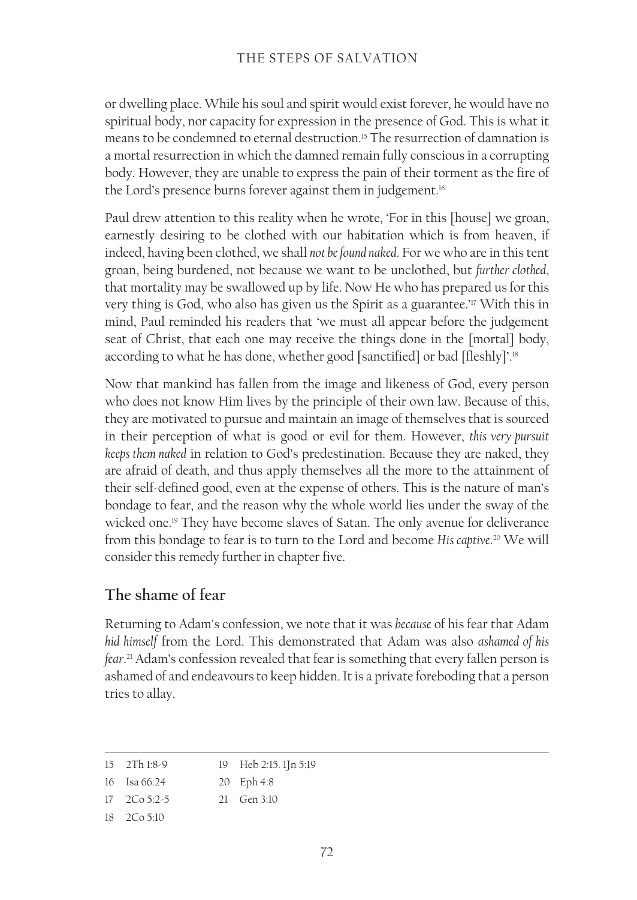or dwelling place. While his soul and spirit would exist forever, he would have no spiritual body, nor capacity for expression in the presence of God. This is what it means to be condemned to eternal destruction.[15] The resurrection of damnation is a mortal resurrection in which the damned remain fully conscious in a corrupting body. However, they are unable to express the pain of their torment as the fire of the Lord's presence burns forever against them in judgement.[16]

Paul drew attention to this reality when he wrote, 'For in this [house] we groan, earnestly desiring to be clothed with our habitation which is from heaven, if indeed, having been clothed, we shall *not be found naked*. For we who are in this tent groan, being burdened, not because we want to be unclothed, but *further clothed*, that mortality may be swallowed up by life. Now He who has prepared us for this very thing is God, who also has given us the Spirit as a guarantee.'[17] With this in mind, Paul reminded his readers that 'we must all appear before the judgement seat of Christ, that each one may receive the things done in the [mortal] body, according to what he has done, whether good [sanctified] or bad [fleshly]'.[18]

Now that mankind has fallen from the image and likeness of God, every person who does not know Him lives by the principle of their own law. Because of this, they are motivated to pursue and maintain an image of themselves that is sourced in their perception of what is good or evil for them. However, *this very pursuit keeps them naked* in relation to God's predestination. Because they are naked, they are afraid of death, and thus apply themselves all the more to the attainment of their self-defined good, even at the expense of others. This is the nature of man's bondage to fear, and the reason why the whole world lies under the sway of the wicked one.[19] They have become slaves of Satan. The only avenue for deliverance from this bondage to fear is to turn to the Lord and become *His captive*.[20] We will consider this remedy further in chapter five.

## The shame of fear

Returning to Adam's confession, we note that it was *because* of his fear that Adam *hid himself* from the Lord. This demonstrated that Adam was also *ashamed of his fear*.[21] Adam's confession revealed that fear is something that every fallen person is ashamed of and endeavours to keep hidden. It is a private foreboding that a person tries to allay.

---

15 2Th 1:8-9
16 Isa 66:24
17 2Co 5:2-5
18 2Co 5:10
19 Heb 2:15. 1Jn 5:19
20 Eph 4:8
21 Gen 3:10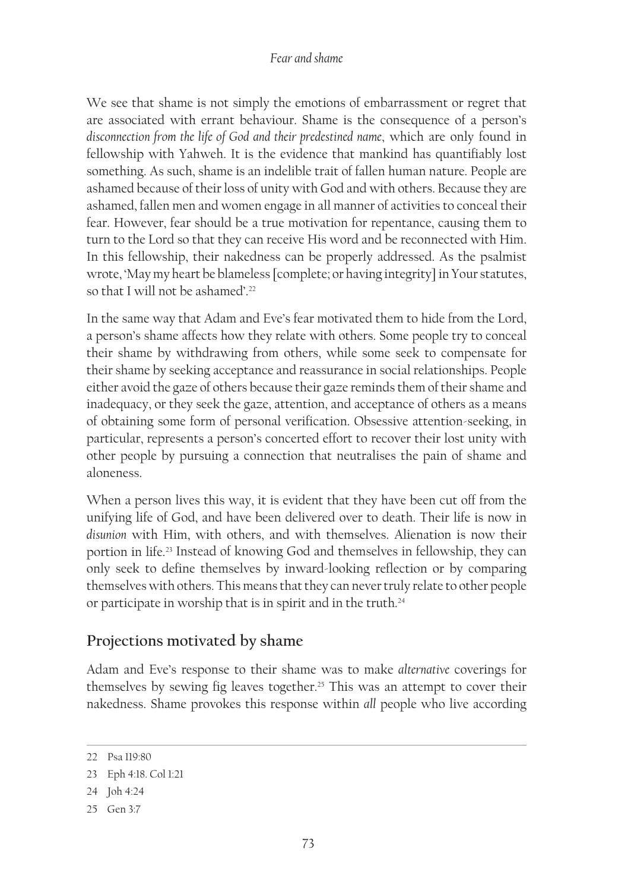We see that shame is not simply the emotions of embarrassment or regret that are associated with errant behaviour. Shame is the consequence of a person's *disconnection from the life of God and their predestined name*, which are only found in fellowship with Yahweh. It is the evidence that mankind has quantifiably lost something. As such, shame is an indelible trait of fallen human nature. People are ashamed because of their loss of unity with God and with others. Because they are ashamed, fallen men and women engage in all manner of activities to conceal their fear. However, fear should be a true motivation for repentance, causing them to turn to the Lord so that they can receive His word and be reconnected with Him. In this fellowship, their nakedness can be properly addressed. As the psalmist wrote, 'May my heart be blameless [complete; or having integrity] in Your statutes, so that I will not be ashamed'.[22]

In the same way that Adam and Eve's fear motivated them to hide from the Lord, a person's shame affects how they relate with others. Some people try to conceal their shame by withdrawing from others, while some seek to compensate for their shame by seeking acceptance and reassurance in social relationships. People either avoid the gaze of others because their gaze reminds them of their shame and inadequacy, or they seek the gaze, attention, and acceptance of others as a means of obtaining some form of personal verification. Obsessive attention-seeking, in particular, represents a person's concerted effort to recover their lost unity with other people by pursuing a connection that neutralises the pain of shame and aloneness.

When a person lives this way, it is evident that they have been cut off from the unifying life of God, and have been delivered over to death. Their life is now in *disunion* with Him, with others, and with themselves. Alienation is now their portion in life.[23] Instead of knowing God and themselves in fellowship, they can only seek to define themselves by inward-looking reflection or by comparing themselves with others. This means that they can never truly relate to other people or participate in worship that is in spirit and in the truth.[24]

## Projections motivated by shame

Adam and Eve's response to their shame was to make *alternative* coverings for themselves by sewing fig leaves together.[25] This was an attempt to cover their nakedness. Shame provokes this response within *all* people who live according

---

22 Psa 119:80

23 Eph 4:18. Col 1:21

24 Joh 4:24

25 Gen 3:7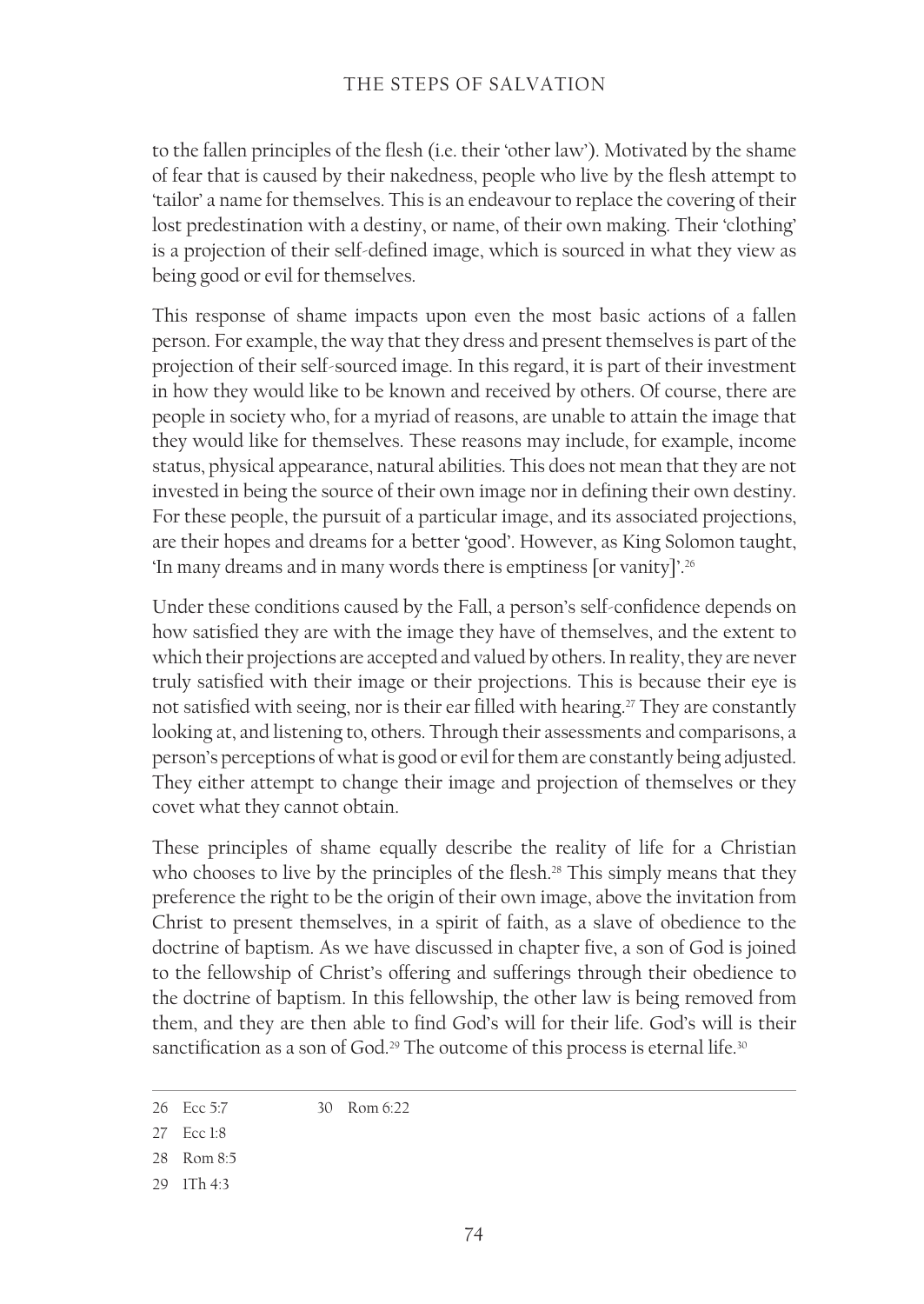to the fallen principles of the flesh (i.e. their 'other law'). Motivated by the shame of fear that is caused by their nakedness, people who live by the flesh attempt to 'tailor' a name for themselves. This is an endeavour to replace the covering of their lost predestination with a destiny, or name, of their own making. Their 'clothing' is a projection of their self-defined image, which is sourced in what they view as being good or evil for themselves.

This response of shame impacts upon even the most basic actions of a fallen person. For example, the way that they dress and present themselves is part of the projection of their self-sourced image. In this regard, it is part of their investment in how they would like to be known and received by others. Of course, there are people in society who, for a myriad of reasons, are unable to attain the image that they would like for themselves. These reasons may include, for example, income status, physical appearance, natural abilities. This does not mean that they are not invested in being the source of their own image nor in defining their own destiny. For these people, the pursuit of a particular image, and its associated projections, are their hopes and dreams for a better 'good'. However, as King Solomon taught, 'In many dreams and in many words there is emptiness [or vanity]'.[26]

Under these conditions caused by the Fall, a person's self-confidence depends on how satisfied they are with the image they have of themselves, and the extent to which their projections are accepted and valued by others. In reality, they are never truly satisfied with their image or their projections. This is because their eye is not satisfied with seeing, nor is their ear filled with hearing.[27] They are constantly looking at, and listening to, others. Through their assessments and comparisons, a person's perceptions of what is good or evil for them are constantly being adjusted. They either attempt to change their image and projection of themselves or they covet what they cannot obtain.

These principles of shame equally describe the reality of life for a Christian who chooses to live by the principles of the flesh.[28] This simply means that they preference the right to be the origin of their own image, above the invitation from Christ to present themselves, in a spirit of faith, as a slave of obedience to the doctrine of baptism. As we have discussed in chapter five, a son of God is joined to the fellowship of Christ's offering and sufferings through their obedience to the doctrine of baptism. In this fellowship, the other law is being removed from them, and they are then able to find God's will for their life. God's will is their sanctification as a son of God.[29] The outcome of this process is eternal life.[30]

---

26 Ecc 5:7

27 Ecc 1:8

28 Rom 8:5

29 1Th 4:3

30 Rom 6:22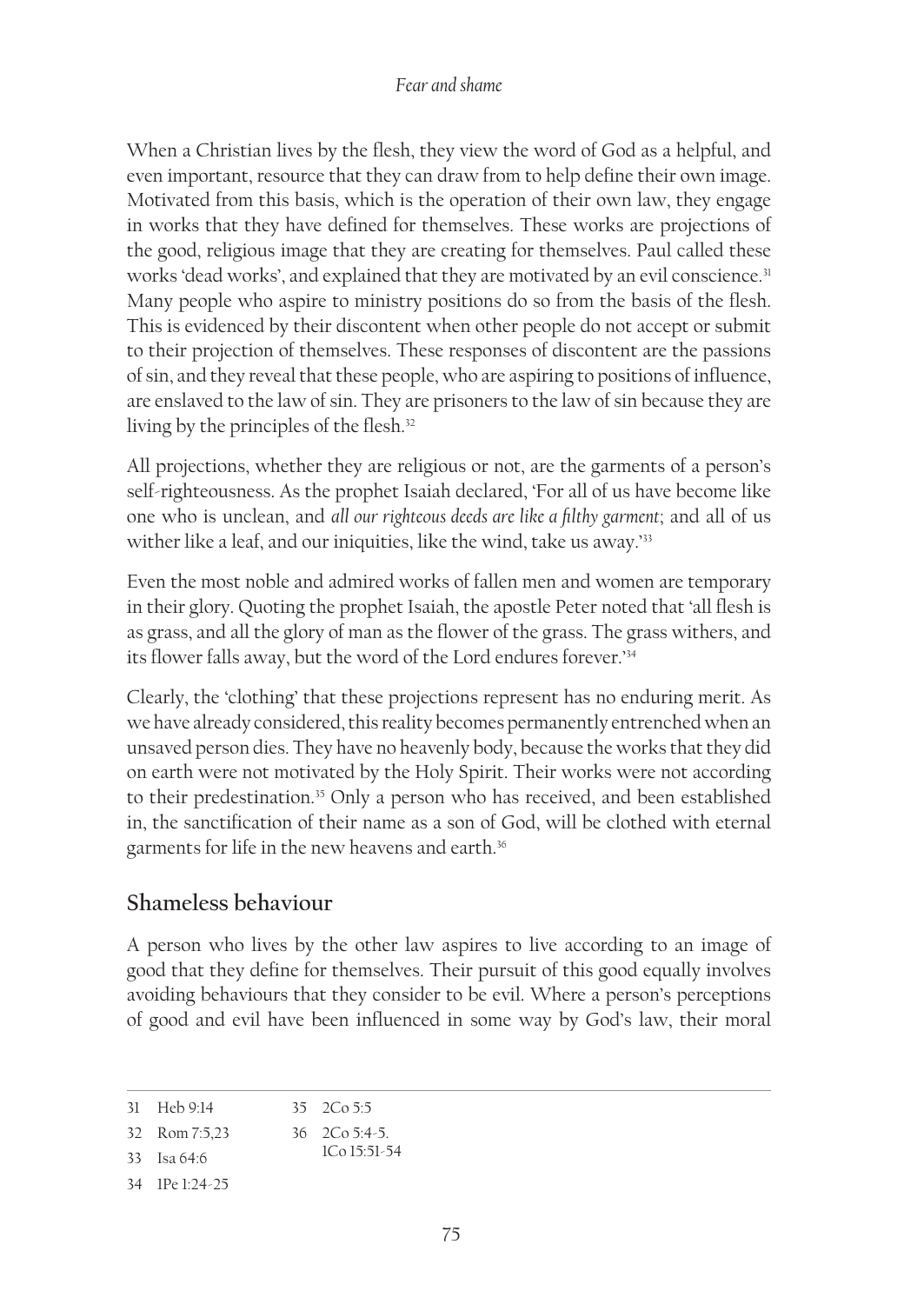When a Christian lives by the flesh, they view the word of God as a helpful, and even important, resource that they can draw from to help define their own image. Motivated from this basis, which is the operation of their own law, they engage in works that they have defined for themselves. These works are projections of the good, religious image that they are creating for themselves. Paul called these works 'dead works', and explained that they are motivated by an evil conscience.[31] Many people who aspire to ministry positions do so from the basis of the flesh. This is evidenced by their discontent when other people do not accept or submit to their projection of themselves. These responses of discontent are the passions of sin, and they reveal that these people, who are aspiring to positions of influence, are enslaved to the law of sin. They are prisoners to the law of sin because they are living by the principles of the flesh.[32]

All projections, whether they are religious or not, are the garments of a person's self-righteousness. As the prophet Isaiah declared, 'For all of us have become like one who is unclean, and *all our righteous deeds are like a filthy garment*; and all of us wither like a leaf, and our iniquities, like the wind, take us away.'[33]

Even the most noble and admired works of fallen men and women are temporary in their glory. Quoting the prophet Isaiah, the apostle Peter noted that 'all flesh is as grass, and all the glory of man as the flower of the grass. The grass withers, and its flower falls away, but the word of the Lord endures forever.'[34]

Clearly, the 'clothing' that these projections represent has no enduring merit. As we have already considered, this reality becomes permanently entrenched when an unsaved person dies. They have no heavenly body, because the works that they did on earth were not motivated by the Holy Spirit. Their works were not according to their predestination.[35] Only a person who has received, and been established in, the sanctification of their name as a son of God, will be clothed with eternal garments for life in the new heavens and earth.[36]

## Shameless behaviour

A person who lives by the other law aspires to live according to an image of good that they define for themselves. Their pursuit of this good equally involves avoiding behaviours that they consider to be evil. Where a person's perceptions of good and evil have been influenced in some way by God's law, their moral

---

31 Heb 9:14
32 Rom 7:5,23
33 Isa 64:6
34 1Pe 1:24-25
35 2Co 5:5
36 2Co 5:4-5. 1Co 15:51-54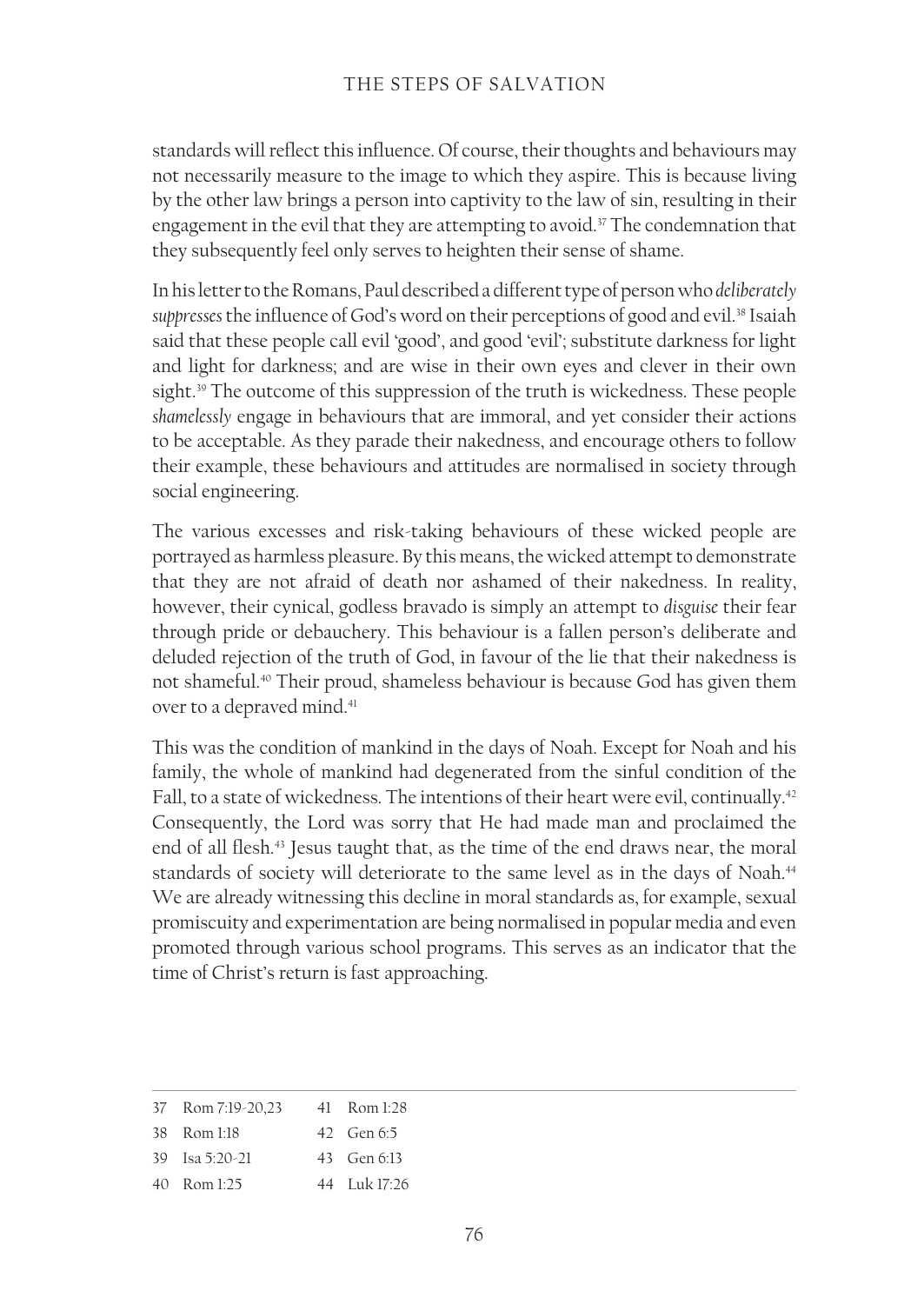standards will reflect this influence. Of course, their thoughts and behaviours may not necessarily measure to the image to which they aspire. This is because living by the other law brings a person into captivity to the law of sin, resulting in their engagement in the evil that they are attempting to avoid.[37] The condemnation that they subsequently feel only serves to heighten their sense of shame.

In his letter to the Romans, Paul described a different type of person who *deliberately suppresses* the influence of God's word on their perceptions of good and evil.[38] Isaiah said that these people call evil 'good', and good 'evil'; substitute darkness for light and light for darkness; and are wise in their own eyes and clever in their own sight.[39] The outcome of this suppression of the truth is wickedness. These people *shamelessly* engage in behaviours that are immoral, and yet consider their actions to be acceptable. As they parade their nakedness, and encourage others to follow their example, these behaviours and attitudes are normalised in society through social engineering.

The various excesses and risk-taking behaviours of these wicked people are portrayed as harmless pleasure. By this means, the wicked attempt to demonstrate that they are not afraid of death nor ashamed of their nakedness. In reality, however, their cynical, godless bravado is simply an attempt to *disguise* their fear through pride or debauchery. This behaviour is a fallen person's deliberate and deluded rejection of the truth of God, in favour of the lie that their nakedness is not shameful.[40] Their proud, shameless behaviour is because God has given them over to a depraved mind.[41]

This was the condition of mankind in the days of Noah. Except for Noah and his family, the whole of mankind had degenerated from the sinful condition of the Fall, to a state of wickedness. The intentions of their heart were evil, continually.[42] Consequently, the Lord was sorry that He had made man and proclaimed the end of all flesh.[43] Jesus taught that, as the time of the end draws near, the moral standards of society will deteriorate to the same level as in the days of Noah.[44] We are already witnessing this decline in moral standards as, for example, sexual promiscuity and experimentation are being normalised in popular media and even promoted through various school programs. This serves as an indicator that the time of Christ's return is fast approaching.

---

37 Rom 7:19-20,23
38 Rom 1:18
39 Isa 5:20-21
40 Rom 1:25
41 Rom 1:28
42 Gen 6:5
43 Gen 6:13
44 Luk 17:26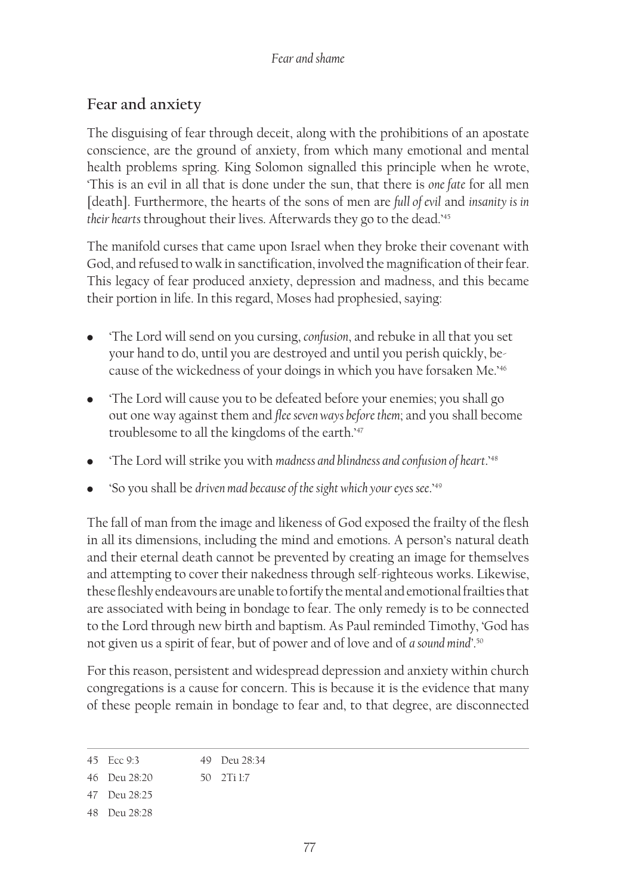## Fear and anxiety

The disguising of fear through deceit, along with the prohibitions of an apostate conscience, are the ground of anxiety, from which many emotional and mental health problems spring. King Solomon signalled this principle when he wrote, 'This is an evil in all that is done under the sun, that there is *one fate* for all men [death]. Furthermore, the hearts of the sons of men are *full of evil* and *insanity is in their hearts* throughout their lives. Afterwards they go to the dead.'[45]

The manifold curses that came upon Israel when they broke their covenant with God, and refused to walk in sanctification, involved the magnification of their fear. This legacy of fear produced anxiety, depression and madness, and this became their portion in life. In this regard, Moses had prophesied, saying:

- 'The Lord will send on you cursing, *confusion*, and rebuke in all that you set your hand to do, until you are destroyed and until you perish quickly, because of the wickedness of your doings in which you have forsaken Me.'[46]
- 'The Lord will cause you to be defeated before your enemies; you shall go out one way against them and *flee seven ways before them*; and you shall become troublesome to all the kingdoms of the earth.'[47]
- 'The Lord will strike you with *madness and blindness and confusion of heart*.'[48]
- 'So you shall be *driven mad because of the sight which your eyes see*.'[49]

The fall of man from the image and likeness of God exposed the frailty of the flesh in all its dimensions, including the mind and emotions. A person's natural death and their eternal death cannot be prevented by creating an image for themselves and attempting to cover their nakedness through self-righteous works. Likewise, these fleshly endeavours are unable to fortify the mental and emotional frailties that are associated with being in bondage to fear. The only remedy is to be connected to the Lord through new birth and baptism. As Paul reminded Timothy, 'God has not given us a spirit of fear, but of power and of love and of *a sound mind*'.[50]

For this reason, persistent and widespread depression and anxiety within church congregations is a cause for concern. This is because it is the evidence that many of these people remain in bondage to fear and, to that degree, are disconnected

---

45 Ecc 9:3
46 Deu 28:20
47 Deu 28:25
48 Deu 28:28
49 Deu 28:34
50 2Ti 1:7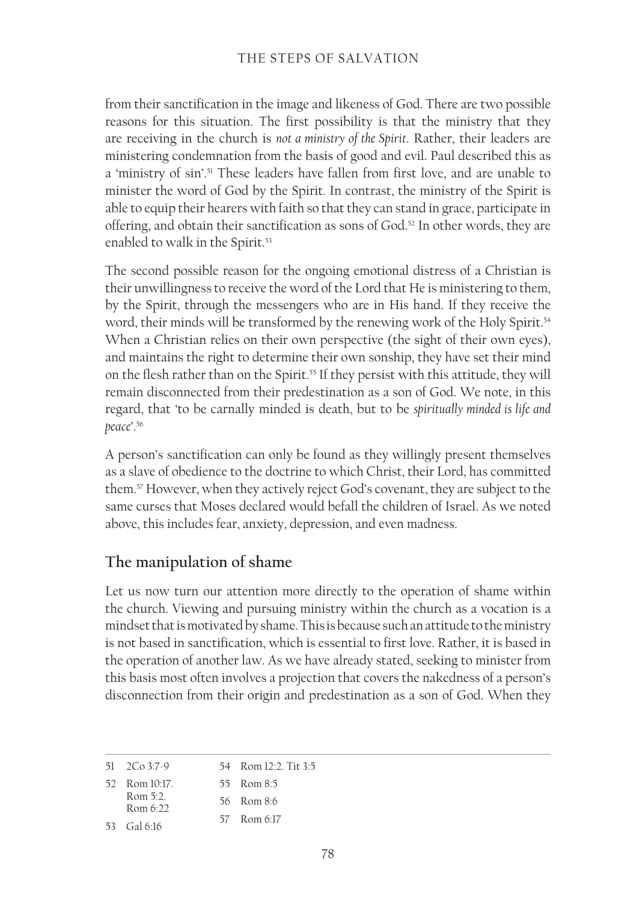from their sanctification in the image and likeness of God. There are two possible reasons for this situation. The first possibility is that the ministry that they are receiving in the church is *not a ministry of the Spirit*. Rather, their leaders are ministering condemnation from the basis of good and evil. Paul described this as a 'ministry of sin'.[51] These leaders have fallen from first love, and are unable to minister the word of God by the Spirit. In contrast, the ministry of the Spirit is able to equip their hearers with faith so that they can stand in grace, participate in offering, and obtain their sanctification as sons of God.[52] In other words, they are enabled to walk in the Spirit.[53]

The second possible reason for the ongoing emotional distress of a Christian is their unwillingness to receive the word of the Lord that He is ministering to them, by the Spirit, through the messengers who are in His hand. If they receive the word, their minds will be transformed by the renewing work of the Holy Spirit.[54] When a Christian relies on their own perspective (the sight of their own eyes), and maintains the right to determine their own sonship, they have set their mind on the flesh rather than on the Spirit.[55] If they persist with this attitude, they will remain disconnected from their predestination as a son of God. We note, in this regard, that 'to be carnally minded is death, but to be *spiritually minded is life and peace*'.[56]

A person's sanctification can only be found as they willingly present themselves as a slave of obedience to the doctrine to which Christ, their Lord, has committed them.[57] However, when they actively reject God's covenant, they are subject to the same curses that Moses declared would befall the children of Israel. As we noted above, this includes fear, anxiety, depression, and even madness.

## The manipulation of shame

Let us now turn our attention more directly to the operation of shame within the church. Viewing and pursuing ministry within the church as a vocation is a mindset that is motivated by shame. This is because such an attitude to the ministry is not based in sanctification, which is essential to first love. Rather, it is based in the operation of another law. As we have already stated, seeking to minister from this basis most often involves a projection that covers the nakedness of a person's disconnection from their origin and predestination as a son of God. When they

---

51 2Co 3:7-9
52 Rom 10:17. Rom 5:2. Rom 6:22
53 Gal 6:16
54 Rom 12:2. Tit 3:5
55 Rom 8:5
56 Rom 8:6
57 Rom 6:17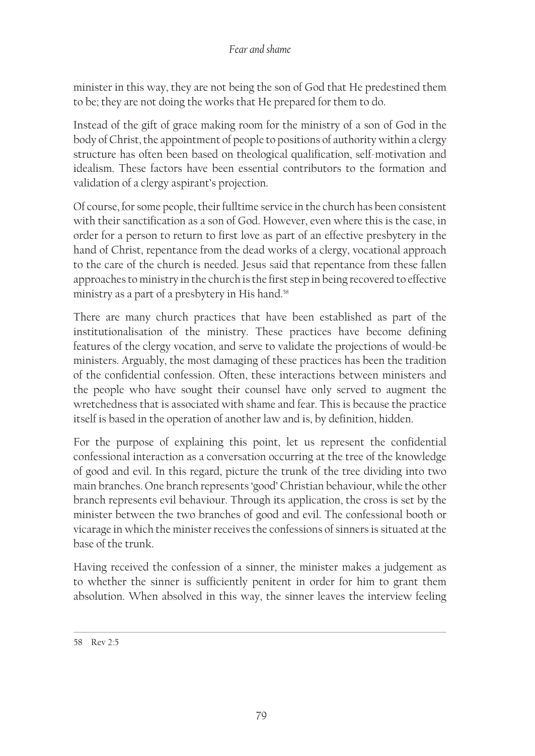minister in this way, they are not being the son of God that He predestined them to be; they are not doing the works that He prepared for them to do.

Instead of the gift of grace making room for the ministry of a son of God in the body of Christ, the appointment of people to positions of authority within a clergy structure has often been based on theological qualification, self-motivation and idealism. These factors have been essential contributors to the formation and validation of a clergy aspirant's projection.

Of course, for some people, their fulltime service in the church has been consistent with their sanctification as a son of God. However, even where this is the case, in order for a person to return to first love as part of an effective presbytery in the hand of Christ, repentance from the dead works of a clergy, vocational approach to the care of the church is needed. Jesus said that repentance from these fallen approaches to ministry in the church is the first step in being recovered to effective ministry as a part of a presbytery in His hand.[58]

There are many church practices that have been established as part of the institutionalisation of the ministry. These practices have become defining features of the clergy vocation, and serve to validate the projections of would-be ministers. Arguably, the most damaging of these practices has been the tradition of the confidential confession. Often, these interactions between ministers and the people who have sought their counsel have only served to augment the wretchedness that is associated with shame and fear. This is because the practice itself is based in the operation of another law and is, by definition, hidden.

For the purpose of explaining this point, let us represent the confidential confessional interaction as a conversation occurring at the tree of the knowledge of good and evil. In this regard, picture the trunk of the tree dividing into two main branches. One branch represents 'good' Christian behaviour, while the other branch represents evil behaviour. Through its application, the cross is set by the minister between the two branches of good and evil. The confessional booth or vicarage in which the minister receives the confessions of sinners is situated at the base of the trunk.

Having received the confession of a sinner, the minister makes a judgement as to whether the sinner is sufficiently penitent in order for him to grant them absolution. When absolved in this way, the sinner leaves the interview feeling

---

58 Rev 2:5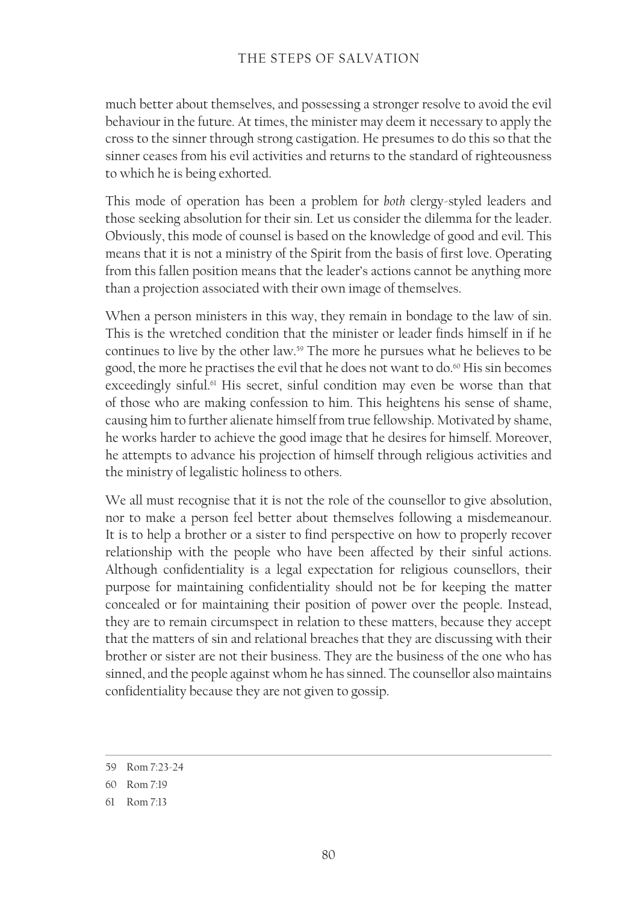much better about themselves, and possessing a stronger resolve to avoid the evil behaviour in the future. At times, the minister may deem it necessary to apply the cross to the sinner through strong castigation. He presumes to do this so that the sinner ceases from his evil activities and returns to the standard of righteousness to which he is being exhorted.

This mode of operation has been a problem for *both* clergy-styled leaders and those seeking absolution for their sin. Let us consider the dilemma for the leader. Obviously, this mode of counsel is based on the knowledge of good and evil. This means that it is not a ministry of the Spirit from the basis of first love. Operating from this fallen position means that the leader's actions cannot be anything more than a projection associated with their own image of themselves.

When a person ministers in this way, they remain in bondage to the law of sin. This is the wretched condition that the minister or leader finds himself in if he continues to live by the other law.[59] The more he pursues what he believes to be good, the more he practises the evil that he does not want to do.[60] His sin becomes exceedingly sinful.[61] His secret, sinful condition may even be worse than that of those who are making confession to him. This heightens his sense of shame, causing him to further alienate himself from true fellowship. Motivated by shame, he works harder to achieve the good image that he desires for himself. Moreover, he attempts to advance his projection of himself through religious activities and the ministry of legalistic holiness to others.

We all must recognise that it is not the role of the counsellor to give absolution, nor to make a person feel better about themselves following a misdemeanour. It is to help a brother or a sister to find perspective on how to properly recover relationship with the people who have been affected by their sinful actions. Although confidentiality is a legal expectation for religious counsellors, their purpose for maintaining confidentiality should not be for keeping the matter concealed or for maintaining their position of power over the people. Instead, they are to remain circumspect in relation to these matters, because they accept that the matters of sin and relational breaches that they are discussing with their brother or sister are not their business. They are the business of the one who has sinned, and the people against whom he has sinned. The counsellor also maintains confidentiality because they are not given to gossip.

---

59 Rom 7:23-24

60 Rom 7:19

61 Rom 7:13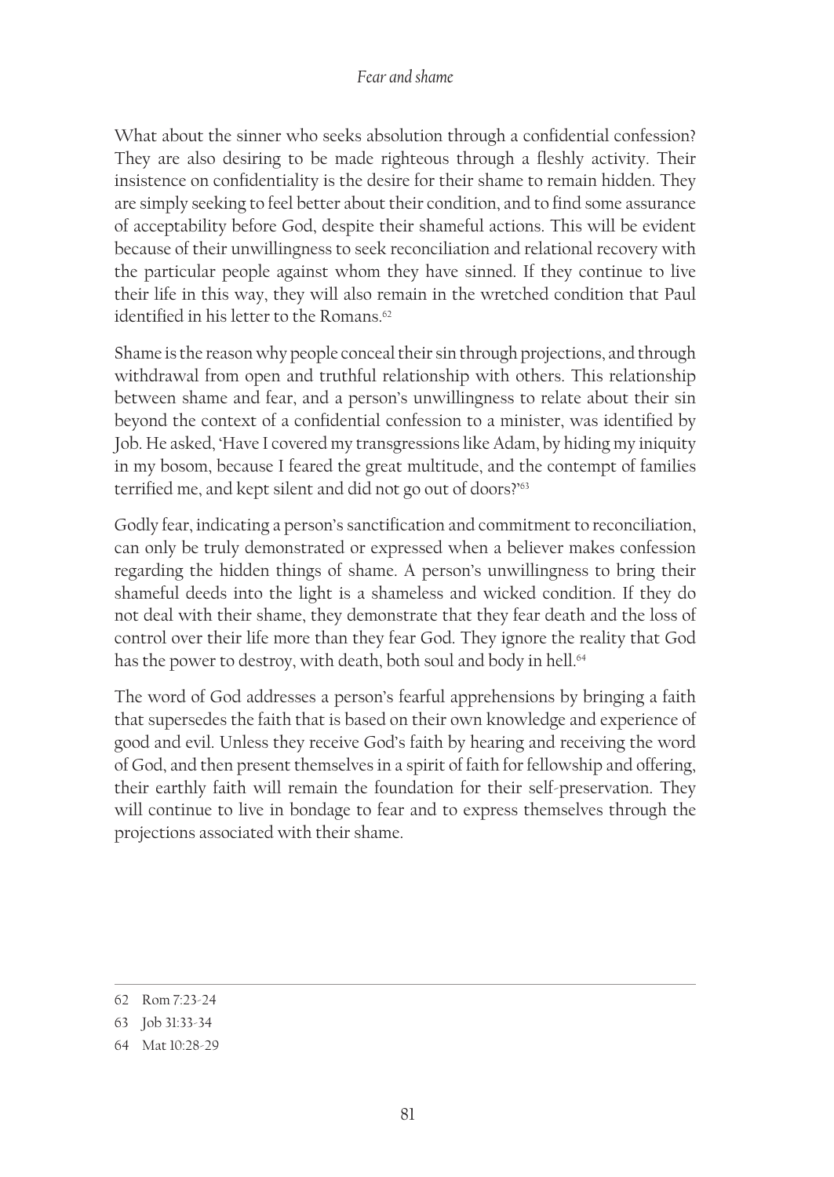What about the sinner who seeks absolution through a confidential confession? They are also desiring to be made righteous through a fleshly activity. Their insistence on confidentiality is the desire for their shame to remain hidden. They are simply seeking to feel better about their condition, and to find some assurance of acceptability before God, despite their shameful actions. This will be evident because of their unwillingness to seek reconciliation and relational recovery with the particular people against whom they have sinned. If they continue to live their life in this way, they will also remain in the wretched condition that Paul identified in his letter to the Romans.[62]

Shame is the reason why people conceal their sin through projections, and through withdrawal from open and truthful relationship with others. This relationship between shame and fear, and a person's unwillingness to relate about their sin beyond the context of a confidential confession to a minister, was identified by Job. He asked, 'Have I covered my transgressions like Adam, by hiding my iniquity in my bosom, because I feared the great multitude, and the contempt of families terrified me, and kept silent and did not go out of doors?'[63]

Godly fear, indicating a person's sanctification and commitment to reconciliation, can only be truly demonstrated or expressed when a believer makes confession regarding the hidden things of shame. A person's unwillingness to bring their shameful deeds into the light is a shameless and wicked condition. If they do not deal with their shame, they demonstrate that they fear death and the loss of control over their life more than they fear God. They ignore the reality that God has the power to destroy, with death, both soul and body in hell.[64]

The word of God addresses a person's fearful apprehensions by bringing a faith that supersedes the faith that is based on their own knowledge and experience of good and evil. Unless they receive God's faith by hearing and receiving the word of God, and then present themselves in a spirit of faith for fellowship and offering, their earthly faith will remain the foundation for their self-preservation. They will continue to live in bondage to fear and to express themselves through the projections associated with their shame.

---

62 Rom 7:23-24

63 Job 31:33-34

64 Mat 10:28-29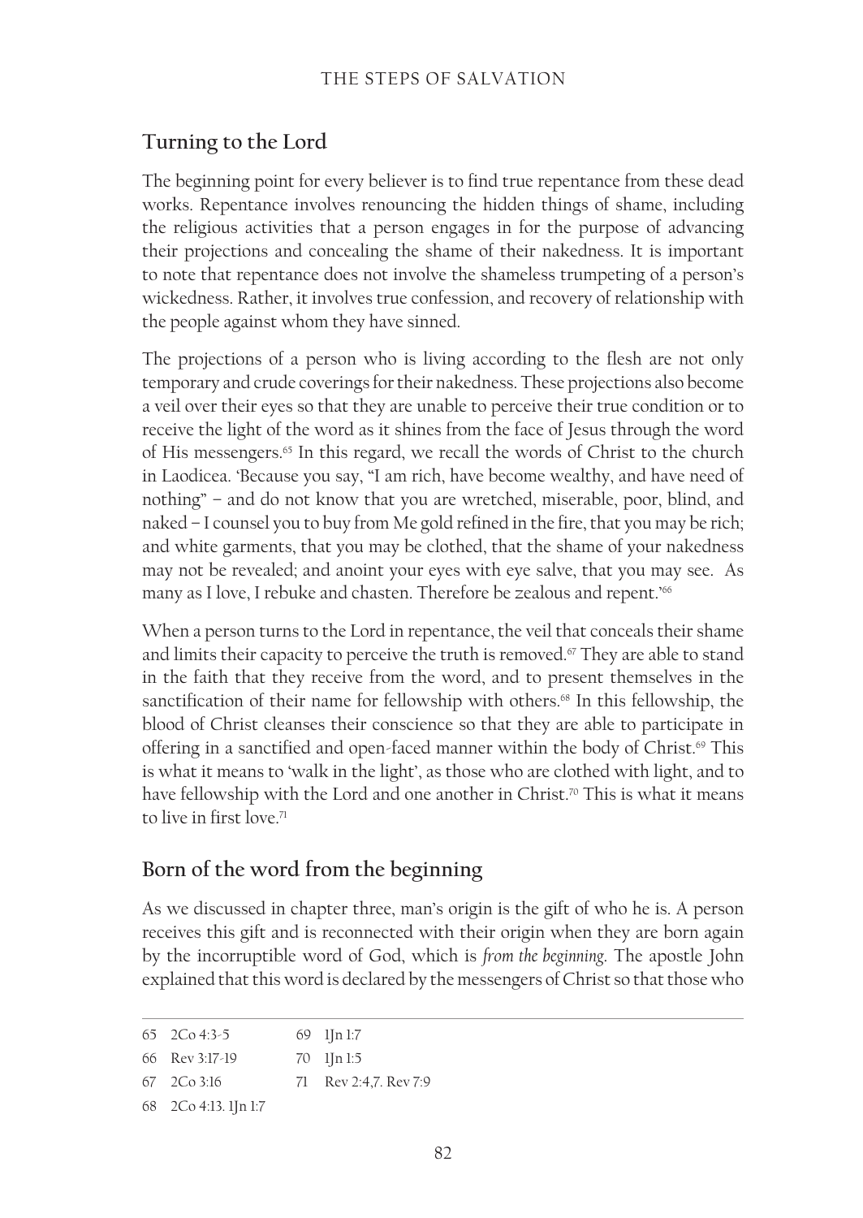## Turning to the Lord

The beginning point for every believer is to find true repentance from these dead works. Repentance involves renouncing the hidden things of shame, including the religious activities that a person engages in for the purpose of advancing their projections and concealing the shame of their nakedness. It is important to note that repentance does not involve the shameless trumpeting of a person's wickedness. Rather, it involves true confession, and recovery of relationship with the people against whom they have sinned.

The projections of a person who is living according to the flesh are not only temporary and crude coverings for their nakedness. These projections also become a veil over their eyes so that they are unable to perceive their true condition or to receive the light of the word as it shines from the face of Jesus through the word of His messengers.[65] In this regard, we recall the words of Christ to the church in Laodicea. 'Because you say, "I am rich, have become wealthy, and have need of nothing" – and do not know that you are wretched, miserable, poor, blind, and naked – I counsel you to buy from Me gold refined in the fire, that you may be rich; and white garments, that you may be clothed, that the shame of your nakedness may not be revealed; and anoint your eyes with eye salve, that you may see. As many as I love, I rebuke and chasten. Therefore be zealous and repent.'[66]

When a person turns to the Lord in repentance, the veil that conceals their shame and limits their capacity to perceive the truth is removed.[67] They are able to stand in the faith that they receive from the word, and to present themselves in the sanctification of their name for fellowship with others.[68] In this fellowship, the blood of Christ cleanses their conscience so that they are able to participate in offering in a sanctified and open-faced manner within the body of Christ.[69] This is what it means to 'walk in the light', as those who are clothed with light, and to have fellowship with the Lord and one another in Christ.[70] This is what it means to live in first love.[71]

## Born of the word from the beginning

As we discussed in chapter three, man's origin is the gift of who he is. A person receives this gift and is reconnected with their origin when they are born again by the incorruptible word of God, which is *from the beginning*. The apostle John explained that this word is declared by the messengers of Christ so that those who

---

65 2Co 4:3-5
66 Rev 3:17-19
67 2Co 3:16
68 2Co 4:13. 1Jn 1:7
69 1Jn 1:7
70 1Jn 1:5
71 Rev 2:4,7. Rev 7:9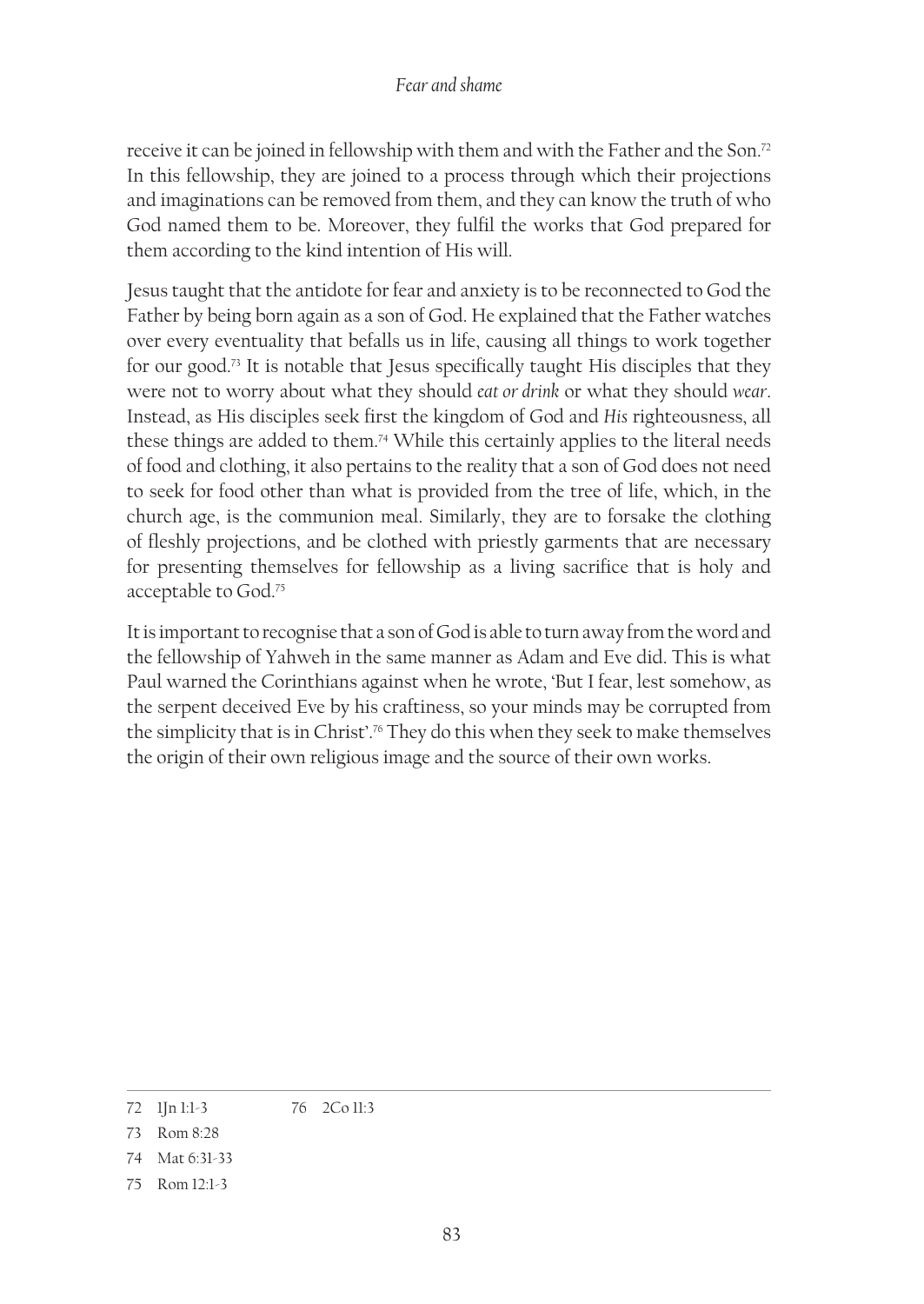receive it can be joined in fellowship with them and with the Father and the Son.[72] In this fellowship, they are joined to a process through which their projections and imaginations can be removed from them, and they can know the truth of who God named them to be. Moreover, they fulfil the works that God prepared for them according to the kind intention of His will.

Jesus taught that the antidote for fear and anxiety is to be reconnected to God the Father by being born again as a son of God. He explained that the Father watches over every eventuality that befalls us in life, causing all things to work together for our good.[73] It is notable that Jesus specifically taught His disciples that they were not to worry about what they should *eat or drink* or what they should *wear*. Instead, as His disciples seek first the kingdom of God and *His* righteousness, all these things are added to them.[74] While this certainly applies to the literal needs of food and clothing, it also pertains to the reality that a son of God does not need to seek for food other than what is provided from the tree of life, which, in the church age, is the communion meal. Similarly, they are to forsake the clothing of fleshly projections, and be clothed with priestly garments that are necessary for presenting themselves for fellowship as a living sacrifice that is holy and acceptable to God.[75]

It is important to recognise that a son of God is able to turn away from the word and the fellowship of Yahweh in the same manner as Adam and Eve did. This is what Paul warned the Corinthians against when he wrote, 'But I fear, lest somehow, as the serpent deceived Eve by his craftiness, so your minds may be corrupted from the simplicity that is in Christ'.[76] They do this when they seek to make themselves the origin of their own religious image and the source of their own works.

---

72 1Jn 1:1-3

73 Rom 8:28

74 Mat 6:31-33

75 Rom 12:1-3

76 2Co 11:3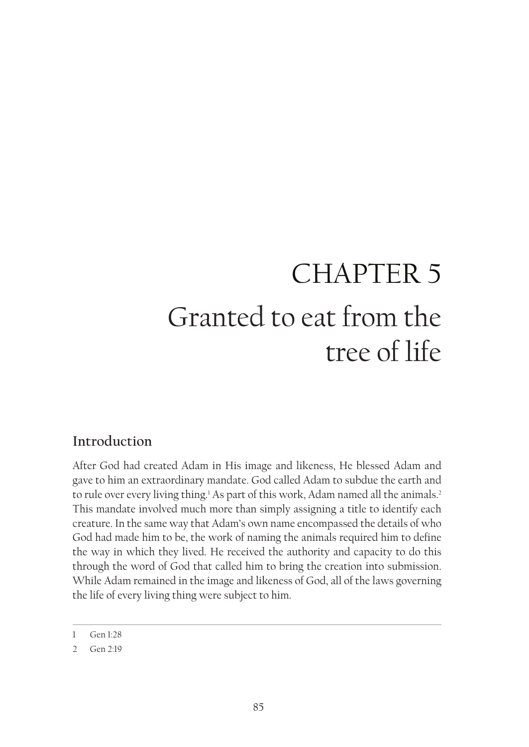# CHAPTER 5
# Granted to eat from the tree of life

## Introduction

After God had created Adam in His image and likeness, He blessed Adam and gave to him an extraordinary mandate. God called Adam to subdue the earth and to rule over every living thing.[1] As part of this work, Adam named all the animals.[2] This mandate involved much more than simply assigning a title to identify each creature. In the same way that Adam's own name encompassed the details of who God had made him to be, the work of naming the animals required him to define the way in which they lived. He received the authority and capacity to do this through the word of God that called him to bring the creation into submission. While Adam remained in the image and likeness of God, all of the laws governing the life of every living thing were subject to him.

---

1 Gen 1:28

2 Gen 2:19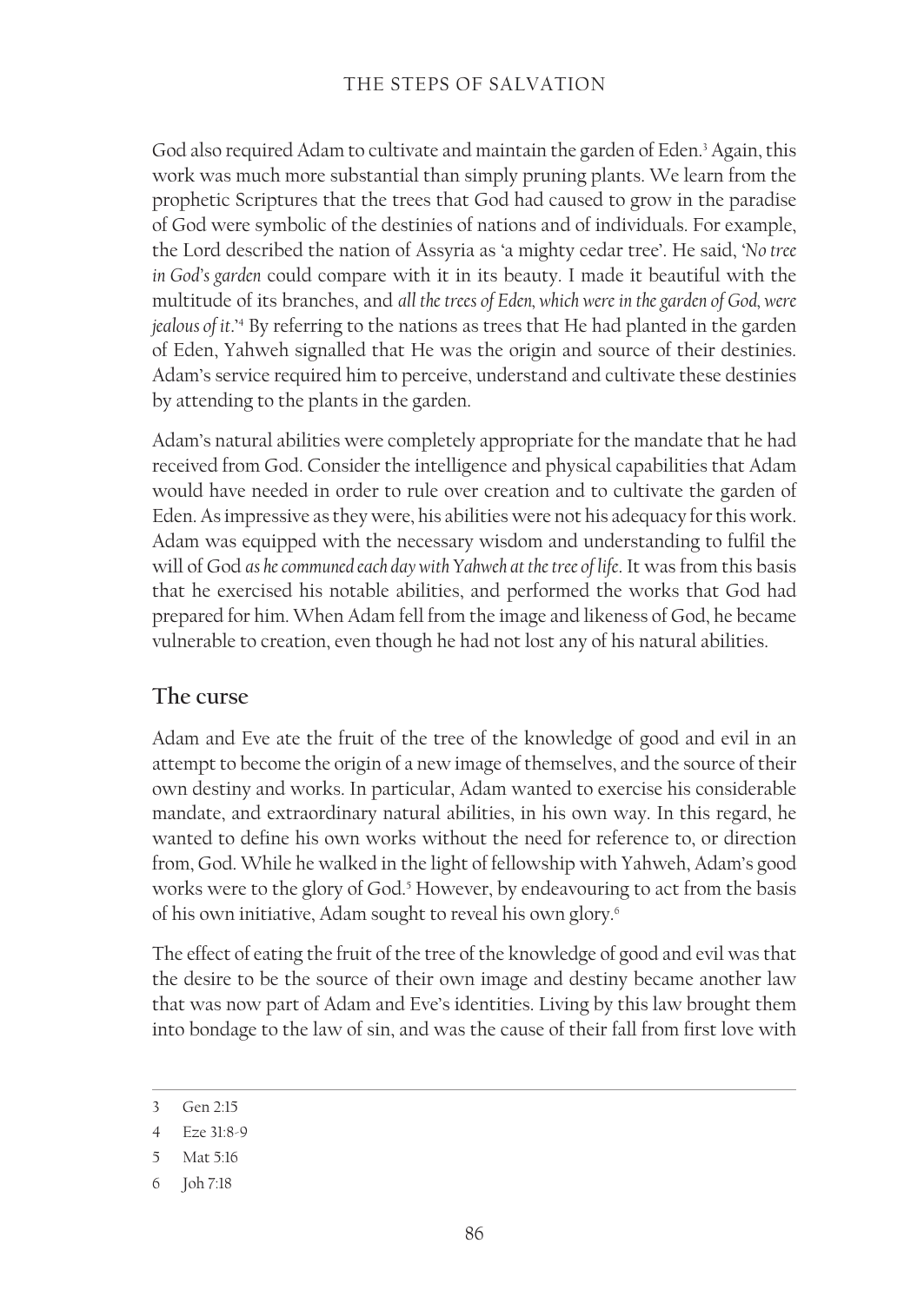God also required Adam to cultivate and maintain the garden of Eden.[3] Again, this work was much more substantial than simply pruning plants. We learn from the prophetic Scriptures that the trees that God had caused to grow in the paradise of God were symbolic of the destinies of nations and of individuals. For example, the Lord described the nation of Assyria as 'a mighty cedar tree'. He said, '*No tree in God's garden* could compare with it in its beauty. I made it beautiful with the multitude of its branches, and *all the trees of Eden, which were in the garden of God, were jealous of it*.'[4] By referring to the nations as trees that He had planted in the garden of Eden, Yahweh signalled that He was the origin and source of their destinies. Adam's service required him to perceive, understand and cultivate these destinies by attending to the plants in the garden.

Adam's natural abilities were completely appropriate for the mandate that he had received from God. Consider the intelligence and physical capabilities that Adam would have needed in order to rule over creation and to cultivate the garden of Eden. As impressive as they were, his abilities were not his adequacy for this work. Adam was equipped with the necessary wisdom and understanding to fulfil the will of God *as he communed each day with Yahweh at the tree of life*. It was from this basis that he exercised his notable abilities, and performed the works that God had prepared for him. When Adam fell from the image and likeness of God, he became vulnerable to creation, even though he had not lost any of his natural abilities.

## The curse

Adam and Eve ate the fruit of the tree of the knowledge of good and evil in an attempt to become the origin of a new image of themselves, and the source of their own destiny and works. In particular, Adam wanted to exercise his considerable mandate, and extraordinary natural abilities, in his own way. In this regard, he wanted to define his own works without the need for reference to, or direction from, God. While he walked in the light of fellowship with Yahweh, Adam's good works were to the glory of God.[5] However, by endeavouring to act from the basis of his own initiative, Adam sought to reveal his own glory.[6]

The effect of eating the fruit of the tree of the knowledge of good and evil was that the desire to be the source of their own image and destiny became another law that was now part of Adam and Eve's identities. Living by this law brought them into bondage to the law of sin, and was the cause of their fall from first love with

---

3 Gen 2:15

4 Eze 31:8-9

5 Mat 5:16

6 Joh 7:18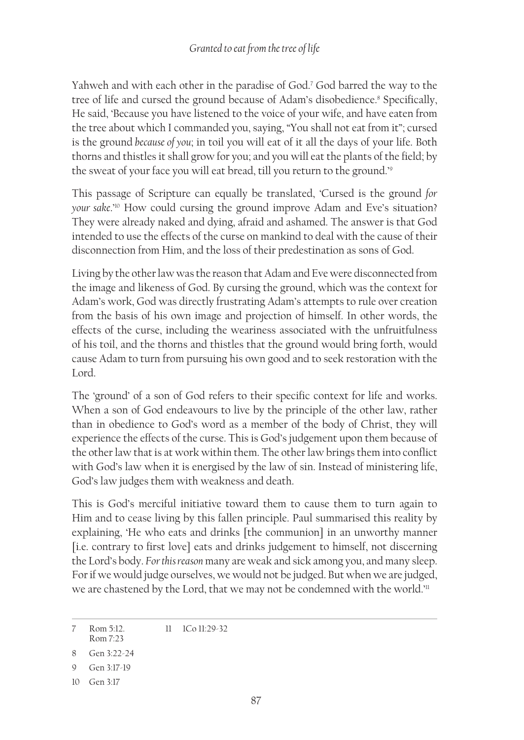Yahweh and with each other in the paradise of God.[7] God barred the way to the tree of life and cursed the ground because of Adam's disobedience.[8] Specifically, He said, 'Because you have listened to the voice of your wife, and have eaten from the tree about which I commanded you, saying, "You shall not eat from it"; cursed is the ground *because of you*; in toil you will eat of it all the days of your life. Both thorns and thistles it shall grow for you; and you will eat the plants of the field; by the sweat of your face you will eat bread, till you return to the ground.'[9]

This passage of Scripture can equally be translated, 'Cursed is the ground *for your sake*.'[10] How could cursing the ground improve Adam and Eve's situation? They were already naked and dying, afraid and ashamed. The answer is that God intended to use the effects of the curse on mankind to deal with the cause of their disconnection from Him, and the loss of their predestination as sons of God.

Living by the other law was the reason that Adam and Eve were disconnected from the image and likeness of God. By cursing the ground, which was the context for Adam's work, God was directly frustrating Adam's attempts to rule over creation from the basis of his own image and projection of himself. In other words, the effects of the curse, including the weariness associated with the unfruitfulness of his toil, and the thorns and thistles that the ground would bring forth, would cause Adam to turn from pursuing his own good and to seek restoration with the Lord.

The 'ground' of a son of God refers to their specific context for life and works. When a son of God endeavours to live by the principle of the other law, rather than in obedience to God's word as a member of the body of Christ, they will experience the effects of the curse. This is God's judgement upon them because of the other law that is at work within them. The other law brings them into conflict with God's law when it is energised by the law of sin. Instead of ministering life, God's law judges them with weakness and death.

This is God's merciful initiative toward them to cause them to turn again to Him and to cease living by this fallen principle. Paul summarised this reality by explaining, 'He who eats and drinks [the communion] in an unworthy manner [i.e. contrary to first love] eats and drinks judgement to himself, not discerning the Lord's body. *For this reason* many are weak and sick among you, and many sleep. For if we would judge ourselves, we would not be judged. But when we are judged, we are chastened by the Lord, that we may not be condemned with the world.'[11]

---

7 Rom 5:12. Rom 7:23

8 Gen 3:22-24

9 Gen 3:17-19

10 Gen 3:17

11 1Co 11:29-32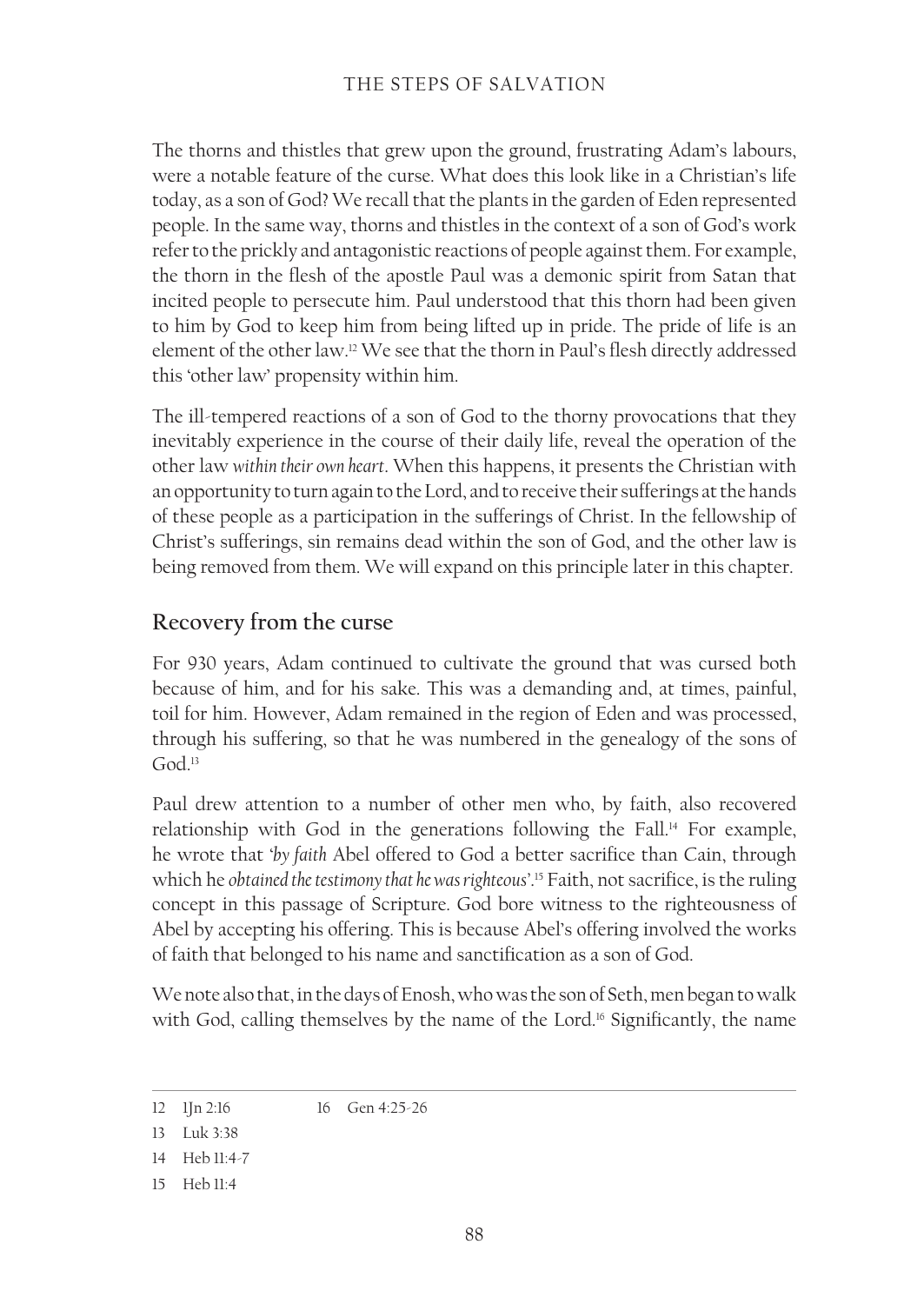The thorns and thistles that grew upon the ground, frustrating Adam's labours, were a notable feature of the curse. What does this look like in a Christian's life today, as a son of God? We recall that the plants in the garden of Eden represented people. In the same way, thorns and thistles in the context of a son of God's work refer to the prickly and antagonistic reactions of people against them. For example, the thorn in the flesh of the apostle Paul was a demonic spirit from Satan that incited people to persecute him. Paul understood that this thorn had been given to him by God to keep him from being lifted up in pride. The pride of life is an element of the other law.[12] We see that the thorn in Paul's flesh directly addressed this 'other law' propensity within him.

The ill-tempered reactions of a son of God to the thorny provocations that they inevitably experience in the course of their daily life, reveal the operation of the other law *within their own heart*. When this happens, it presents the Christian with an opportunity to turn again to the Lord, and to receive their sufferings at the hands of these people as a participation in the sufferings of Christ. In the fellowship of Christ's sufferings, sin remains dead within the son of God, and the other law is being removed from them. We will expand on this principle later in this chapter.

## Recovery from the curse

For 930 years, Adam continued to cultivate the ground that was cursed both because of him, and for his sake. This was a demanding and, at times, painful, toil for him. However, Adam remained in the region of Eden and was processed, through his suffering, so that he was numbered in the genealogy of the sons of God.[13]

Paul drew attention to a number of other men who, by faith, also recovered relationship with God in the generations following the Fall.[14] For example, he wrote that '*by faith* Abel offered to God a better sacrifice than Cain, through which he *obtained the testimony that he was righteous*'.[15] Faith, not sacrifice, is the ruling concept in this passage of Scripture. God bore witness to the righteousness of Abel by accepting his offering. This is because Abel's offering involved the works of faith that belonged to his name and sanctification as a son of God.

We note also that, in the days of Enosh, who was the son of Seth, men began to walk with God, calling themselves by the name of the Lord.[16] Significantly, the name

---

12 1Jn 2:16

13 Luk 3:38

14 Heb 11:4-7

15 Heb 11:4

16 Gen 4:25-26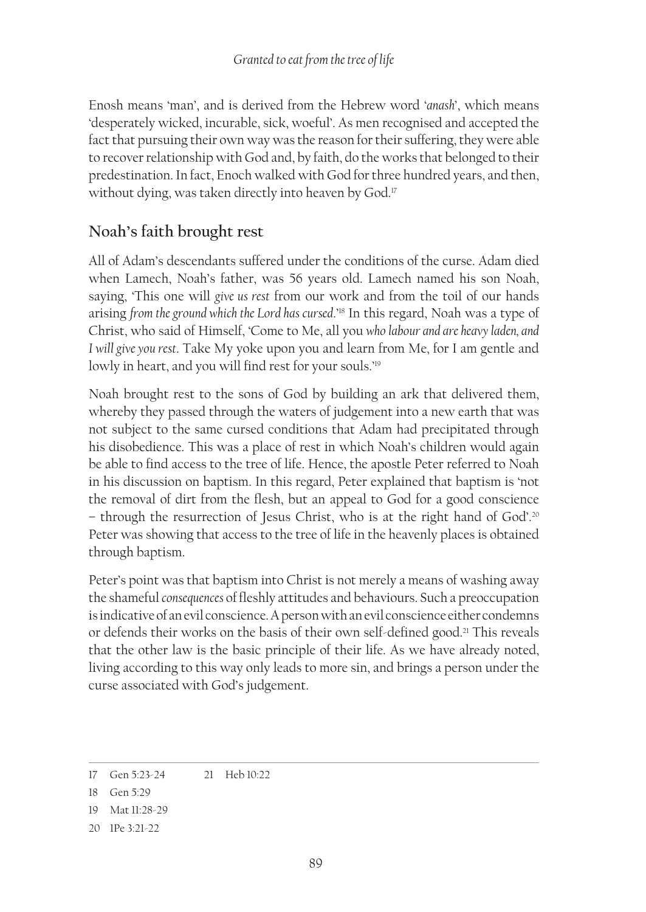Enosh means 'man', and is derived from the Hebrew word '*anash*', which means 'desperately wicked, incurable, sick, woeful'. As men recognised and accepted the fact that pursuing their own way was the reason for their suffering, they were able to recover relationship with God and, by faith, do the works that belonged to their predestination. In fact, Enoch walked with God for three hundred years, and then, without dying, was taken directly into heaven by God.[17]

## Noah's faith brought rest

All of Adam's descendants suffered under the conditions of the curse. Adam died when Lamech, Noah's father, was 56 years old. Lamech named his son Noah, saying, 'This one will *give us rest* from our work and from the toil of our hands arising *from the ground which the Lord has cursed*.'[18] In this regard, Noah was a type of Christ, who said of Himself, 'Come to Me, all you *who labour and are heavy laden, and I will give you rest*. Take My yoke upon you and learn from Me, for I am gentle and lowly in heart, and you will find rest for your souls.'[19]

Noah brought rest to the sons of God by building an ark that delivered them, whereby they passed through the waters of judgement into a new earth that was not subject to the same cursed conditions that Adam had precipitated through his disobedience. This was a place of rest in which Noah's children would again be able to find access to the tree of life. Hence, the apostle Peter referred to Noah in his discussion on baptism. In this regard, Peter explained that baptism is 'not the removal of dirt from the flesh, but an appeal to God for a good conscience – through the resurrection of Jesus Christ, who is at the right hand of God'.[20] Peter was showing that access to the tree of life in the heavenly places is obtained through baptism.

Peter's point was that baptism into Christ is not merely a means of washing away the shameful *consequences* of fleshly attitudes and behaviours. Such a preoccupation is indicative of an evil conscience. A person with an evil conscience either condemns or defends their works on the basis of their own self-defined good.[21] This reveals that the other law is the basic principle of their life. As we have already noted, living according to this way only leads to more sin, and brings a person under the curse associated with God's judgement.

---

17 Gen 5:23-24

18 Gen 5:29

19 Mat 11:28-29

20 1Pe 3:21-22

21 Heb 10:22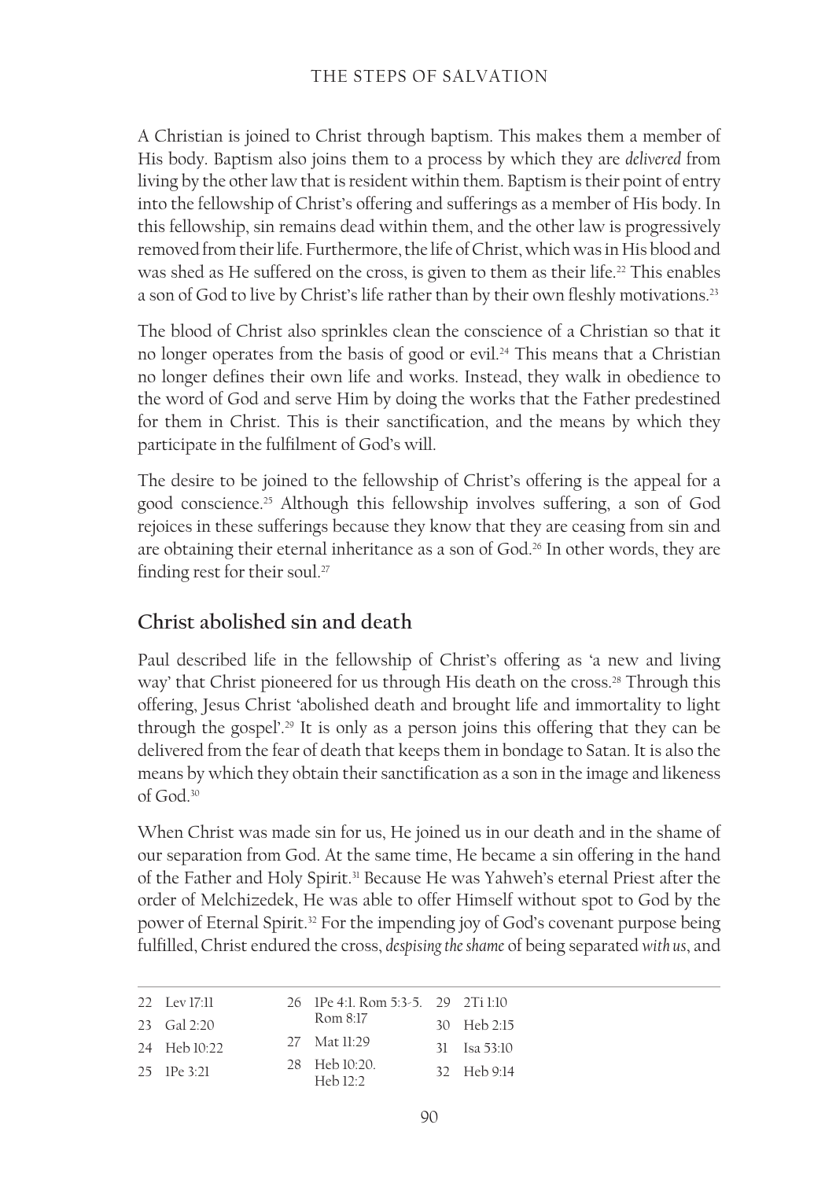A Christian is joined to Christ through baptism. This makes them a member of His body. Baptism also joins them to a process by which they are *delivered* from living by the other law that is resident within them. Baptism is their point of entry into the fellowship of Christ's offering and sufferings as a member of His body. In this fellowship, sin remains dead within them, and the other law is progressively removed from their life. Furthermore, the life of Christ, which was in His blood and was shed as He suffered on the cross, is given to them as their life.[22] This enables a son of God to live by Christ's life rather than by their own fleshly motivations.[23]

The blood of Christ also sprinkles clean the conscience of a Christian so that it no longer operates from the basis of good or evil.[24] This means that a Christian no longer defines their own life and works. Instead, they walk in obedience to the word of God and serve Him by doing the works that the Father predestined for them in Christ. This is their sanctification, and the means by which they participate in the fulfilment of God's will.

The desire to be joined to the fellowship of Christ's offering is the appeal for a good conscience.[25] Although this fellowship involves suffering, a son of God rejoices in these sufferings because they know that they are ceasing from sin and are obtaining their eternal inheritance as a son of God.[26] In other words, they are finding rest for their soul.[27]

## Christ abolished sin and death

Paul described life in the fellowship of Christ's offering as 'a new and living way' that Christ pioneered for us through His death on the cross.[28] Through this offering, Jesus Christ 'abolished death and brought life and immortality to light through the gospel'.[29] It is only as a person joins this offering that they can be delivered from the fear of death that keeps them in bondage to Satan. It is also the means by which they obtain their sanctification as a son in the image and likeness of God.[30]

When Christ was made sin for us, He joined us in our death and in the shame of our separation from God. At the same time, He became a sin offering in the hand of the Father and Holy Spirit.[31] Because He was Yahweh's eternal Priest after the order of Melchizedek, He was able to offer Himself without spot to God by the power of Eternal Spirit.[32] For the impending joy of God's covenant purpose being fulfilled, Christ endured the cross, *despising the shame* of being separated *with us*, and

---

22 Lev 17:11
23 Gal 2:20
24 Heb 10:22
25 1Pe 3:21
26 1Pe 4:1. Rom 5:3-5. Rom 8:17
27 Mat 11:29
28 Heb 10:20. Heb 12:2
29 2Ti 1:10
30 Heb 2:15
31 Isa 53:10
32 Heb 9:14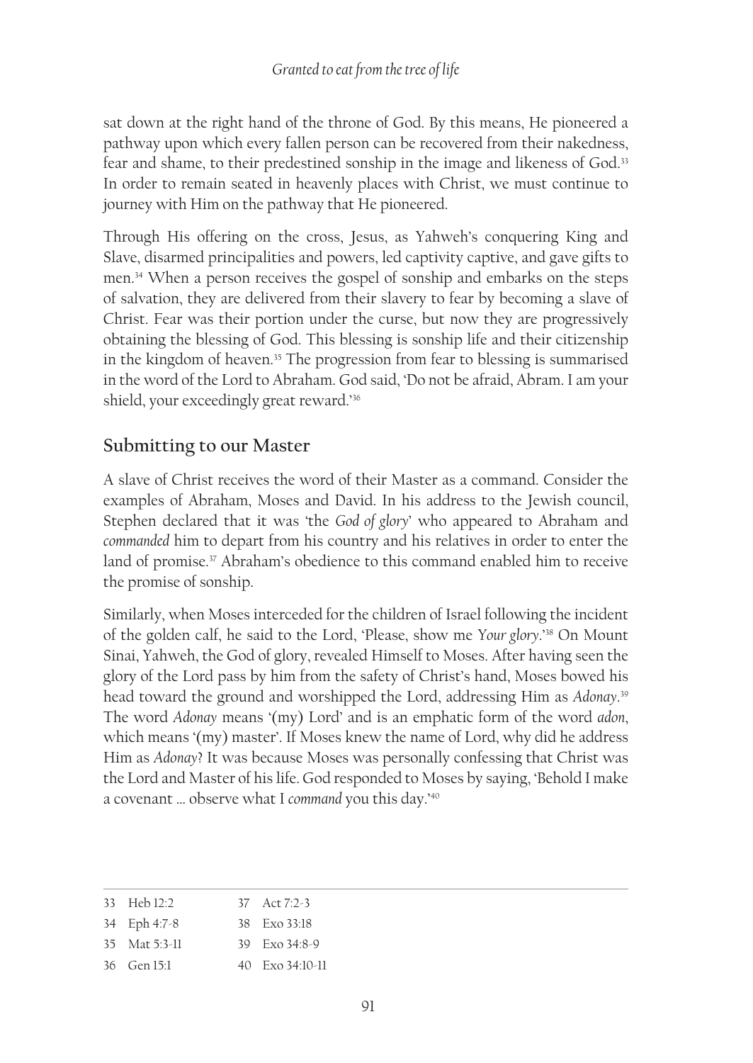sat down at the right hand of the throne of God. By this means, He pioneered a pathway upon which every fallen person can be recovered from their nakedness, fear and shame, to their predestined sonship in the image and likeness of God.[33] In order to remain seated in heavenly places with Christ, we must continue to journey with Him on the pathway that He pioneered.

Through His offering on the cross, Jesus, as Yahweh's conquering King and Slave, disarmed principalities and powers, led captivity captive, and gave gifts to men.[34] When a person receives the gospel of sonship and embarks on the steps of salvation, they are delivered from their slavery to fear by becoming a slave of Christ. Fear was their portion under the curse, but now they are progressively obtaining the blessing of God. This blessing is sonship life and their citizenship in the kingdom of heaven.[35] The progression from fear to blessing is summarised in the word of the Lord to Abraham. God said, 'Do not be afraid, Abram. I am your shield, your exceedingly great reward.'[36]

## Submitting to our Master

A slave of Christ receives the word of their Master as a command. Consider the examples of Abraham, Moses and David. In his address to the Jewish council, Stephen declared that it was 'the *God of glory*' who appeared to Abraham and *commanded* him to depart from his country and his relatives in order to enter the land of promise.[37] Abraham's obedience to this command enabled him to receive the promise of sonship.

Similarly, when Moses interceded for the children of Israel following the incident of the golden calf, he said to the Lord, 'Please, show me *Your glory*.'[38] On Mount Sinai, Yahweh, the God of glory, revealed Himself to Moses. After having seen the glory of the Lord pass by him from the safety of Christ's hand, Moses bowed his head toward the ground and worshipped the Lord, addressing Him as *Adonay*.[39] The word *Adonay* means '(my) Lord' and is an emphatic form of the word *adon*, which means '(my) master'. If Moses knew the name of Lord, why did he address Him as *Adonay*? It was because Moses was personally confessing that Christ was the Lord and Master of his life. God responded to Moses by saying, 'Behold I make a covenant … observe what I *command* you this day.'[40]

---

33 Heb 12:2
34 Eph 4:7-8
35 Mat 5:3-11
36 Gen 15:1
37 Act 7:2-3
38 Exo 33:18
39 Exo 34:8-9
40 Exo 34:10-11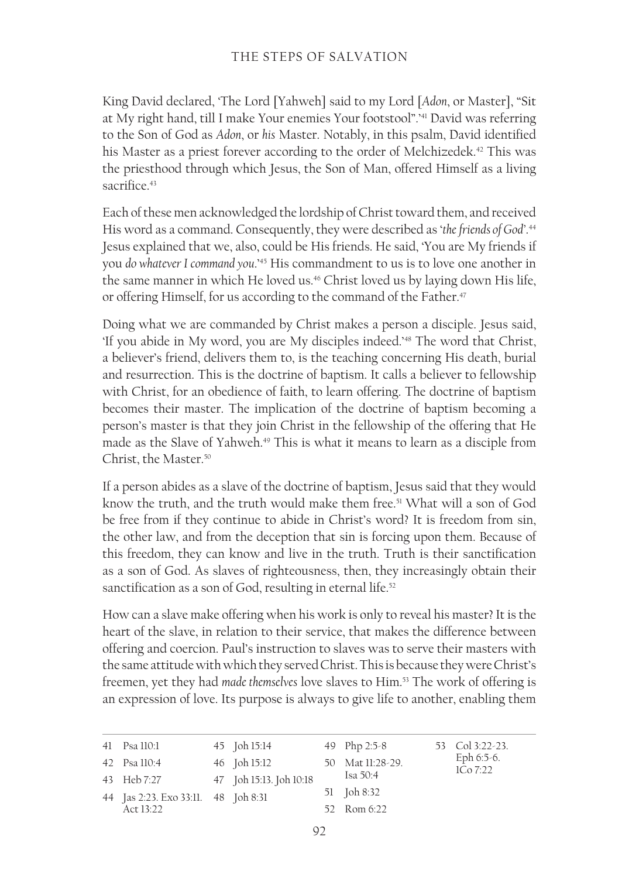King David declared, 'The Lord [Yahweh] said to my Lord [*Adon*, or Master], "Sit at My right hand, till I make Your enemies Your footstool".'[41] David was referring to the Son of God as *Adon*, or *his* Master. Notably, in this psalm, David identified his Master as a priest forever according to the order of Melchizedek.[42] This was the priesthood through which Jesus, the Son of Man, offered Himself as a living sacrifice.[43]

Each of these men acknowledged the lordship of Christ toward them, and received His word as a command. Consequently, they were described as '*the friends of God*'.[44] Jesus explained that we, also, could be His friends. He said, 'You are My friends if you *do whatever I command you*.'[45] His commandment to us is to love one another in the same manner in which He loved us.[46] Christ loved us by laying down His life, or offering Himself, for us according to the command of the Father.[47]

Doing what we are commanded by Christ makes a person a disciple. Jesus said, 'If you abide in My word, you are My disciples indeed.'[48] The word that Christ, a believer's friend, delivers them to, is the teaching concerning His death, burial and resurrection. This is the doctrine of baptism. It calls a believer to fellowship with Christ, for an obedience of faith, to learn offering. The doctrine of baptism becomes their master. The implication of the doctrine of baptism becoming a person's master is that they join Christ in the fellowship of the offering that He made as the Slave of Yahweh.[49] This is what it means to learn as a disciple from Christ, the Master.[50]

If a person abides as a slave of the doctrine of baptism, Jesus said that they would know the truth, and the truth would make them free.[51] What will a son of God be free from if they continue to abide in Christ's word? It is freedom from sin, the other law, and from the deception that sin is forcing upon them. Because of this freedom, they can know and live in the truth. Truth is their sanctification as a son of God. As slaves of righteousness, then, they increasingly obtain their sanctification as a son of God, resulting in eternal life.[52]

How can a slave make offering when his work is only to reveal his master? It is the heart of the slave, in relation to their service, that makes the difference between offering and coercion. Paul's instruction to slaves was to serve their masters with the same attitude with which they served Christ. This is because they were Christ's freemen, yet they had *made themselves* love slaves to Him.[53] The work of offering is an expression of love. Its purpose is always to give life to another, enabling them

---

41 Psa 110:1
42 Psa 110:4
43 Heb 7:27
44 Jas 2:23. Exo 33:11. Act 13:22
45 Joh 15:14
46 Joh 15:12
47 Joh 15:13. Joh 10:18
48 Joh 8:31
49 Php 2:5-8
50 Mat 11:28-29. Isa 50:4
51 Joh 8:32
52 Rom 6:22
53 Col 3:22-23. Eph 6:5-6. 1Co 7:22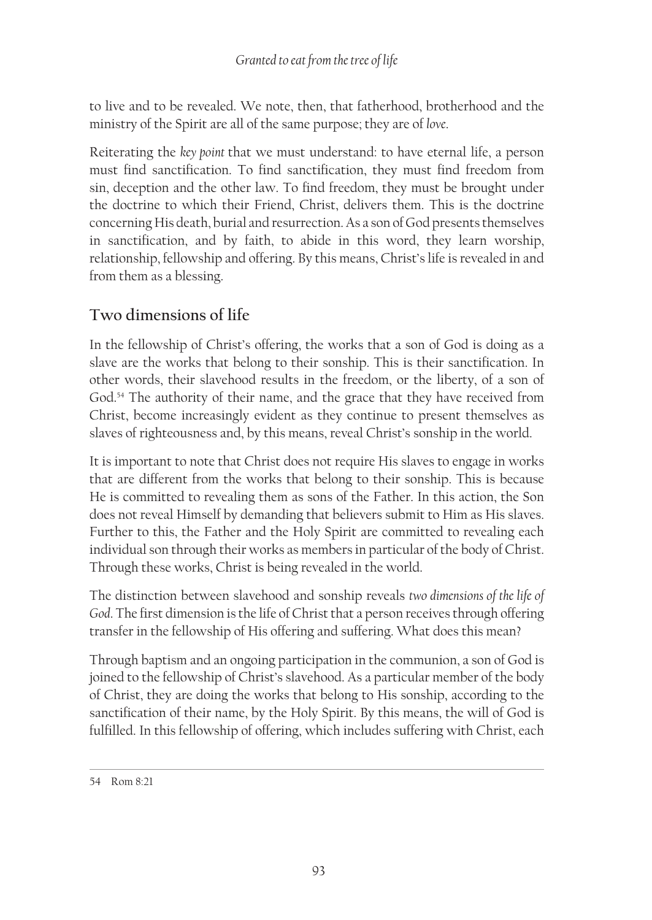to live and to be revealed. We note, then, that fatherhood, brotherhood and the ministry of the Spirit are all of the same purpose; they are of *love*.

Reiterating the *key point* that we must understand: to have eternal life, a person must find sanctification. To find sanctification, they must find freedom from sin, deception and the other law. To find freedom, they must be brought under the doctrine to which their Friend, Christ, delivers them. This is the doctrine concerning His death, burial and resurrection. As a son of God presents themselves in sanctification, and by faith, to abide in this word, they learn worship, relationship, fellowship and offering. By this means, Christ's life is revealed in and from them as a blessing.

## Two dimensions of life

In the fellowship of Christ's offering, the works that a son of God is doing as a slave are the works that belong to their sonship. This is their sanctification. In other words, their slavehood results in the freedom, or the liberty, of a son of God.[54] The authority of their name, and the grace that they have received from Christ, become increasingly evident as they continue to present themselves as slaves of righteousness and, by this means, reveal Christ's sonship in the world.

It is important to note that Christ does not require His slaves to engage in works that are different from the works that belong to their sonship. This is because He is committed to revealing them as sons of the Father. In this action, the Son does not reveal Himself by demanding that believers submit to Him as His slaves. Further to this, the Father and the Holy Spirit are committed to revealing each individual son through their works as members in particular of the body of Christ. Through these works, Christ is being revealed in the world.

The distinction between slavehood and sonship reveals *two dimensions of the life of God*. The first dimension is the life of Christ that a person receives through offering transfer in the fellowship of His offering and suffering. What does this mean?

Through baptism and an ongoing participation in the communion, a son of God is joined to the fellowship of Christ's slavehood. As a particular member of the body of Christ, they are doing the works that belong to His sonship, according to the sanctification of their name, by the Holy Spirit. By this means, the will of God is fulfilled. In this fellowship of offering, which includes suffering with Christ, each

---

54 Rom 8:21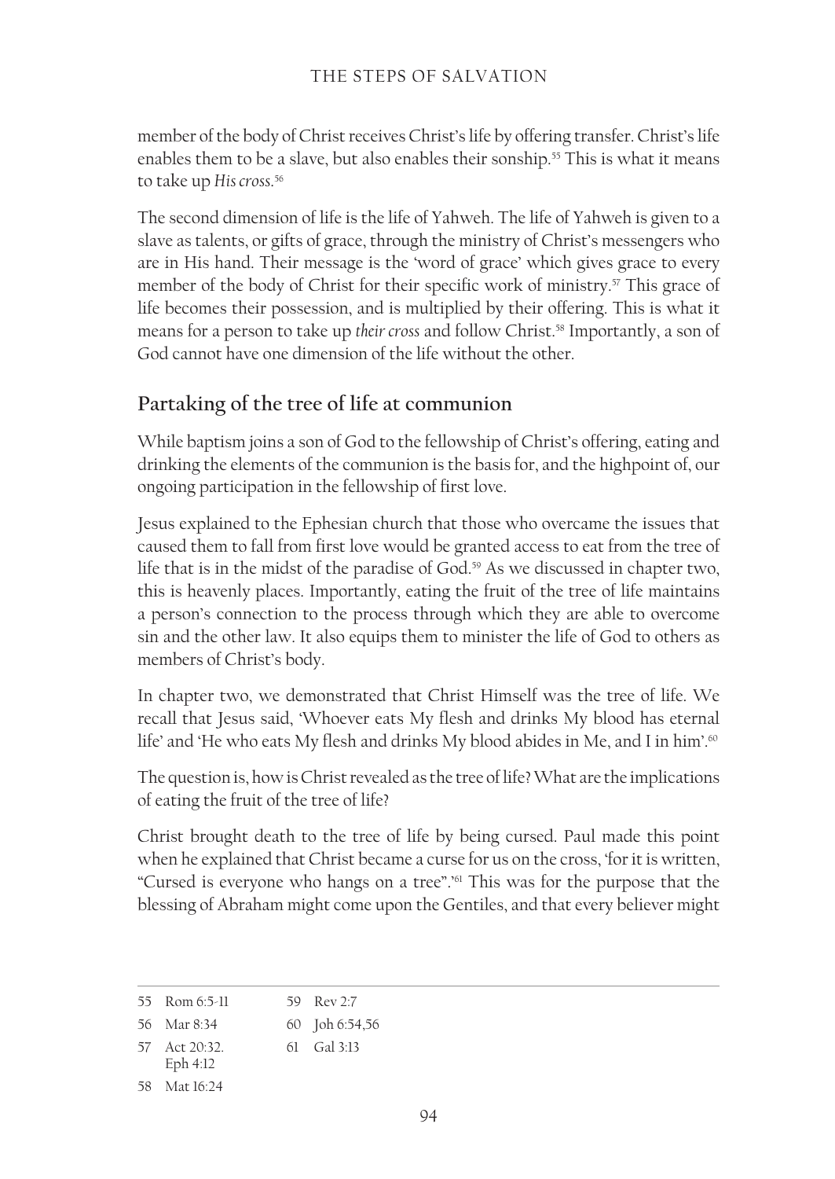member of the body of Christ receives Christ's life by offering transfer. Christ's life enables them to be a slave, but also enables their sonship.[55] This is what it means to take up *His cross*.[56]

The second dimension of life is the life of Yahweh. The life of Yahweh is given to a slave as talents, or gifts of grace, through the ministry of Christ's messengers who are in His hand. Their message is the 'word of grace' which gives grace to every member of the body of Christ for their specific work of ministry.[57] This grace of life becomes their possession, and is multiplied by their offering. This is what it means for a person to take up *their cross* and follow Christ.[58] Importantly, a son of God cannot have one dimension of the life without the other.

## Partaking of the tree of life at communion

While baptism joins a son of God to the fellowship of Christ's offering, eating and drinking the elements of the communion is the basis for, and the highpoint of, our ongoing participation in the fellowship of first love.

Jesus explained to the Ephesian church that those who overcame the issues that caused them to fall from first love would be granted access to eat from the tree of life that is in the midst of the paradise of God.[59] As we discussed in chapter two, this is heavenly places. Importantly, eating the fruit of the tree of life maintains a person's connection to the process through which they are able to overcome sin and the other law. It also equips them to minister the life of God to others as members of Christ's body.

In chapter two, we demonstrated that Christ Himself was the tree of life. We recall that Jesus said, 'Whoever eats My flesh and drinks My blood has eternal life' and 'He who eats My flesh and drinks My blood abides in Me, and I in him'.[60]

The question is, how is Christ revealed as the tree of life? What are the implications of eating the fruit of the tree of life?

Christ brought death to the tree of life by being cursed. Paul made this point when he explained that Christ became a curse for us on the cross, 'for it is written, "Cursed is everyone who hangs on a tree".'[61] This was for the purpose that the blessing of Abraham might come upon the Gentiles, and that every believer might

---

55 Rom 6:5-11
56 Mar 8:34
57 Act 20:32. Eph 4:12
58 Mat 16:24
59 Rev 2:7
60 Joh 6:54,56
61 Gal 3:13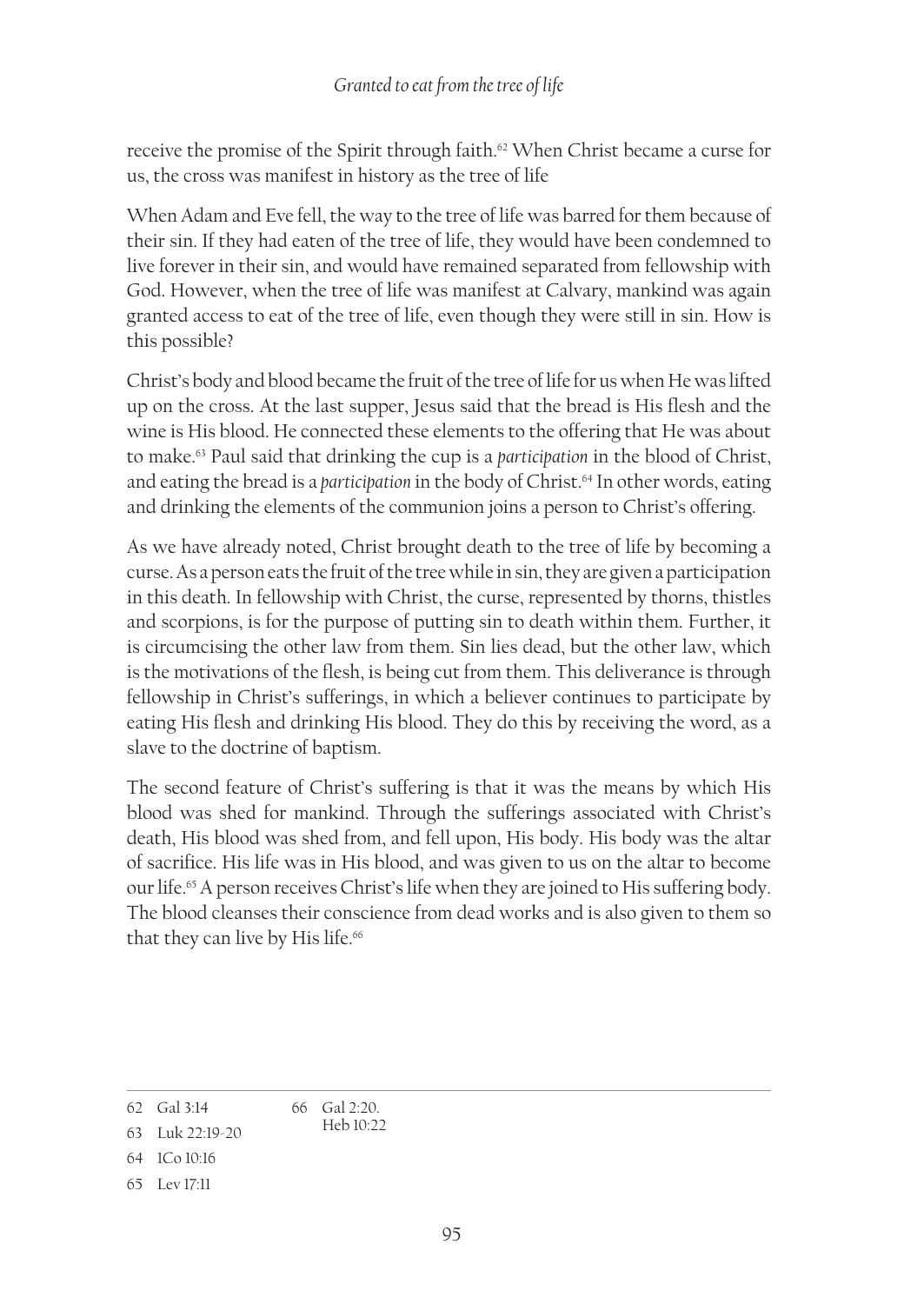receive the promise of the Spirit through faith.[62] When Christ became a curse for us, the cross was manifest in history as the tree of life

When Adam and Eve fell, the way to the tree of life was barred for them because of their sin. If they had eaten of the tree of life, they would have been condemned to live forever in their sin, and would have remained separated from fellowship with God. However, when the tree of life was manifest at Calvary, mankind was again granted access to eat of the tree of life, even though they were still in sin. How is this possible?

Christ's body and blood became the fruit of the tree of life for us when He was lifted up on the cross. At the last supper, Jesus said that the bread is His flesh and the wine is His blood. He connected these elements to the offering that He was about to make.[63] Paul said that drinking the cup is a *participation* in the blood of Christ, and eating the bread is a *participation* in the body of Christ.[64] In other words, eating and drinking the elements of the communion joins a person to Christ's offering.

As we have already noted, Christ brought death to the tree of life by becoming a curse. As a person eats the fruit of the tree while in sin, they are given a participation in this death. In fellowship with Christ, the curse, represented by thorns, thistles and scorpions, is for the purpose of putting sin to death within them. Further, it is circumcising the other law from them. Sin lies dead, but the other law, which is the motivations of the flesh, is being cut from them. This deliverance is through fellowship in Christ's sufferings, in which a believer continues to participate by eating His flesh and drinking His blood. They do this by receiving the word, as a slave to the doctrine of baptism.

The second feature of Christ's suffering is that it was the means by which His blood was shed for mankind. Through the sufferings associated with Christ's death, His blood was shed from, and fell upon, His body. His body was the altar of sacrifice. His life was in His blood, and was given to us on the altar to become our life.[65] A person receives Christ's life when they are joined to His suffering body. The blood cleanses their conscience from dead works and is also given to them so that they can live by His life.[66]

---

62 Gal 3:14

63 Luk 22:19-20

64 1Co 10:16

65 Lev 17:11

66 Gal 2:20. Heb 10:22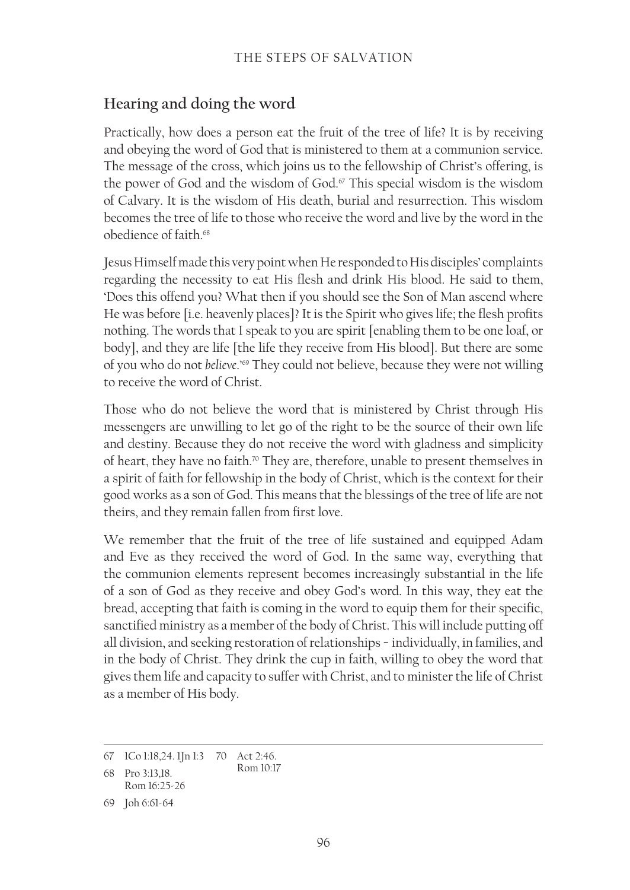## Hearing and doing the word

Practically, how does a person eat the fruit of the tree of life? It is by receiving and obeying the word of God that is ministered to them at a communion service. The message of the cross, which joins us to the fellowship of Christ's offering, is the power of God and the wisdom of God.[67] This special wisdom is the wisdom of Calvary. It is the wisdom of His death, burial and resurrection. This wisdom becomes the tree of life to those who receive the word and live by the word in the obedience of faith.[68]

Jesus Himself made this very point when He responded to His disciples' complaints regarding the necessity to eat His flesh and drink His blood. He said to them, 'Does this offend you? What then if you should see the Son of Man ascend where He was before [i.e. heavenly places]? It is the Spirit who gives life; the flesh profits nothing. The words that I speak to you are spirit [enabling them to be one loaf, or body], and they are life [the life they receive from His blood]. But there are some of you who do not *believe*.'[69] They could not believe, because they were not willing to receive the word of Christ.

Those who do not believe the word that is ministered by Christ through His messengers are unwilling to let go of the right to be the source of their own life and destiny. Because they do not receive the word with gladness and simplicity of heart, they have no faith.[70] They are, therefore, unable to present themselves in a spirit of faith for fellowship in the body of Christ, which is the context for their good works as a son of God. This means that the blessings of the tree of life are not theirs, and they remain fallen from first love.

We remember that the fruit of the tree of life sustained and equipped Adam and Eve as they received the word of God. In the same way, everything that the communion elements represent becomes increasingly substantial in the life of a son of God as they receive and obey God's word. In this way, they eat the bread, accepting that faith is coming in the word to equip them for their specific, sanctified ministry as a member of the body of Christ. This will include putting off all division, and seeking restoration of relationships – individually, in families, and in the body of Christ. They drink the cup in faith, willing to obey the word that gives them life and capacity to suffer with Christ, and to minister the life of Christ as a member of His body.

---

67 1Co 1:18,24. 1Jn 1:3

68 Pro 3:13,18. Rom 16:25-26

69 Joh 6:61-64

70 Act 2:46. Rom 10:17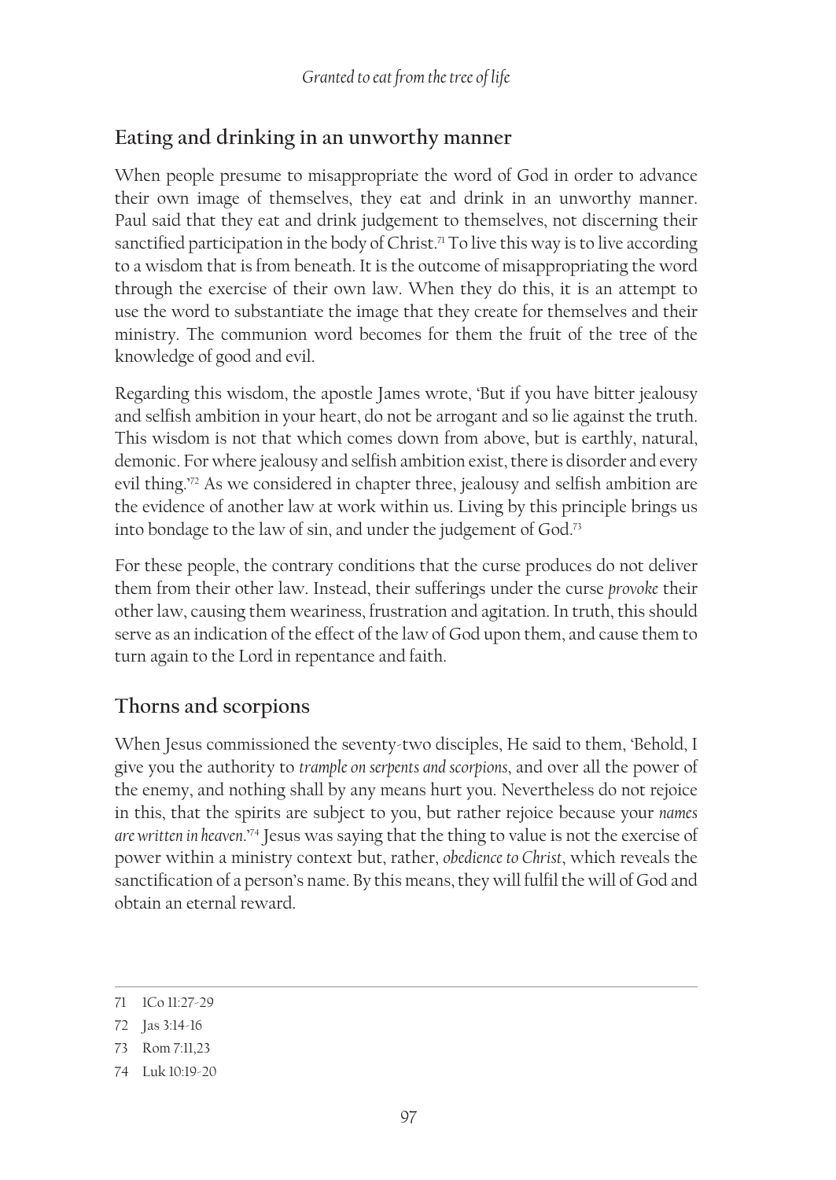## Eating and drinking in an unworthy manner

When people presume to misappropriate the word of God in order to advance their own image of themselves, they eat and drink in an unworthy manner. Paul said that they eat and drink judgement to themselves, not discerning their sanctified participation in the body of Christ.[71] To live this way is to live according to a wisdom that is from beneath. It is the outcome of misappropriating the word through the exercise of their own law. When they do this, it is an attempt to use the word to substantiate the image that they create for themselves and their ministry. The communion word becomes for them the fruit of the tree of the knowledge of good and evil.

Regarding this wisdom, the apostle James wrote, 'But if you have bitter jealousy and selfish ambition in your heart, do not be arrogant and so lie against the truth. This wisdom is not that which comes down from above, but is earthly, natural, demonic. For where jealousy and selfish ambition exist, there is disorder and every evil thing.'[72] As we considered in chapter three, jealousy and selfish ambition are the evidence of another law at work within us. Living by this principle brings us into bondage to the law of sin, and under the judgement of God.[73]

For these people, the contrary conditions that the curse produces do not deliver them from their other law. Instead, their sufferings under the curse *provoke* their other law, causing them weariness, frustration and agitation. In truth, this should serve as an indication of the effect of the law of God upon them, and cause them to turn again to the Lord in repentance and faith.

## Thorns and scorpions

When Jesus commissioned the seventy-two disciples, He said to them, 'Behold, I give you the authority to *trample on serpents and scorpions*, and over all the power of the enemy, and nothing shall by any means hurt you. Nevertheless do not rejoice in this, that the spirits are subject to you, but rather rejoice because your *names are written in heaven*.'[74] Jesus was saying that the thing to value is not the exercise of power within a ministry context but, rather, *obedience to Christ*, which reveals the sanctification of a person's name. By this means, they will fulfil the will of God and obtain an eternal reward.

---

71 1Co 11:27-29

72 Jas 3:14-16

73 Rom 7:11,23

74 Luk 10:19-20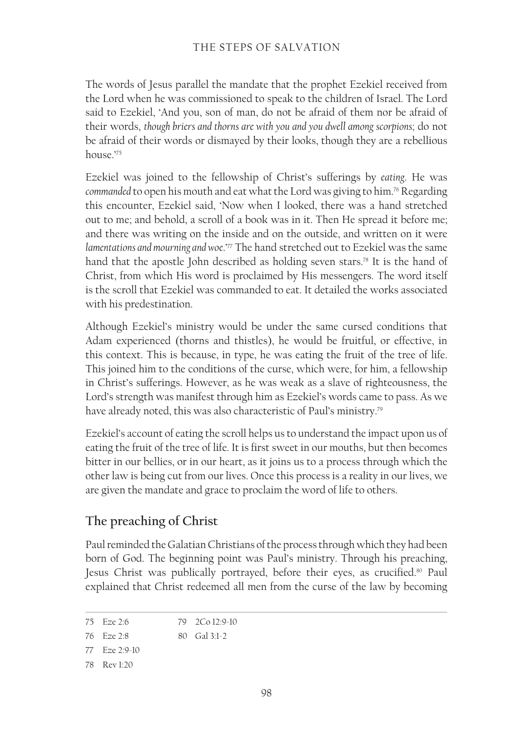The words of Jesus parallel the mandate that the prophet Ezekiel received from the Lord when he was commissioned to speak to the children of Israel. The Lord said to Ezekiel, 'And you, son of man, do not be afraid of them nor be afraid of their words, *though briers and thorns are with you and you dwell among scorpions*; do not be afraid of their words or dismayed by their looks, though they are a rebellious house.'[75]

Ezekiel was joined to the fellowship of Christ's sufferings by *eating*. He was *commanded* to open his mouth and eat what the Lord was giving to him.[76] Regarding this encounter, Ezekiel said, 'Now when I looked, there was a hand stretched out to me; and behold, a scroll of a book was in it. Then He spread it before me; and there was writing on the inside and on the outside, and written on it were *lamentations and mourning and woe*.'[77] The hand stretched out to Ezekiel was the same hand that the apostle John described as holding seven stars.[78] It is the hand of Christ, from which His word is proclaimed by His messengers. The word itself is the scroll that Ezekiel was commanded to eat. It detailed the works associated with his predestination.

Although Ezekiel's ministry would be under the same cursed conditions that Adam experienced (thorns and thistles), he would be fruitful, or effective, in this context. This is because, in type, he was eating the fruit of the tree of life. This joined him to the conditions of the curse, which were, for him, a fellowship in Christ's sufferings. However, as he was weak as a slave of righteousness, the Lord's strength was manifest through him as Ezekiel's words came to pass. As we have already noted, this was also characteristic of Paul's ministry.[79]

Ezekiel's account of eating the scroll helps us to understand the impact upon us of eating the fruit of the tree of life. It is first sweet in our mouths, but then becomes bitter in our bellies, or in our heart, as it joins us to a process through which the other law is being cut from our lives. Once this process is a reality in our lives, we are given the mandate and grace to proclaim the word of life to others.

## The preaching of Christ

Paul reminded the Galatian Christians of the process through which they had been born of God. The beginning point was Paul's ministry. Through his preaching, Jesus Christ was publically portrayed, before their eyes, as crucified.[80] Paul explained that Christ redeemed all men from the curse of the law by becoming

---

75 Eze 2:6
76 Eze 2:8
77 Eze 2:9-10
78 Rev 1:20
79 2Co 12:9-10
80 Gal 3:1-2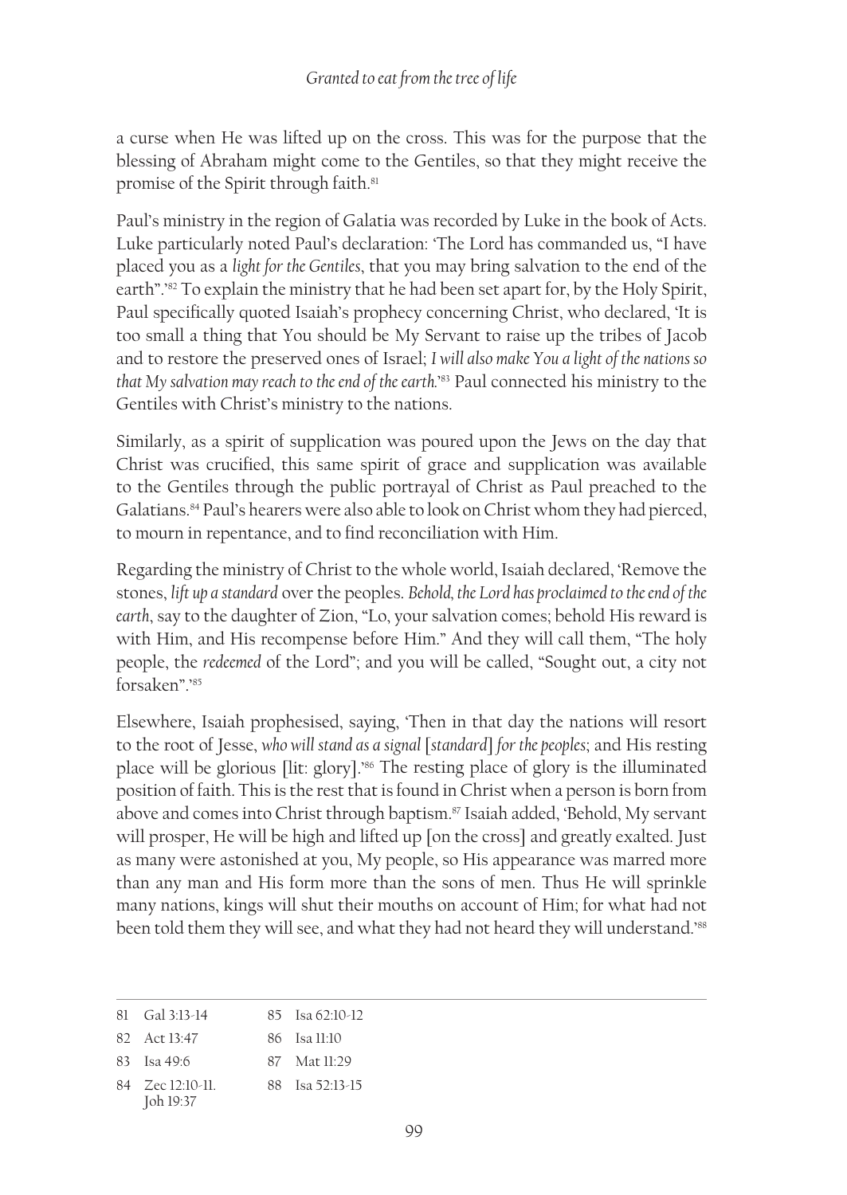a curse when He was lifted up on the cross. This was for the purpose that the blessing of Abraham might come to the Gentiles, so that they might receive the promise of the Spirit through faith.[81]

Paul's ministry in the region of Galatia was recorded by Luke in the book of Acts. Luke particularly noted Paul's declaration: 'The Lord has commanded us, "I have placed you as a *light for the Gentiles*, that you may bring salvation to the end of the earth".'[82] To explain the ministry that he had been set apart for, by the Holy Spirit, Paul specifically quoted Isaiah's prophecy concerning Christ, who declared, 'It is too small a thing that You should be My Servant to raise up the tribes of Jacob and to restore the preserved ones of Israel; *I will also make You a light of the nations so that My salvation may reach to the end of the earth.*'[83] Paul connected his ministry to the Gentiles with Christ's ministry to the nations.

Similarly, as a spirit of supplication was poured upon the Jews on the day that Christ was crucified, this same spirit of grace and supplication was available to the Gentiles through the public portrayal of Christ as Paul preached to the Galatians.[84] Paul's hearers were also able to look on Christ whom they had pierced, to mourn in repentance, and to find reconciliation with Him.

Regarding the ministry of Christ to the whole world, Isaiah declared, 'Remove the stones, *lift up a standard* over the peoples. *Behold, the Lord has proclaimed to the end of the earth*, say to the daughter of Zion, "Lo, your salvation comes; behold His reward is with Him, and His recompense before Him." And they will call them, "The holy people, the *redeemed* of the Lord"; and you will be called, "Sought out, a city not forsaken".'[85]

Elsewhere, Isaiah prophesised, saying, 'Then in that day the nations will resort to the root of Jesse, *who will stand as a signal [standard] for the peoples*; and His resting place will be glorious [lit: glory].'[86] The resting place of glory is the illuminated position of faith. This is the rest that is found in Christ when a person is born from above and comes into Christ through baptism.[87] Isaiah added, 'Behold, My servant will prosper, He will be high and lifted up [on the cross] and greatly exalted. Just as many were astonished at you, My people, so His appearance was marred more than any man and His form more than the sons of men. Thus He will sprinkle many nations, kings will shut their mouths on account of Him; for what had not been told them they will see, and what they had not heard they will understand.'[88]

---

81 Gal 3:13-14
82 Act 13:47
83 Isa 49:6
84 Zec 12:10-11. Joh 19:37
85 Isa 62:10-12
86 Isa 11:10
87 Mat 11:29
88 Isa 52:13-15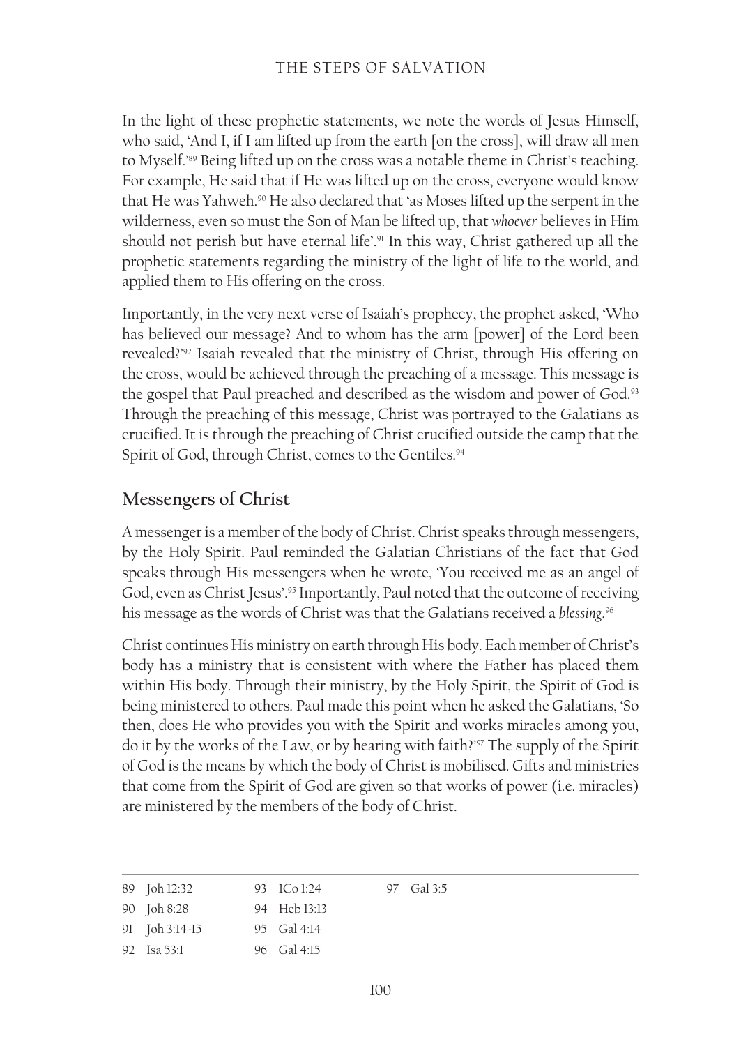In the light of these prophetic statements, we note the words of Jesus Himself, who said, 'And I, if I am lifted up from the earth [on the cross], will draw all men to Myself.'[89] Being lifted up on the cross was a notable theme in Christ's teaching. For example, He said that if He was lifted up on the cross, everyone would know that He was Yahweh.[90] He also declared that 'as Moses lifted up the serpent in the wilderness, even so must the Son of Man be lifted up, that *whoever* believes in Him should not perish but have eternal life'.[91] In this way, Christ gathered up all the prophetic statements regarding the ministry of the light of life to the world, and applied them to His offering on the cross.

Importantly, in the very next verse of Isaiah's prophecy, the prophet asked, 'Who has believed our message? And to whom has the arm [power] of the Lord been revealed?'[92] Isaiah revealed that the ministry of Christ, through His offering on the cross, would be achieved through the preaching of a message. This message is the gospel that Paul preached and described as the wisdom and power of God.[93] Through the preaching of this message, Christ was portrayed to the Galatians as crucified. It is through the preaching of Christ crucified outside the camp that the Spirit of God, through Christ, comes to the Gentiles.[94]

## Messengers of Christ

A messenger is a member of the body of Christ. Christ speaks through messengers, by the Holy Spirit. Paul reminded the Galatian Christians of the fact that God speaks through His messengers when he wrote, 'You received me as an angel of God, even as Christ Jesus'.[95] Importantly, Paul noted that the outcome of receiving his message as the words of Christ was that the Galatians received a *blessing*.[96]

Christ continues His ministry on earth through His body. Each member of Christ's body has a ministry that is consistent with where the Father has placed them within His body. Through their ministry, by the Holy Spirit, the Spirit of God is being ministered to others. Paul made this point when he asked the Galatians, 'So then, does He who provides you with the Spirit and works miracles among you, do it by the works of the Law, or by hearing with faith?'[97] The supply of the Spirit of God is the means by which the body of Christ is mobilised. Gifts and ministries that come from the Spirit of God are given so that works of power (i.e. miracles) are ministered by the members of the body of Christ.

---

89 Joh 12:32
90 Joh 8:28
91 Joh 3:14-15
92 Isa 53:1
93 1Co 1:24
94 Heb 13:13
95 Gal 4:14
96 Gal 4:15
97 Gal 3:5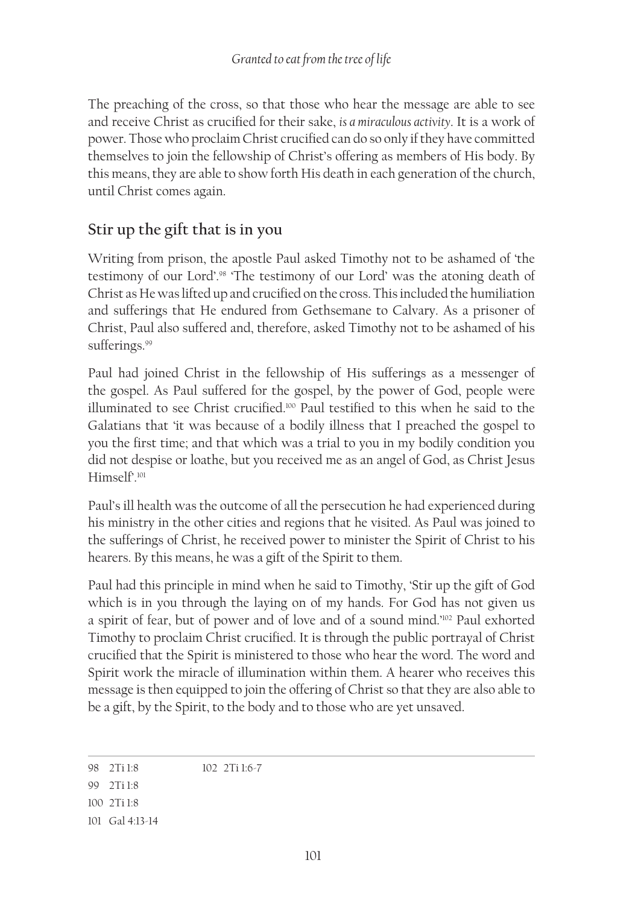The preaching of the cross, so that those who hear the message are able to see and receive Christ as crucified for their sake, *is a miraculous activity*. It is a work of power. Those who proclaim Christ crucified can do so only if they have committed themselves to join the fellowship of Christ's offering as members of His body. By this means, they are able to show forth His death in each generation of the church, until Christ comes again.

## Stir up the gift that is in you

Writing from prison, the apostle Paul asked Timothy not to be ashamed of 'the testimony of our Lord'.[98] 'The testimony of our Lord' was the atoning death of Christ as He was lifted up and crucified on the cross. This included the humiliation and sufferings that He endured from Gethsemane to Calvary. As a prisoner of Christ, Paul also suffered and, therefore, asked Timothy not to be ashamed of his sufferings.[99]

Paul had joined Christ in the fellowship of His sufferings as a messenger of the gospel. As Paul suffered for the gospel, by the power of God, people were illuminated to see Christ crucified.[100] Paul testified to this when he said to the Galatians that 'it was because of a bodily illness that I preached the gospel to you the first time; and that which was a trial to you in my bodily condition you did not despise or loathe, but you received me as an angel of God, as Christ Jesus Himself'.[101]

Paul's ill health was the outcome of all the persecution he had experienced during his ministry in the other cities and regions that he visited. As Paul was joined to the sufferings of Christ, he received power to minister the Spirit of Christ to his hearers. By this means, he was a gift of the Spirit to them.

Paul had this principle in mind when he said to Timothy, 'Stir up the gift of God which is in you through the laying on of my hands. For God has not given us a spirit of fear, but of power and of love and of a sound mind.'[102] Paul exhorted Timothy to proclaim Christ crucified. It is through the public portrayal of Christ crucified that the Spirit is ministered to those who hear the word. The word and Spirit work the miracle of illumination within them. A hearer who receives this message is then equipped to join the offering of Christ so that they are also able to be a gift, by the Spirit, to the body and to those who are yet unsaved.

---

98 2Ti 1:8

99 2Ti 1:8

100 2Ti 1:8

101 Gal 4:13-14

102 2Ti 1:6-7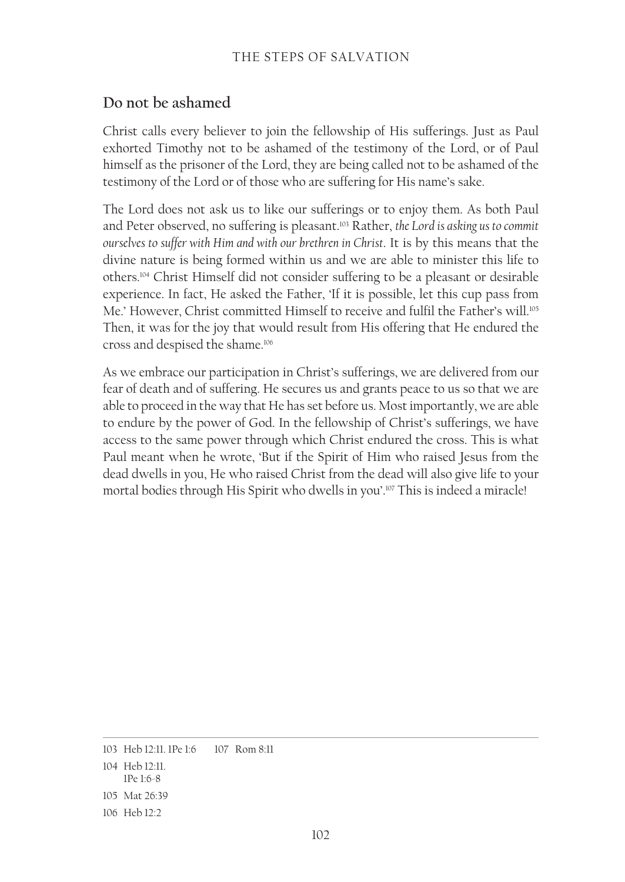## Do not be ashamed

Christ calls every believer to join the fellowship of His sufferings. Just as Paul exhorted Timothy not to be ashamed of the testimony of the Lord, or of Paul himself as the prisoner of the Lord, they are being called not to be ashamed of the testimony of the Lord or of those who are suffering for His name's sake.

The Lord does not ask us to like our sufferings or to enjoy them. As both Paul and Peter observed, no suffering is pleasant.[103] Rather, *the Lord is asking us to commit ourselves to suffer with Him and with our brethren in Christ*. It is by this means that the divine nature is being formed within us and we are able to minister this life to others.[104] Christ Himself did not consider suffering to be a pleasant or desirable experience. In fact, He asked the Father, 'If it is possible, let this cup pass from Me.' However, Christ committed Himself to receive and fulfil the Father's will.[105] Then, it was for the joy that would result from His offering that He endured the cross and despised the shame.[106]

As we embrace our participation in Christ's sufferings, we are delivered from our fear of death and of suffering. He secures us and grants peace to us so that we are able to proceed in the way that He has set before us. Most importantly, we are able to endure by the power of God. In the fellowship of Christ's sufferings, we have access to the same power through which Christ endured the cross. This is what Paul meant when he wrote, 'But if the Spirit of Him who raised Jesus from the dead dwells in you, He who raised Christ from the dead will also give life to your mortal bodies through His Spirit who dwells in you'.[107] This is indeed a miracle!

---

103 Heb 12:11. 1Pe 1:6

104 Heb 12:11. 1Pe 1:6-8

105 Mat 26:39

106 Heb 12:2

107 Rom 8:11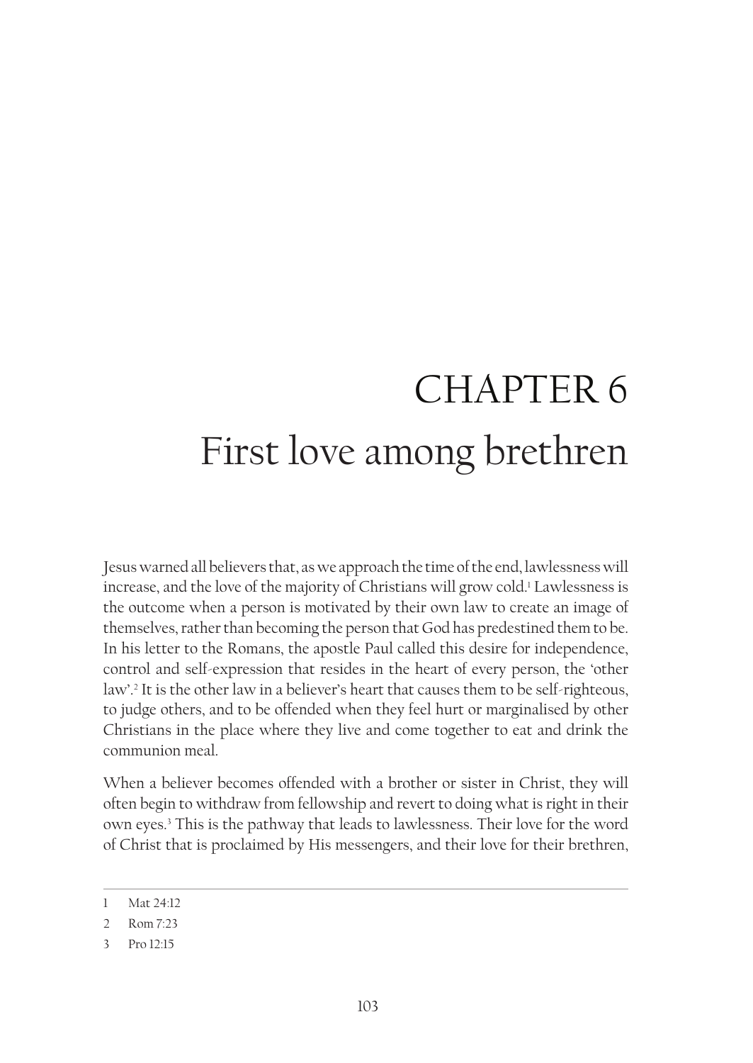# CHAPTER 6
# First love among brethren

Jesus warned all believers that, as we approach the time of the end, lawlessness will increase, and the love of the majority of Christians will grow cold.[1] Lawlessness is the outcome when a person is motivated by their own law to create an image of themselves, rather than becoming the person that God has predestined them to be. In his letter to the Romans, the apostle Paul called this desire for independence, control and self-expression that resides in the heart of every person, the 'other law'.[2] It is the other law in a believer's heart that causes them to be self-righteous, to judge others, and to be offended when they feel hurt or marginalised by other Christians in the place where they live and come together to eat and drink the communion meal.

When a believer becomes offended with a brother or sister in Christ, they will often begin to withdraw from fellowship and revert to doing what is right in their own eyes.[3] This is the pathway that leads to lawlessness. Their love for the word of Christ that is proclaimed by His messengers, and their love for their brethren,

---

1 Mat 24:12

2 Rom 7:23

3 Pro 12:15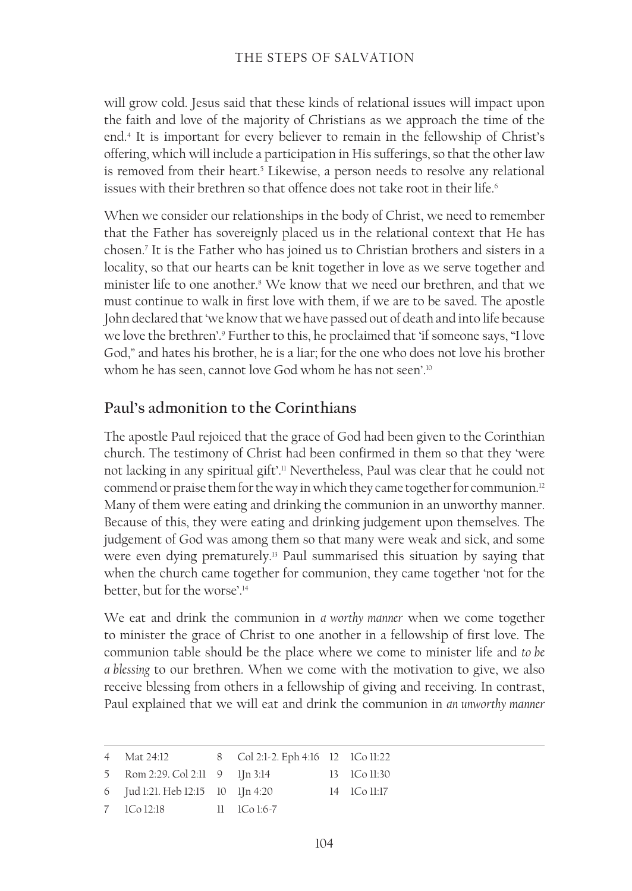will grow cold. Jesus said that these kinds of relational issues will impact upon the faith and love of the majority of Christians as we approach the time of the end.[4] It is important for every believer to remain in the fellowship of Christ's offering, which will include a participation in His sufferings, so that the other law is removed from their heart.[5] Likewise, a person needs to resolve any relational issues with their brethren so that offence does not take root in their life.[6]

When we consider our relationships in the body of Christ, we need to remember that the Father has sovereignly placed us in the relational context that He has chosen.[7] It is the Father who has joined us to Christian brothers and sisters in a locality, so that our hearts can be knit together in love as we serve together and minister life to one another.[8] We know that we need our brethren, and that we must continue to walk in first love with them, if we are to be saved. The apostle John declared that 'we know that we have passed out of death and into life because we love the brethren'.[9] Further to this, he proclaimed that 'if someone says, "I love God," and hates his brother, he is a liar; for the one who does not love his brother whom he has seen, cannot love God whom he has not seen'.[10]

## Paul's admonition to the Corinthians

The apostle Paul rejoiced that the grace of God had been given to the Corinthian church. The testimony of Christ had been confirmed in them so that they 'were not lacking in any spiritual gift'.[11] Nevertheless, Paul was clear that he could not commend or praise them for the way in which they came together for communion.[12] Many of them were eating and drinking the communion in an unworthy manner. Because of this, they were eating and drinking judgement upon themselves. The judgement of God was among them so that many were weak and sick, and some were even dying prematurely.[13] Paul summarised this situation by saying that when the church came together for communion, they came together 'not for the better, but for the worse'.[14]

We eat and drink the communion in *a worthy manner* when we come together to minister the grace of Christ to one another in a fellowship of first love. The communion table should be the place where we come to minister life and *to be a blessing* to our brethren. When we come with the motivation to give, we also receive blessing from others in a fellowship of giving and receiving. In contrast, Paul explained that we will eat and drink the communion in *an unworthy manner*

---

4 Mat 24:12
5 Rom 2:29. Col 2:11
6 Jud 1:21. Heb 12:15
7 1Co 12:18
8 Col 2:1-2. Eph 4:16
9 1Jn 3:14
10 1Jn 4:20
11 1Co 1:6-7
12 1Co 11:22
13 1Co 11:30
14 1Co 11:17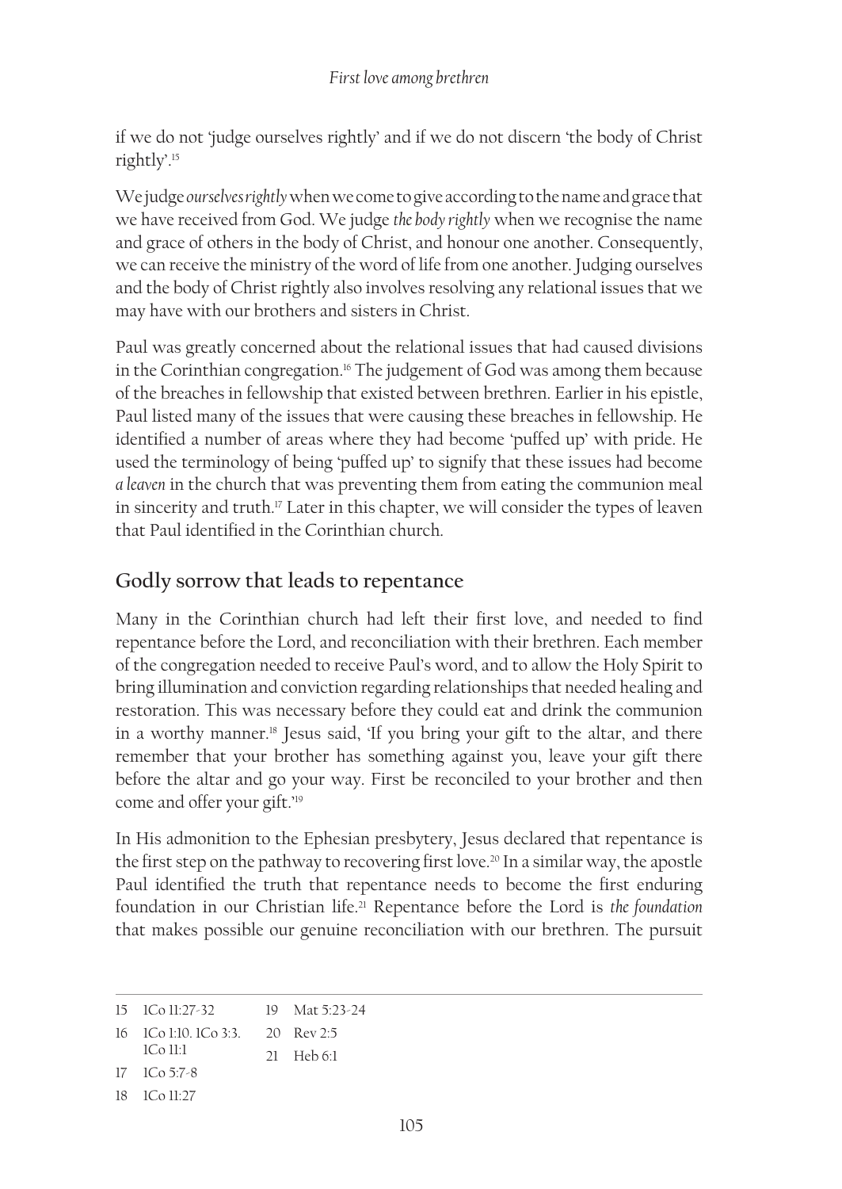if we do not 'judge ourselves rightly' and if we do not discern 'the body of Christ rightly'.[15]

We judge *ourselves rightly* when we come to give according to the name and grace that we have received from God. We judge *the body rightly* when we recognise the name and grace of others in the body of Christ, and honour one another. Consequently, we can receive the ministry of the word of life from one another. Judging ourselves and the body of Christ rightly also involves resolving any relational issues that we may have with our brothers and sisters in Christ.

Paul was greatly concerned about the relational issues that had caused divisions in the Corinthian congregation.[16] The judgement of God was among them because of the breaches in fellowship that existed between brethren. Earlier in his epistle, Paul listed many of the issues that were causing these breaches in fellowship. He identified a number of areas where they had become 'puffed up' with pride. He used the terminology of being 'puffed up' to signify that these issues had become *a leaven* in the church that was preventing them from eating the communion meal in sincerity and truth.[17] Later in this chapter, we will consider the types of leaven that Paul identified in the Corinthian church.

## Godly sorrow that leads to repentance

Many in the Corinthian church had left their first love, and needed to find repentance before the Lord, and reconciliation with their brethren. Each member of the congregation needed to receive Paul's word, and to allow the Holy Spirit to bring illumination and conviction regarding relationships that needed healing and restoration. This was necessary before they could eat and drink the communion in a worthy manner.[18] Jesus said, 'If you bring your gift to the altar, and there remember that your brother has something against you, leave your gift there before the altar and go your way. First be reconciled to your brother and then come and offer your gift.'[19]

In His admonition to the Ephesian presbytery, Jesus declared that repentance is the first step on the pathway to recovering first love.[20] In a similar way, the apostle Paul identified the truth that repentance needs to become the first enduring foundation in our Christian life.[21] Repentance before the Lord is *the foundation* that makes possible our genuine reconciliation with our brethren. The pursuit

---

15 1Co 11:27-32
16 1Co 1:10. 1Co 3:3. 1Co 11:1
17 1Co 5:7-8
18 1Co 11:27
19 Mat 5:23-24
20 Rev 2:5
21 Heb 6:1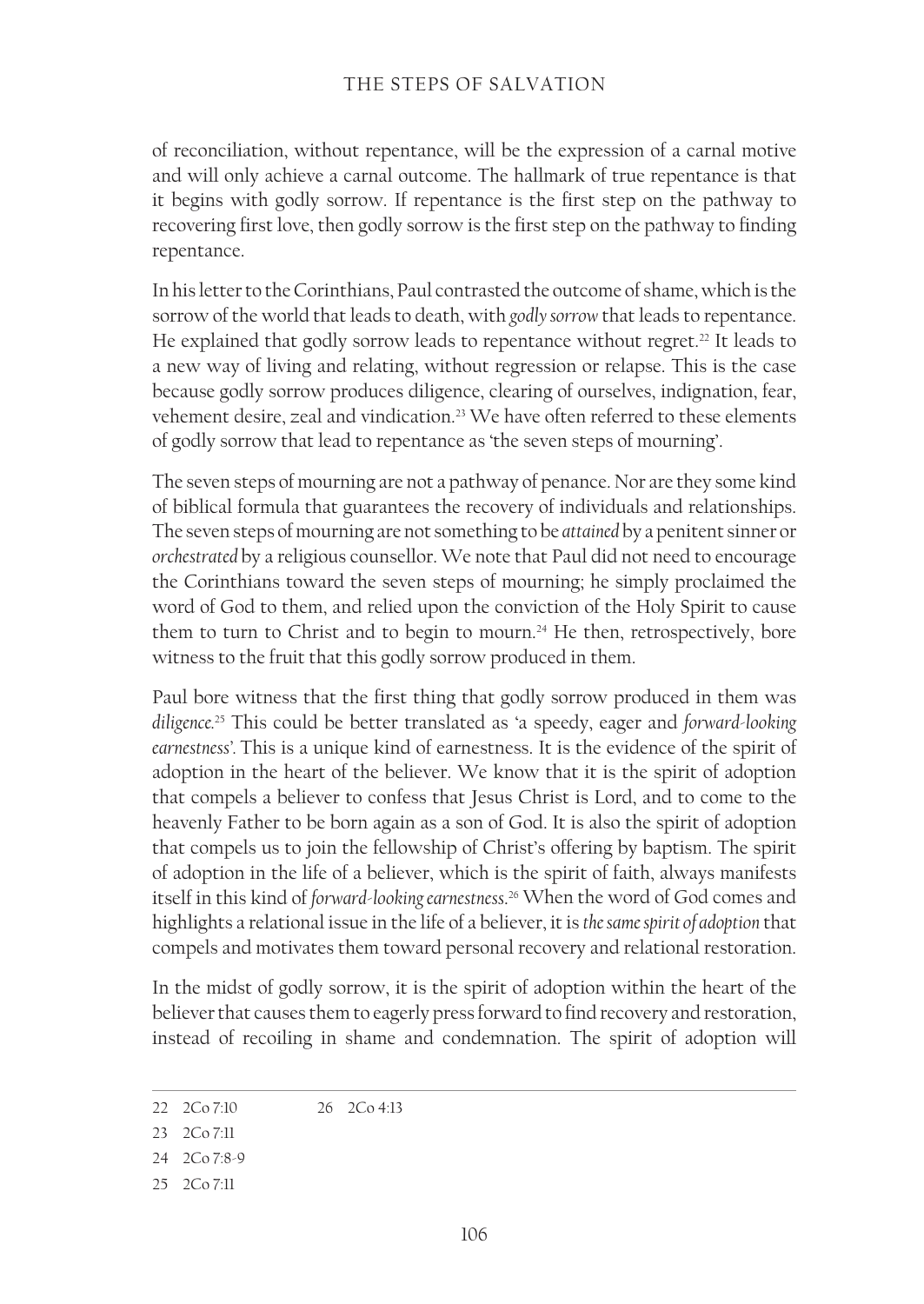of reconciliation, without repentance, will be the expression of a carnal motive and will only achieve a carnal outcome. The hallmark of true repentance is that it begins with godly sorrow. If repentance is the first step on the pathway to recovering first love, then godly sorrow is the first step on the pathway to finding repentance.

In his letter to the Corinthians, Paul contrasted the outcome of shame, which is the sorrow of the world that leads to death, with *godly sorrow* that leads to repentance. He explained that godly sorrow leads to repentance without regret.[22] It leads to a new way of living and relating, without regression or relapse. This is the case because godly sorrow produces diligence, clearing of ourselves, indignation, fear, vehement desire, zeal and vindication.[23] We have often referred to these elements of godly sorrow that lead to repentance as 'the seven steps of mourning'.

The seven steps of mourning are not a pathway of penance. Nor are they some kind of biblical formula that guarantees the recovery of individuals and relationships. The seven steps of mourning are not something to be *attained* by a penitent sinner or *orchestrated* by a religious counsellor. We note that Paul did not need to encourage the Corinthians toward the seven steps of mourning; he simply proclaimed the word of God to them, and relied upon the conviction of the Holy Spirit to cause them to turn to Christ and to begin to mourn.[24] He then, retrospectively, bore witness to the fruit that this godly sorrow produced in them.

Paul bore witness that the first thing that godly sorrow produced in them was *diligence*.[25] This could be better translated as 'a speedy, eager and *forward-looking earnestness*'. This is a unique kind of earnestness. It is the evidence of the spirit of adoption in the heart of the believer. We know that it is the spirit of adoption that compels a believer to confess that Jesus Christ is Lord, and to come to the heavenly Father to be born again as a son of God. It is also the spirit of adoption that compels us to join the fellowship of Christ's offering by baptism. The spirit of adoption in the life of a believer, which is the spirit of faith, always manifests itself in this kind of *forward-looking earnestness*.[26] When the word of God comes and highlights a relational issue in the life of a believer, it is *the same spirit of adoption* that compels and motivates them toward personal recovery and relational restoration.

In the midst of godly sorrow, it is the spirit of adoption within the heart of the believer that causes them to eagerly press forward to find recovery and restoration, instead of recoiling in shame and condemnation. The spirit of adoption will

---

22 2Co 7:10

23 2Co 7:11

24 2Co 7:8-9

25 2Co 7:11

26 2Co 4:13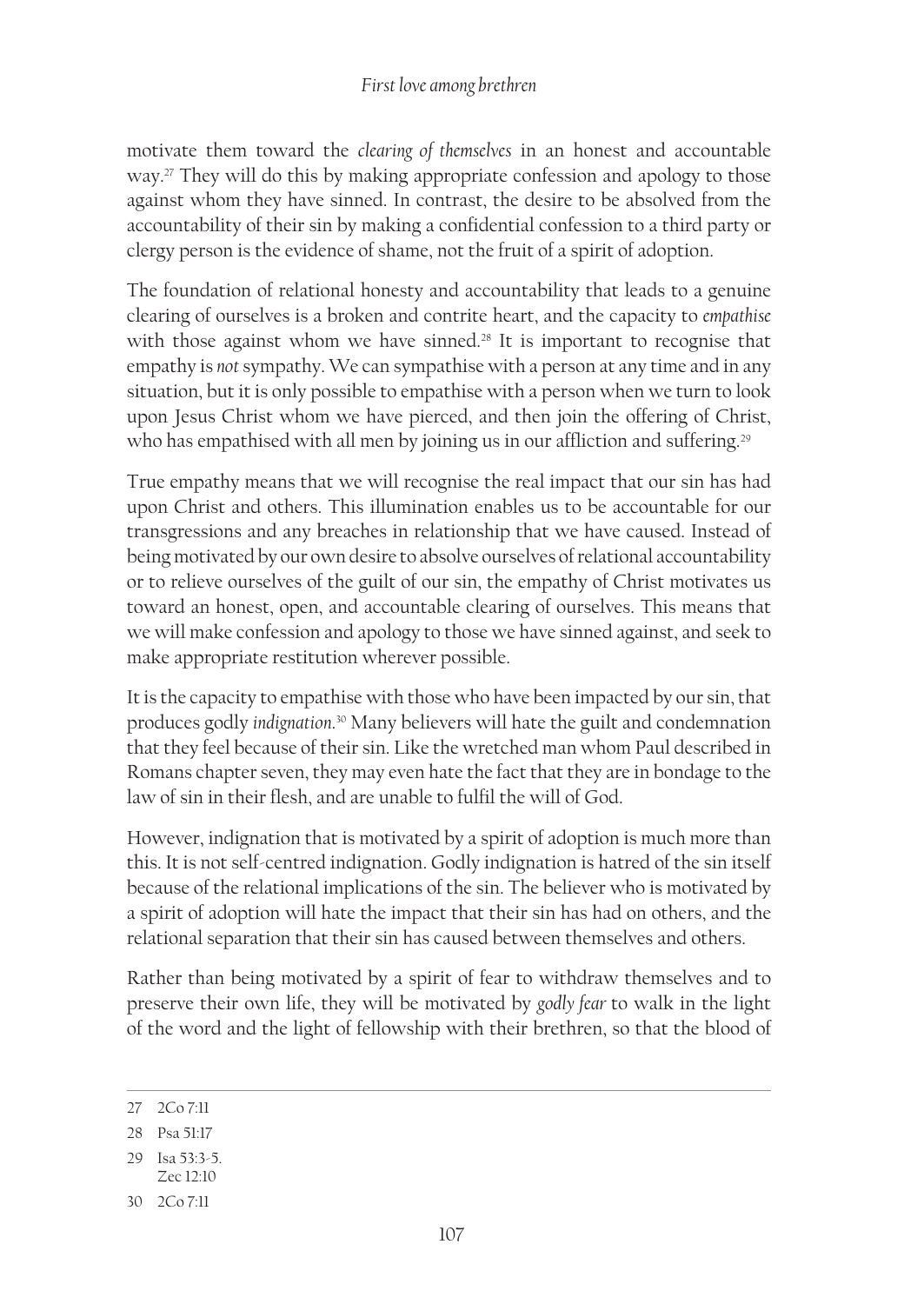motivate them toward the *clearing of themselves* in an honest and accountable way.[27] They will do this by making appropriate confession and apology to those against whom they have sinned. In contrast, the desire to be absolved from the accountability of their sin by making a confidential confession to a third party or clergy person is the evidence of shame, not the fruit of a spirit of adoption.

The foundation of relational honesty and accountability that leads to a genuine clearing of ourselves is a broken and contrite heart, and the capacity to *empathise* with those against whom we have sinned.[28] It is important to recognise that empathy is *not* sympathy. We can sympathise with a person at any time and in any situation, but it is only possible to empathise with a person when we turn to look upon Jesus Christ whom we have pierced, and then join the offering of Christ, who has empathised with all men by joining us in our affliction and suffering.[29]

True empathy means that we will recognise the real impact that our sin has had upon Christ and others. This illumination enables us to be accountable for our transgressions and any breaches in relationship that we have caused. Instead of being motivated by our own desire to absolve ourselves of relational accountability or to relieve ourselves of the guilt of our sin, the empathy of Christ motivates us toward an honest, open, and accountable clearing of ourselves. This means that we will make confession and apology to those we have sinned against, and seek to make appropriate restitution wherever possible.

It is the capacity to empathise with those who have been impacted by our sin, that produces godly *indignation*.[30] Many believers will hate the guilt and condemnation that they feel because of their sin. Like the wretched man whom Paul described in Romans chapter seven, they may even hate the fact that they are in bondage to the law of sin in their flesh, and are unable to fulfil the will of God.

However, indignation that is motivated by a spirit of adoption is much more than this. It is not self-centred indignation. Godly indignation is hatred of the sin itself because of the relational implications of the sin. The believer who is motivated by a spirit of adoption will hate the impact that their sin has had on others, and the relational separation that their sin has caused between themselves and others.

Rather than being motivated by a spirit of fear to withdraw themselves and to preserve their own life, they will be motivated by *godly fear* to walk in the light of the word and the light of fellowship with their brethren, so that the blood of

---

27 2Co 7:11

28 Psa 51:17

29 Isa 53:3-5. Zec 12:10

30 2Co 7:11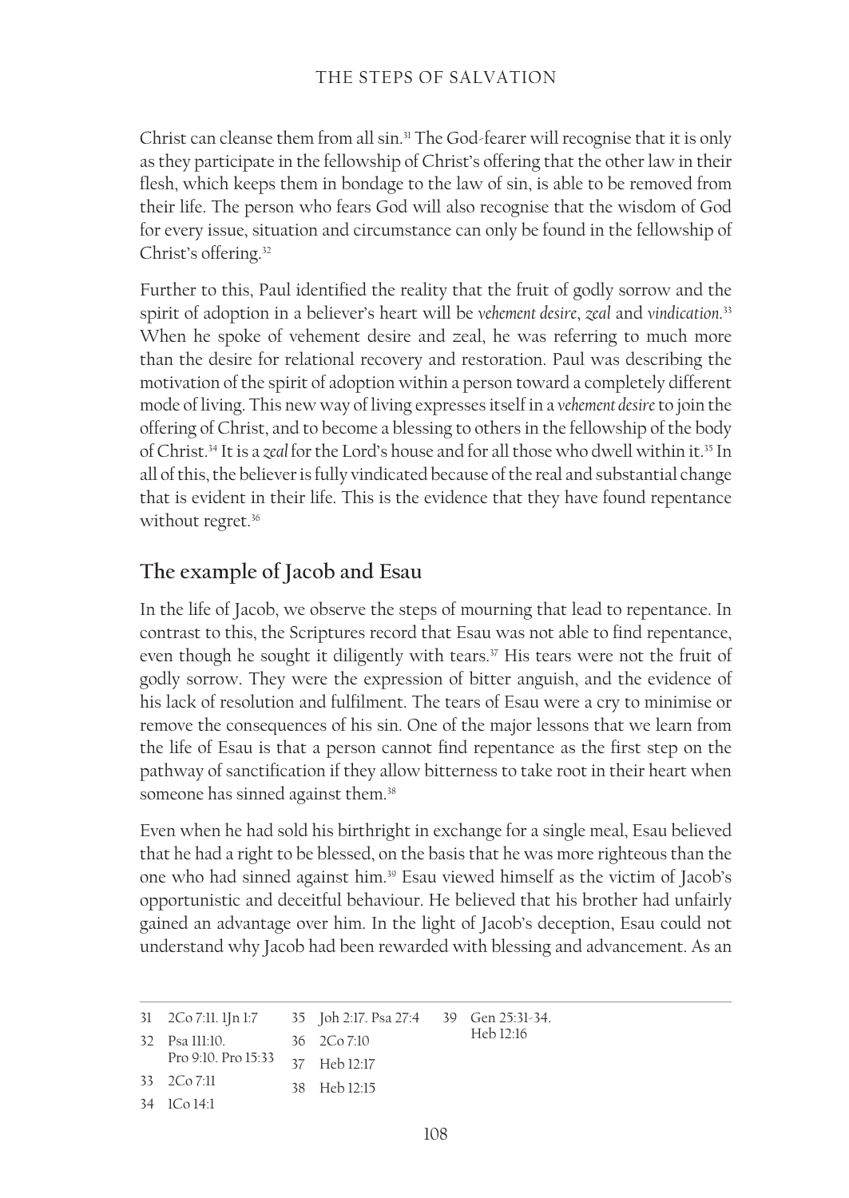Christ can cleanse them from all sin.[31] The God-fearer will recognise that it is only as they participate in the fellowship of Christ's offering that the other law in their flesh, which keeps them in bondage to the law of sin, is able to be removed from their life. The person who fears God will also recognise that the wisdom of God for every issue, situation and circumstance can only be found in the fellowship of Christ's offering.[32]

Further to this, Paul identified the reality that the fruit of godly sorrow and the spirit of adoption in a believer's heart will be *vehement desire*, *zeal* and *vindication*.[33] When he spoke of vehement desire and zeal, he was referring to much more than the desire for relational recovery and restoration. Paul was describing the motivation of the spirit of adoption within a person toward a completely different mode of living. This new way of living expresses itself in a *vehement desire* to join the offering of Christ, and to become a blessing to others in the fellowship of the body of Christ.[34] It is a *zeal* for the Lord's house and for all those who dwell within it.[35] In all of this, the believer is fully vindicated because of the real and substantial change that is evident in their life. This is the evidence that they have found repentance without regret.[36]

## The example of Jacob and Esau

In the life of Jacob, we observe the steps of mourning that lead to repentance. In contrast to this, the Scriptures record that Esau was not able to find repentance, even though he sought it diligently with tears.[37] His tears were not the fruit of godly sorrow. They were the expression of bitter anguish, and the evidence of his lack of resolution and fulfilment. The tears of Esau were a cry to minimise or remove the consequences of his sin. One of the major lessons that we learn from the life of Esau is that a person cannot find repentance as the first step on the pathway of sanctification if they allow bitterness to take root in their heart when someone has sinned against them.[38]

Even when he had sold his birthright in exchange for a single meal, Esau believed that he had a right to be blessed, on the basis that he was more righteous than the one who had sinned against him.[39] Esau viewed himself as the victim of Jacob's opportunistic and deceitful behaviour. He believed that his brother had unfairly gained an advantage over him. In the light of Jacob's deception, Esau could not understand why Jacob had been rewarded with blessing and advancement. As an

---

31 2Co 7:11. 1Jn 1:7
32 Psa 111:10. Pro 9:10. Pro 15:33
33 2Co 7:11
34 1Co 14:1
35 Joh 2:17. Psa 27:4
36 2Co 7:10
37 Heb 12:17
38 Heb 12:15
39 Gen 25:31-34. Heb 12:16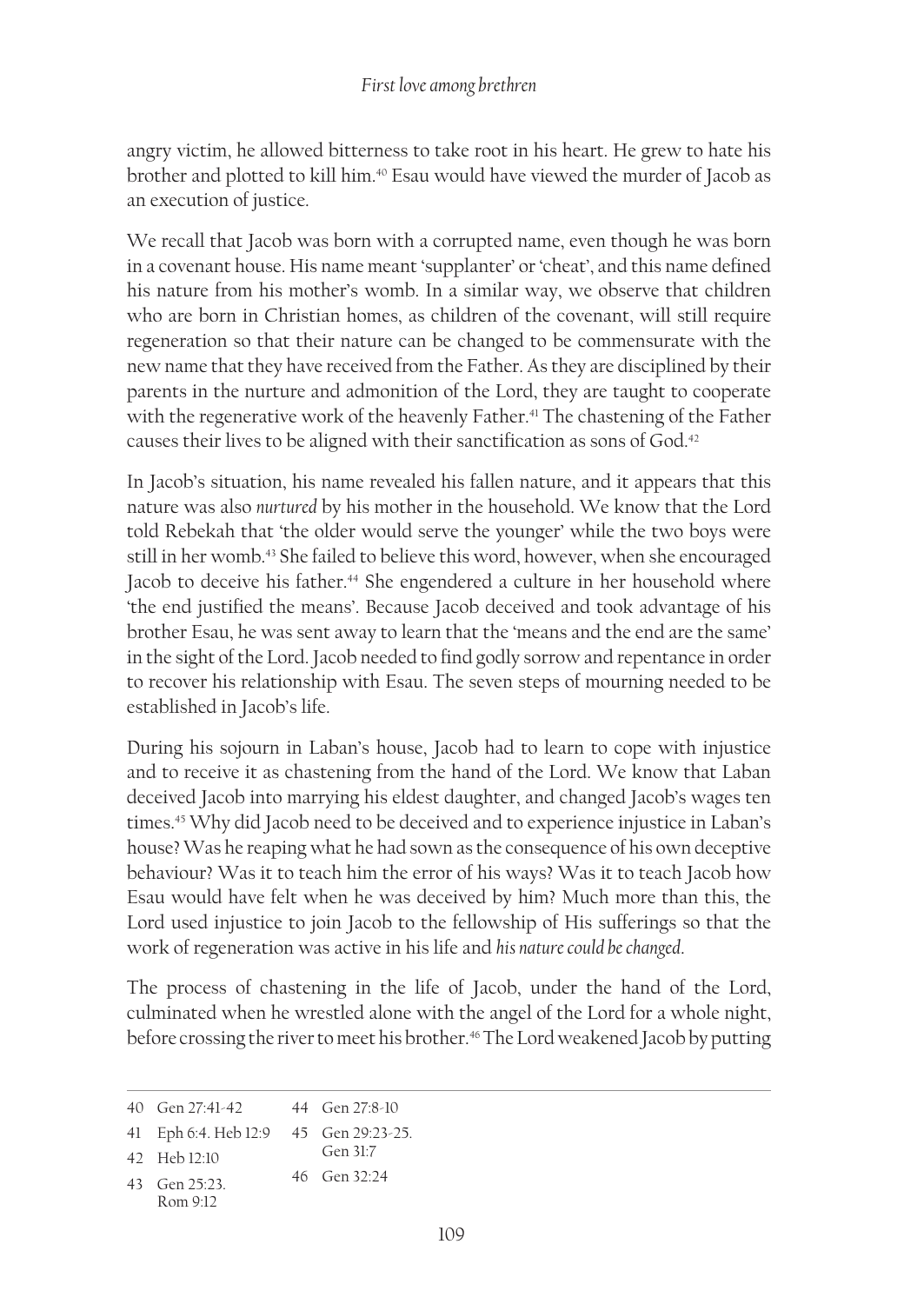angry victim, he allowed bitterness to take root in his heart. He grew to hate his brother and plotted to kill him.[40] Esau would have viewed the murder of Jacob as an execution of justice.

We recall that Jacob was born with a corrupted name, even though he was born in a covenant house. His name meant 'supplanter' or 'cheat', and this name defined his nature from his mother's womb. In a similar way, we observe that children who are born in Christian homes, as children of the covenant, will still require regeneration so that their nature can be changed to be commensurate with the new name that they have received from the Father. As they are disciplined by their parents in the nurture and admonition of the Lord, they are taught to cooperate with the regenerative work of the heavenly Father.[41] The chastening of the Father causes their lives to be aligned with their sanctification as sons of God.[42]

In Jacob's situation, his name revealed his fallen nature, and it appears that this nature was also *nurtured* by his mother in the household. We know that the Lord told Rebekah that 'the older would serve the younger' while the two boys were still in her womb.[43] She failed to believe this word, however, when she encouraged Jacob to deceive his father.[44] She engendered a culture in her household where 'the end justified the means'. Because Jacob deceived and took advantage of his brother Esau, he was sent away to learn that the 'means and the end are the same' in the sight of the Lord. Jacob needed to find godly sorrow and repentance in order to recover his relationship with Esau. The seven steps of mourning needed to be established in Jacob's life.

During his sojourn in Laban's house, Jacob had to learn to cope with injustice and to receive it as chastening from the hand of the Lord. We know that Laban deceived Jacob into marrying his eldest daughter, and changed Jacob's wages ten times.[45] Why did Jacob need to be deceived and to experience injustice in Laban's house? Was he reaping what he had sown as the consequence of his own deceptive behaviour? Was it to teach him the error of his ways? Was it to teach Jacob how Esau would have felt when he was deceived by him? Much more than this, the Lord used injustice to join Jacob to the fellowship of His sufferings so that the work of regeneration was active in his life and *his nature could be changed*.

The process of chastening in the life of Jacob, under the hand of the Lord, culminated when he wrestled alone with the angel of the Lord for a whole night, before crossing the river to meet his brother.[46] The Lord weakened Jacob by putting

---

40 Gen 27:41-42
41 Eph 6:4. Heb 12:9
42 Heb 12:10
43 Gen 25:23. Rom 9:12
44 Gen 27:8-10
45 Gen 29:23-25. Gen 31:7
46 Gen 32:24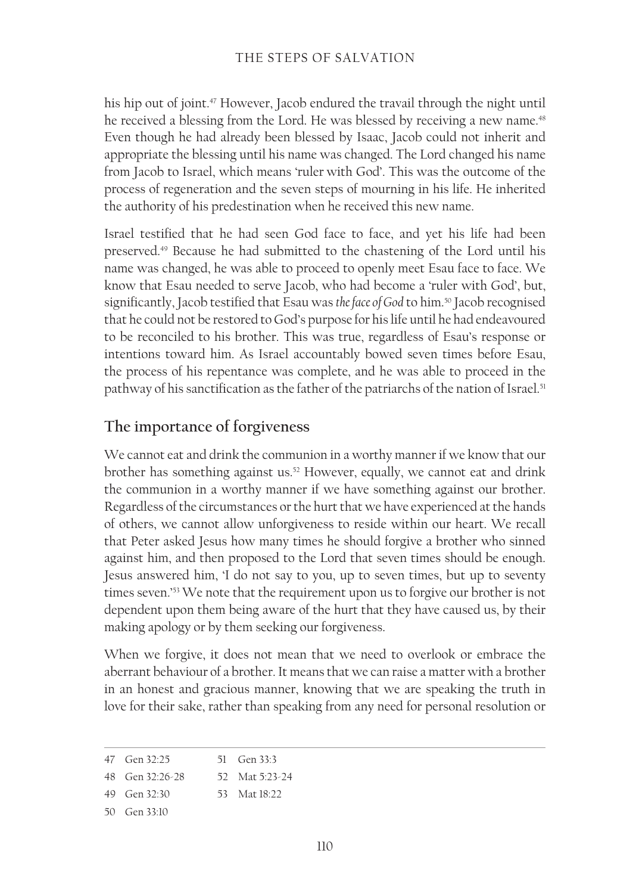his hip out of joint.[47] However, Jacob endured the travail through the night until he received a blessing from the Lord. He was blessed by receiving a new name.[48] Even though he had already been blessed by Isaac, Jacob could not inherit and appropriate the blessing until his name was changed. The Lord changed his name from Jacob to Israel, which means 'ruler with God'. This was the outcome of the process of regeneration and the seven steps of mourning in his life. He inherited the authority of his predestination when he received this new name.

Israel testified that he had seen God face to face, and yet his life had been preserved.[49] Because he had submitted to the chastening of the Lord until his name was changed, he was able to proceed to openly meet Esau face to face. We know that Esau needed to serve Jacob, who had become a 'ruler with God', but, significantly, Jacob testified that Esau was *the face of God* to him.[50] Jacob recognised that he could not be restored to God's purpose for his life until he had endeavoured to be reconciled to his brother. This was true, regardless of Esau's response or intentions toward him. As Israel accountably bowed seven times before Esau, the process of his repentance was complete, and he was able to proceed in the pathway of his sanctification as the father of the patriarchs of the nation of Israel.[51]

## The importance of forgiveness

We cannot eat and drink the communion in a worthy manner if we know that our brother has something against us.[52] However, equally, we cannot eat and drink the communion in a worthy manner if we have something against our brother. Regardless of the circumstances or the hurt that we have experienced at the hands of others, we cannot allow unforgiveness to reside within our heart. We recall that Peter asked Jesus how many times he should forgive a brother who sinned against him, and then proposed to the Lord that seven times should be enough. Jesus answered him, 'I do not say to you, up to seven times, but up to seventy times seven.'[53] We note that the requirement upon us to forgive our brother is not dependent upon them being aware of the hurt that they have caused us, by their making apology or by them seeking our forgiveness.

When we forgive, it does not mean that we need to overlook or embrace the aberrant behaviour of a brother. It means that we can raise a matter with a brother in an honest and gracious manner, knowing that we are speaking the truth in love for their sake, rather than speaking from any need for personal resolution or

---

47 Gen 32:25

48 Gen 32:26-28

49 Gen 32:30

50 Gen 33:10

51 Gen 33:3

52 Mat 5:23-24

53 Mat 18:22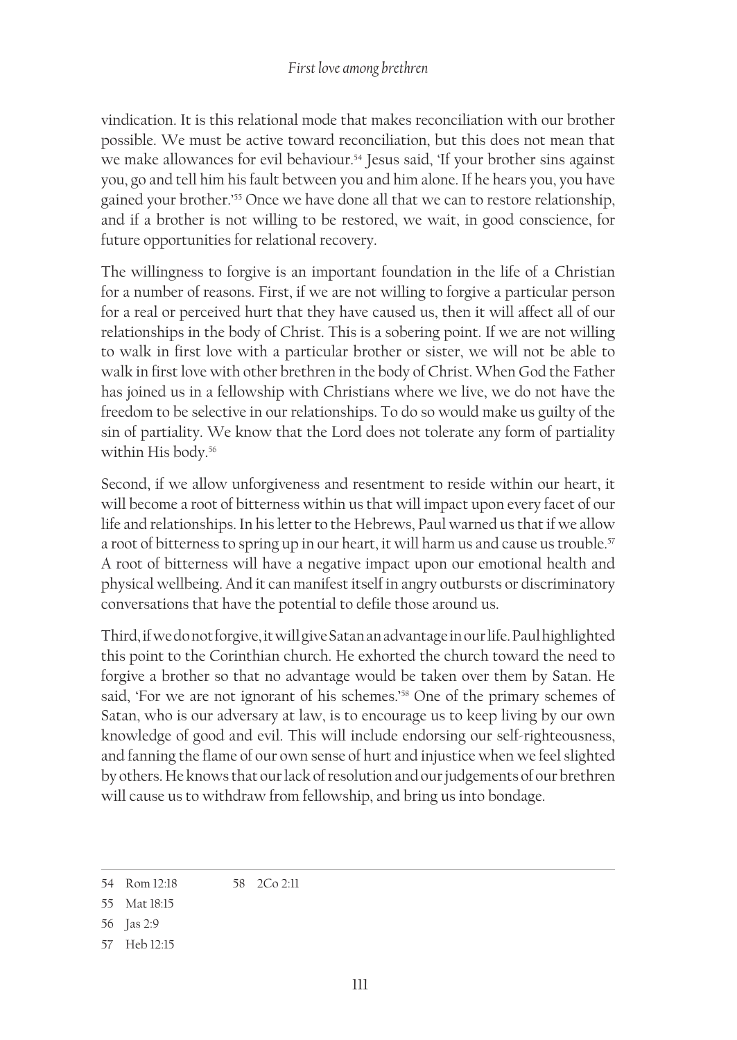vindication. It is this relational mode that makes reconciliation with our brother possible. We must be active toward reconciliation, but this does not mean that we make allowances for evil behaviour.[54] Jesus said, 'If your brother sins against you, go and tell him his fault between you and him alone. If he hears you, you have gained your brother.'[55] Once we have done all that we can to restore relationship, and if a brother is not willing to be restored, we wait, in good conscience, for future opportunities for relational recovery.

The willingness to forgive is an important foundation in the life of a Christian for a number of reasons. First, if we are not willing to forgive a particular person for a real or perceived hurt that they have caused us, then it will affect all of our relationships in the body of Christ. This is a sobering point. If we are not willing to walk in first love with a particular brother or sister, we will not be able to walk in first love with other brethren in the body of Christ. When God the Father has joined us in a fellowship with Christians where we live, we do not have the freedom to be selective in our relationships. To do so would make us guilty of the sin of partiality. We know that the Lord does not tolerate any form of partiality within His body.[56]

Second, if we allow unforgiveness and resentment to reside within our heart, it will become a root of bitterness within us that will impact upon every facet of our life and relationships. In his letter to the Hebrews, Paul warned us that if we allow a root of bitterness to spring up in our heart, it will harm us and cause us trouble.[57] A root of bitterness will have a negative impact upon our emotional health and physical wellbeing. And it can manifest itself in angry outbursts or discriminatory conversations that have the potential to defile those around us.

Third, if we do not forgive, it will give Satan an advantage in our life. Paul highlighted this point to the Corinthian church. He exhorted the church toward the need to forgive a brother so that no advantage would be taken over them by Satan. He said, 'For we are not ignorant of his schemes.'[58] One of the primary schemes of Satan, who is our adversary at law, is to encourage us to keep living by our own knowledge of good and evil. This will include endorsing our self-righteousness, and fanning the flame of our own sense of hurt and injustice when we feel slighted by others. He knows that our lack of resolution and our judgements of our brethren will cause us to withdraw from fellowship, and bring us into bondage.

---

54 Rom 12:18

55 Mat 18:15

56 Jas 2:9

57 Heb 12:15

58 2Co 2:11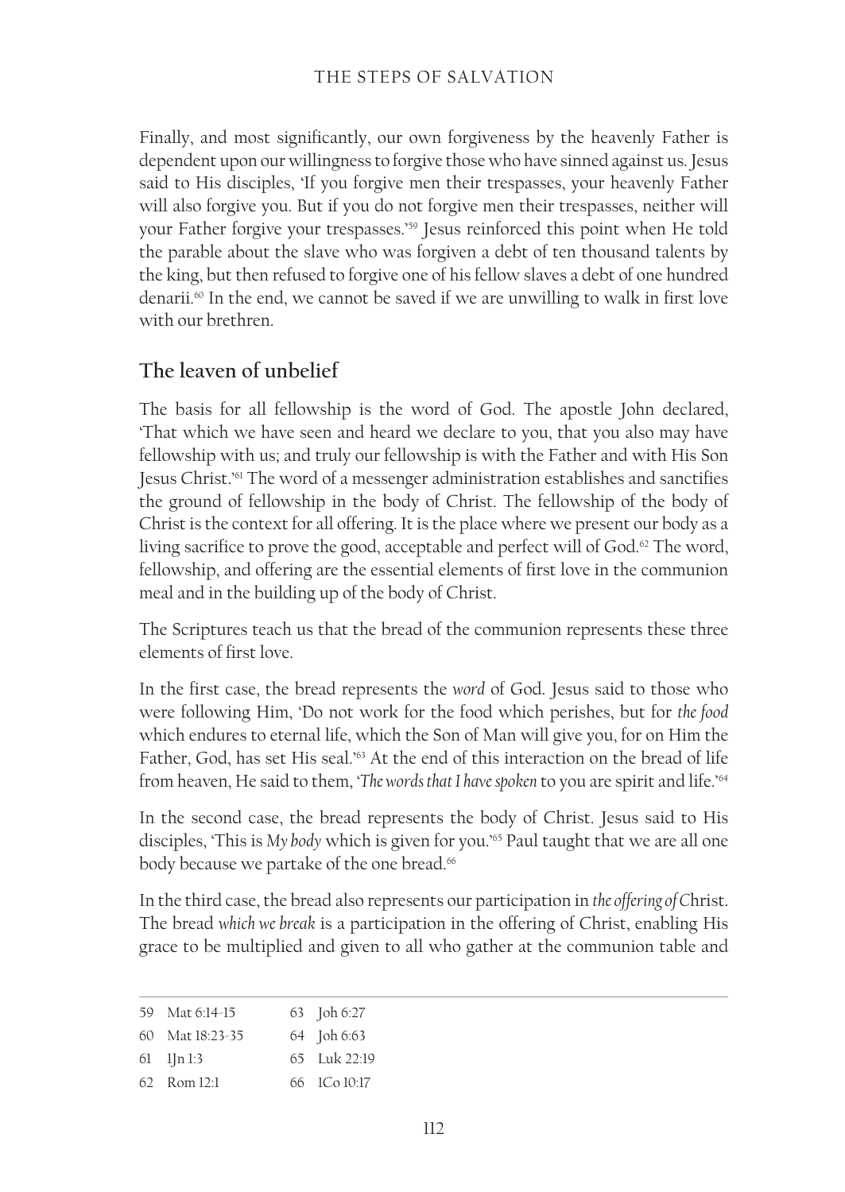Finally, and most significantly, our own forgiveness by the heavenly Father is dependent upon our willingness to forgive those who have sinned against us. Jesus said to His disciples, 'If you forgive men their trespasses, your heavenly Father will also forgive you. But if you do not forgive men their trespasses, neither will your Father forgive your trespasses.'[59] Jesus reinforced this point when He told the parable about the slave who was forgiven a debt of ten thousand talents by the king, but then refused to forgive one of his fellow slaves a debt of one hundred denarii.[60] In the end, we cannot be saved if we are unwilling to walk in first love with our brethren.

## The leaven of unbelief

The basis for all fellowship is the word of God. The apostle John declared, 'That which we have seen and heard we declare to you, that you also may have fellowship with us; and truly our fellowship is with the Father and with His Son Jesus Christ.'[61] The word of a messenger administration establishes and sanctifies the ground of fellowship in the body of Christ. The fellowship of the body of Christ is the context for all offering. It is the place where we present our body as a living sacrifice to prove the good, acceptable and perfect will of God.[62] The word, fellowship, and offering are the essential elements of first love in the communion meal and in the building up of the body of Christ.

The Scriptures teach us that the bread of the communion represents these three elements of first love.

In the first case, the bread represents the *word* of God. Jesus said to those who were following Him, 'Do not work for the food which perishes, but for *the food* which endures to eternal life, which the Son of Man will give you, for on Him the Father, God, has set His seal.'[63] At the end of this interaction on the bread of life from heaven, He said to them, '*The words that I have spoken* to you are spirit and life.'[64]

In the second case, the bread represents the body of Christ. Jesus said to His disciples, 'This is *My body* which is given for you.'[65] Paul taught that we are all one body because we partake of the one bread.[66]

In the third case, the bread also represents our participation in *the offering of* Christ. The bread *which we break* is a participation in the offering of Christ, enabling His grace to be multiplied and given to all who gather at the communion table and

---

59 Mat 6:14-15
60 Mat 18:23-35
61 1Jn 1:3
62 Rom 12:1
63 Joh 6:27
64 Joh 6:63
65 Luk 22:19
66 1Co 10:17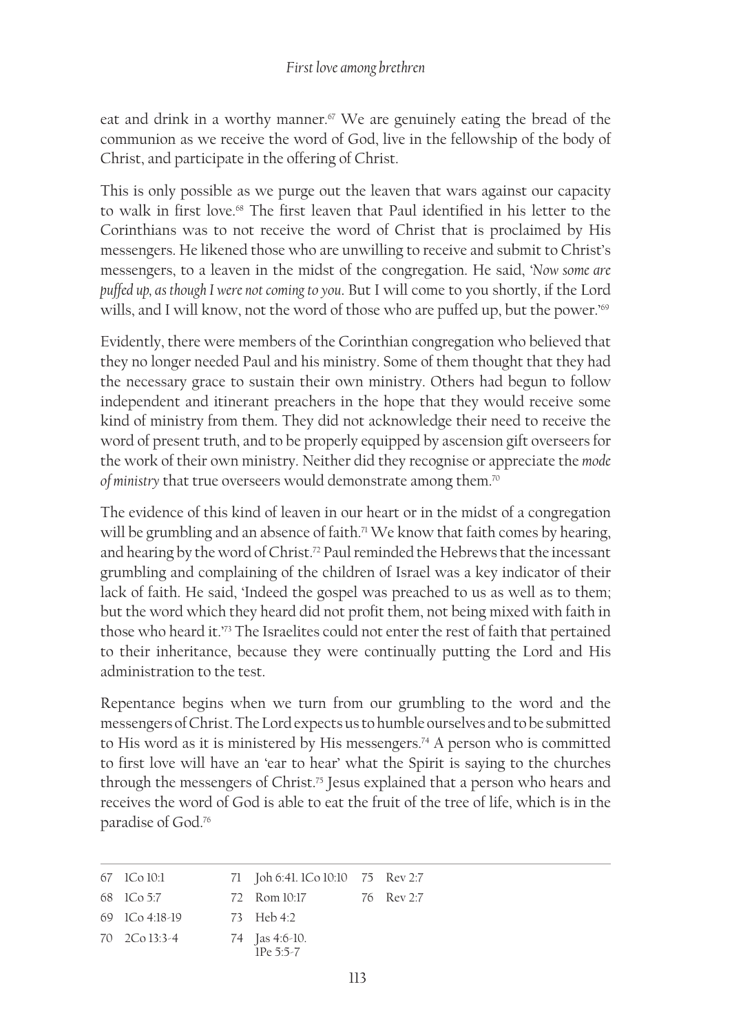eat and drink in a worthy manner.[67] We are genuinely eating the bread of the communion as we receive the word of God, live in the fellowship of the body of Christ, and participate in the offering of Christ.

This is only possible as we purge out the leaven that wars against our capacity to walk in first love.[68] The first leaven that Paul identified in his letter to the Corinthians was to not receive the word of Christ that is proclaimed by His messengers. He likened those who are unwilling to receive and submit to Christ's messengers, to a leaven in the midst of the congregation. He said, '*Now some are puffed up, as though I were not coming to you*. But I will come to you shortly, if the Lord wills, and I will know, not the word of those who are puffed up, but the power.'[69]

Evidently, there were members of the Corinthian congregation who believed that they no longer needed Paul and his ministry. Some of them thought that they had the necessary grace to sustain their own ministry. Others had begun to follow independent and itinerant preachers in the hope that they would receive some kind of ministry from them. They did not acknowledge their need to receive the word of present truth, and to be properly equipped by ascension gift overseers for the work of their own ministry. Neither did they recognise or appreciate the *mode of ministry* that true overseers would demonstrate among them.[70]

The evidence of this kind of leaven in our heart or in the midst of a congregation will be grumbling and an absence of faith.[71] We know that faith comes by hearing, and hearing by the word of Christ.[72] Paul reminded the Hebrews that the incessant grumbling and complaining of the children of Israel was a key indicator of their lack of faith. He said, 'Indeed the gospel was preached to us as well as to them; but the word which they heard did not profit them, not being mixed with faith in those who heard it.'[73] The Israelites could not enter the rest of faith that pertained to their inheritance, because they were continually putting the Lord and His administration to the test.

Repentance begins when we turn from our grumbling to the word and the messengers of Christ. The Lord expects us to humble ourselves and to be submitted to His word as it is ministered by His messengers.[74] A person who is committed to first love will have an 'ear to hear' what the Spirit is saying to the churches through the messengers of Christ.[75] Jesus explained that a person who hears and receives the word of God is able to eat the fruit of the tree of life, which is in the paradise of God.[76]

---

67 1Co 10:1
68 1Co 5:7
69 1Co 4:18-19
70 2Co 13:3-4
71 Joh 6:41. 1Co 10:10
72 Rom 10:17
73 Heb 4:2
74 Jas 4:6-10. 1Pe 5:5-7
75 Rev 2:7
76 Rev 2:7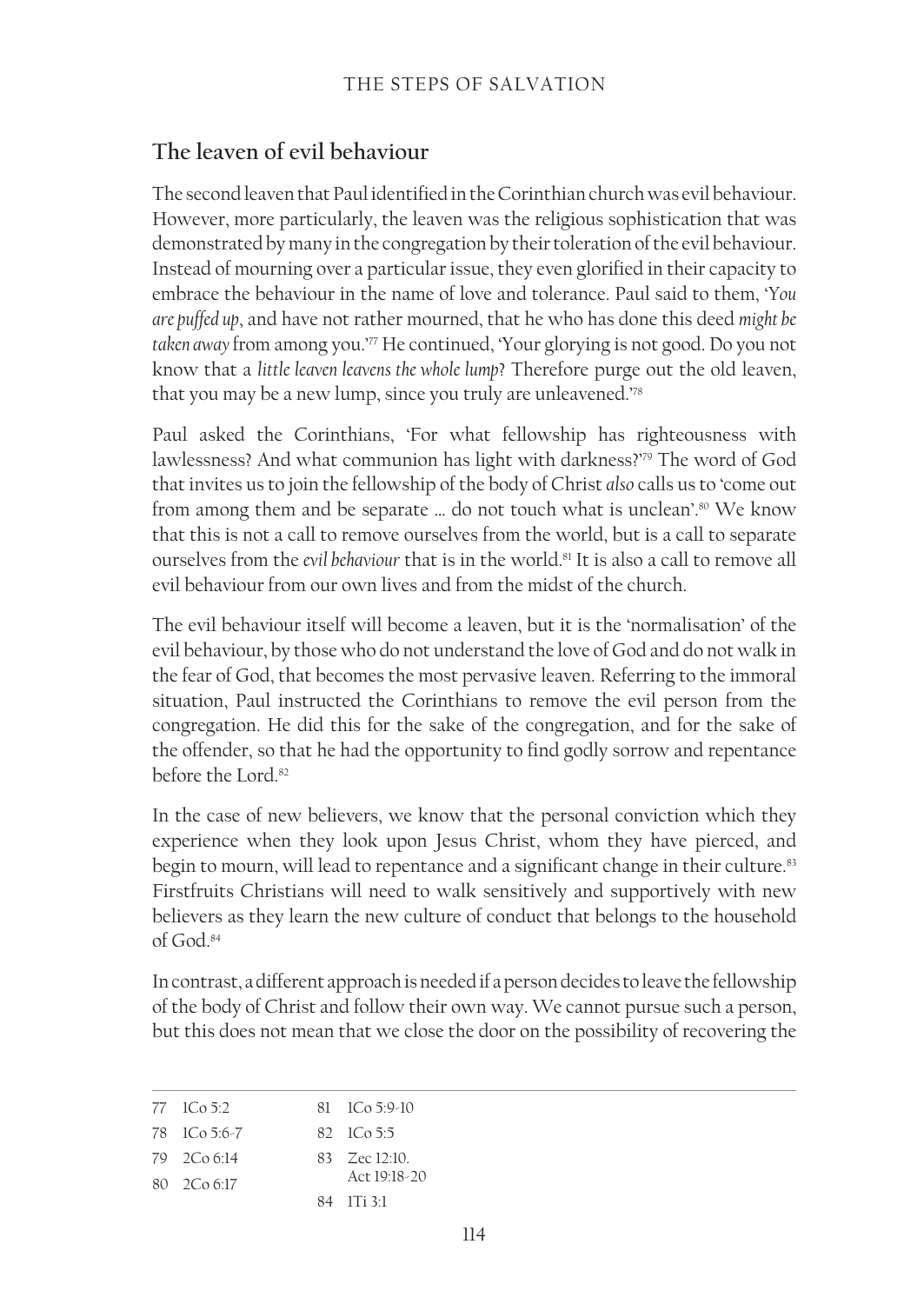## The leaven of evil behaviour

The second leaven that Paul identified in the Corinthian church was evil behaviour. However, more particularly, the leaven was the religious sophistication that was demonstrated by many in the congregation by their toleration of the evil behaviour. Instead of mourning over a particular issue, they even glorified in their capacity to embrace the behaviour in the name of love and tolerance. Paul said to them, '*You are puffed up*, and have not rather mourned, that he who has done this deed *might be taken away* from among you.'[77] He continued, 'Your glorying is not good. Do you not know that a *little leaven leavens the whole lump*? Therefore purge out the old leaven, that you may be a new lump, since you truly are unleavened.'[78]

Paul asked the Corinthians, 'For what fellowship has righteousness with lawlessness? And what communion has light with darkness?'[79] The word of God that invites us to join the fellowship of the body of Christ *also* calls us to 'come out from among them and be separate … do not touch what is unclean'.[80] We know that this is not a call to remove ourselves from the world, but is a call to separate ourselves from the *evil behaviour* that is in the world.[81] It is also a call to remove all evil behaviour from our own lives and from the midst of the church.

The evil behaviour itself will become a leaven, but it is the 'normalisation' of the evil behaviour, by those who do not understand the love of God and do not walk in the fear of God, that becomes the most pervasive leaven. Referring to the immoral situation, Paul instructed the Corinthians to remove the evil person from the congregation. He did this for the sake of the congregation, and for the sake of the offender, so that he had the opportunity to find godly sorrow and repentance before the Lord.[82]

In the case of new believers, we know that the personal conviction which they experience when they look upon Jesus Christ, whom they have pierced, and begin to mourn, will lead to repentance and a significant change in their culture.[83] Firstfruits Christians will need to walk sensitively and supportively with new believers as they learn the new culture of conduct that belongs to the household of God.[84]

In contrast, a different approach is needed if a person decides to leave the fellowship of the body of Christ and follow their own way. We cannot pursue such a person, but this does not mean that we close the door on the possibility of recovering the

---

77 1Co 5:2
78 1Co 5:6-7
79 2Co 6:14
80 2Co 6:17
81 1Co 5:9-10
82 1Co 5:5
83 Zec 12:10. Act 19:18-20
84 1Ti 3:1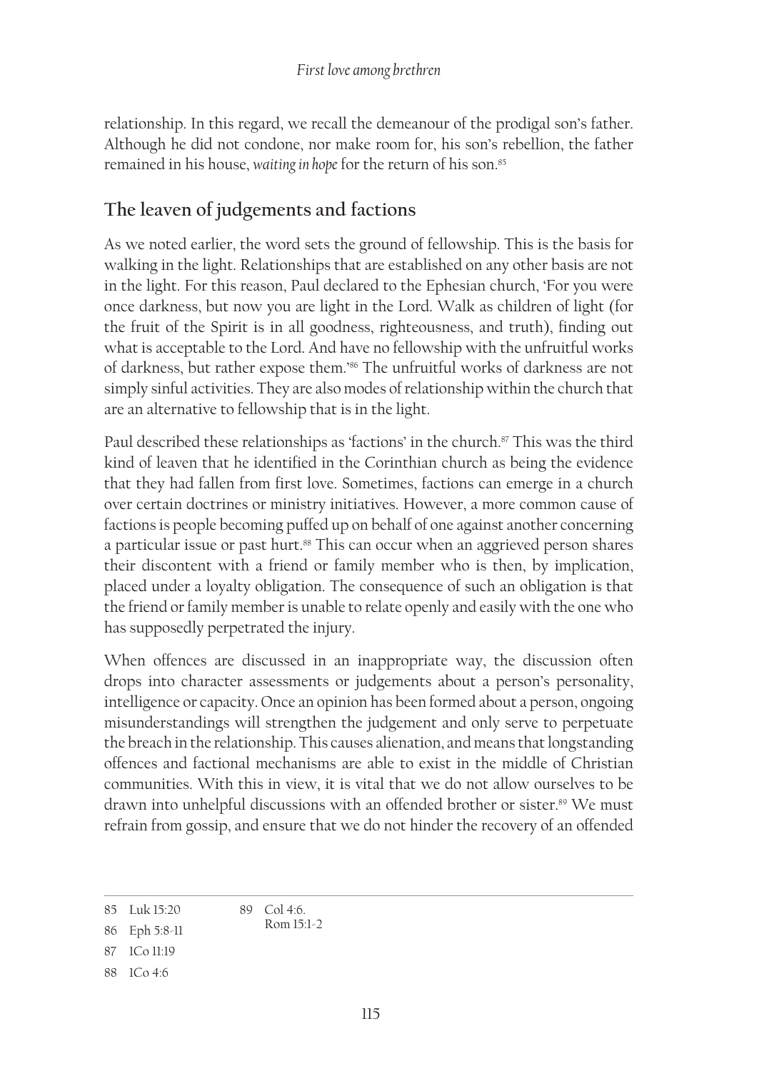relationship. In this regard, we recall the demeanour of the prodigal son's father. Although he did not condone, nor make room for, his son's rebellion, the father remained in his house, *waiting in hope* for the return of his son.[85]

## The leaven of judgements and factions

As we noted earlier, the word sets the ground of fellowship. This is the basis for walking in the light. Relationships that are established on any other basis are not in the light. For this reason, Paul declared to the Ephesian church, 'For you were once darkness, but now you are light in the Lord. Walk as children of light (for the fruit of the Spirit is in all goodness, righteousness, and truth), finding out what is acceptable to the Lord. And have no fellowship with the unfruitful works of darkness, but rather expose them.'[86] The unfruitful works of darkness are not simply sinful activities. They are also modes of relationship within the church that are an alternative to fellowship that is in the light.

Paul described these relationships as 'factions' in the church.[87] This was the third kind of leaven that he identified in the Corinthian church as being the evidence that they had fallen from first love. Sometimes, factions can emerge in a church over certain doctrines or ministry initiatives. However, a more common cause of factions is people becoming puffed up on behalf of one against another concerning a particular issue or past hurt.[88] This can occur when an aggrieved person shares their discontent with a friend or family member who is then, by implication, placed under a loyalty obligation. The consequence of such an obligation is that the friend or family member is unable to relate openly and easily with the one who has supposedly perpetrated the injury.

When offences are discussed in an inappropriate way, the discussion often drops into character assessments or judgements about a person's personality, intelligence or capacity. Once an opinion has been formed about a person, ongoing misunderstandings will strengthen the judgement and only serve to perpetuate the breach in the relationship. This causes alienation, and means that longstanding offences and factional mechanisms are able to exist in the middle of Christian communities. With this in view, it is vital that we do not allow ourselves to be drawn into unhelpful discussions with an offended brother or sister.[89] We must refrain from gossip, and ensure that we do not hinder the recovery of an offended

---

85 Luk 15:20

86 Eph 5:8-11

87 1Co 11:19

88 1Co 4:6

89 Col 4:6. Rom 15:1-2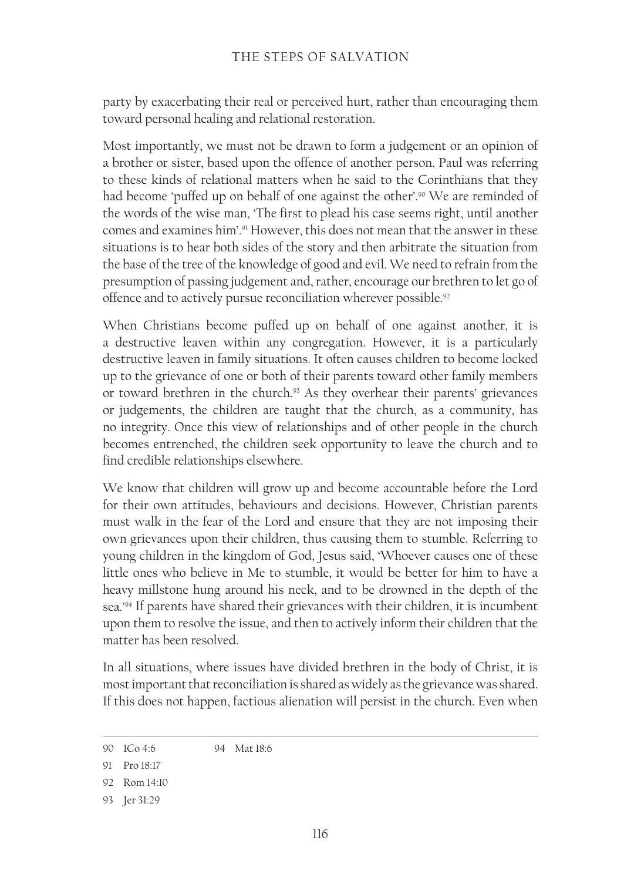party by exacerbating their real or perceived hurt, rather than encouraging them toward personal healing and relational restoration.

Most importantly, we must not be drawn to form a judgement or an opinion of a brother or sister, based upon the offence of another person. Paul was referring to these kinds of relational matters when he said to the Corinthians that they had become 'puffed up on behalf of one against the other'.[90] We are reminded of the words of the wise man, 'The first to plead his case seems right, until another comes and examines him'.[91] However, this does not mean that the answer in these situations is to hear both sides of the story and then arbitrate the situation from the base of the tree of the knowledge of good and evil. We need to refrain from the presumption of passing judgement and, rather, encourage our brethren to let go of offence and to actively pursue reconciliation wherever possible.[92]

When Christians become puffed up on behalf of one against another, it is a destructive leaven within any congregation. However, it is a particularly destructive leaven in family situations. It often causes children to become locked up to the grievance of one or both of their parents toward other family members or toward brethren in the church.[93] As they overhear their parents' grievances or judgements, the children are taught that the church, as a community, has no integrity. Once this view of relationships and of other people in the church becomes entrenched, the children seek opportunity to leave the church and to find credible relationships elsewhere.

We know that children will grow up and become accountable before the Lord for their own attitudes, behaviours and decisions. However, Christian parents must walk in the fear of the Lord and ensure that they are not imposing their own grievances upon their children, thus causing them to stumble. Referring to young children in the kingdom of God, Jesus said, 'Whoever causes one of these little ones who believe in Me to stumble, it would be better for him to have a heavy millstone hung around his neck, and to be drowned in the depth of the sea.'[94] If parents have shared their grievances with their children, it is incumbent upon them to resolve the issue, and then to actively inform their children that the matter has been resolved.

In all situations, where issues have divided brethren in the body of Christ, it is most important that reconciliation is shared as widely as the grievance was shared. If this does not happen, factious alienation will persist in the church. Even when

---

90 1Co 4:6

91 Pro 18:17

92 Rom 14:10

93 Jer 31:29

94 Mat 18:6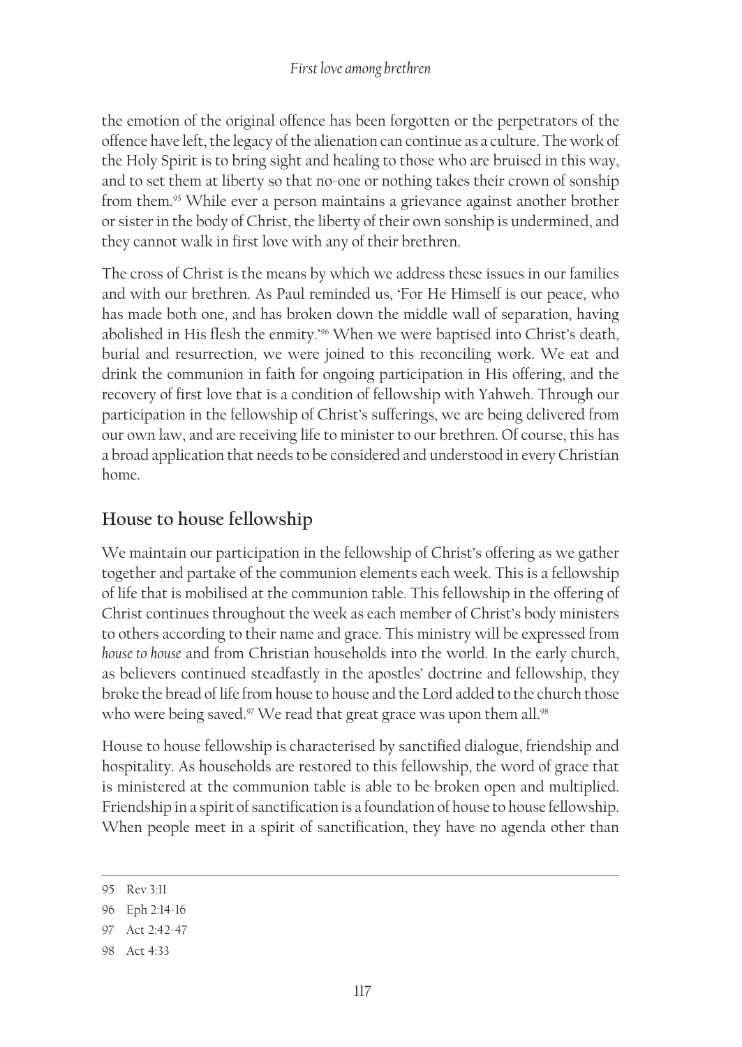the emotion of the original offence has been forgotten or the perpetrators of the offence have left, the legacy of the alienation can continue as a culture. The work of the Holy Spirit is to bring sight and healing to those who are bruised in this way, and to set them at liberty so that no-one or nothing takes their crown of sonship from them.[95] While ever a person maintains a grievance against another brother or sister in the body of Christ, the liberty of their own sonship is undermined, and they cannot walk in first love with any of their brethren.

The cross of Christ is the means by which we address these issues in our families and with our brethren. As Paul reminded us, 'For He Himself is our peace, who has made both one, and has broken down the middle wall of separation, having abolished in His flesh the enmity.'[96] When we were baptised into Christ's death, burial and resurrection, we were joined to this reconciling work. We eat and drink the communion in faith for ongoing participation in His offering, and the recovery of first love that is a condition of fellowship with Yahweh. Through our participation in the fellowship of Christ's sufferings, we are being delivered from our own law, and are receiving life to minister to our brethren. Of course, this has a broad application that needs to be considered and understood in every Christian home.

## House to house fellowship

We maintain our participation in the fellowship of Christ's offering as we gather together and partake of the communion elements each week. This is a fellowship of life that is mobilised at the communion table. This fellowship in the offering of Christ continues throughout the week as each member of Christ's body ministers to others according to their name and grace. This ministry will be expressed from *house to house* and from Christian households into the world. In the early church, as believers continued steadfastly in the apostles' doctrine and fellowship, they broke the bread of life from house to house and the Lord added to the church those who were being saved.[97] We read that great grace was upon them all.[98]

House to house fellowship is characterised by sanctified dialogue, friendship and hospitality. As households are restored to this fellowship, the word of grace that is ministered at the communion table is able to be broken open and multiplied. Friendship in a spirit of sanctification is a foundation of house to house fellowship. When people meet in a spirit of sanctification, they have no agenda other than

---

95 Rev 3:11

96 Eph 2:14-16

97 Act 2:42-47

98 Act 4:33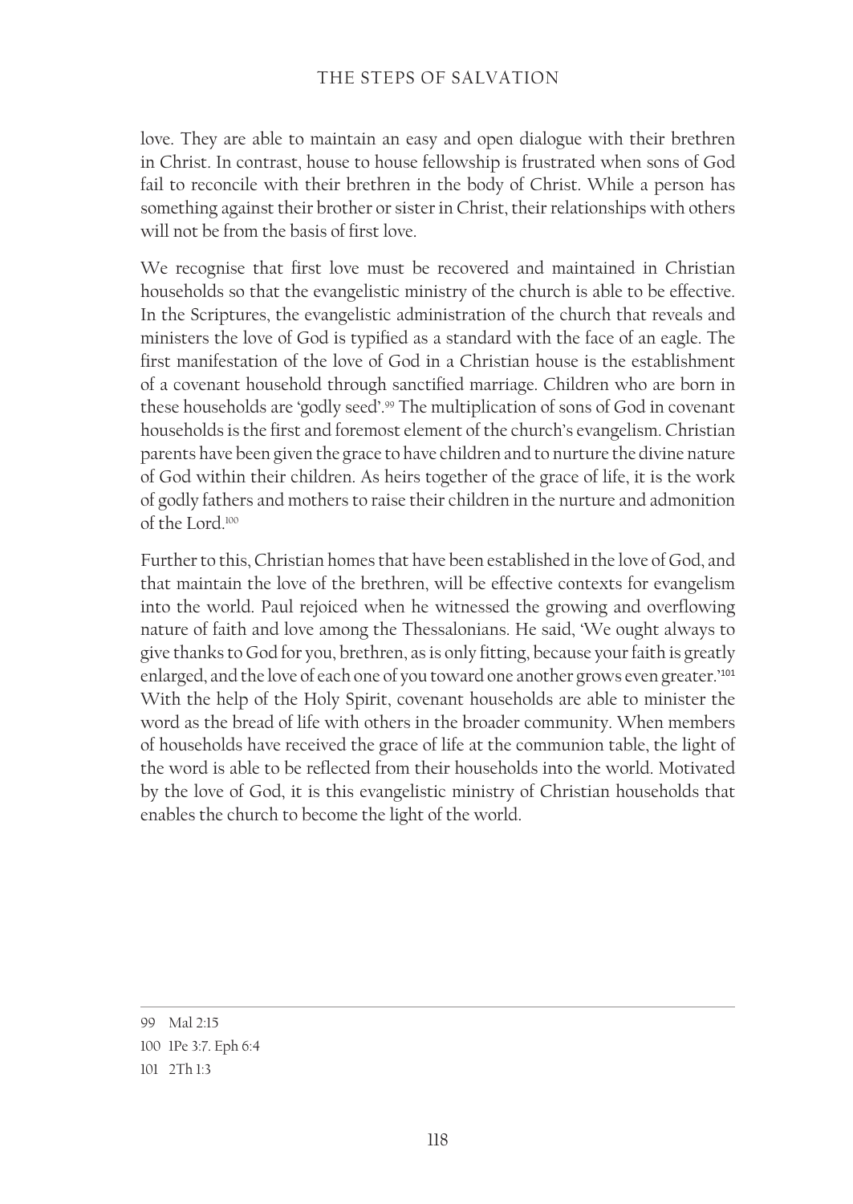love. They are able to maintain an easy and open dialogue with their brethren in Christ. In contrast, house to house fellowship is frustrated when sons of God fail to reconcile with their brethren in the body of Christ. While a person has something against their brother or sister in Christ, their relationships with others will not be from the basis of first love.

We recognise that first love must be recovered and maintained in Christian households so that the evangelistic ministry of the church is able to be effective. In the Scriptures, the evangelistic administration of the church that reveals and ministers the love of God is typified as a standard with the face of an eagle. The first manifestation of the love of God in a Christian house is the establishment of a covenant household through sanctified marriage. Children who are born in these households are 'godly seed'.[99] The multiplication of sons of God in covenant households is the first and foremost element of the church's evangelism. Christian parents have been given the grace to have children and to nurture the divine nature of God within their children. As heirs together of the grace of life, it is the work of godly fathers and mothers to raise their children in the nurture and admonition of the Lord.[100]

Further to this, Christian homes that have been established in the love of God, and that maintain the love of the brethren, will be effective contexts for evangelism into the world. Paul rejoiced when he witnessed the growing and overflowing nature of faith and love among the Thessalonians. He said, 'We ought always to give thanks to God for you, brethren, as is only fitting, because your faith is greatly enlarged, and the love of each one of you toward one another grows even greater.'[101] With the help of the Holy Spirit, covenant households are able to minister the word as the bread of life with others in the broader community. When members of households have received the grace of life at the communion table, the light of the word is able to be reflected from their households into the world. Motivated by the love of God, it is this evangelistic ministry of Christian households that enables the church to become the light of the world.

---

99 Mal 2:15

100 1Pe 3:7. Eph 6:4

101 2Th 1:3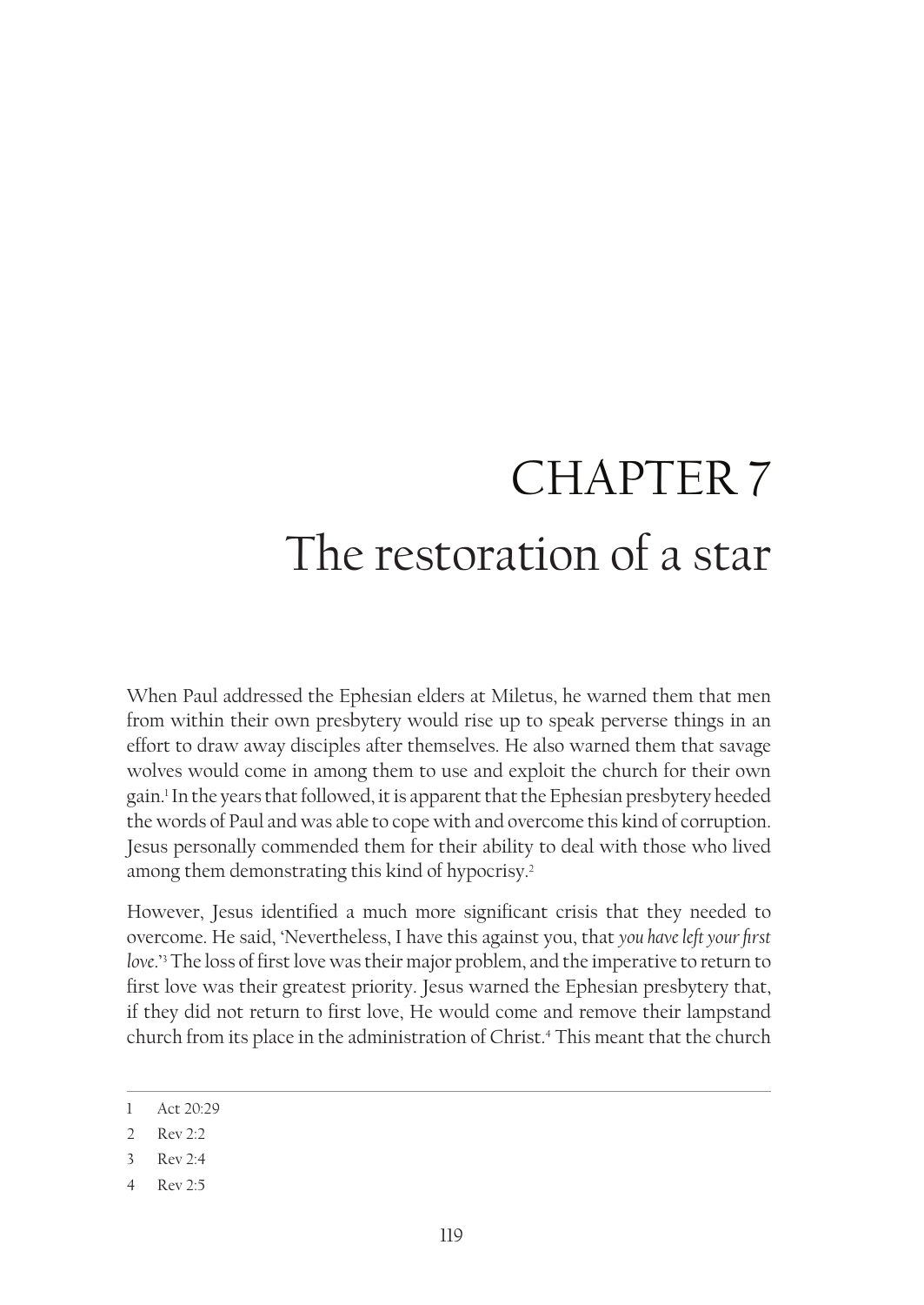# CHAPTER 7
# The restoration of a star

When Paul addressed the Ephesian elders at Miletus, he warned them that men from within their own presbytery would rise up to speak perverse things in an effort to draw away disciples after themselves. He also warned them that savage wolves would come in among them to use and exploit the church for their own gain.[1] In the years that followed, it is apparent that the Ephesian presbytery heeded the words of Paul and was able to cope with and overcome this kind of corruption. Jesus personally commended them for their ability to deal with those who lived among them demonstrating this kind of hypocrisy.[2]

However, Jesus identified a much more significant crisis that they needed to overcome. He said, 'Nevertheless, I have this against you, that *you have left your first love*.'[3] The loss of first love was their major problem, and the imperative to return to first love was their greatest priority. Jesus warned the Ephesian presbytery that, if they did not return to first love, He would come and remove their lampstand church from its place in the administration of Christ.[4] This meant that the church

---

1 Act 20:29

2 Rev 2:2

3 Rev 2:4

4 Rev 2:5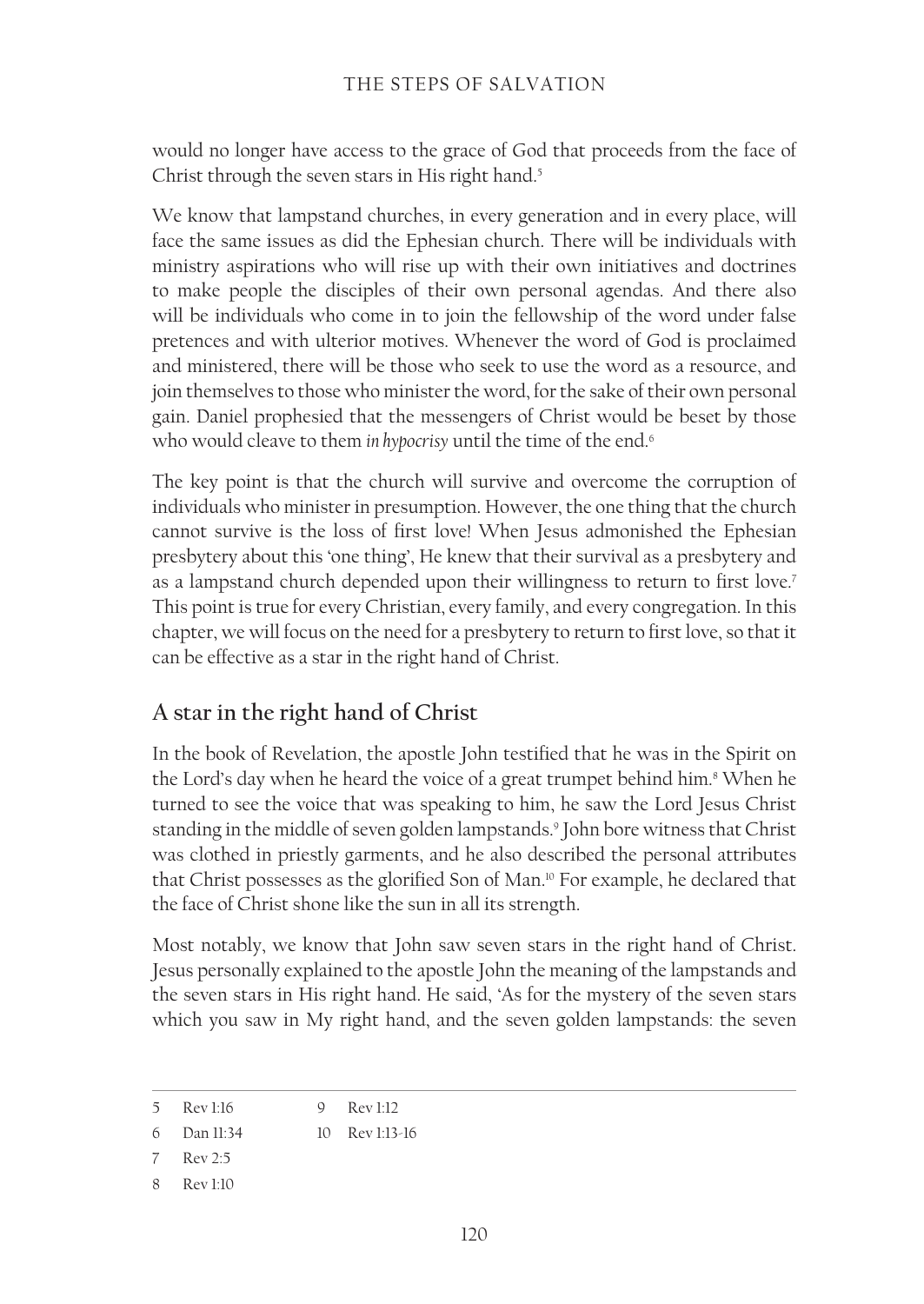would no longer have access to the grace of God that proceeds from the face of Christ through the seven stars in His right hand.[5]

We know that lampstand churches, in every generation and in every place, will face the same issues as did the Ephesian church. There will be individuals with ministry aspirations who will rise up with their own initiatives and doctrines to make people the disciples of their own personal agendas. And there also will be individuals who come in to join the fellowship of the word under false pretences and with ulterior motives. Whenever the word of God is proclaimed and ministered, there will be those who seek to use the word as a resource, and join themselves to those who minister the word, for the sake of their own personal gain. Daniel prophesied that the messengers of Christ would be beset by those who would cleave to them *in hypocrisy* until the time of the end.[6]

The key point is that the church will survive and overcome the corruption of individuals who minister in presumption. However, the one thing that the church cannot survive is the loss of first love! When Jesus admonished the Ephesian presbytery about this 'one thing', He knew that their survival as a presbytery and as a lampstand church depended upon their willingness to return to first love.[7] This point is true for every Christian, every family, and every congregation. In this chapter, we will focus on the need for a presbytery to return to first love, so that it can be effective as a star in the right hand of Christ.

## A star in the right hand of Christ

In the book of Revelation, the apostle John testified that he was in the Spirit on the Lord's day when he heard the voice of a great trumpet behind him.[8] When he turned to see the voice that was speaking to him, he saw the Lord Jesus Christ standing in the middle of seven golden lampstands.[9] John bore witness that Christ was clothed in priestly garments, and he also described the personal attributes that Christ possesses as the glorified Son of Man.[10] For example, he declared that the face of Christ shone like the sun in all its strength.

Most notably, we know that John saw seven stars in the right hand of Christ. Jesus personally explained to the apostle John the meaning of the lampstands and the seven stars in His right hand. He said, 'As for the mystery of the seven stars which you saw in My right hand, and the seven golden lampstands: the seven

---

5 Rev 1:16
6 Dan 11:34
7 Rev 2:5
8 Rev 1:10
9 Rev 1:12
10 Rev 1:13-16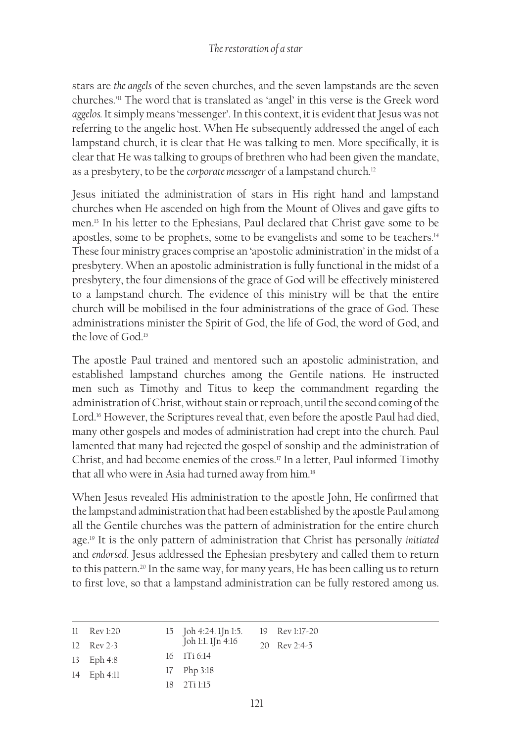stars are *the angels* of the seven churches, and the seven lampstands are the seven churches."[11] The word that is translated as 'angel' in this verse is the Greek word *aggelos.* It simply means 'messenger'. In this context, it is evident that Jesus was not referring to the angelic host. When He subsequently addressed the angel of each lampstand church, it is clear that He was talking to men. More specifically, it is clear that He was talking to groups of brethren who had been given the mandate, as a presbytery, to be the *corporate messenger* of a lampstand church.[12]

Jesus initiated the administration of stars in His right hand and lampstand churches when He ascended on high from the Mount of Olives and gave gifts to men.[13] In his letter to the Ephesians, Paul declared that Christ gave some to be apostles, some to be prophets, some to be evangelists and some to be teachers.[14] These four ministry graces comprise an 'apostolic administration' in the midst of a presbytery. When an apostolic administration is fully functional in the midst of a presbytery, the four dimensions of the grace of God will be effectively ministered to a lampstand church. The evidence of this ministry will be that the entire church will be mobilised in the four administrations of the grace of God. These administrations minister the Spirit of God, the life of God, the word of God, and the love of God.[15]

The apostle Paul trained and mentored such an apostolic administration, and established lampstand churches among the Gentile nations. He instructed men such as Timothy and Titus to keep the commandment regarding the administration of Christ, without stain or reproach, until the second coming of the Lord.[16] However, the Scriptures reveal that, even before the apostle Paul had died, many other gospels and modes of administration had crept into the church. Paul lamented that many had rejected the gospel of sonship and the administration of Christ, and had become enemies of the cross.[17] In a letter, Paul informed Timothy that all who were in Asia had turned away from him.[18]

When Jesus revealed His administration to the apostle John, He confirmed that the lampstand administration that had been established by the apostle Paul among all the Gentile churches was the pattern of administration for the entire church age.[19] It is the only pattern of administration that Christ has personally *initiated* and *endorsed*. Jesus addressed the Ephesian presbytery and called them to return to this pattern.[20] In the same way, for many years, He has been calling us to return to first love, so that a lampstand administration can be fully restored among us.

---

11 Rev 1:20
12 Rev 2-3
13 Eph 4:8
14 Eph 4:11
15 Joh 4:24. 1Jn 1:5. Joh 1:1. 1Jn 4:16
16 1Ti 6:14
17 Php 3:18
18 2Ti 1:15
19 Rev 1:17-20
20 Rev 2:4-5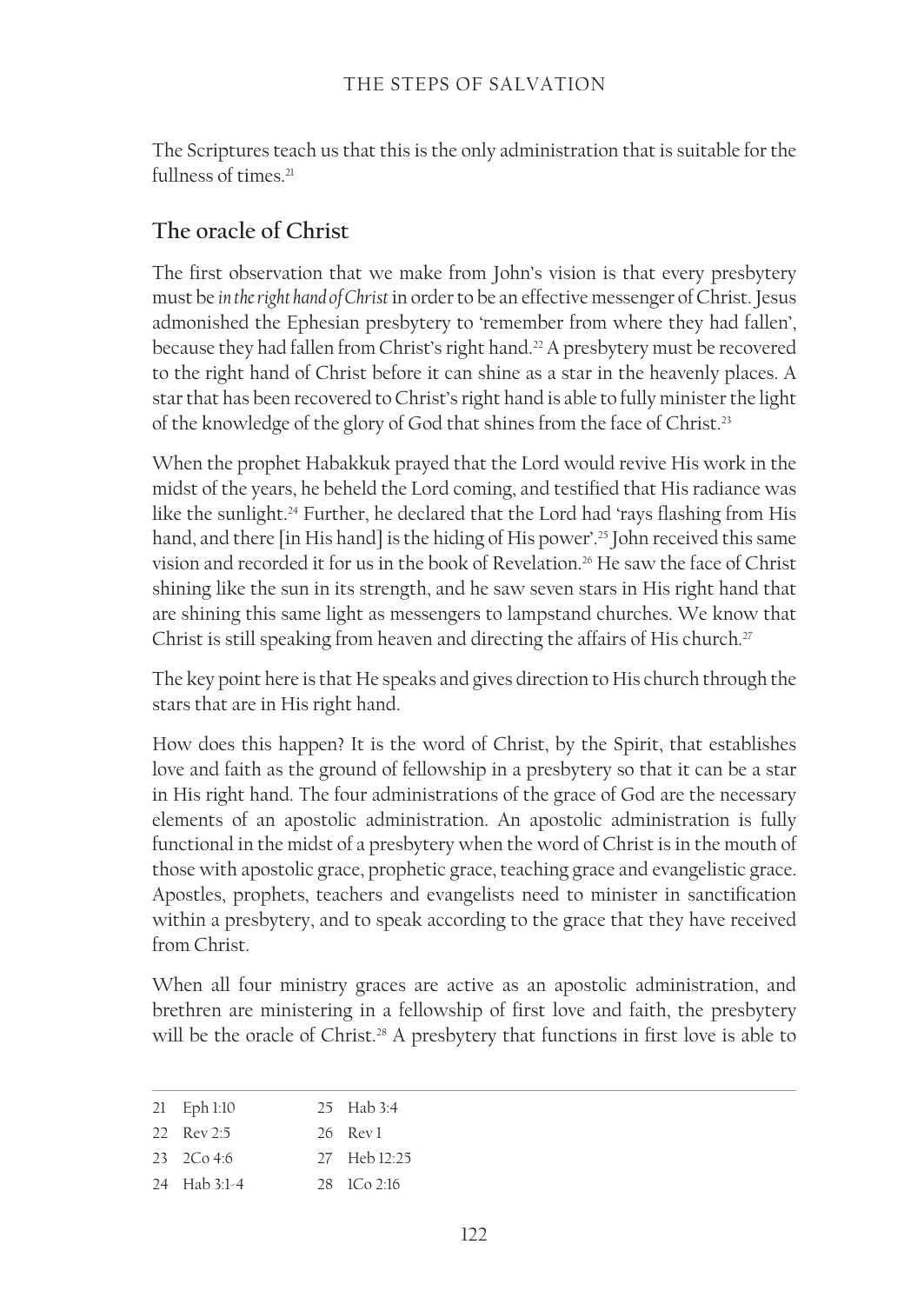The Scriptures teach us that this is the only administration that is suitable for the fullness of times.[21]

## The oracle of Christ

The first observation that we make from John's vision is that every presbytery must be *in the right hand of Christ* in order to be an effective messenger of Christ. Jesus admonished the Ephesian presbytery to 'remember from where they had fallen', because they had fallen from Christ's right hand.[22] A presbytery must be recovered to the right hand of Christ before it can shine as a star in the heavenly places. A star that has been recovered to Christ's right hand is able to fully minister the light of the knowledge of the glory of God that shines from the face of Christ.[23]

When the prophet Habakkuk prayed that the Lord would revive His work in the midst of the years, he beheld the Lord coming, and testified that His radiance was like the sunlight.[24] Further, he declared that the Lord had 'rays flashing from His hand, and there [in His hand] is the hiding of His power'.[25] John received this same vision and recorded it for us in the book of Revelation.[26] He saw the face of Christ shining like the sun in its strength, and he saw seven stars in His right hand that are shining this same light as messengers to lampstand churches. We know that Christ is still speaking from heaven and directing the affairs of His church.[27]

The key point here is that He speaks and gives direction to His church through the stars that are in His right hand.

How does this happen? It is the word of Christ, by the Spirit, that establishes love and faith as the ground of fellowship in a presbytery so that it can be a star in His right hand. The four administrations of the grace of God are the necessary elements of an apostolic administration. An apostolic administration is fully functional in the midst of a presbytery when the word of Christ is in the mouth of those with apostolic grace, prophetic grace, teaching grace and evangelistic grace. Apostles, prophets, teachers and evangelists need to minister in sanctification within a presbytery, and to speak according to the grace that they have received from Christ.

When all four ministry graces are active as an apostolic administration, and brethren are ministering in a fellowship of first love and faith, the presbytery will be the oracle of Christ.[28] A presbytery that functions in first love is able to

---

21 Eph 1:10
22 Rev 2:5
23 2Co 4:6
24 Hab 3:1-4
25 Hab 3:4
26 Rev 1
27 Heb 12:25
28 1Co 2:16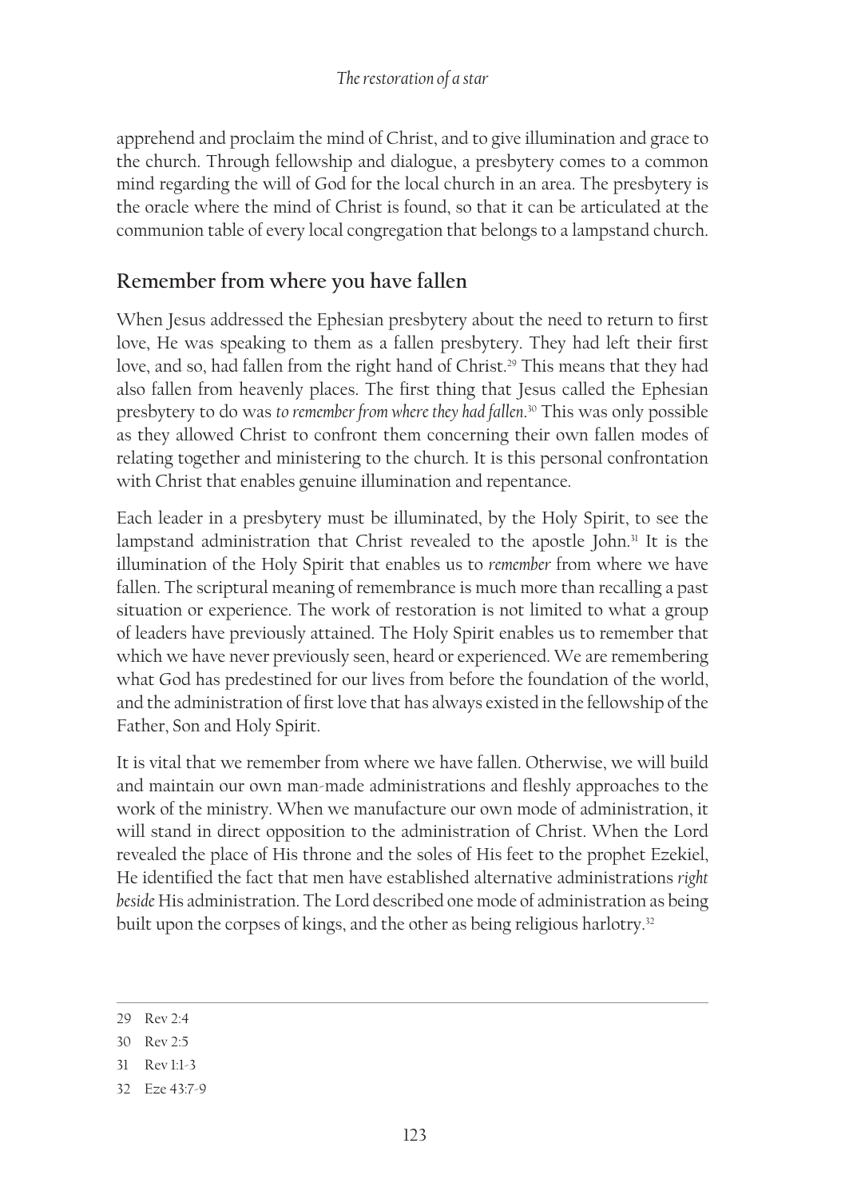apprehend and proclaim the mind of Christ, and to give illumination and grace to the church. Through fellowship and dialogue, a presbytery comes to a common mind regarding the will of God for the local church in an area. The presbytery is the oracle where the mind of Christ is found, so that it can be articulated at the communion table of every local congregation that belongs to a lampstand church.

## Remember from where you have fallen

When Jesus addressed the Ephesian presbytery about the need to return to first love, He was speaking to them as a fallen presbytery. They had left their first love, and so, had fallen from the right hand of Christ.[29] This means that they had also fallen from heavenly places. The first thing that Jesus called the Ephesian presbytery to do was *to remember from where they had fallen*.[30] This was only possible as they allowed Christ to confront them concerning their own fallen modes of relating together and ministering to the church. It is this personal confrontation with Christ that enables genuine illumination and repentance.

Each leader in a presbytery must be illuminated, by the Holy Spirit, to see the lampstand administration that Christ revealed to the apostle John.[31] It is the illumination of the Holy Spirit that enables us to *remember* from where we have fallen. The scriptural meaning of remembrance is much more than recalling a past situation or experience. The work of restoration is not limited to what a group of leaders have previously attained. The Holy Spirit enables us to remember that which we have never previously seen, heard or experienced. We are remembering what God has predestined for our lives from before the foundation of the world, and the administration of first love that has always existed in the fellowship of the Father, Son and Holy Spirit.

It is vital that we remember from where we have fallen. Otherwise, we will build and maintain our own man-made administrations and fleshly approaches to the work of the ministry. When we manufacture our own mode of administration, it will stand in direct opposition to the administration of Christ. When the Lord revealed the place of His throne and the soles of His feet to the prophet Ezekiel, He identified the fact that men have established alternative administrations *right beside* His administration. The Lord described one mode of administration as being built upon the corpses of kings, and the other as being religious harlotry.[32]

---

29 Rev 2:4

30 Rev 2:5

31 Rev 1:1-3

32 Eze 43:7-9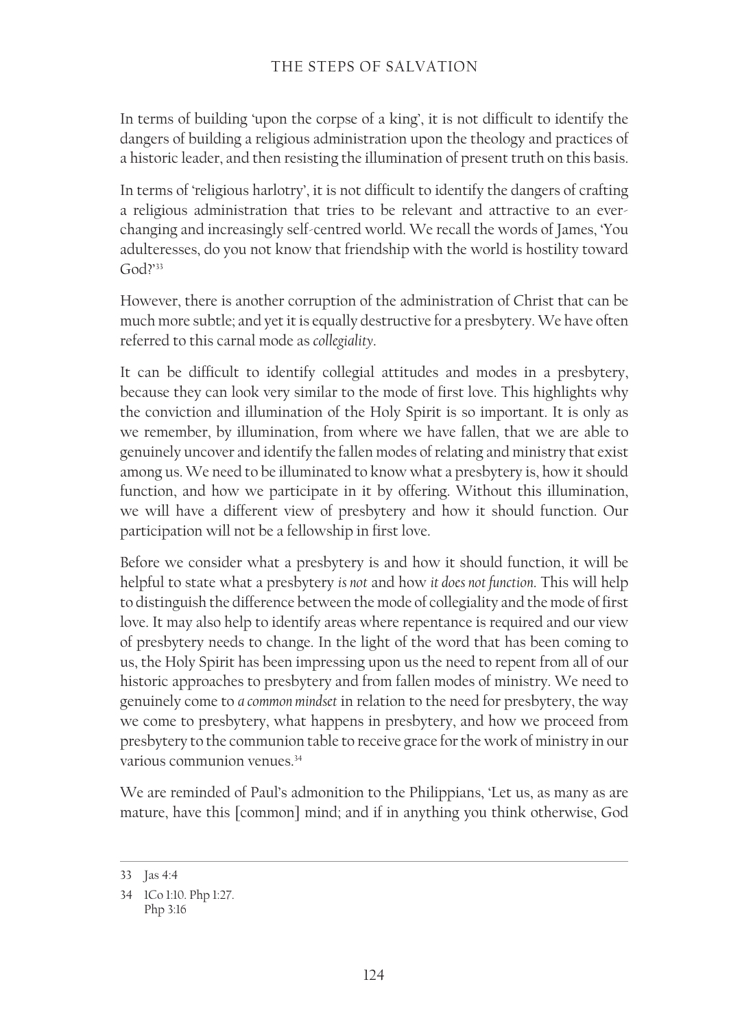In terms of building 'upon the corpse of a king', it is not difficult to identify the dangers of building a religious administration upon the theology and practices of a historic leader, and then resisting the illumination of present truth on this basis.

In terms of 'religious harlotry', it is not difficult to identify the dangers of crafting a religious administration that tries to be relevant and attractive to an ever-changing and increasingly self-centred world. We recall the words of James, 'You adulteresses, do you not know that friendship with the world is hostility toward God?'[33]

However, there is another corruption of the administration of Christ that can be much more subtle; and yet it is equally destructive for a presbytery. We have often referred to this carnal mode as *collegiality*.

It can be difficult to identify collegial attitudes and modes in a presbytery, because they can look very similar to the mode of first love. This highlights why the conviction and illumination of the Holy Spirit is so important. It is only as we remember, by illumination, from where we have fallen, that we are able to genuinely uncover and identify the fallen modes of relating and ministry that exist among us. We need to be illuminated to know what a presbytery is, how it should function, and how we participate in it by offering. Without this illumination, we will have a different view of presbytery and how it should function. Our participation will not be a fellowship in first love.

Before we consider what a presbytery is and how it should function, it will be helpful to state what a presbytery *is not* and how *it does not function*. This will help to distinguish the difference between the mode of collegiality and the mode of first love. It may also help to identify areas where repentance is required and our view of presbytery needs to change. In the light of the word that has been coming to us, the Holy Spirit has been impressing upon us the need to repent from all of our historic approaches to presbytery and from fallen modes of ministry. We need to genuinely come to *a common mindset* in relation to the need for presbytery, the way we come to presbytery, what happens in presbytery, and how we proceed from presbytery to the communion table to receive grace for the work of ministry in our various communion venues.[34]

We are reminded of Paul's admonition to the Philippians, 'Let us, as many as are mature, have this [common] mind; and if in anything you think otherwise, God

---

33 Jas 4:4

34 1Co 1:10. Php 1:27.
Php 3:16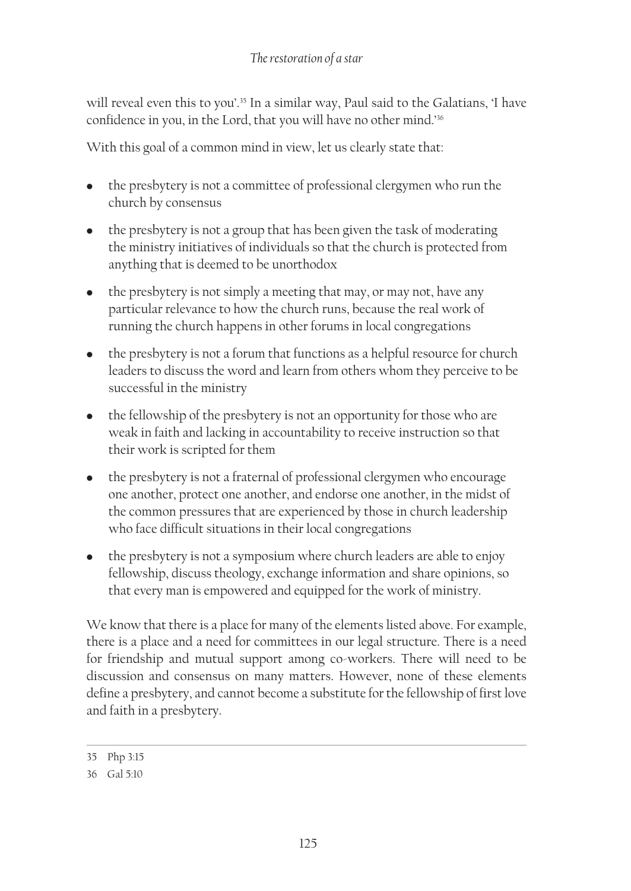will reveal even this to you'.[35] In a similar way, Paul said to the Galatians, 'I have confidence in you, in the Lord, that you will have no other mind.'[36]

With this goal of a common mind in view, let us clearly state that:

- the presbytery is not a committee of professional clergymen who run the church by consensus
- the presbytery is not a group that has been given the task of moderating the ministry initiatives of individuals so that the church is protected from anything that is deemed to be unorthodox
- the presbytery is not simply a meeting that may, or may not, have any particular relevance to how the church runs, because the real work of running the church happens in other forums in local congregations
- the presbytery is not a forum that functions as a helpful resource for church leaders to discuss the word and learn from others whom they perceive to be successful in the ministry
- the fellowship of the presbytery is not an opportunity for those who are weak in faith and lacking in accountability to receive instruction so that their work is scripted for them
- the presbytery is not a fraternal of professional clergymen who encourage one another, protect one another, and endorse one another, in the midst of the common pressures that are experienced by those in church leadership who face difficult situations in their local congregations
- the presbytery is not a symposium where church leaders are able to enjoy fellowship, discuss theology, exchange information and share opinions, so that every man is empowered and equipped for the work of ministry.

We know that there is a place for many of the elements listed above. For example, there is a place and a need for committees in our legal structure. There is a need for friendship and mutual support among co-workers. There will need to be discussion and consensus on many matters. However, none of these elements define a presbytery, and cannot become a substitute for the fellowship of first love and faith in a presbytery.

---

35 Php 3:15

36 Gal 5:10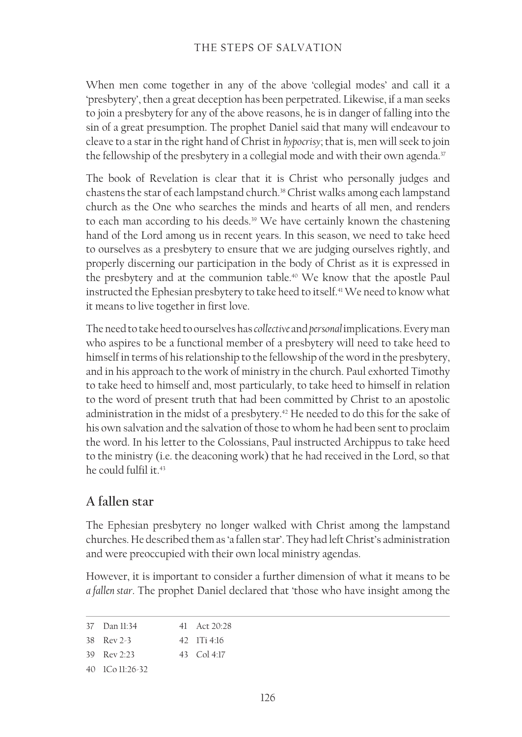When men come together in any of the above 'collegial modes' and call it a 'presbytery', then a great deception has been perpetrated. Likewise, if a man seeks to join a presbytery for any of the above reasons, he is in danger of falling into the sin of a great presumption. The prophet Daniel said that many will endeavour to cleave to a star in the right hand of Christ in *hypocrisy*; that is, men will seek to join the fellowship of the presbytery in a collegial mode and with their own agenda.[37]

The book of Revelation is clear that it is Christ who personally judges and chastens the star of each lampstand church.[38] Christ walks among each lampstand church as the One who searches the minds and hearts of all men, and renders to each man according to his deeds.[39] We have certainly known the chastening hand of the Lord among us in recent years. In this season, we need to take heed to ourselves as a presbytery to ensure that we are judging ourselves rightly, and properly discerning our participation in the body of Christ as it is expressed in the presbytery and at the communion table.[40] We know that the apostle Paul instructed the Ephesian presbytery to take heed to itself.[41] We need to know what it means to live together in first love.

The need to take heed to ourselves has *collective* and *personal* implications. Every man who aspires to be a functional member of a presbytery will need to take heed to himself in terms of his relationship to the fellowship of the word in the presbytery, and in his approach to the work of ministry in the church. Paul exhorted Timothy to take heed to himself and, most particularly, to take heed to himself in relation to the word of present truth that had been committed by Christ to an apostolic administration in the midst of a presbytery.[42] He needed to do this for the sake of his own salvation and the salvation of those to whom he had been sent to proclaim the word. In his letter to the Colossians, Paul instructed Archippus to take heed to the ministry (i.e. the deaconing work) that he had received in the Lord, so that he could fulfil it.[43]

## A fallen star

The Ephesian presbytery no longer walked with Christ among the lampstand churches. He described them as 'a fallen star'. They had left Christ's administration and were preoccupied with their own local ministry agendas.

However, it is important to consider a further dimension of what it means to be *a fallen star*. The prophet Daniel declared that 'those who have insight among the

---

37 Dan 11:34

38 Rev 2-3

39 Rev 2:23

40 1Co 11:26-32

41 Act 20:28

42 1Ti 4:16

43 Col 4:17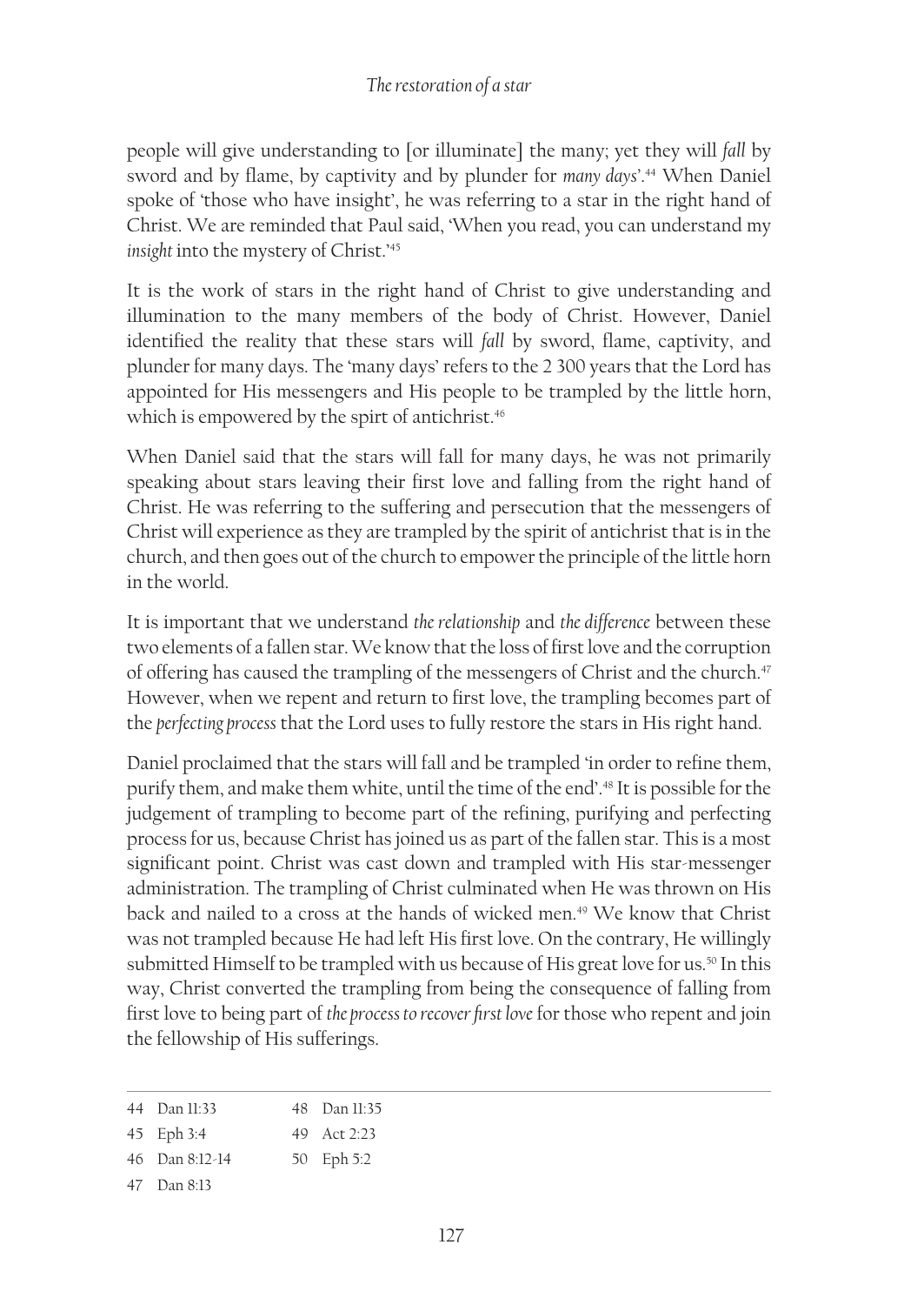people will give understanding to [or illuminate] the many; yet they will *fall* by sword and by flame, by captivity and by plunder for *many days*'.[44] When Daniel spoke of 'those who have insight', he was referring to a star in the right hand of Christ. We are reminded that Paul said, 'When you read, you can understand my *insight* into the mystery of Christ.'[45]

It is the work of stars in the right hand of Christ to give understanding and illumination to the many members of the body of Christ. However, Daniel identified the reality that these stars will *fall* by sword, flame, captivity, and plunder for many days. The 'many days' refers to the 2 300 years that the Lord has appointed for His messengers and His people to be trampled by the little horn, which is empowered by the spirt of antichrist.[46]

When Daniel said that the stars will fall for many days, he was not primarily speaking about stars leaving their first love and falling from the right hand of Christ. He was referring to the suffering and persecution that the messengers of Christ will experience as they are trampled by the spirit of antichrist that is in the church, and then goes out of the church to empower the principle of the little horn in the world.

It is important that we understand *the relationship* and *the difference* between these two elements of a fallen star. We know that the loss of first love and the corruption of offering has caused the trampling of the messengers of Christ and the church.[47] However, when we repent and return to first love, the trampling becomes part of the *perfecting process* that the Lord uses to fully restore the stars in His right hand.

Daniel proclaimed that the stars will fall and be trampled 'in order to refine them, purify them, and make them white, until the time of the end'.[48] It is possible for the judgement of trampling to become part of the refining, purifying and perfecting process for us, because Christ has joined us as part of the fallen star. This is a most significant point. Christ was cast down and trampled with His star-messenger administration. The trampling of Christ culminated when He was thrown on His back and nailed to a cross at the hands of wicked men.[49] We know that Christ was not trampled because He had left His first love. On the contrary, He willingly submitted Himself to be trampled with us because of His great love for us.[50] In this way, Christ converted the trampling from being the consequence of falling from first love to being part of *the process to recover first love* for those who repent and join the fellowship of His sufferings.

---

44 Dan 11:33
45 Eph 3:4
46 Dan 8:12-14
47 Dan 8:13
48 Dan 11:35
49 Act 2:23
50 Eph 5:2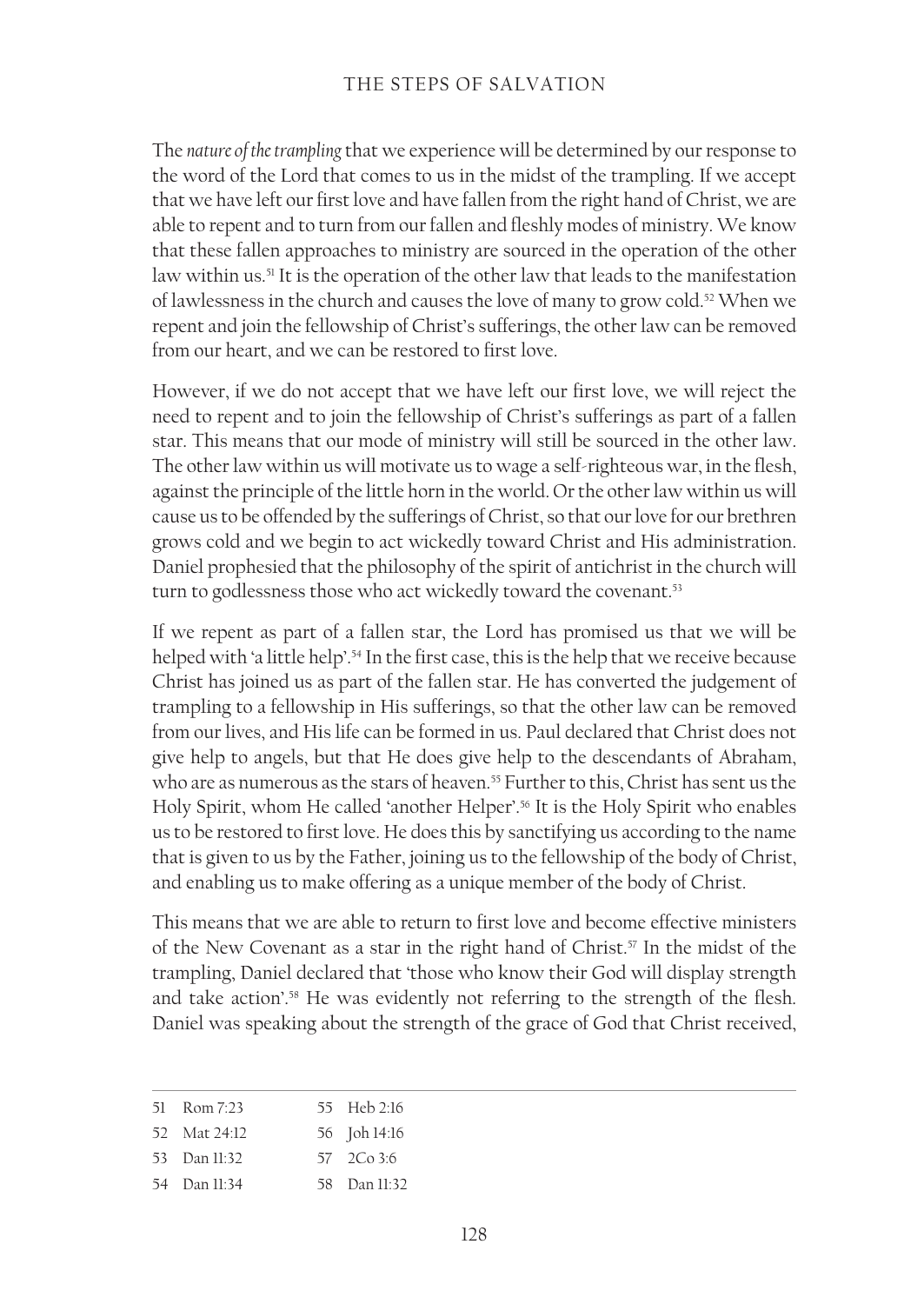The *nature of the trampling* that we experience will be determined by our response to the word of the Lord that comes to us in the midst of the trampling. If we accept that we have left our first love and have fallen from the right hand of Christ, we are able to repent and to turn from our fallen and fleshly modes of ministry. We know that these fallen approaches to ministry are sourced in the operation of the other law within us.[51] It is the operation of the other law that leads to the manifestation of lawlessness in the church and causes the love of many to grow cold.[52] When we repent and join the fellowship of Christ's sufferings, the other law can be removed from our heart, and we can be restored to first love.

However, if we do not accept that we have left our first love, we will reject the need to repent and to join the fellowship of Christ's sufferings as part of a fallen star. This means that our mode of ministry will still be sourced in the other law. The other law within us will motivate us to wage a self-righteous war, in the flesh, against the principle of the little horn in the world. Or the other law within us will cause us to be offended by the sufferings of Christ, so that our love for our brethren grows cold and we begin to act wickedly toward Christ and His administration. Daniel prophesied that the philosophy of the spirit of antichrist in the church will turn to godlessness those who act wickedly toward the covenant.[53]

If we repent as part of a fallen star, the Lord has promised us that we will be helped with 'a little help'.[54] In the first case, this is the help that we receive because Christ has joined us as part of the fallen star. He has converted the judgement of trampling to a fellowship in His sufferings, so that the other law can be removed from our lives, and His life can be formed in us. Paul declared that Christ does not give help to angels, but that He does give help to the descendants of Abraham, who are as numerous as the stars of heaven.[55] Further to this, Christ has sent us the Holy Spirit, whom He called 'another Helper'.[56] It is the Holy Spirit who enables us to be restored to first love. He does this by sanctifying us according to the name that is given to us by the Father, joining us to the fellowship of the body of Christ, and enabling us to make offering as a unique member of the body of Christ.

This means that we are able to return to first love and become effective ministers of the New Covenant as a star in the right hand of Christ.[57] In the midst of the trampling, Daniel declared that 'those who know their God will display strength and take action'.[58] He was evidently not referring to the strength of the flesh. Daniel was speaking about the strength of the grace of God that Christ received,

---

51 Rom 7:23
52 Mat 24:12
53 Dan 11:32
54 Dan 11:34
55 Heb 2:16
56 Joh 14:16
57 2Co 3:6
58 Dan 11:32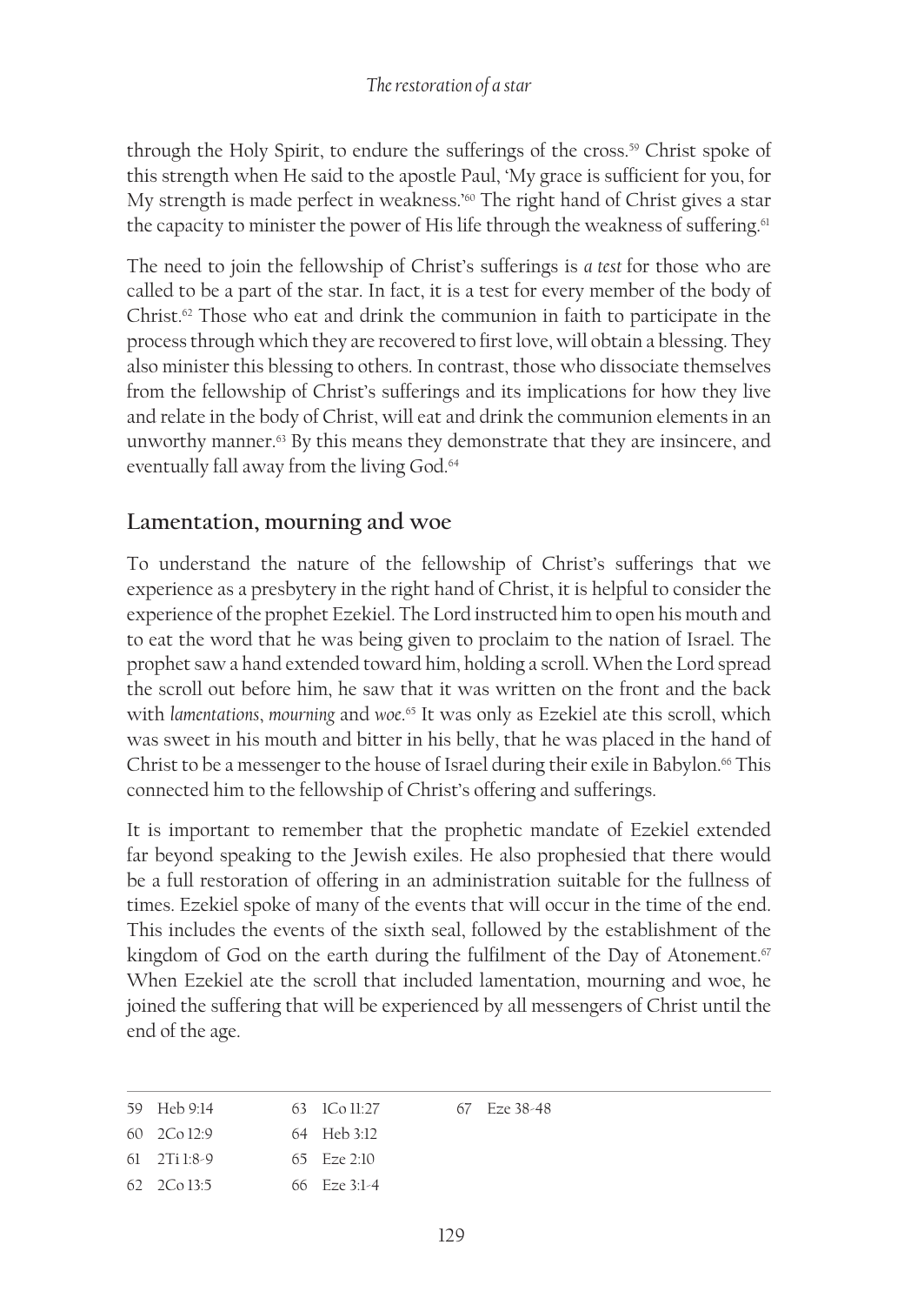through the Holy Spirit, to endure the sufferings of the cross.[59] Christ spoke of this strength when He said to the apostle Paul, 'My grace is sufficient for you, for My strength is made perfect in weakness.'[60] The right hand of Christ gives a star the capacity to minister the power of His life through the weakness of suffering.[61]

The need to join the fellowship of Christ's sufferings is *a test* for those who are called to be a part of the star. In fact, it is a test for every member of the body of Christ.[62] Those who eat and drink the communion in faith to participate in the process through which they are recovered to first love, will obtain a blessing. They also minister this blessing to others. In contrast, those who dissociate themselves from the fellowship of Christ's sufferings and its implications for how they live and relate in the body of Christ, will eat and drink the communion elements in an unworthy manner.[63] By this means they demonstrate that they are insincere, and eventually fall away from the living God.[64]

## Lamentation, mourning and woe

To understand the nature of the fellowship of Christ's sufferings that we experience as a presbytery in the right hand of Christ, it is helpful to consider the experience of the prophet Ezekiel. The Lord instructed him to open his mouth and to eat the word that he was being given to proclaim to the nation of Israel. The prophet saw a hand extended toward him, holding a scroll. When the Lord spread the scroll out before him, he saw that it was written on the front and the back with *lamentations*, *mourning* and *woe*.[65] It was only as Ezekiel ate this scroll, which was sweet in his mouth and bitter in his belly, that he was placed in the hand of Christ to be a messenger to the house of Israel during their exile in Babylon.[66] This connected him to the fellowship of Christ's offering and sufferings.

It is important to remember that the prophetic mandate of Ezekiel extended far beyond speaking to the Jewish exiles. He also prophesied that there would be a full restoration of offering in an administration suitable for the fullness of times. Ezekiel spoke of many of the events that will occur in the time of the end. This includes the events of the sixth seal, followed by the establishment of the kingdom of God on the earth during the fulfilment of the Day of Atonement.[67] When Ezekiel ate the scroll that included lamentation, mourning and woe, he joined the suffering that will be experienced by all messengers of Christ until the end of the age.

---

59 Heb 9:14
60 2Co 12:9
61 2Ti 1:8-9
62 2Co 13:5
63 1Co 11:27
64 Heb 3:12
65 Eze 2:10
66 Eze 3:1-4
67 Eze 38-48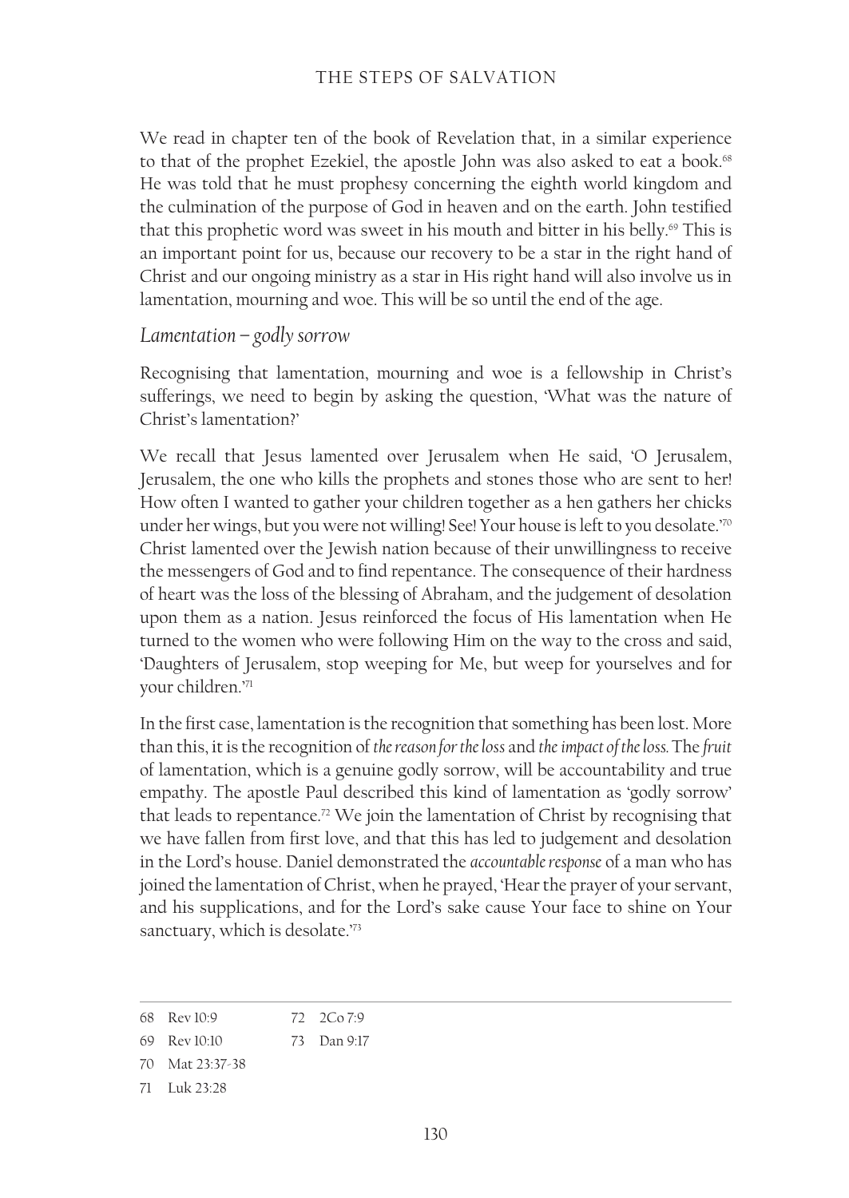We read in chapter ten of the book of Revelation that, in a similar experience to that of the prophet Ezekiel, the apostle John was also asked to eat a book.[68] He was told that he must prophesy concerning the eighth world kingdom and the culmination of the purpose of God in heaven and on the earth. John testified that this prophetic word was sweet in his mouth and bitter in his belly.[69] This is an important point for us, because our recovery to be a star in the right hand of Christ and our ongoing ministry as a star in His right hand will also involve us in lamentation, mourning and woe. This will be so until the end of the age.

### *Lamentation – godly sorrow*

Recognising that lamentation, mourning and woe is a fellowship in Christ's sufferings, we need to begin by asking the question, 'What was the nature of Christ's lamentation?'

We recall that Jesus lamented over Jerusalem when He said, 'O Jerusalem, Jerusalem, the one who kills the prophets and stones those who are sent to her! How often I wanted to gather your children together as a hen gathers her chicks under her wings, but you were not willing! See! Your house is left to you desolate.'[70] Christ lamented over the Jewish nation because of their unwillingness to receive the messengers of God and to find repentance. The consequence of their hardness of heart was the loss of the blessing of Abraham, and the judgement of desolation upon them as a nation. Jesus reinforced the focus of His lamentation when He turned to the women who were following Him on the way to the cross and said, 'Daughters of Jerusalem, stop weeping for Me, but weep for yourselves and for your children.'[71]

In the first case, lamentation is the recognition that something has been lost. More than this, it is the recognition of *the reason for the loss* and *the impact of the loss.* The *fruit* of lamentation, which is a genuine godly sorrow, will be accountability and true empathy. The apostle Paul described this kind of lamentation as 'godly sorrow' that leads to repentance.[72] We join the lamentation of Christ by recognising that we have fallen from first love, and that this has led to judgement and desolation in the Lord's house. Daniel demonstrated the *accountable response* of a man who has joined the lamentation of Christ, when he prayed, 'Hear the prayer of your servant, and his supplications, and for the Lord's sake cause Your face to shine on Your sanctuary, which is desolate.'[73]

---

68 Rev 10:9

69 Rev 10:10

70 Mat 23:37-38

71 Luk 23:28

72 2Co 7:9

73 Dan 9:17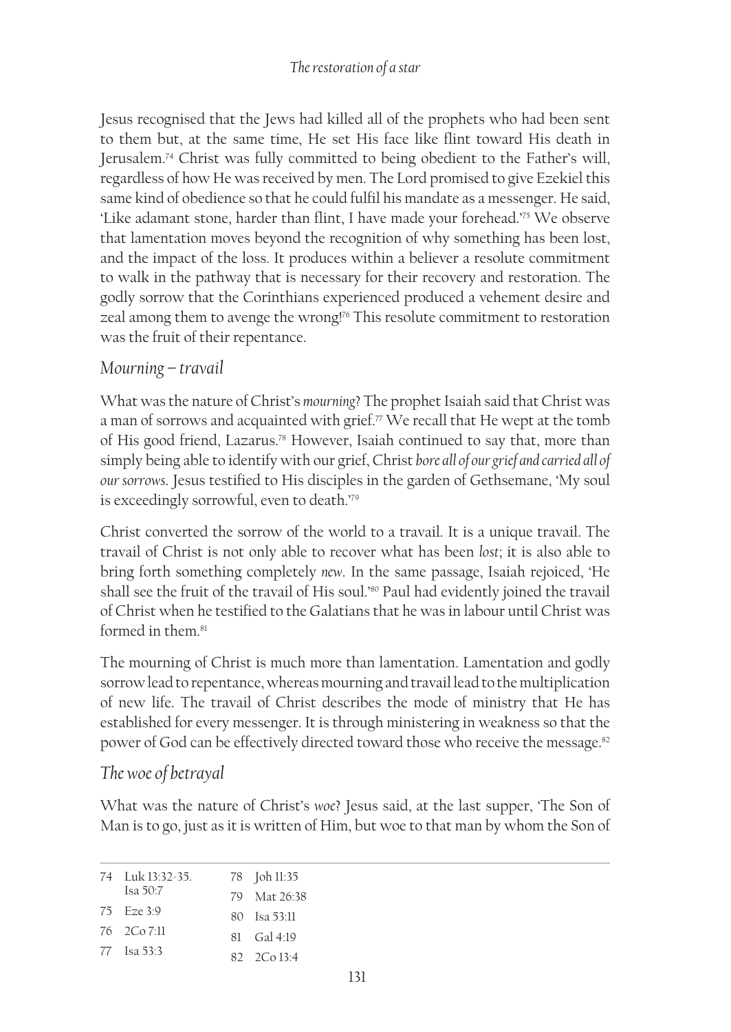Jesus recognised that the Jews had killed all of the prophets who had been sent to them but, at the same time, He set His face like flint toward His death in Jerusalem.[74] Christ was fully committed to being obedient to the Father's will, regardless of how He was received by men. The Lord promised to give Ezekiel this same kind of obedience so that he could fulfil his mandate as a messenger. He said, 'Like adamant stone, harder than flint, I have made your forehead.'[75] We observe that lamentation moves beyond the recognition of why something has been lost, and the impact of the loss. It produces within a believer a resolute commitment to walk in the pathway that is necessary for their recovery and restoration. The godly sorrow that the Corinthians experienced produced a vehement desire and zeal among them to avenge the wrong![76] This resolute commitment to restoration was the fruit of their repentance.

### *Mourning – travail*

What was the nature of Christ's *mourning*? The prophet Isaiah said that Christ was a man of sorrows and acquainted with grief.[77] We recall that He wept at the tomb of His good friend, Lazarus.[78] However, Isaiah continued to say that, more than simply being able to identify with our grief, Christ *bore all of our grief and carried all of our sorrows*. Jesus testified to His disciples in the garden of Gethsemane, 'My soul is exceedingly sorrowful, even to death.'[79]

Christ converted the sorrow of the world to a travail. It is a unique travail. The travail of Christ is not only able to recover what has been *lost*; it is also able to bring forth something completely *new*. In the same passage, Isaiah rejoiced, 'He shall see the fruit of the travail of His soul.'[80] Paul had evidently joined the travail of Christ when he testified to the Galatians that he was in labour until Christ was formed in them.[81]

The mourning of Christ is much more than lamentation. Lamentation and godly sorrow lead to repentance, whereas mourning and travail lead to the multiplication of new life. The travail of Christ describes the mode of ministry that He has established for every messenger. It is through ministering in weakness so that the power of God can be effectively directed toward those who receive the message.[82]

### *The woe of betrayal*

What was the nature of Christ's *woe*? Jesus said, at the last supper, 'The Son of Man is to go, just as it is written of Him, but woe to that man by whom the Son of

---

74 Luk 13:32-35. Isa 50:7
75 Eze 3:9
76 2Co 7:11
77 Isa 53:3
78 Joh 11:35
79 Mat 26:38
80 Isa 53:11
81 Gal 4:19
82 2Co 13:4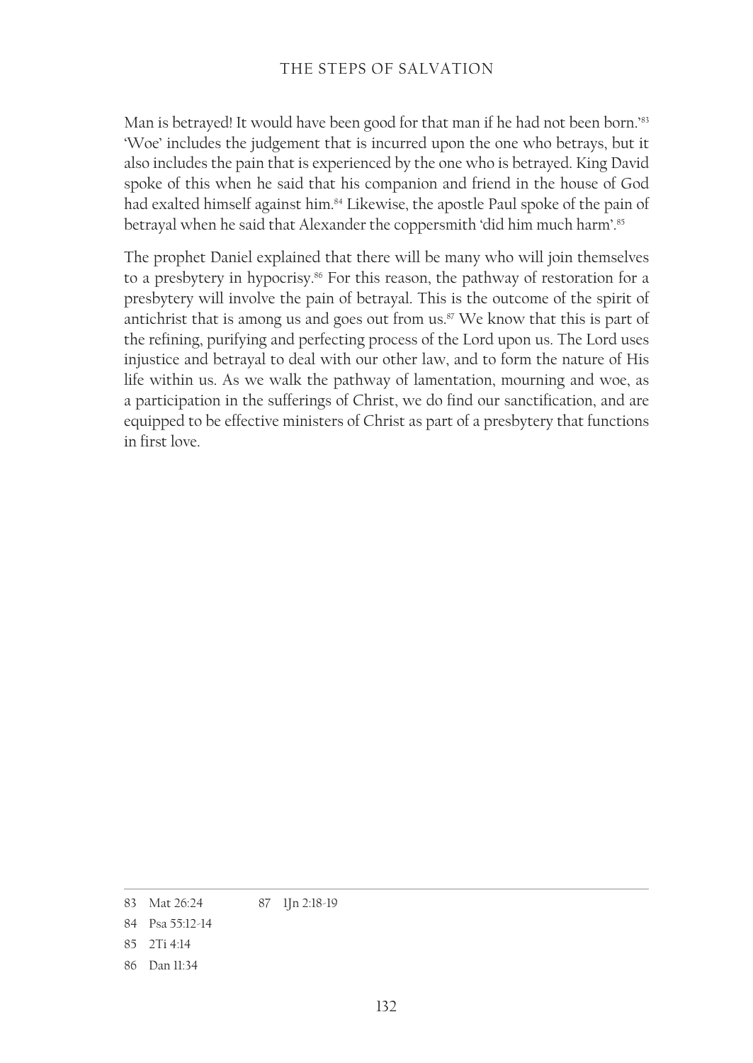Man is betrayed! It would have been good for that man if he had not been born.'[83] 'Woe' includes the judgement that is incurred upon the one who betrays, but it also includes the pain that is experienced by the one who is betrayed. King David spoke of this when he said that his companion and friend in the house of God had exalted himself against him.[84] Likewise, the apostle Paul spoke of the pain of betrayal when he said that Alexander the coppersmith 'did him much harm'.[85]

The prophet Daniel explained that there will be many who will join themselves to a presbytery in hypocrisy.[86] For this reason, the pathway of restoration for a presbytery will involve the pain of betrayal. This is the outcome of the spirit of antichrist that is among us and goes out from us.[87] We know that this is part of the refining, purifying and perfecting process of the Lord upon us. The Lord uses injustice and betrayal to deal with our other law, and to form the nature of His life within us. As we walk the pathway of lamentation, mourning and woe, as a participation in the sufferings of Christ, we do find our sanctification, and are equipped to be effective ministers of Christ as part of a presbytery that functions in first love.

---

83 Mat 26:24

84 Psa 55:12-14

85 2Ti 4:14

86 Dan 11:34

87 1Jn 2:18-19